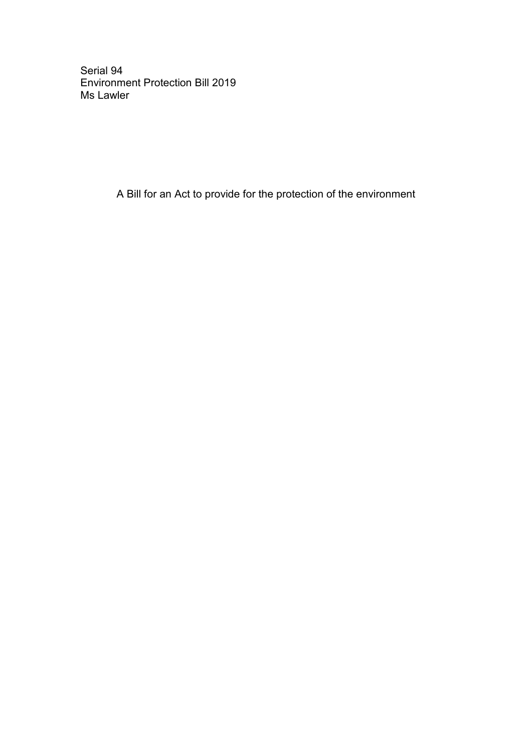Serial 94
Environment Protection Bill 2019
Ms Lawler

A Bill for an Act to provide for the protection of the environment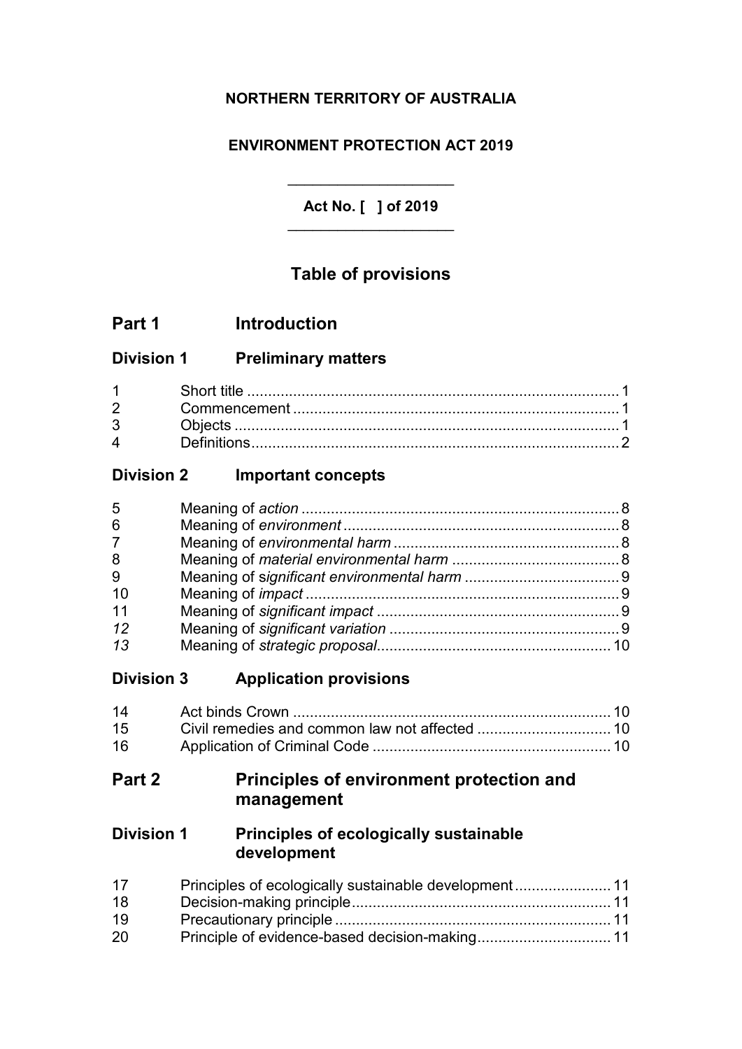**NORTHERN TERRITORY OF AUSTRALIA**

**ENVIRONMENT PROTECTION ACT 2019**

---

**Act No. [ ] of 2019**

---

## Table of provisions

## Part 1 Introduction

### Division 1 Preliminary matters

| | | |
|---|---|---|
| 1 | Short title | 1 |
| 2 | Commencement | 1 |
| 3 | Objects | 1 |
| 4 | Definitions | 2 |

### Division 2 Important concepts

| | | |
|---|---|---|
| 5 | Meaning of *action* | 8 |
| 6 | Meaning of *environment* | 8 |
| 7 | Meaning of *environmental harm* | 8 |
| 8 | Meaning of *material environmental harm* | 8 |
| 9 | Meaning of s*ignificant environmental harm* | 9 |
| 10 | Meaning of *impact* | 9 |
| 11 | Meaning of *significant impact* | 9 |
| *12* | Meaning of *significant variation* | 9 |
| *13* | Meaning of *strategic proposal* | 10 |

### Division 3 Application provisions

| | | |
|---|---|---|
| 14 | Act binds Crown | 10 |
| 15 | Civil remedies and common law not affected | 10 |
| 16 | Application of Criminal Code | 10 |

## Part 2 Principles of environment protection and management

### Division 1 Principles of ecologically sustainable development

| | | |
|---|---|---|
| 17 | Principles of ecologically sustainable development | 11 |
| 18 | Decision-making principle | 11 |
| 19 | Precautionary principle | 11 |
| 20 | Principle of evidence-based decision-making | 11 |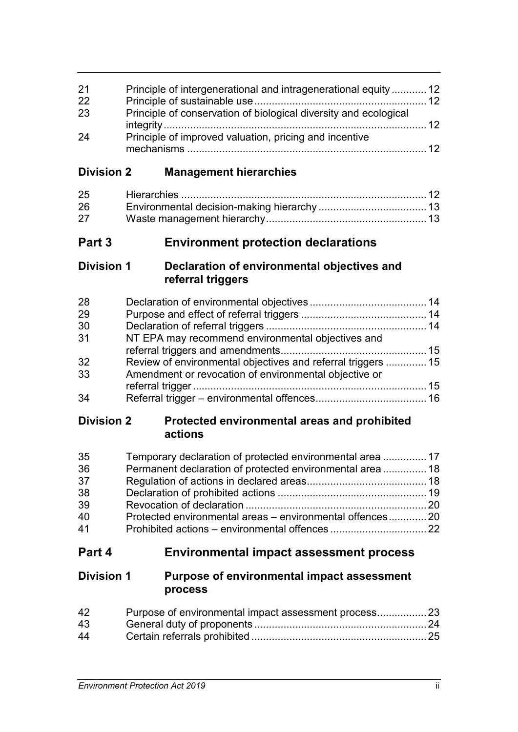| | | |
|---|---|---|
| 21 | Principle of intergenerational and intragenerational equity | 12 |
| 22 | Principle of sustainable use | 12 |
| 23 | Principle of conservation of biological diversity and ecological integrity | 12 |
| 24 | Principle of improved valuation, pricing and incentive mechanisms | 12 |

## Division 2 Management hierarchies

| | | |
|---|---|---|
| 25 | Hierarchies | 12 |
| 26 | Environmental decision-making hierarchy | 13 |
| 27 | Waste management hierarchy | 13 |

# Part 3 Environment protection declarations

## Division 1 Declaration of environmental objectives and referral triggers

| | | |
|---|---|---|
| 28 | Declaration of environmental objectives | 14 |
| 29 | Purpose and effect of referral triggers | 14 |
| 30 | Declaration of referral triggers | 14 |
| 31 | NT EPA may recommend environmental objectives and referral triggers and amendments | 15 |
| 32 | Review of environmental objectives and referral triggers | 15 |
| 33 | Amendment or revocation of environmental objective or referral trigger | 15 |
| 34 | Referral trigger – environmental offences | 16 |

## Division 2 Protected environmental areas and prohibited actions

| | | |
|---|---|---|
| 35 | Temporary declaration of protected environmental area | 17 |
| 36 | Permanent declaration of protected environmental area | 18 |
| 37 | Regulation of actions in declared areas | 18 |
| 38 | Declaration of prohibited actions | 19 |
| 39 | Revocation of declaration | 20 |
| 40 | Protected environmental areas – environmental offences | 20 |
| 41 | Prohibited actions – environmental offences | 22 |

# Part 4 Environmental impact assessment process

## Division 1 Purpose of environmental impact assessment process

| | | |
|---|---|---|
| 42 | Purpose of environmental impact assessment process | 23 |
| 43 | General duty of proponents | 24 |
| 44 | Certain referrals prohibited | 25 |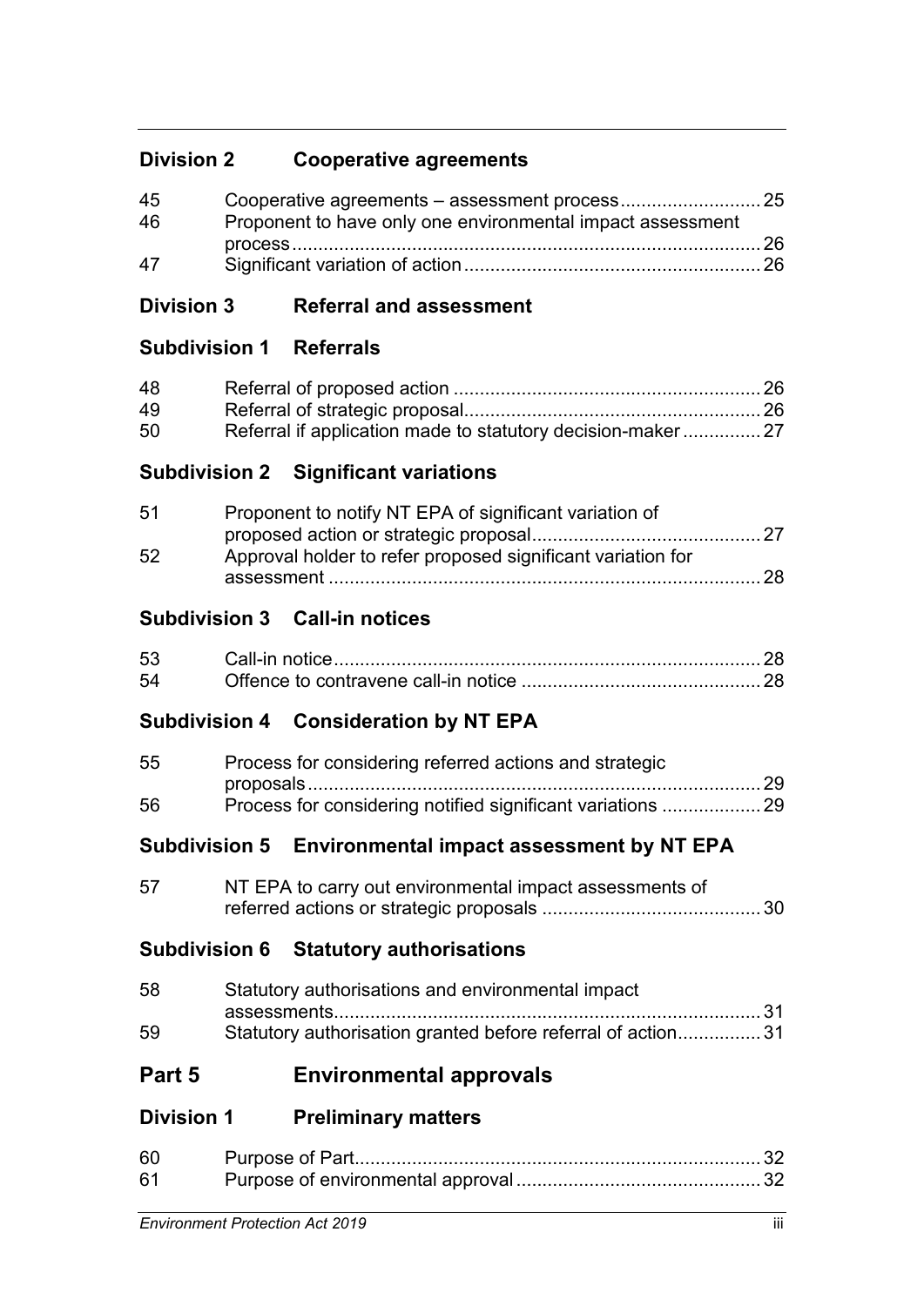### Division 2 Cooperative agreements

45 Cooperative agreements – assessment process 25
46 Proponent to have only one environmental impact assessment process 26
47 Significant variation of action 26

### Division 3 Referral and assessment

#### Subdivision 1 Referrals

48 Referral of proposed action 26
49 Referral of strategic proposal 26
50 Referral if application made to statutory decision-maker 27

#### Subdivision 2 Significant variations

51 Proponent to notify NT EPA of significant variation of proposed action or strategic proposal 27
52 Approval holder to refer proposed significant variation for assessment 28

#### Subdivision 3 Call-in notices

53 Call-in notice 28
54 Offence to contravene call-in notice 28

#### Subdivision 4 Consideration by NT EPA

55 Process for considering referred actions and strategic proposals 29
56 Process for considering notified significant variations 29

#### Subdivision 5 Environmental impact assessment by NT EPA

57 NT EPA to carry out environmental impact assessments of referred actions or strategic proposals 30

#### Subdivision 6 Statutory authorisations

58 Statutory authorisations and environmental impact assessments 31
59 Statutory authorisation granted before referral of action 31

## Part 5 Environmental approvals

### Division 1 Preliminary matters

60 Purpose of Part 32
61 Purpose of environmental approval 32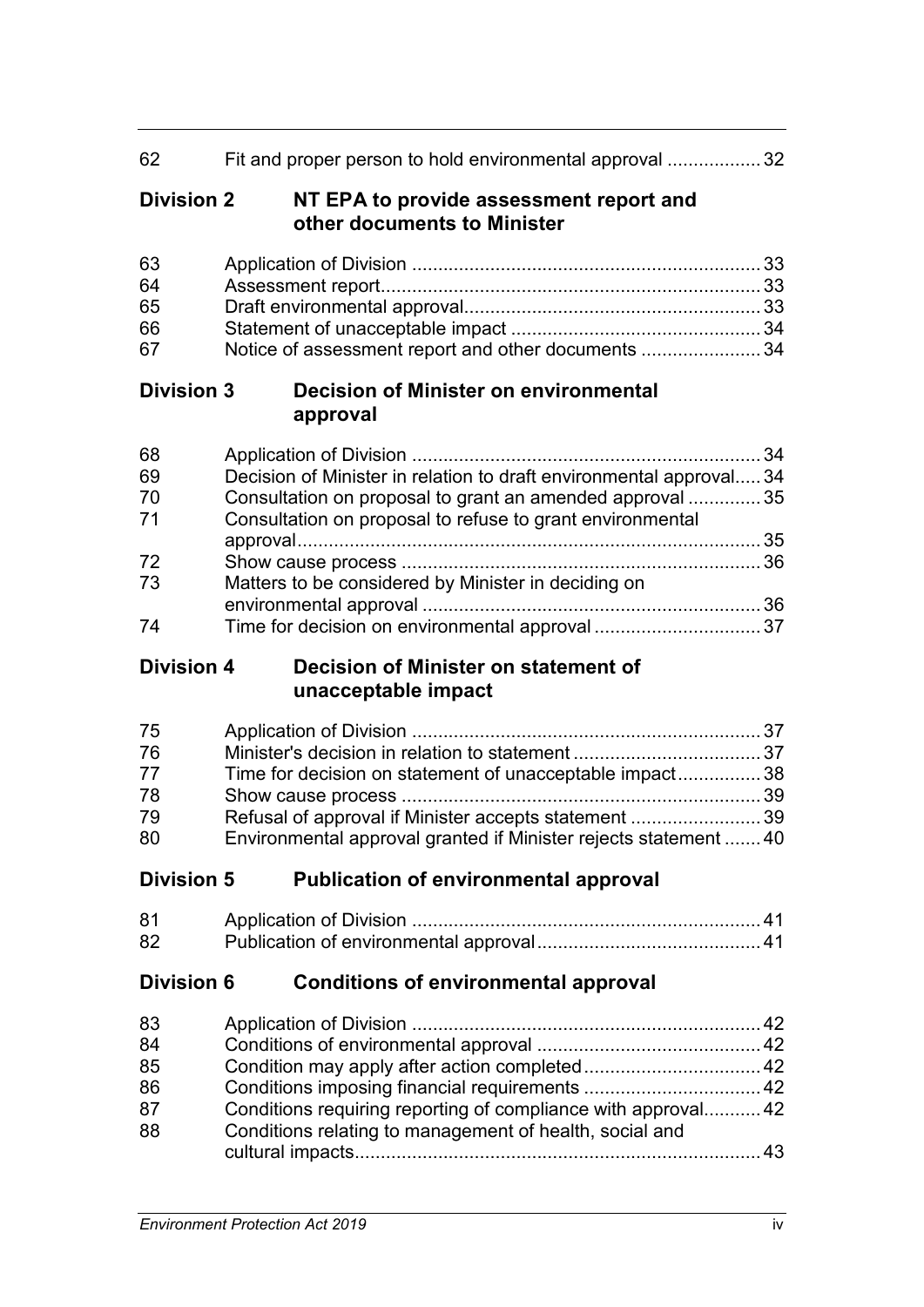| | | |
|---|---|---|
| 62 | Fit and proper person to hold environmental approval | 32 |

### Division 2 NT EPA to provide assessment report and other documents to Minister

| | | |
|---|---|---|
| 63 | Application of Division | 33 |
| 64 | Assessment report | 33 |
| 65 | Draft environmental approval | 33 |
| 66 | Statement of unacceptable impact | 34 |
| 67 | Notice of assessment report and other documents | 34 |

### Division 3 Decision of Minister on environmental approval

| | | |
|---|---|---|
| 68 | Application of Division | 34 |
| 69 | Decision of Minister in relation to draft environmental approval | 34 |
| 70 | Consultation on proposal to grant an amended approval | 35 |
| 71 | Consultation on proposal to refuse to grant environmental approval | 35 |
| 72 | Show cause process | 36 |
| 73 | Matters to be considered by Minister in deciding on environmental approval | 36 |
| 74 | Time for decision on environmental approval | 37 |

### Division 4 Decision of Minister on statement of unacceptable impact

| | | |
|---|---|---|
| 75 | Application of Division | 37 |
| 76 | Minister's decision in relation to statement | 37 |
| 77 | Time for decision on statement of unacceptable impact | 38 |
| 78 | Show cause process | 39 |
| 79 | Refusal of approval if Minister accepts statement | 39 |
| 80 | Environmental approval granted if Minister rejects statement | 40 |

### Division 5 Publication of environmental approval

| | | |
|---|---|---|
| 81 | Application of Division | 41 |
| 82 | Publication of environmental approval | 41 |

### Division 6 Conditions of environmental approval

| | | |
|---|---|---|
| 83 | Application of Division | 42 |
| 84 | Conditions of environmental approval | 42 |
| 85 | Condition may apply after action completed | 42 |
| 86 | Conditions imposing financial requirements | 42 |
| 87 | Conditions requiring reporting of compliance with approval | 42 |
| 88 | Conditions relating to management of health, social and cultural impacts | 43 |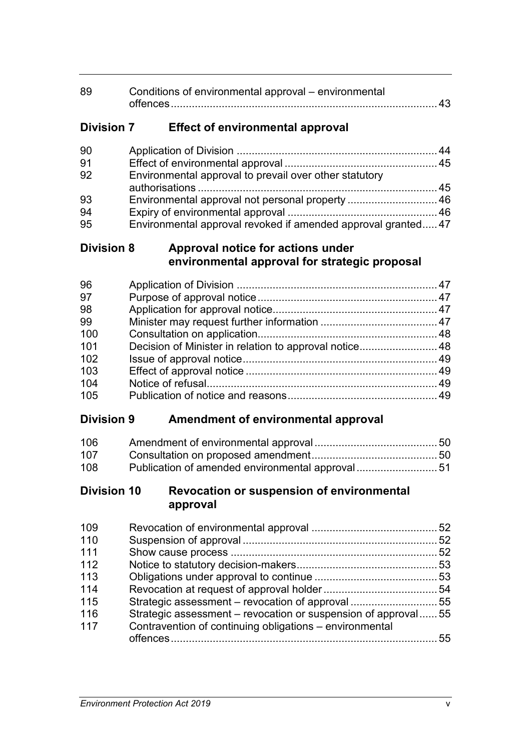| | | |
|---|---|---|
| 89 | Conditions of environmental approval – environmental offences | 43 |

**Division 7 Effect of environmental approval**

| | | |
|---|---|---|
| 90 | Application of Division | 44 |
| 91 | Effect of environmental approval | 45 |
| 92 | Environmental approval to prevail over other statutory authorisations | 45 |
| 93 | Environmental approval not personal property | 46 |
| 94 | Expiry of environmental approval | 46 |
| 95 | Environmental approval revoked if amended approval granted | 47 |

**Division 8 Approval notice for actions under environmental approval for strategic proposal**

| | | |
|---|---|---|
| 96 | Application of Division | 47 |
| 97 | Purpose of approval notice | 47 |
| 98 | Application for approval notice | 47 |
| 99 | Minister may request further information | 47 |
| 100 | Consultation on application | 48 |
| 101 | Decision of Minister in relation to approval notice | 48 |
| 102 | Issue of approval notice | 49 |
| 103 | Effect of approval notice | 49 |
| 104 | Notice of refusal | 49 |
| 105 | Publication of notice and reasons | 49 |

**Division 9 Amendment of environmental approval**

| | | |
|---|---|---|
| 106 | Amendment of environmental approval | 50 |
| 107 | Consultation on proposed amendment | 50 |
| 108 | Publication of amended environmental approval | 51 |

**Division 10 Revocation or suspension of environmental approval**

| | | |
|---|---|---|
| 109 | Revocation of environmental approval | 52 |
| 110 | Suspension of approval | 52 |
| 111 | Show cause process | 52 |
| 112 | Notice to statutory decision-makers | 53 |
| 113 | Obligations under approval to continue | 53 |
| 114 | Revocation at request of approval holder | 54 |
| 115 | Strategic assessment – revocation of approval | 55 |
| 116 | Strategic assessment – revocation or suspension of approval | 55 |
| 117 | Contravention of continuing obligations – environmental offences | 55 |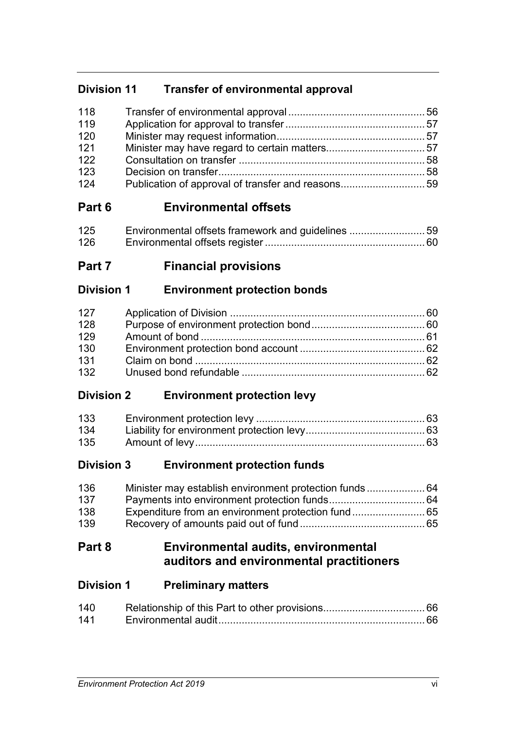## Division 11 Transfer of environmental approval

| | | |
|---|---|---|
| 118 | Transfer of environmental approval | 56 |
| 119 | Application for approval to transfer | 57 |
| 120 | Minister may request information | 57 |
| 121 | Minister may have regard to certain matters | 57 |
| 122 | Consultation on transfer | 58 |
| 123 | Decision on transfer | 58 |
| 124 | Publication of approval of transfer and reasons | 59 |

# Part 6 Environmental offsets

| | | |
|---|---|---|
| 125 | Environmental offsets framework and guidelines | 59 |
| 126 | Environmental offsets register | 60 |

# Part 7 Financial provisions

## Division 1 Environment protection bonds

| | | |
|---|---|---|
| 127 | Application of Division | 60 |
| 128 | Purpose of environment protection bond | 60 |
| 129 | Amount of bond | 61 |
| 130 | Environment protection bond account | 62 |
| 131 | Claim on bond | 62 |
| 132 | Unused bond refundable | 62 |

## Division 2 Environment protection levy

| | | |
|---|---|---|
| 133 | Environment protection levy | 63 |
| 134 | Liability for environment protection levy | 63 |
| 135 | Amount of levy | 63 |

## Division 3 Environment protection funds

| | | |
|---|---|---|
| 136 | Minister may establish environment protection funds | 64 |
| 137 | Payments into environment protection funds | 64 |
| 138 | Expenditure from an environment protection fund | 65 |
| 139 | Recovery of amounts paid out of fund | 65 |

# Part 8 Environmental audits, environmental auditors and environmental practitioners

## Division 1 Preliminary matters

| | | |
|---|---|---|
| 140 | Relationship of this Part to other provisions | 66 |
| 141 | Environmental audit | 66 |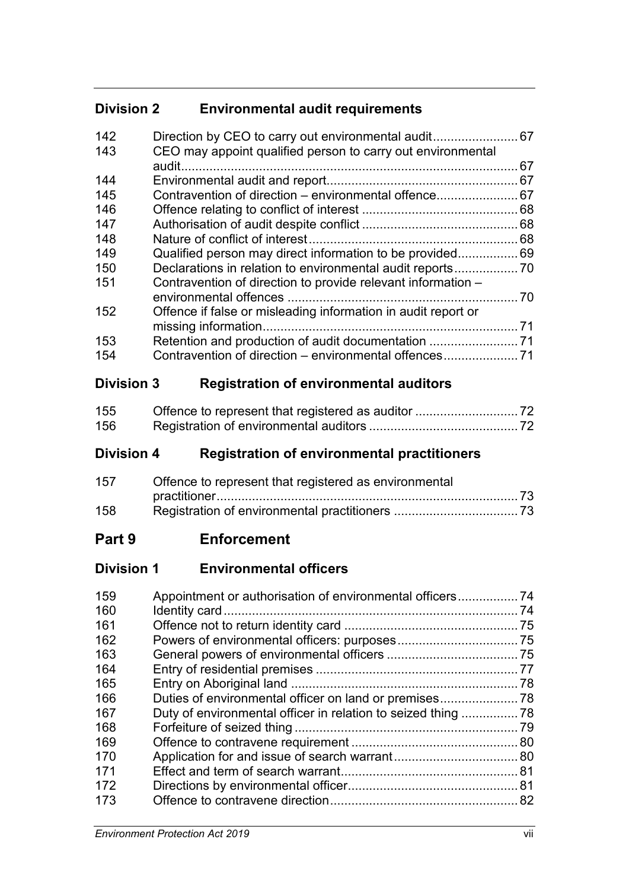## Division 2 Environmental audit requirements

| | | |
|---|---|---|
| 142 | Direction by CEO to carry out environmental audit | 67 |
| 143 | CEO may appoint qualified person to carry out environmental audit | 67 |
| 144 | Environmental audit and report | 67 |
| 145 | Contravention of direction – environmental offence | 67 |
| 146 | Offence relating to conflict of interest | 68 |
| 147 | Authorisation of audit despite conflict | 68 |
| 148 | Nature of conflict of interest | 68 |
| 149 | Qualified person may direct information to be provided | 69 |
| 150 | Declarations in relation to environmental audit reports | 70 |
| 151 | Contravention of direction to provide relevant information – environmental offences | 70 |
| 152 | Offence if false or misleading information in audit report or missing information | 71 |
| 153 | Retention and production of audit documentation | 71 |
| 154 | Contravention of direction – environmental offences | 71 |

## Division 3 Registration of environmental auditors

| | | |
|---|---|---|
| 155 | Offence to represent that registered as auditor | 72 |
| 156 | Registration of environmental auditors | 72 |

## Division 4 Registration of environmental practitioners

| | | |
|---|---|---|
| 157 | Offence to represent that registered as environmental practitioner | 73 |
| 158 | Registration of environmental practitioners | 73 |

# Part 9 Enforcement

## Division 1 Environmental officers

| | | |
|---|---|---|
| 159 | Appointment or authorisation of environmental officers | 74 |
| 160 | Identity card | 74 |
| 161 | Offence not to return identity card | 75 |
| 162 | Powers of environmental officers: purposes | 75 |
| 163 | General powers of environmental officers | 75 |
| 164 | Entry of residential premises | 77 |
| 165 | Entry on Aboriginal land | 78 |
| 166 | Duties of environmental officer on land or premises | 78 |
| 167 | Duty of environmental officer in relation to seized thing | 78 |
| 168 | Forfeiture of seized thing | 79 |
| 169 | Offence to contravene requirement | 80 |
| 170 | Application for and issue of search warrant | 80 |
| 171 | Effect and term of search warrant | 81 |
| 172 | Directions by environmental officer | 81 |
| 173 | Offence to contravene direction | 82 |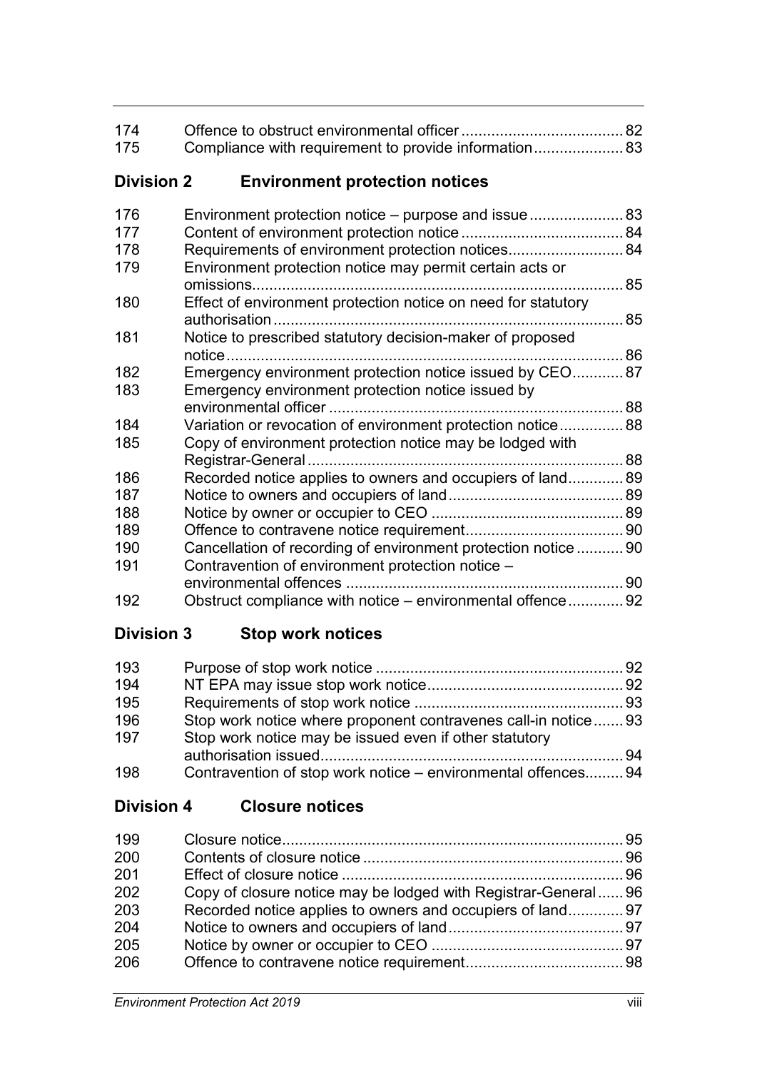| | | |
|---|---|---|
| 174 | Offence to obstruct environmental officer | 82 |
| 175 | Compliance with requirement to provide information | 83 |

## Division 2 Environment protection notices

| | | |
|---|---|---|
| 176 | Environment protection notice – purpose and issue | 83 |
| 177 | Content of environment protection notice | 84 |
| 178 | Requirements of environment protection notices | 84 |
| 179 | Environment protection notice may permit certain acts or omissions | 85 |
| 180 | Effect of environment protection notice on need for statutory authorisation | 85 |
| 181 | Notice to prescribed statutory decision-maker of proposed notice | 86 |
| 182 | Emergency environment protection notice issued by CEO | 87 |
| 183 | Emergency environment protection notice issued by environmental officer | 88 |
| 184 | Variation or revocation of environment protection notice | 88 |
| 185 | Copy of environment protection notice may be lodged with Registrar-General | 88 |
| 186 | Recorded notice applies to owners and occupiers of land | 89 |
| 187 | Notice to owners and occupiers of land | 89 |
| 188 | Notice by owner or occupier to CEO | 89 |
| 189 | Offence to contravene notice requirement | 90 |
| 190 | Cancellation of recording of environment protection notice | 90 |
| 191 | Contravention of environment protection notice – environmental offences | 90 |
| 192 | Obstruct compliance with notice – environmental offence | 92 |

## Division 3 Stop work notices

| | | |
|---|---|---|
| 193 | Purpose of stop work notice | 92 |
| 194 | NT EPA may issue stop work notice | 92 |
| 195 | Requirements of stop work notice | 93 |
| 196 | Stop work notice where proponent contravenes call-in notice | 93 |
| 197 | Stop work notice may be issued even if other statutory authorisation issued | 94 |
| 198 | Contravention of stop work notice – environmental offences | 94 |

## Division 4 Closure notices

| | | |
|---|---|---|
| 199 | Closure notice | 95 |
| 200 | Contents of closure notice | 96 |
| 201 | Effect of closure notice | 96 |
| 202 | Copy of closure notice may be lodged with Registrar-General | 96 |
| 203 | Recorded notice applies to owners and occupiers of land | 97 |
| 204 | Notice to owners and occupiers of land | 97 |
| 205 | Notice by owner or occupier to CEO | 97 |
| 206 | Offence to contravene notice requirement | 98 |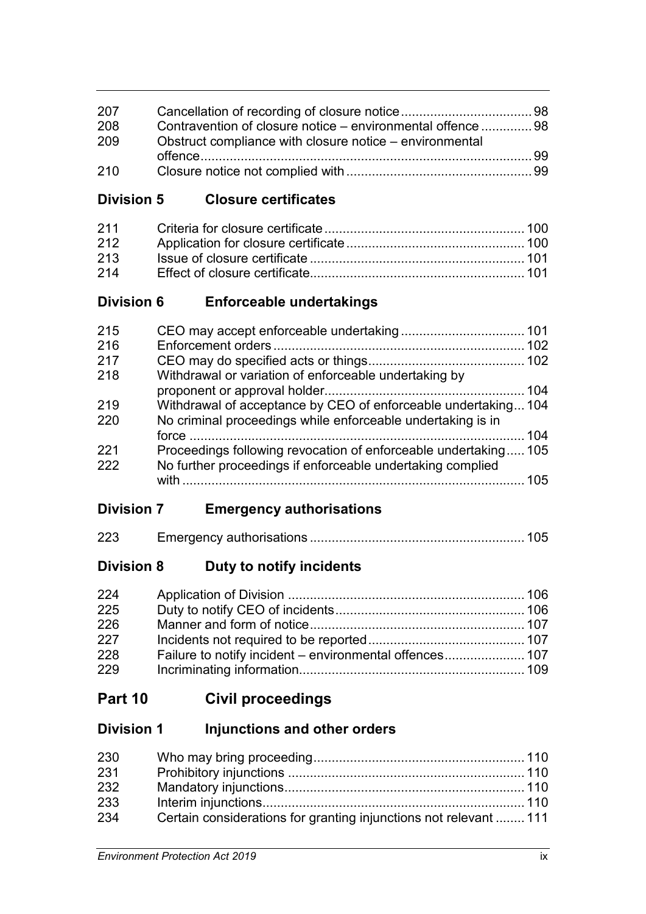| | | |
|---|---|---|
| 207 | Cancellation of recording of closure notice | 98 |
| 208 | Contravention of closure notice – environmental offence | 98 |
| 209 | Obstruct compliance with closure notice – environmental offence | 99 |
| 210 | Closure notice not complied with | 99 |

## Division 5 Closure certificates

| | | |
|---|---|---|
| 211 | Criteria for closure certificate | 100 |
| 212 | Application for closure certificate | 100 |
| 213 | Issue of closure certificate | 101 |
| 214 | Effect of closure certificate | 101 |

## Division 6 Enforceable undertakings

| | | |
|---|---|---|
| 215 | CEO may accept enforceable undertaking | 101 |
| 216 | Enforcement orders | 102 |
| 217 | CEO may do specified acts or things | 102 |
| 218 | Withdrawal or variation of enforceable undertaking by proponent or approval holder | 104 |
| 219 | Withdrawal of acceptance by CEO of enforceable undertaking | 104 |
| 220 | No criminal proceedings while enforceable undertaking is in force | 104 |
| 221 | Proceedings following revocation of enforceable undertaking | 105 |
| 222 | No further proceedings if enforceable undertaking complied with | 105 |

## Division 7 Emergency authorisations

| | | |
|---|---|---|
| 223 | Emergency authorisations | 105 |

## Division 8 Duty to notify incidents

| | | |
|---|---|---|
| 224 | Application of Division | 106 |
| 225 | Duty to notify CEO of incidents | 106 |
| 226 | Manner and form of notice | 107 |
| 227 | Incidents not required to be reported | 107 |
| 228 | Failure to notify incident – environmental offences | 107 |
| 229 | Incriminating information | 109 |

# Part 10 Civil proceedings

## Division 1 Injunctions and other orders

| | | |
|---|---|---|
| 230 | Who may bring proceeding | 110 |
| 231 | Prohibitory injunctions | 110 |
| 232 | Mandatory injunctions | 110 |
| 233 | Interim injunctions | 110 |
| 234 | Certain considerations for granting injunctions not relevant | 111 |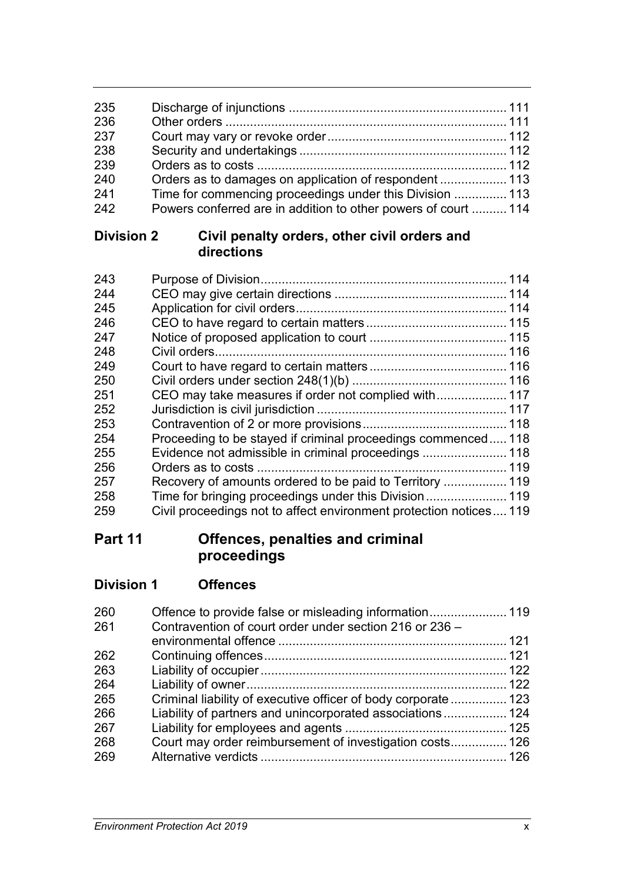| | | |
|---|---|---|
| 235 | Discharge of injunctions | 111 |
| 236 | Other orders | 111 |
| 237 | Court may vary or revoke order | 112 |
| 238 | Security and undertakings | 112 |
| 239 | Orders as to costs | 112 |
| 240 | Orders as to damages on application of respondent | 113 |
| 241 | Time for commencing proceedings under this Division | 113 |
| 242 | Powers conferred are in addition to other powers of court | 114 |

### Division 2 Civil penalty orders, other civil orders and directions

| | | |
|---|---|---|
| 243 | Purpose of Division | 114 |
| 244 | CEO may give certain directions | 114 |
| 245 | Application for civil orders | 114 |
| 246 | CEO to have regard to certain matters | 115 |
| 247 | Notice of proposed application to court | 115 |
| 248 | Civil orders | 116 |
| 249 | Court to have regard to certain matters | 116 |
| 250 | Civil orders under section 248(1)(b) | 116 |
| 251 | CEO may take measures if order not complied with | 117 |
| 252 | Jurisdiction is civil jurisdiction | 117 |
| 253 | Contravention of 2 or more provisions | 118 |
| 254 | Proceeding to be stayed if criminal proceedings commenced | 118 |
| 255 | Evidence not admissible in criminal proceedings | 118 |
| 256 | Orders as to costs | 119 |
| 257 | Recovery of amounts ordered to be paid to Territory | 119 |
| 258 | Time for bringing proceedings under this Division | 119 |
| 259 | Civil proceedings not to affect environment protection notices | 119 |

## Part 11 Offences, penalties and criminal proceedings

### Division 1 Offences

| | | |
|---|---|---|
| 260 | Offence to provide false or misleading information | 119 |
| 261 | Contravention of court order under section 216 or 236 – environmental offence | 121 |
| 262 | Continuing offences | 121 |
| 263 | Liability of occupier | 122 |
| 264 | Liability of owner | 122 |
| 265 | Criminal liability of executive officer of body corporate | 123 |
| 266 | Liability of partners and unincorporated associations | 124 |
| 267 | Liability for employees and agents | 125 |
| 268 | Court may order reimbursement of investigation costs | 126 |
| 269 | Alternative verdicts | 126 |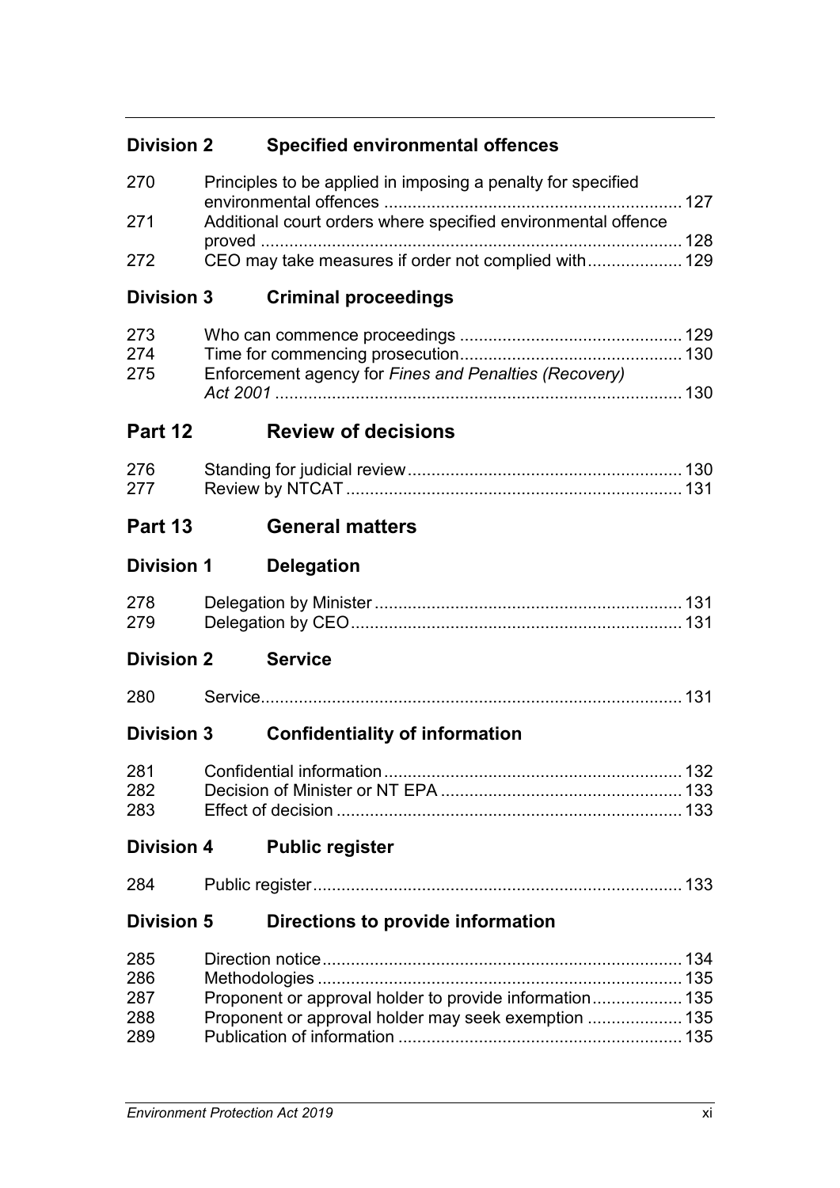## Division 2 Specified environmental offences

| | | |
|---|---|---|
| 270 | Principles to be applied in imposing a penalty for specified environmental offences | 127 |
| 271 | Additional court orders where specified environmental offence proved | 128 |
| 272 | CEO may take measures if order not complied with | 129 |

## Division 3 Criminal proceedings

| | | |
|---|---|---|
| 273 | Who can commence proceedings | 129 |
| 274 | Time for commencing prosecution | 130 |
| 275 | Enforcement agency for *Fines and Penalties (Recovery) Act 2001* | 130 |

# Part 12 Review of decisions

| | | |
|---|---|---|
| 276 | Standing for judicial review | 130 |
| 277 | Review by NTCAT | 131 |

# Part 13 General matters

## Division 1 Delegation

| | | |
|---|---|---|
| 278 | Delegation by Minister | 131 |
| 279 | Delegation by CEO | 131 |

## Division 2 Service

| | | |
|---|---|---|
| 280 | Service | 131 |

## Division 3 Confidentiality of information

| | | |
|---|---|---|
| 281 | Confidential information | 132 |
| 282 | Decision of Minister or NT EPA | 133 |
| 283 | Effect of decision | 133 |

## Division 4 Public register

| | | |
|---|---|---|
| 284 | Public register | 133 |

## Division 5 Directions to provide information

| | | |
|---|---|---|
| 285 | Direction notice | 134 |
| 286 | Methodologies | 135 |
| 287 | Proponent or approval holder to provide information | 135 |
| 288 | Proponent or approval holder may seek exemption | 135 |
| 289 | Publication of information | 135 |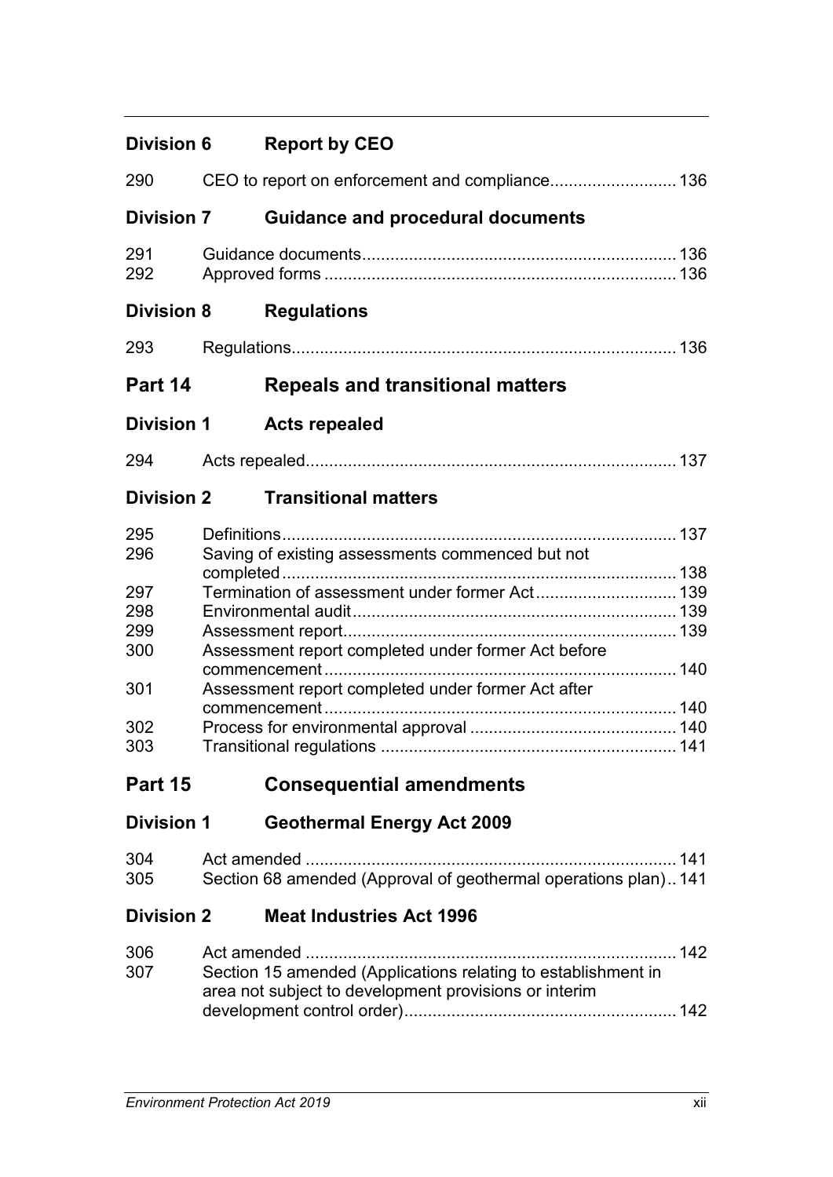**Division 6 Report by CEO**

290 CEO to report on enforcement and compliance.......................... 136

**Division 7 Guidance and procedural documents**

291 Guidance documents.................................................................. 136
292 Approved forms .......................................................................... 136

**Division 8 Regulations**

293 Regulations................................................................................. 136

## Part 14 Repeals and transitional matters

**Division 1 Acts repealed**

294 Acts repealed.............................................................................. 137

**Division 2 Transitional matters**

295 Definitions................................................................................... 137
296 Saving of existing assessments commenced but not completed................................................................................... 138
297 Termination of assessment under former Act............................. 139
298 Environmental audit.................................................................... 139
299 Assessment report...................................................................... 139
300 Assessment report completed under former Act before commencement........................................................................... 140
301 Assessment report completed under former Act after commencement........................................................................... 140
302 Process for environmental approval ........................................... 140
303 Transitional regulations .............................................................. 141

## Part 15 Consequential amendments

**Division 1 Geothermal Energy Act 2009**

304 Act amended .............................................................................. 141
305 Section 68 amended (Approval of geothermal operations plan).. 141

**Division 2 Meat Industries Act 1996**

306 Act amended .............................................................................. 142
307 Section 15 amended (Applications relating to establishment in area not subject to development provisions or interim development control order)......................................................... 142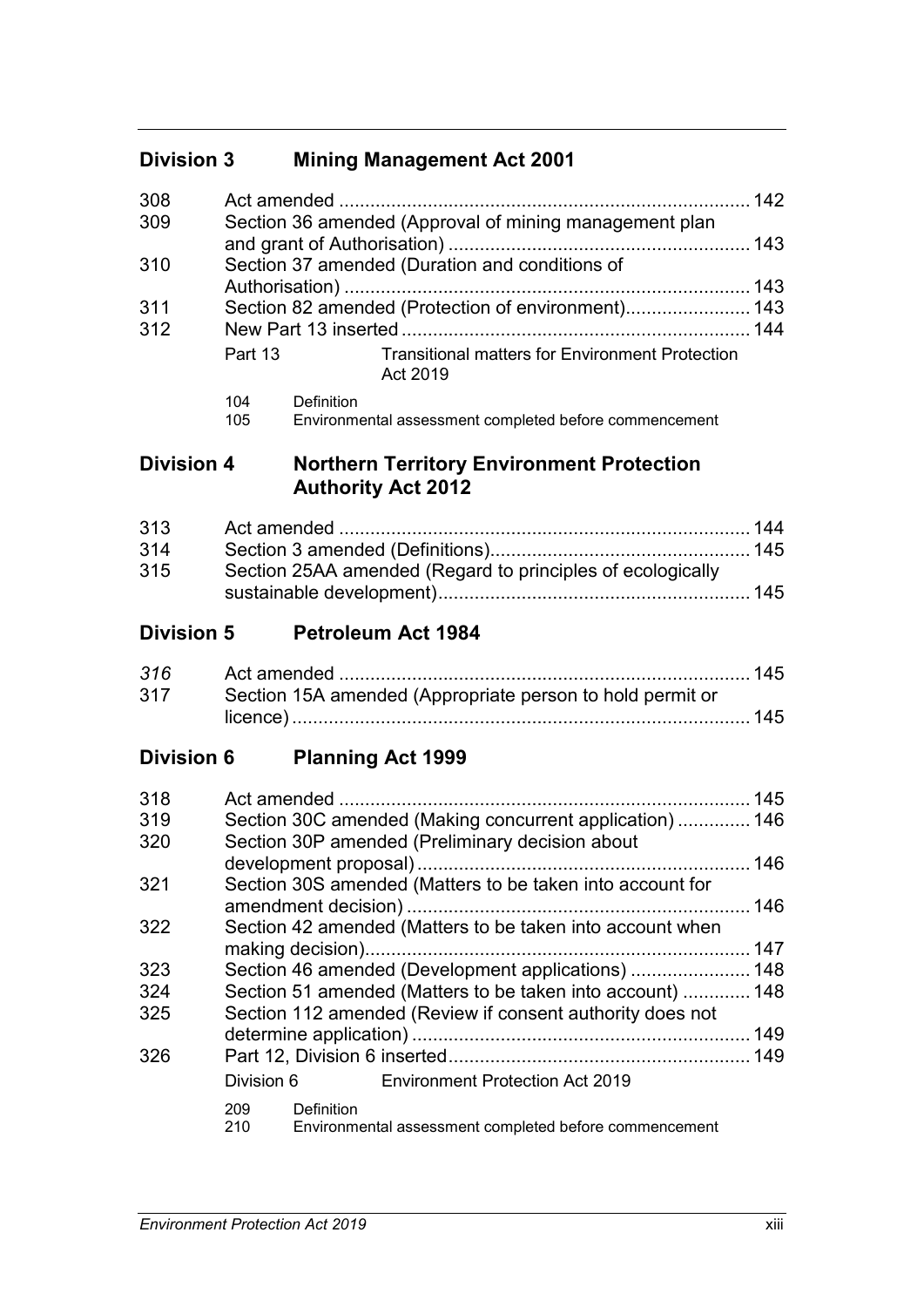## Division 3 Mining Management Act 2001

| | | |
|---|---|---|
| 308 | Act amended | 142 |
| 309 | Section 36 amended (Approval of mining management plan and grant of Authorisation) | 143 |
| 310 | Section 37 amended (Duration and conditions of Authorisation) | 143 |
| 311 | Section 82 amended (Protection of environment) | 143 |
| 312 | New Part 13 inserted | 144 |

Part 13 Transitional matters for Environment Protection Act 2019

104 Definition
105 Environmental assessment completed before commencement

## Division 4 Northern Territory Environment Protection Authority Act 2012

| | | |
|---|---|---|
| 313 | Act amended | 144 |
| 314 | Section 3 amended (Definitions) | 145 |
| 315 | Section 25AA amended (Regard to principles of ecologically sustainable development) | 145 |

## Division 5 Petroleum Act 1984

| | | |
|---|---|---|
| *316* | Act amended | 145 |
| 317 | Section 15A amended (Appropriate person to hold permit or licence) | 145 |

## Division 6 Planning Act 1999

| | | |
|---|---|---|
| 318 | Act amended | 145 |
| 319 | Section 30C amended (Making concurrent application) | 146 |
| 320 | Section 30P amended (Preliminary decision about development proposal) | 146 |
| 321 | Section 30S amended (Matters to be taken into account for amendment decision) | 146 |
| 322 | Section 42 amended (Matters to be taken into account when making decision) | 147 |
| 323 | Section 46 amended (Development applications) | 148 |
| 324 | Section 51 amended (Matters to be taken into account) | 148 |
| 325 | Section 112 amended (Review if consent authority does not determine application) | 149 |
| 326 | Part 12, Division 6 inserted | 149 |

Division 6 Environment Protection Act 2019

209 Definition
210 Environmental assessment completed before commencement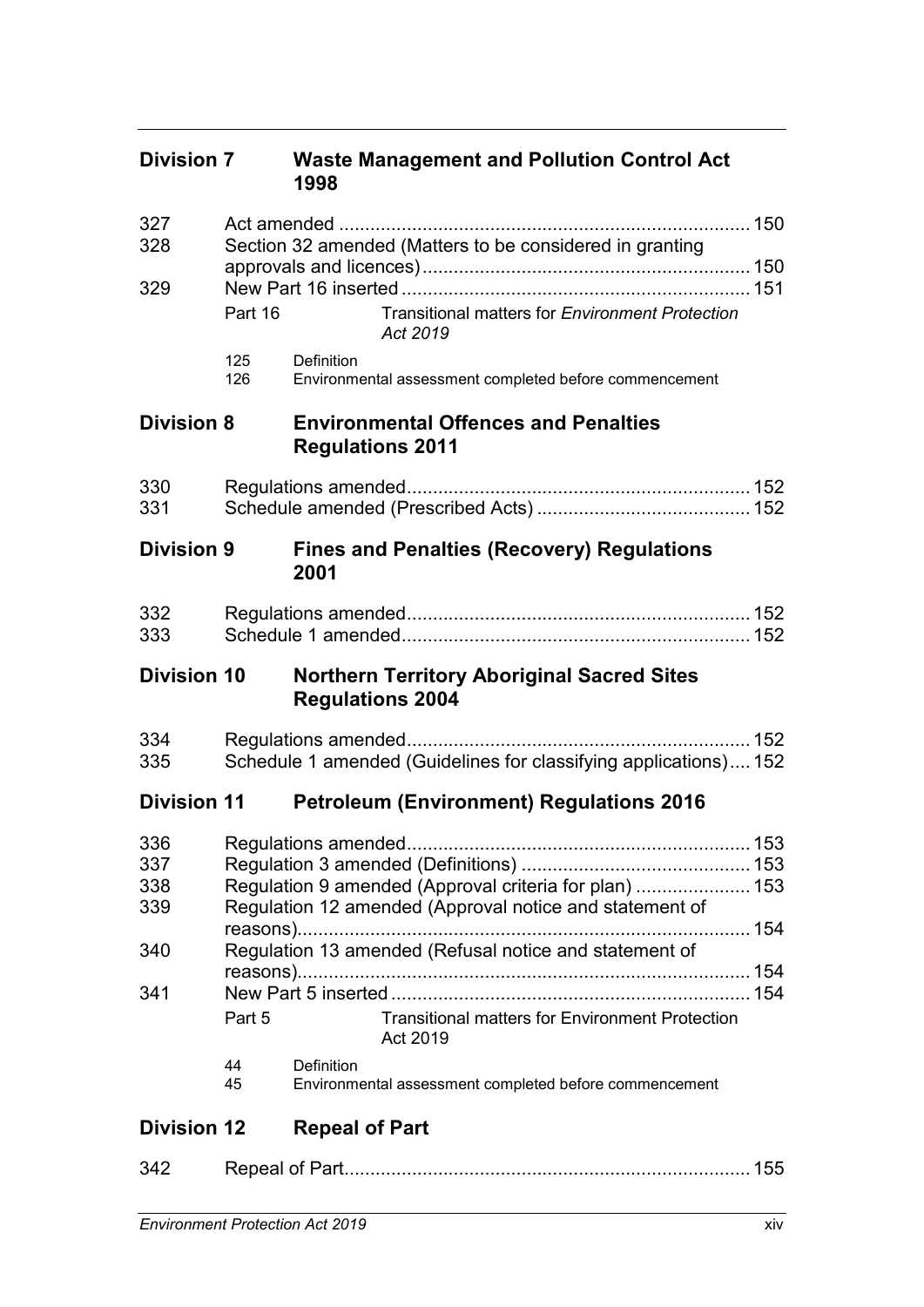## Division 7 Waste Management and Pollution Control Act 1998

| | | |
|---|---|---|
| 327 | Act amended | 150 |
| 328 | Section 32 amended (Matters to be considered in granting approvals and licences) | 150 |
| 329 | New Part 16 inserted | 151 |

Part 16 Transitional matters for *Environment Protection Act 2019*

125 Definition
126 Environmental assessment completed before commencement

## Division 8 Environmental Offences and Penalties Regulations 2011

| | | |
|---|---|---|
| 330 | Regulations amended | 152 |
| 331 | Schedule amended (Prescribed Acts) | 152 |

## Division 9 Fines and Penalties (Recovery) Regulations 2001

| | | |
|---|---|---|
| 332 | Regulations amended | 152 |
| 333 | Schedule 1 amended | 152 |

## Division 10 Northern Territory Aboriginal Sacred Sites Regulations 2004

| | | |
|---|---|---|
| 334 | Regulations amended | 152 |
| 335 | Schedule 1 amended (Guidelines for classifying applications) | 152 |

## Division 11 Petroleum (Environment) Regulations 2016

| | | |
|---|---|---|
| 336 | Regulations amended | 153 |
| 337 | Regulation 3 amended (Definitions) | 153 |
| 338 | Regulation 9 amended (Approval criteria for plan) | 153 |
| 339 | Regulation 12 amended (Approval notice and statement of reasons) | 154 |
| 340 | Regulation 13 amended (Refusal notice and statement of reasons) | 154 |
| 341 | New Part 5 inserted | 154 |

Part 5 Transitional matters for Environment Protection Act 2019

44 Definition
45 Environmental assessment completed before commencement

## Division 12 Repeal of Part

| | | |
|---|---|---|
| 342 | Repeal of Part | 155 |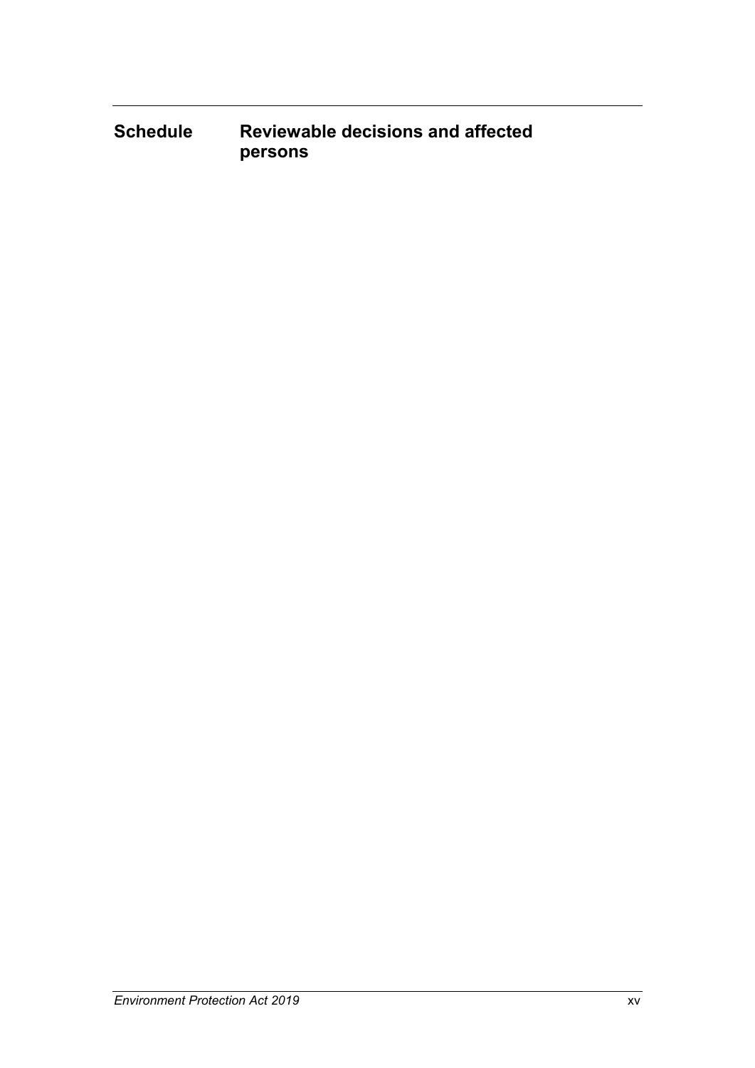## Schedule Reviewable decisions and affected persons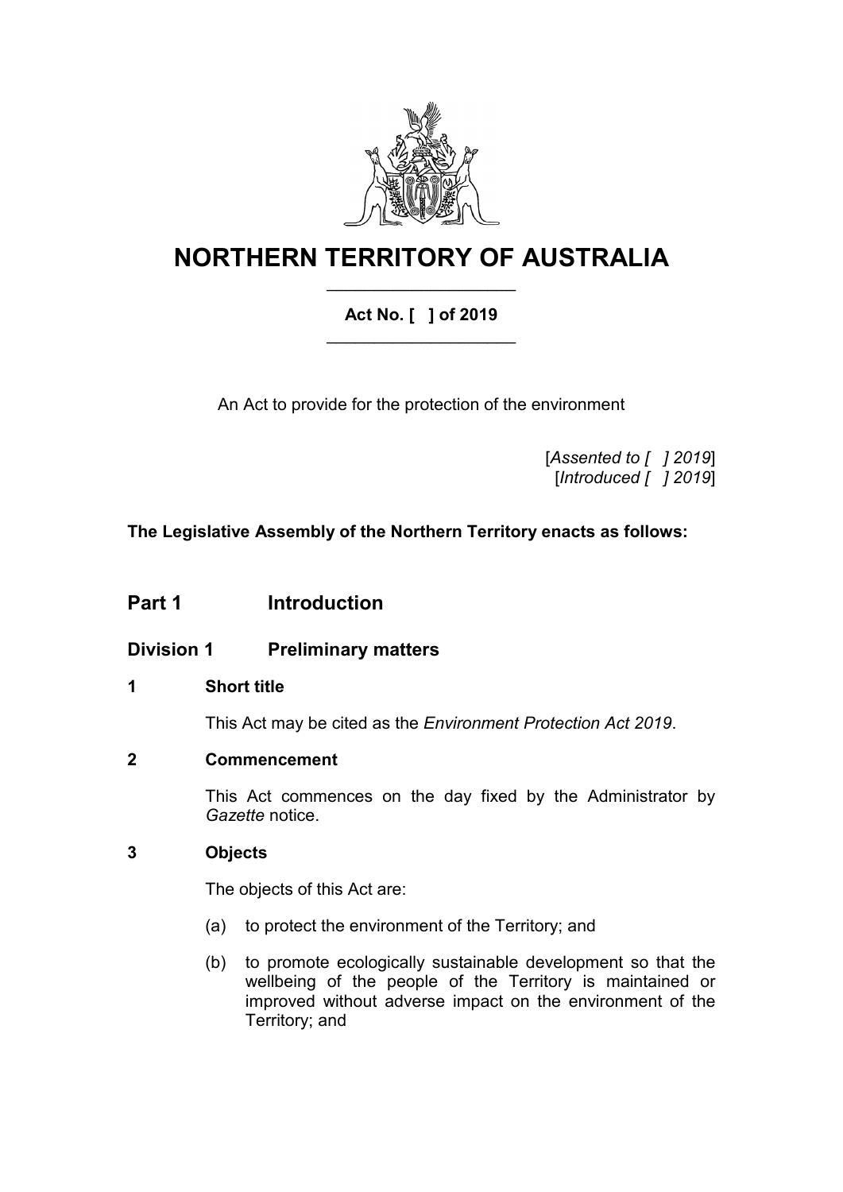# NORTHERN TERRITORY OF AUSTRALIA

**Act No. [ ] of 2019**

An Act to provide for the protection of the environment

[*Assented to [ ] 2019*]
[*Introduced [ ] 2019*]

**The Legislative Assembly of the Northern Territory enacts as follows:**

## Part 1 Introduction

### Division 1 Preliminary matters

**1 Short title**

This Act may be cited as the *Environment Protection Act 2019*.

**2 Commencement**

This Act commences on the day fixed by the Administrator by *Gazette* notice.

**3 Objects**

The objects of this Act are:

(a) to protect the environment of the Territory; and

(b) to promote ecologically sustainable development so that the wellbeing of the people of the Territory is maintained or improved without adverse impact on the environment of the Territory; and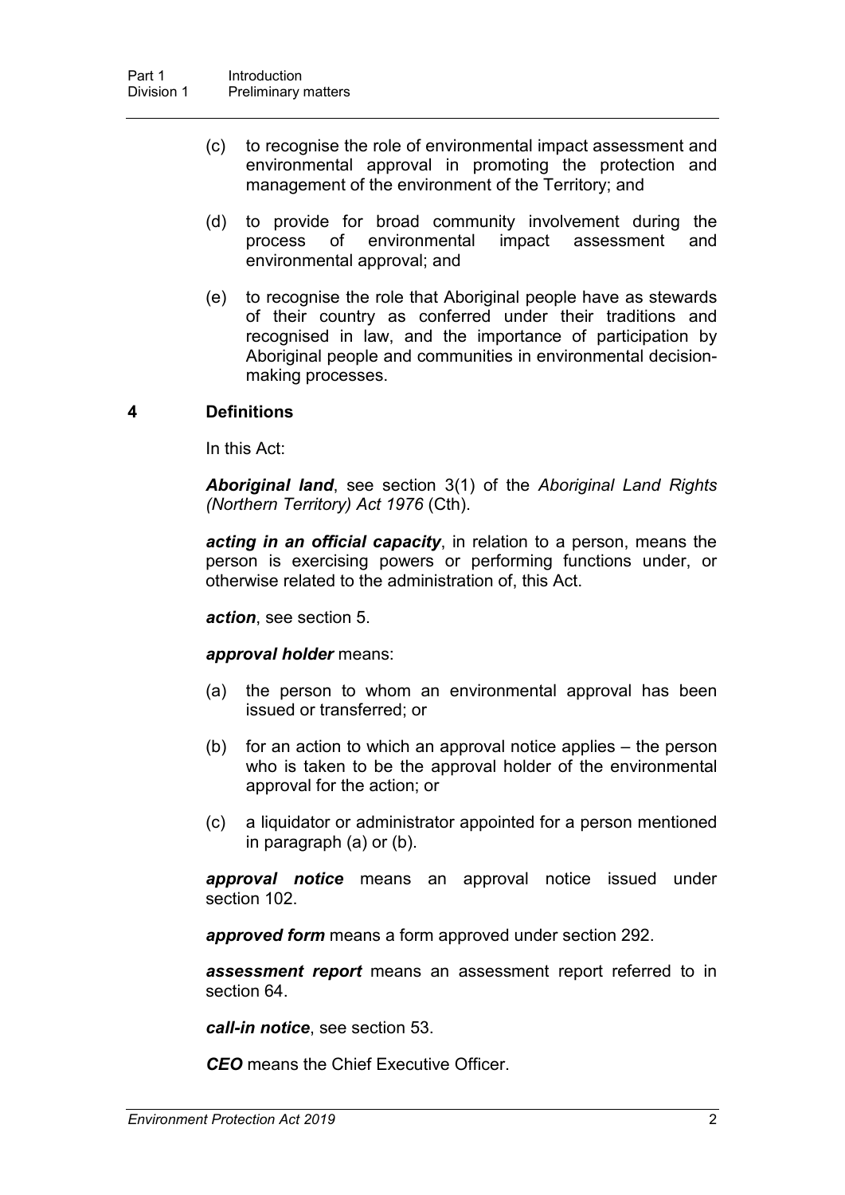(c) to recognise the role of environmental impact assessment and environmental approval in promoting the protection and management of the environment of the Territory; and

(d) to provide for broad community involvement during the process of environmental impact assessment and environmental approval; and

(e) to recognise the role that Aboriginal people have as stewards of their country as conferred under their traditions and recognised in law, and the importance of participation by Aboriginal people and communities in environmental decision-making processes.

## 4 Definitions

In this Act:

***Aboriginal land***, see section 3(1) of the *Aboriginal Land Rights (Northern Territory) Act 1976* (Cth).

***acting in an official capacity***, in relation to a person, means the person is exercising powers or performing functions under, or otherwise related to the administration of, this Act.

***action***, see section 5.

***approval holder*** means:

(a) the person to whom an environmental approval has been issued or transferred; or

(b) for an action to which an approval notice applies – the person who is taken to be the approval holder of the environmental approval for the action; or

(c) a liquidator or administrator appointed for a person mentioned in paragraph (a) or (b).

***approval notice*** means an approval notice issued under section 102.

***approved form*** means a form approved under section 292.

***assessment report*** means an assessment report referred to in section 64.

***call-in notice***, see section 53.

***CEO*** means the Chief Executive Officer.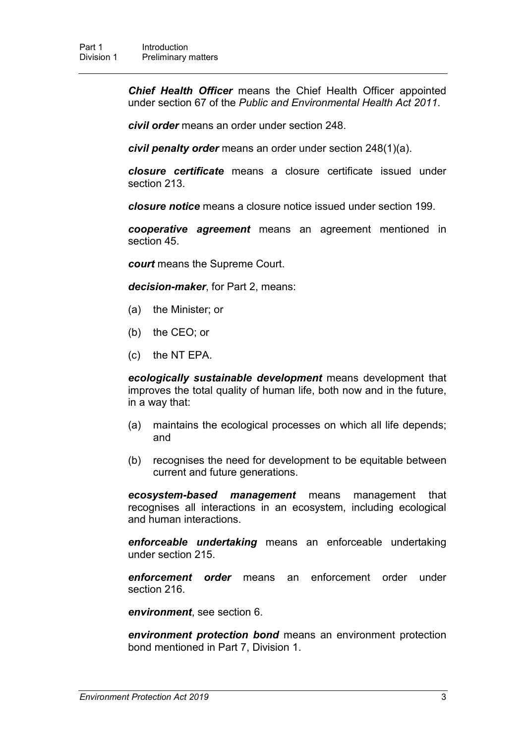***Chief Health Officer*** means the Chief Health Officer appointed under section 67 of the *Public and Environmental Health Act 2011*.

***civil order*** means an order under section 248.

***civil penalty order*** means an order under section 248(1)(a).

***closure certificate*** means a closure certificate issued under section 213.

***closure notice*** means a closure notice issued under section 199.

***cooperative agreement*** means an agreement mentioned in section 45.

***court*** means the Supreme Court.

***decision-maker***, for Part 2, means:

(a) the Minister; or

(b) the CEO; or

(c) the NT EPA.

***ecologically sustainable development*** means development that improves the total quality of human life, both now and in the future, in a way that:

(a) maintains the ecological processes on which all life depends; and

(b) recognises the need for development to be equitable between current and future generations.

***ecosystem-based management*** means management that recognises all interactions in an ecosystem, including ecological and human interactions.

***enforceable undertaking*** means an enforceable undertaking under section 215.

***enforcement order*** means an enforcement order under section 216.

***environment***, see section 6.

***environment protection bond*** means an environment protection bond mentioned in Part 7, Division 1.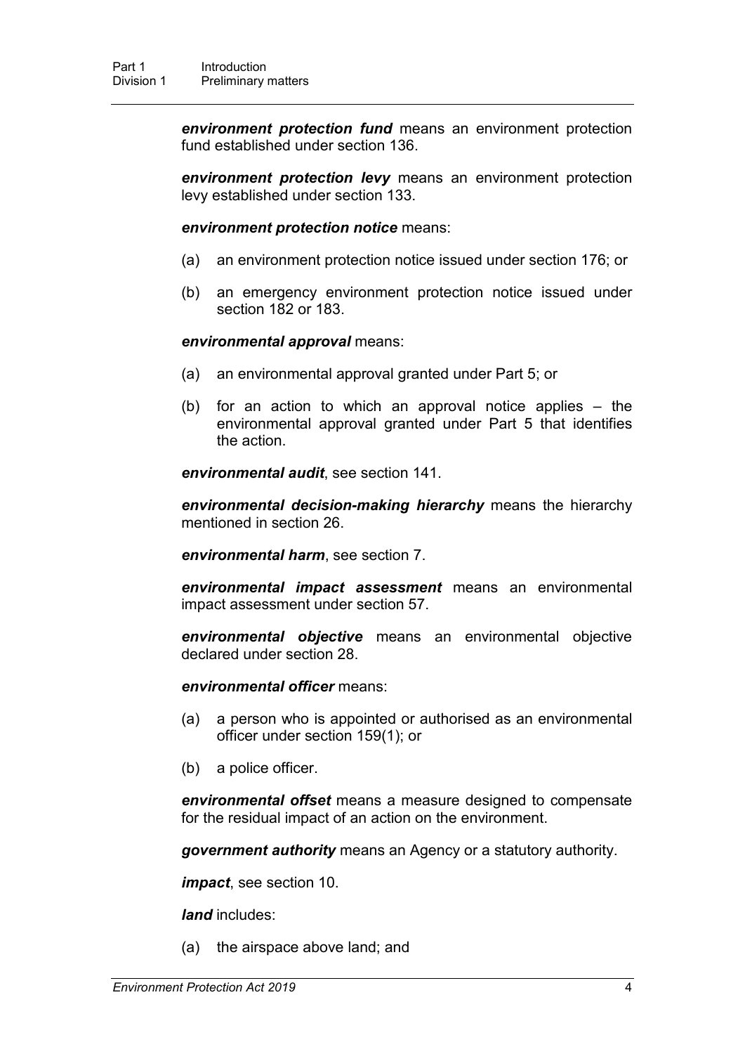***environment protection fund*** means an environment protection fund established under section 136.

***environment protection levy*** means an environment protection levy established under section 133.

***environment protection notice*** means:

(a) an environment protection notice issued under section 176; or

(b) an emergency environment protection notice issued under section 182 or 183.

***environmental approval*** means:

(a) an environmental approval granted under Part 5; or

(b) for an action to which an approval notice applies – the environmental approval granted under Part 5 that identifies the action.

***environmental audit***, see section 141.

***environmental decision-making hierarchy*** means the hierarchy mentioned in section 26.

***environmental harm***, see section 7.

***environmental impact assessment*** means an environmental impact assessment under section 57.

***environmental objective*** means an environmental objective declared under section 28.

***environmental officer*** means:

(a) a person who is appointed or authorised as an environmental officer under section 159(1); or

(b) a police officer.

***environmental offset*** means a measure designed to compensate for the residual impact of an action on the environment.

***government authority*** means an Agency or a statutory authority.

***impact***, see section 10.

***land*** includes:

(a) the airspace above land; and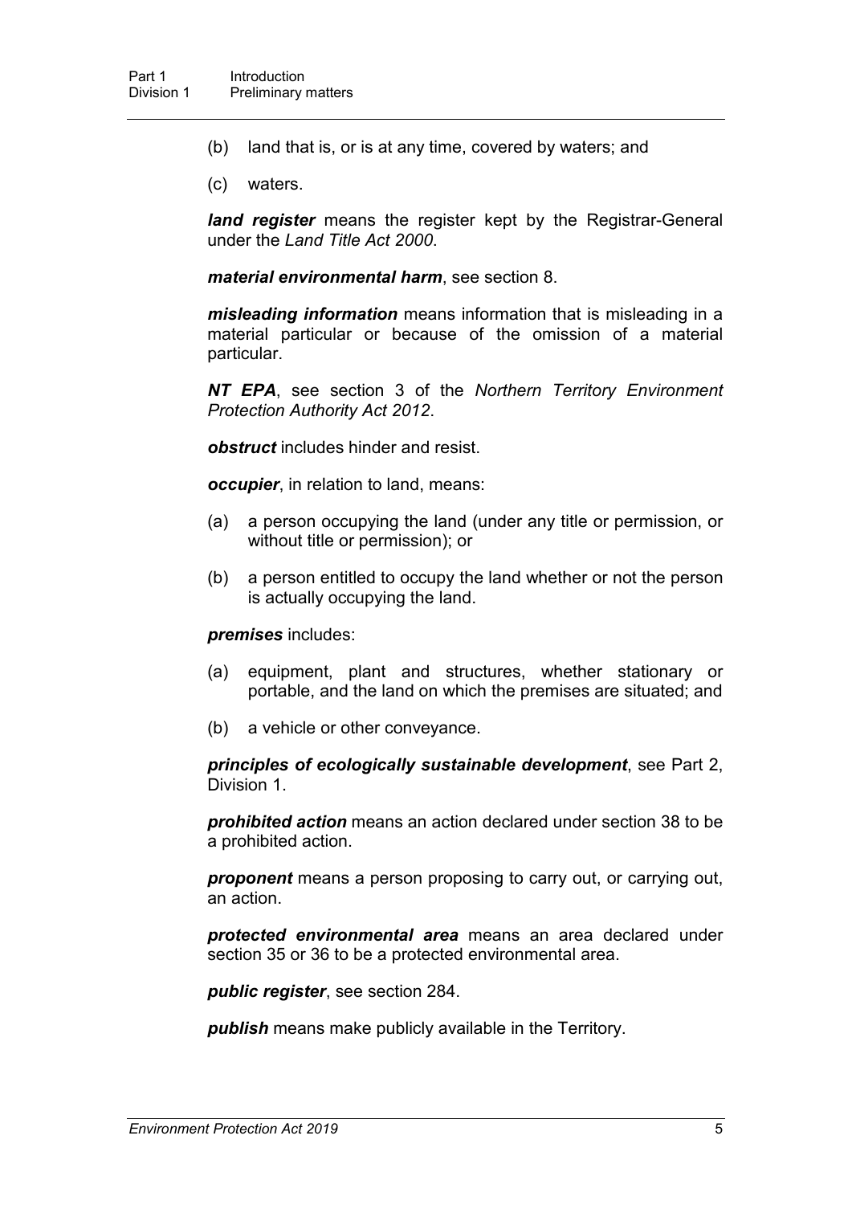(b) land that is, or is at any time, covered by waters; and

(c) waters.

***land register*** means the register kept by the Registrar-General under the *Land Title Act 2000*.

***material environmental harm***, see section 8.

***misleading information*** means information that is misleading in a material particular or because of the omission of a material particular.

***NT EPA***, see section 3 of the *Northern Territory Environment Protection Authority Act 2012*.

***obstruct*** includes hinder and resist.

***occupier***, in relation to land, means:

(a) a person occupying the land (under any title or permission, or without title or permission); or

(b) a person entitled to occupy the land whether or not the person is actually occupying the land.

***premises*** includes:

(a) equipment, plant and structures, whether stationary or portable, and the land on which the premises are situated; and

(b) a vehicle or other conveyance.

***principles of ecologically sustainable development***, see Part 2, Division 1.

***prohibited action*** means an action declared under section 38 to be a prohibited action.

***proponent*** means a person proposing to carry out, or carrying out, an action.

***protected environmental area*** means an area declared under section 35 or 36 to be a protected environmental area.

***public register***, see section 284.

***publish*** means make publicly available in the Territory.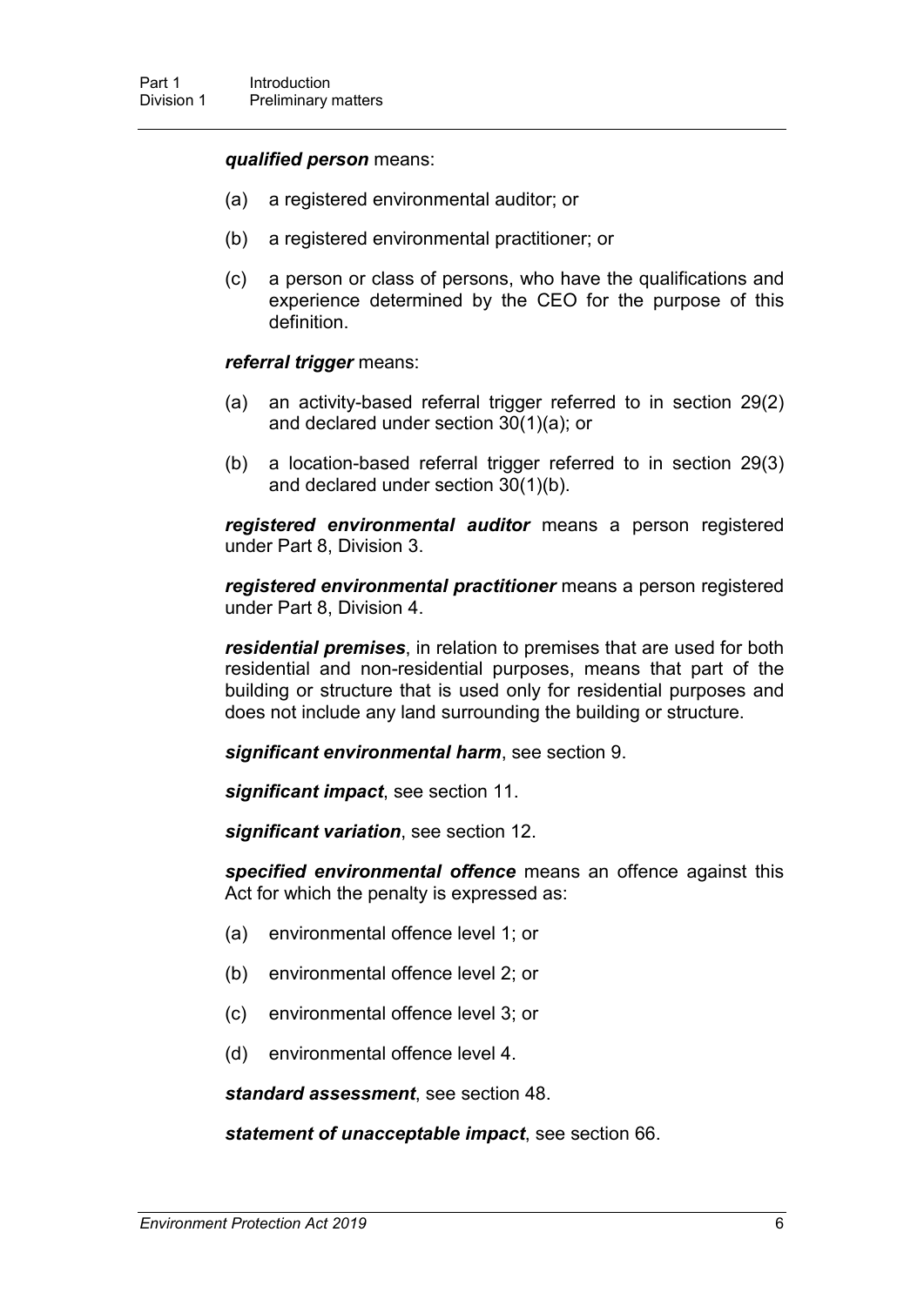***qualified person*** means:

(a) a registered environmental auditor; or

(b) a registered environmental practitioner; or

(c) a person or class of persons, who have the qualifications and experience determined by the CEO for the purpose of this definition.

***referral trigger*** means:

(a) an activity-based referral trigger referred to in section 29(2) and declared under section 30(1)(a); or

(b) a location-based referral trigger referred to in section 29(3) and declared under section 30(1)(b).

***registered environmental auditor*** means a person registered under Part 8, Division 3.

***registered environmental practitioner*** means a person registered under Part 8, Division 4.

***residential premises***, in relation to premises that are used for both residential and non-residential purposes, means that part of the building or structure that is used only for residential purposes and does not include any land surrounding the building or structure.

***significant environmental harm***, see section 9.

***significant impact***, see section 11.

***significant variation***, see section 12.

***specified environmental offence*** means an offence against this Act for which the penalty is expressed as:

(a) environmental offence level 1; or

(b) environmental offence level 2; or

(c) environmental offence level 3; or

(d) environmental offence level 4.

***standard assessment***, see section 48.

***statement of unacceptable impact***, see section 66.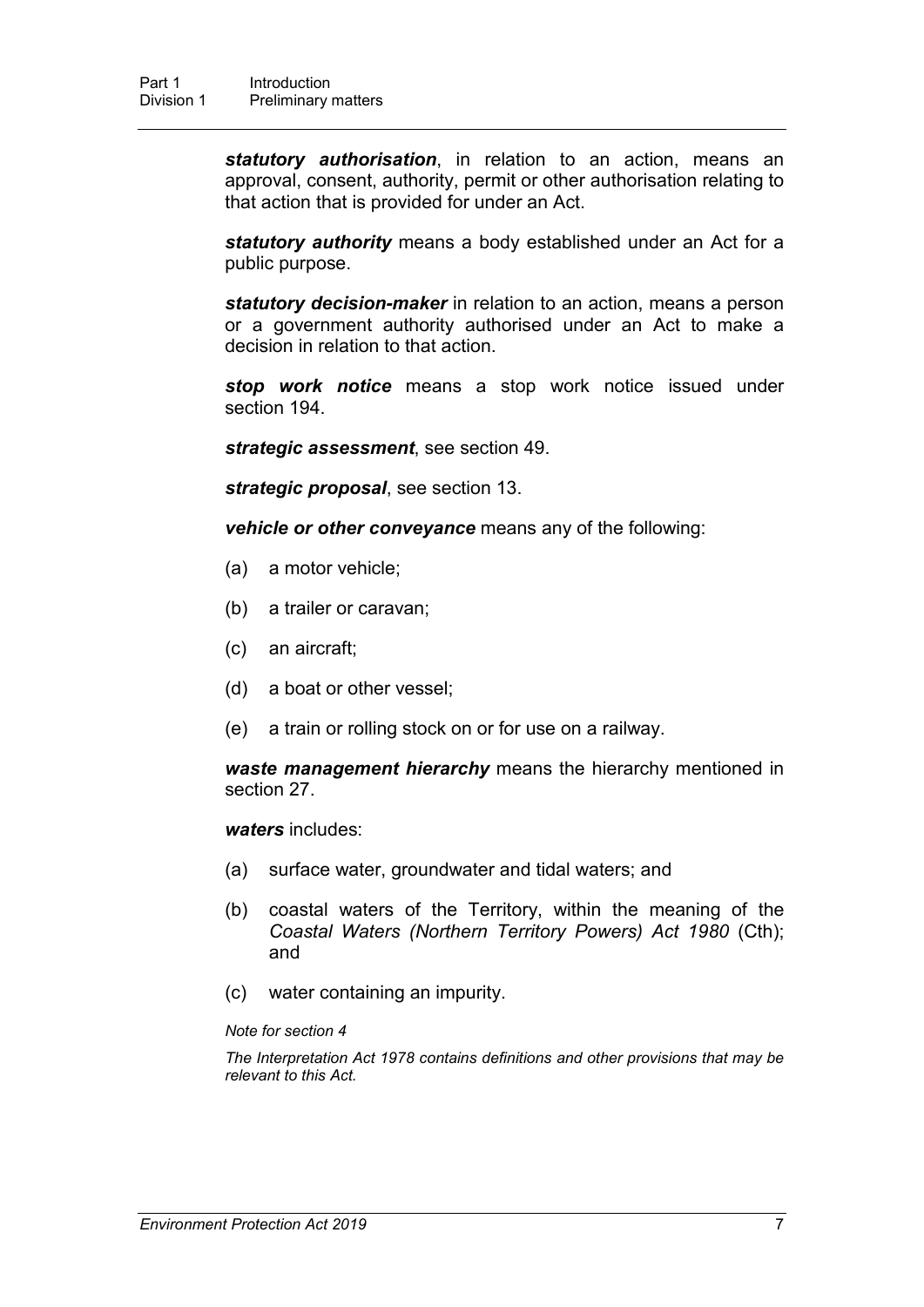***statutory authorisation***, in relation to an action, means an approval, consent, authority, permit or other authorisation relating to that action that is provided for under an Act.

***statutory authority*** means a body established under an Act for a public purpose.

***statutory decision-maker*** in relation to an action, means a person or a government authority authorised under an Act to make a decision in relation to that action.

***stop work notice*** means a stop work notice issued under section 194.

***strategic assessment***, see section 49.

***strategic proposal***, see section 13.

***vehicle or other conveyance*** means any of the following:

(a) a motor vehicle;

(b) a trailer or caravan;

(c) an aircraft;

(d) a boat or other vessel;

(e) a train or rolling stock on or for use on a railway.

***waste management hierarchy*** means the hierarchy mentioned in section 27.

***waters*** includes:

(a) surface water, groundwater and tidal waters; and

(b) coastal waters of the Territory, within the meaning of the *Coastal Waters (Northern Territory Powers) Act 1980* (Cth); and

(c) water containing an impurity.

*Note for section 4*

*The Interpretation Act 1978 contains definitions and other provisions that may be relevant to this Act.*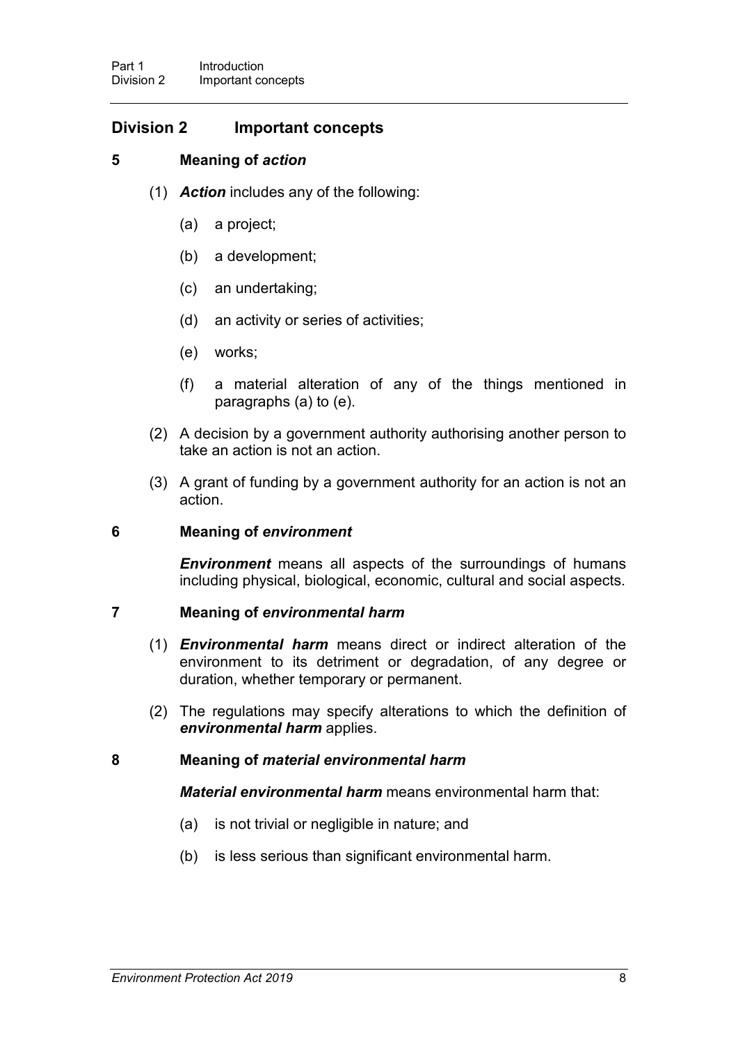## Division 2 Important concepts

### 5 Meaning of *action*

(1) ***Action*** includes any of the following:

(a) a project;

(b) a development;

(c) an undertaking;

(d) an activity or series of activities;

(e) works;

(f) a material alteration of any of the things mentioned in paragraphs (a) to (e).

(2) A decision by a government authority authorising another person to take an action is not an action.

(3) A grant of funding by a government authority for an action is not an action.

### 6 Meaning of *environment*

***Environment*** means all aspects of the surroundings of humans including physical, biological, economic, cultural and social aspects.

### 7 Meaning of *environmental harm*

(1) ***Environmental harm*** means direct or indirect alteration of the environment to its detriment or degradation, of any degree or duration, whether temporary or permanent.

(2) The regulations may specify alterations to which the definition of ***environmental harm*** applies.

### 8 Meaning of *material environmental harm*

***Material environmental harm*** means environmental harm that:

(a) is not trivial or negligible in nature; and

(b) is less serious than significant environmental harm.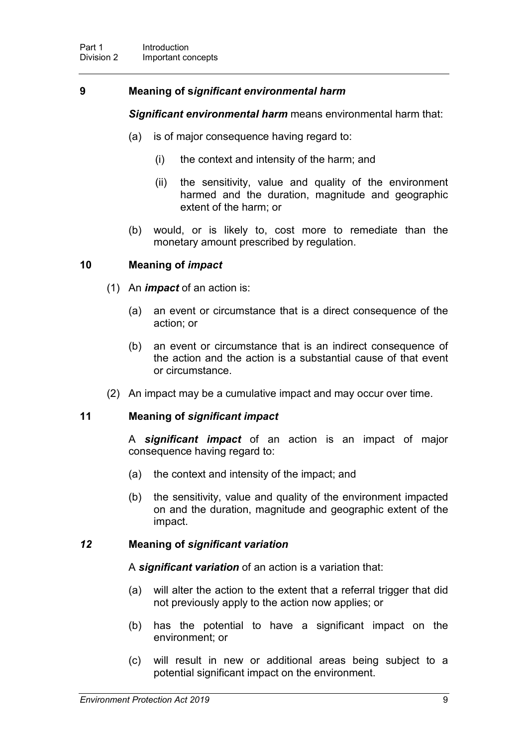### 9 Meaning of s*ignificant environmental harm*

***Significant environmental harm*** means environmental harm that:

(a) is of major consequence having regard to:

(i) the context and intensity of the harm; and

(ii) the sensitivity, value and quality of the environment harmed and the duration, magnitude and geographic extent of the harm; or

(b) would, or is likely to, cost more to remediate than the monetary amount prescribed by regulation.

### 10 Meaning of *impact*

(1) An ***impact*** of an action is:

(a) an event or circumstance that is a direct consequence of the action; or

(b) an event or circumstance that is an indirect consequence of the action and the action is a substantial cause of that event or circumstance.

(2) An impact may be a cumulative impact and may occur over time.

### 11 Meaning of *significant impact*

A ***significant impact*** of an action is an impact of major consequence having regard to:

(a) the context and intensity of the impact; and

(b) the sensitivity, value and quality of the environment impacted on and the duration, magnitude and geographic extent of the impact.

### *12* Meaning of *significant variation*

A ***significant variation*** of an action is a variation that:

(a) will alter the action to the extent that a referral trigger that did not previously apply to the action now applies; or

(b) has the potential to have a significant impact on the environment; or

(c) will result in new or additional areas being subject to a potential significant impact on the environment.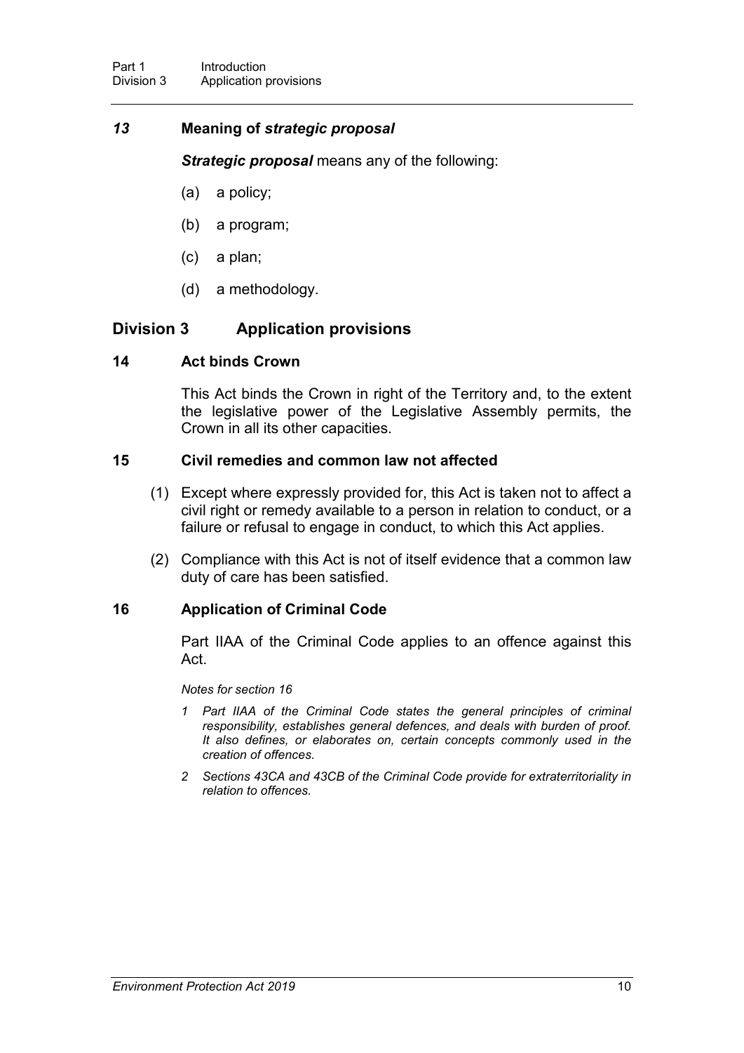### *13* Meaning of *strategic proposal*

***Strategic proposal*** means any of the following:

(a) a policy;

(b) a program;

(c) a plan;

(d) a methodology.

## Division 3 Application provisions

### 14 Act binds Crown

This Act binds the Crown in right of the Territory and, to the extent the legislative power of the Legislative Assembly permits, the Crown in all its other capacities.

### 15 Civil remedies and common law not affected

(1) Except where expressly provided for, this Act is taken not to affect a civil right or remedy available to a person in relation to conduct, or a failure or refusal to engage in conduct, to which this Act applies.

(2) Compliance with this Act is not of itself evidence that a common law duty of care has been satisfied.

### 16 Application of Criminal Code

Part IIAA of the Criminal Code applies to an offence against this Act.

*Notes for section 16*

*1 Part IIAA of the Criminal Code states the general principles of criminal responsibility, establishes general defences, and deals with burden of proof. It also defines, or elaborates on, certain concepts commonly used in the creation of offences.*

*2 Sections 43CA and 43CB of the Criminal Code provide for extraterritoriality in relation to offences.*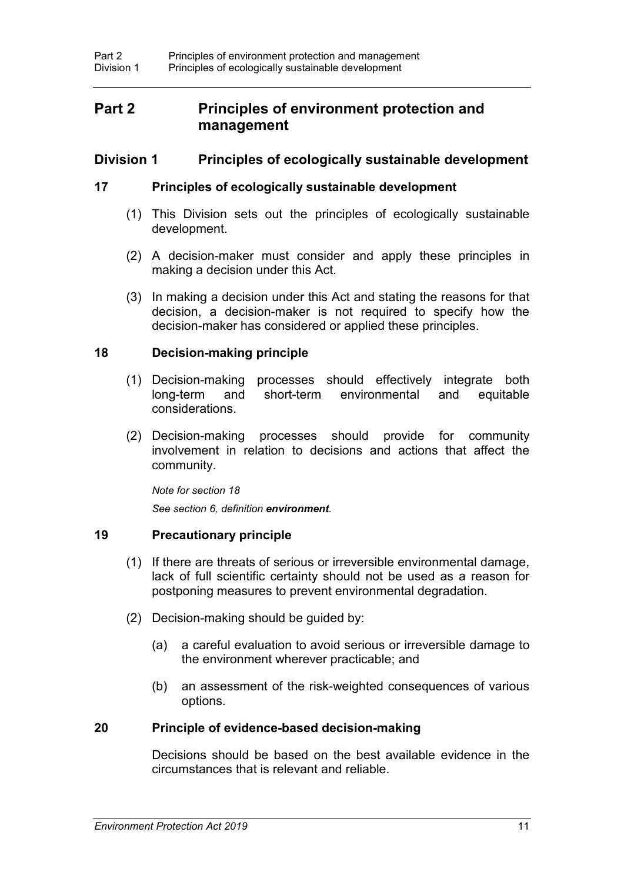# Part 2 Principles of environment protection and management

## Division 1 Principles of ecologically sustainable development

### 17 Principles of ecologically sustainable development

(1) This Division sets out the principles of ecologically sustainable development.

(2) A decision-maker must consider and apply these principles in making a decision under this Act.

(3) In making a decision under this Act and stating the reasons for that decision, a decision-maker is not required to specify how the decision-maker has considered or applied these principles.

### 18 Decision-making principle

(1) Decision-making processes should effectively integrate both long-term and short-term environmental and equitable considerations.

(2) Decision-making processes should provide for community involvement in relation to decisions and actions that affect the community.

*Note for section 18*

*See section 6, definition **environment**.*

### 19 Precautionary principle

(1) If there are threats of serious or irreversible environmental damage, lack of full scientific certainty should not be used as a reason for postponing measures to prevent environmental degradation.

(2) Decision-making should be guided by:

(a) a careful evaluation to avoid serious or irreversible damage to the environment wherever practicable; and

(b) an assessment of the risk-weighted consequences of various options.

### 20 Principle of evidence-based decision-making

Decisions should be based on the best available evidence in the circumstances that is relevant and reliable.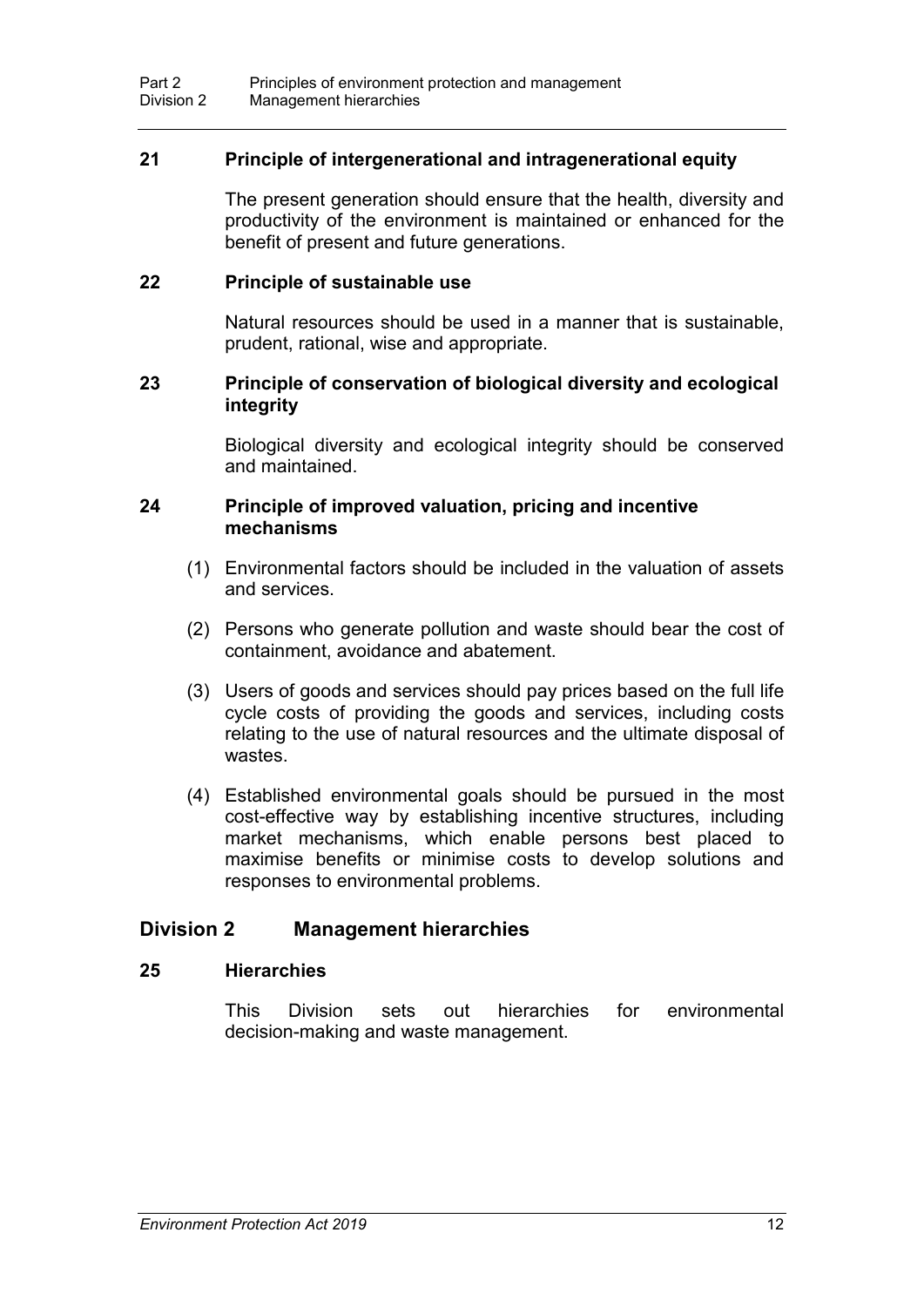### 21 Principle of intergenerational and intragenerational equity

The present generation should ensure that the health, diversity and productivity of the environment is maintained or enhanced for the benefit of present and future generations.

### 22 Principle of sustainable use

Natural resources should be used in a manner that is sustainable, prudent, rational, wise and appropriate.

### 23 Principle of conservation of biological diversity and ecological integrity

Biological diversity and ecological integrity should be conserved and maintained.

### 24 Principle of improved valuation, pricing and incentive mechanisms

(1) Environmental factors should be included in the valuation of assets and services.

(2) Persons who generate pollution and waste should bear the cost of containment, avoidance and abatement.

(3) Users of goods and services should pay prices based on the full life cycle costs of providing the goods and services, including costs relating to the use of natural resources and the ultimate disposal of wastes.

(4) Established environmental goals should be pursued in the most cost-effective way by establishing incentive structures, including market mechanisms, which enable persons best placed to maximise benefits or minimise costs to develop solutions and responses to environmental problems.

## Division 2 Management hierarchies

### 25 Hierarchies

This Division sets out hierarchies for environmental decision-making and waste management.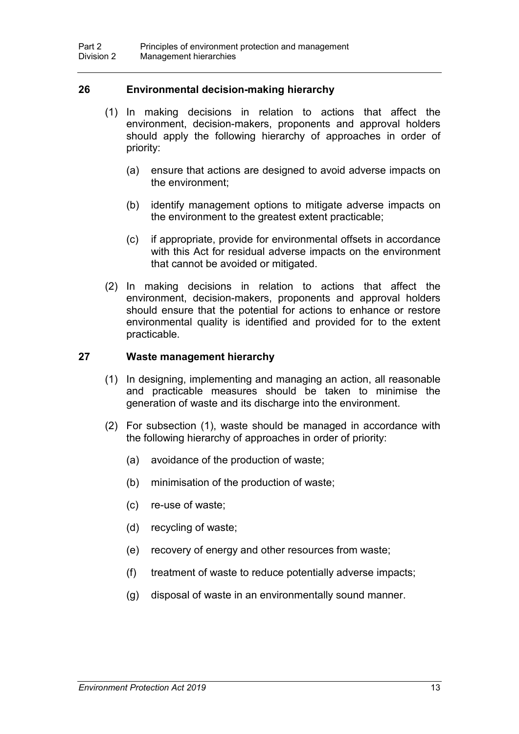### 26 Environmental decision-making hierarchy

(1) In making decisions in relation to actions that affect the environment, decision-makers, proponents and approval holders should apply the following hierarchy of approaches in order of priority:

(a) ensure that actions are designed to avoid adverse impacts on the environment;

(b) identify management options to mitigate adverse impacts on the environment to the greatest extent practicable;

(c) if appropriate, provide for environmental offsets in accordance with this Act for residual adverse impacts on the environment that cannot be avoided or mitigated.

(2) In making decisions in relation to actions that affect the environment, decision-makers, proponents and approval holders should ensure that the potential for actions to enhance or restore environmental quality is identified and provided for to the extent practicable.

### 27 Waste management hierarchy

(1) In designing, implementing and managing an action, all reasonable and practicable measures should be taken to minimise the generation of waste and its discharge into the environment.

(2) For subsection (1), waste should be managed in accordance with the following hierarchy of approaches in order of priority:

(a) avoidance of the production of waste;

(b) minimisation of the production of waste;

(c) re-use of waste;

(d) recycling of waste;

(e) recovery of energy and other resources from waste;

(f) treatment of waste to reduce potentially adverse impacts;

(g) disposal of waste in an environmentally sound manner.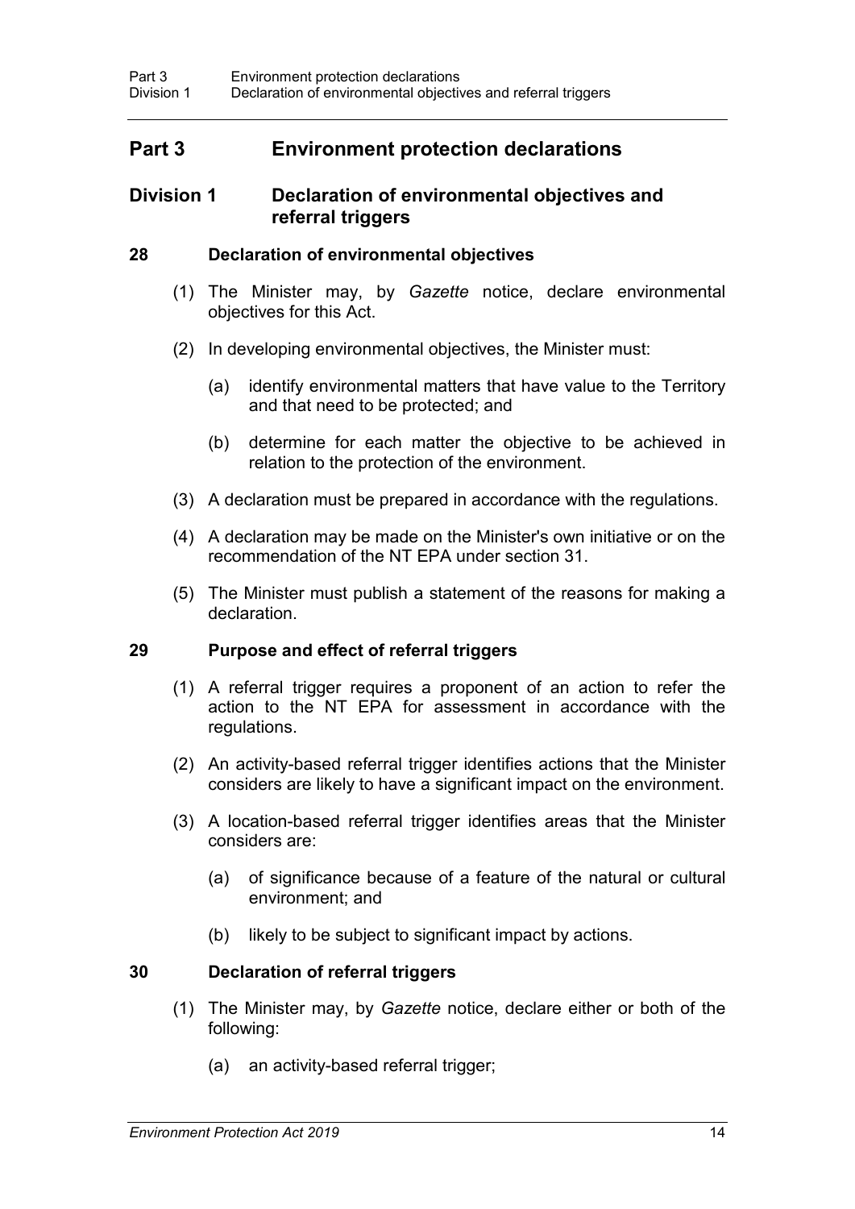# Part 3 Environment protection declarations

## Division 1 Declaration of environmental objectives and referral triggers

### 28 Declaration of environmental objectives

(1) The Minister may, by *Gazette* notice, declare environmental objectives for this Act.

(2) In developing environmental objectives, the Minister must:

(a) identify environmental matters that have value to the Territory and that need to be protected; and

(b) determine for each matter the objective to be achieved in relation to the protection of the environment.

(3) A declaration must be prepared in accordance with the regulations.

(4) A declaration may be made on the Minister's own initiative or on the recommendation of the NT EPA under section 31.

(5) The Minister must publish a statement of the reasons for making a declaration.

### 29 Purpose and effect of referral triggers

(1) A referral trigger requires a proponent of an action to refer the action to the NT EPA for assessment in accordance with the regulations.

(2) An activity-based referral trigger identifies actions that the Minister considers are likely to have a significant impact on the environment.

(3) A location-based referral trigger identifies areas that the Minister considers are:

(a) of significance because of a feature of the natural or cultural environment; and

(b) likely to be subject to significant impact by actions.

### 30 Declaration of referral triggers

(1) The Minister may, by *Gazette* notice, declare either or both of the following:

(a) an activity-based referral trigger;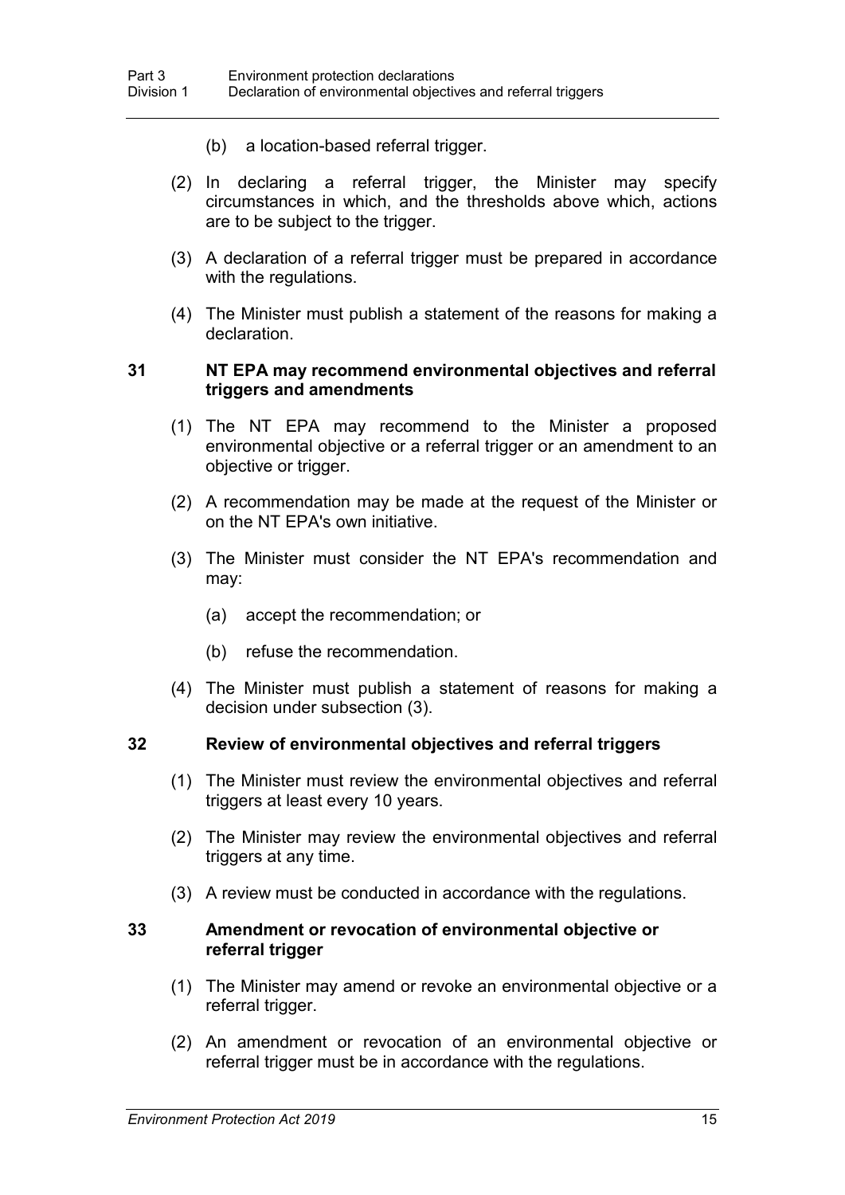(b) a location-based referral trigger.

(2) In declaring a referral trigger, the Minister may specify circumstances in which, and the thresholds above which, actions are to be subject to the trigger.

(3) A declaration of a referral trigger must be prepared in accordance with the regulations.

(4) The Minister must publish a statement of the reasons for making a declaration.

### 31 NT EPA may recommend environmental objectives and referral triggers and amendments

(1) The NT EPA may recommend to the Minister a proposed environmental objective or a referral trigger or an amendment to an objective or trigger.

(2) A recommendation may be made at the request of the Minister or on the NT EPA's own initiative.

(3) The Minister must consider the NT EPA's recommendation and may:

(a) accept the recommendation; or

(b) refuse the recommendation.

(4) The Minister must publish a statement of reasons for making a decision under subsection (3).

### 32 Review of environmental objectives and referral triggers

(1) The Minister must review the environmental objectives and referral triggers at least every 10 years.

(2) The Minister may review the environmental objectives and referral triggers at any time.

(3) A review must be conducted in accordance with the regulations.

### 33 Amendment or revocation of environmental objective or referral trigger

(1) The Minister may amend or revoke an environmental objective or a referral trigger.

(2) An amendment or revocation of an environmental objective or referral trigger must be in accordance with the regulations.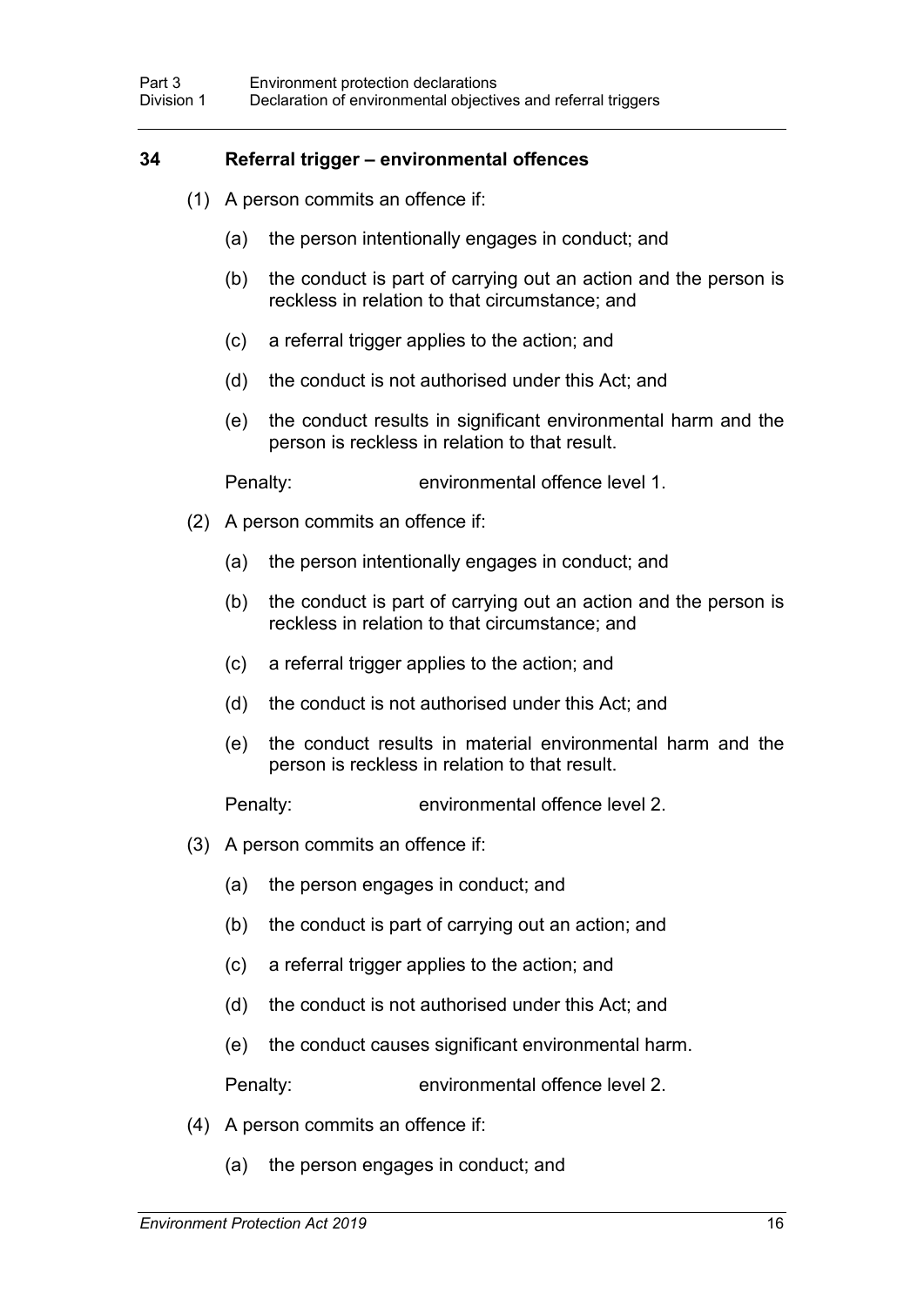### 34 Referral trigger – environmental offences

(1) A person commits an offence if:

(a) the person intentionally engages in conduct; and

(b) the conduct is part of carrying out an action and the person is reckless in relation to that circumstance; and

(c) a referral trigger applies to the action; and

(d) the conduct is not authorised under this Act; and

(e) the conduct results in significant environmental harm and the person is reckless in relation to that result.

Penalty: environmental offence level 1.

(2) A person commits an offence if:

(a) the person intentionally engages in conduct; and

(b) the conduct is part of carrying out an action and the person is reckless in relation to that circumstance; and

(c) a referral trigger applies to the action; and

(d) the conduct is not authorised under this Act; and

(e) the conduct results in material environmental harm and the person is reckless in relation to that result.

Penalty: environmental offence level 2.

(3) A person commits an offence if:

(a) the person engages in conduct; and

(b) the conduct is part of carrying out an action; and

(c) a referral trigger applies to the action; and

(d) the conduct is not authorised under this Act; and

(e) the conduct causes significant environmental harm.

Penalty: environmental offence level 2.

(4) A person commits an offence if:

(a) the person engages in conduct; and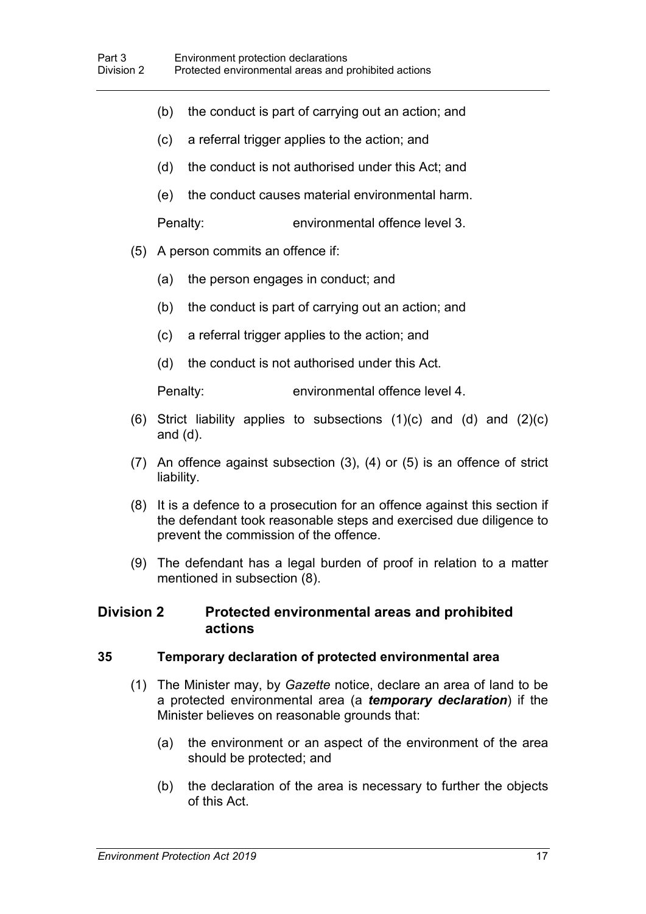(b) the conduct is part of carrying out an action; and

(c) a referral trigger applies to the action; and

(d) the conduct is not authorised under this Act; and

(e) the conduct causes material environmental harm.

Penalty: environmental offence level 3.

(5) A person commits an offence if:

(a) the person engages in conduct; and

(b) the conduct is part of carrying out an action; and

(c) a referral trigger applies to the action; and

(d) the conduct is not authorised under this Act.

Penalty: environmental offence level 4.

(6) Strict liability applies to subsections (1)(c) and (d) and (2)(c) and (d).

(7) An offence against subsection (3), (4) or (5) is an offence of strict liability.

(8) It is a defence to a prosecution for an offence against this section if the defendant took reasonable steps and exercised due diligence to prevent the commission of the offence.

(9) The defendant has a legal burden of proof in relation to a matter mentioned in subsection (8).

## Division 2 Protected environmental areas and prohibited actions

### 35 Temporary declaration of protected environmental area

(1) The Minister may, by *Gazette* notice, declare an area of land to be a protected environmental area (a ***temporary declaration***) if the Minister believes on reasonable grounds that:

(a) the environment or an aspect of the environment of the area should be protected; and

(b) the declaration of the area is necessary to further the objects of this Act.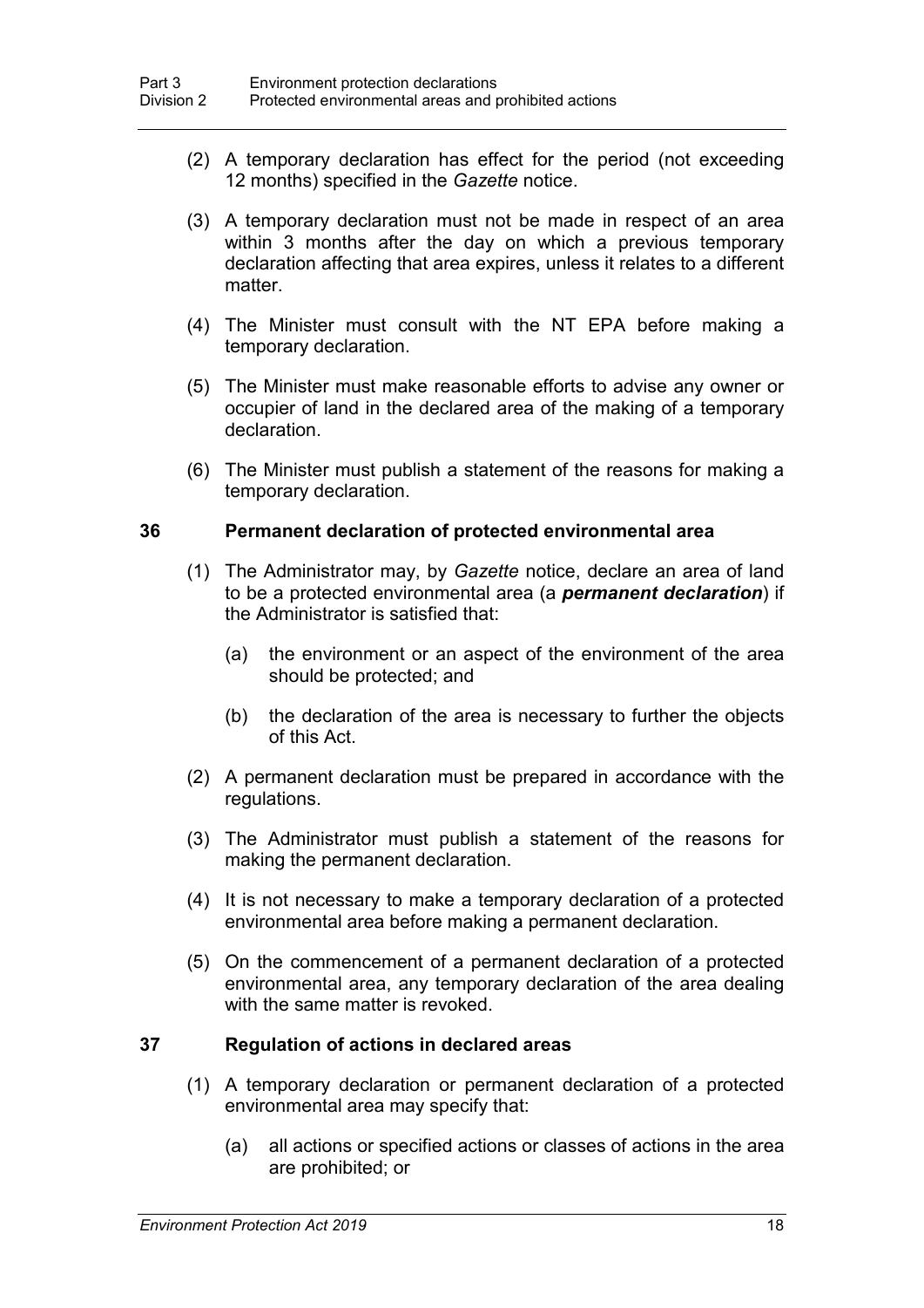(2) A temporary declaration has effect for the period (not exceeding 12 months) specified in the *Gazette* notice.

(3) A temporary declaration must not be made in respect of an area within 3 months after the day on which a previous temporary declaration affecting that area expires, unless it relates to a different matter.

(4) The Minister must consult with the NT EPA before making a temporary declaration.

(5) The Minister must make reasonable efforts to advise any owner or occupier of land in the declared area of the making of a temporary declaration.

(6) The Minister must publish a statement of the reasons for making a temporary declaration.

### 36 Permanent declaration of protected environmental area

(1) The Administrator may, by *Gazette* notice, declare an area of land to be a protected environmental area (a ***permanent declaration***) if the Administrator is satisfied that:

- (a) the environment or an aspect of the environment of the area should be protected; and
- (b) the declaration of the area is necessary to further the objects of this Act.

(2) A permanent declaration must be prepared in accordance with the regulations.

(3) The Administrator must publish a statement of the reasons for making the permanent declaration.

(4) It is not necessary to make a temporary declaration of a protected environmental area before making a permanent declaration.

(5) On the commencement of a permanent declaration of a protected environmental area, any temporary declaration of the area dealing with the same matter is revoked.

### 37 Regulation of actions in declared areas

(1) A temporary declaration or permanent declaration of a protected environmental area may specify that:

- (a) all actions or specified actions or classes of actions in the area are prohibited; or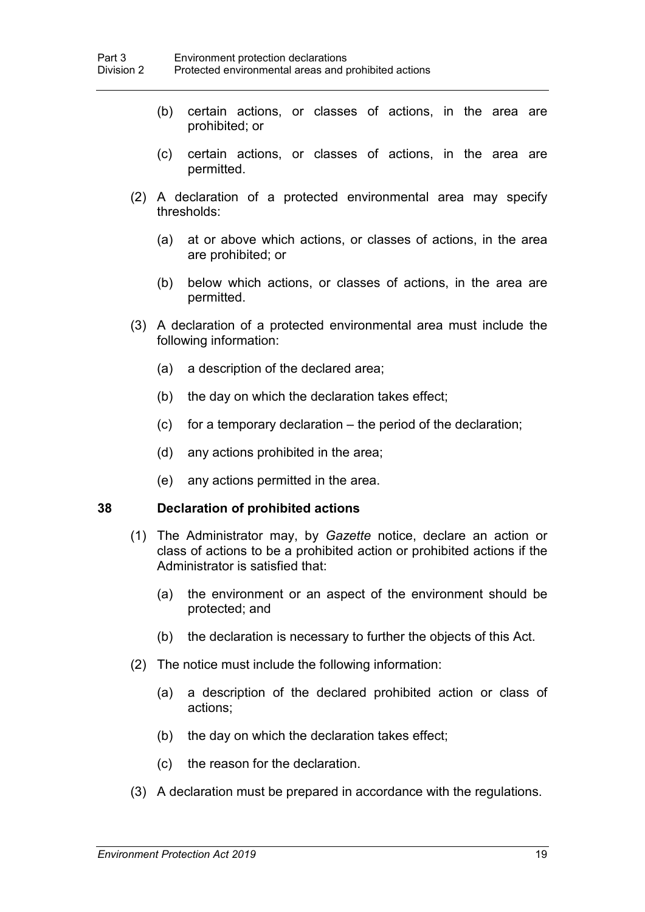(b) certain actions, or classes of actions, in the area are prohibited; or

(c) certain actions, or classes of actions, in the area are permitted.

(2) A declaration of a protected environmental area may specify thresholds:

(a) at or above which actions, or classes of actions, in the area are prohibited; or

(b) below which actions, or classes of actions, in the area are permitted.

(3) A declaration of a protected environmental area must include the following information:

(a) a description of the declared area;

(b) the day on which the declaration takes effect;

(c) for a temporary declaration – the period of the declaration;

(d) any actions prohibited in the area;

(e) any actions permitted in the area.

### 38 Declaration of prohibited actions

(1) The Administrator may, by *Gazette* notice, declare an action or class of actions to be a prohibited action or prohibited actions if the Administrator is satisfied that:

(a) the environment or an aspect of the environment should be protected; and

(b) the declaration is necessary to further the objects of this Act.

(2) The notice must include the following information:

(a) a description of the declared prohibited action or class of actions;

(b) the day on which the declaration takes effect;

(c) the reason for the declaration.

(3) A declaration must be prepared in accordance with the regulations.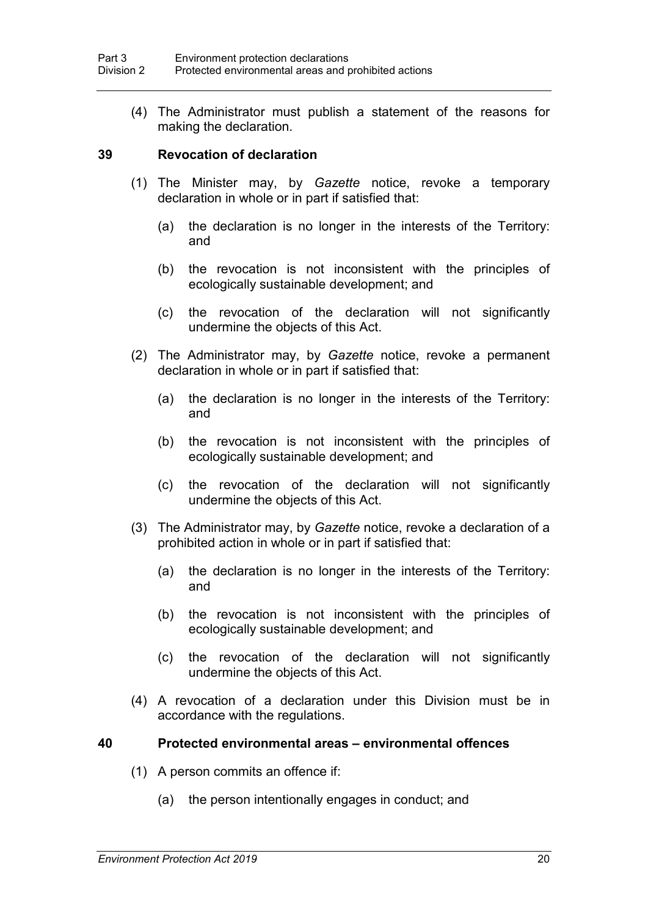(4) The Administrator must publish a statement of the reasons for making the declaration.

### 39 Revocation of declaration

(1) The Minister may, by *Gazette* notice, revoke a temporary declaration in whole or in part if satisfied that:

(a) the declaration is no longer in the interests of the Territory: and

(b) the revocation is not inconsistent with the principles of ecologically sustainable development; and

(c) the revocation of the declaration will not significantly undermine the objects of this Act.

(2) The Administrator may, by *Gazette* notice, revoke a permanent declaration in whole or in part if satisfied that:

(a) the declaration is no longer in the interests of the Territory: and

(b) the revocation is not inconsistent with the principles of ecologically sustainable development; and

(c) the revocation of the declaration will not significantly undermine the objects of this Act.

(3) The Administrator may, by *Gazette* notice, revoke a declaration of a prohibited action in whole or in part if satisfied that:

(a) the declaration is no longer in the interests of the Territory: and

(b) the revocation is not inconsistent with the principles of ecologically sustainable development; and

(c) the revocation of the declaration will not significantly undermine the objects of this Act.

(4) A revocation of a declaration under this Division must be in accordance with the regulations.

### 40 Protected environmental areas – environmental offences

(1) A person commits an offence if:

(a) the person intentionally engages in conduct; and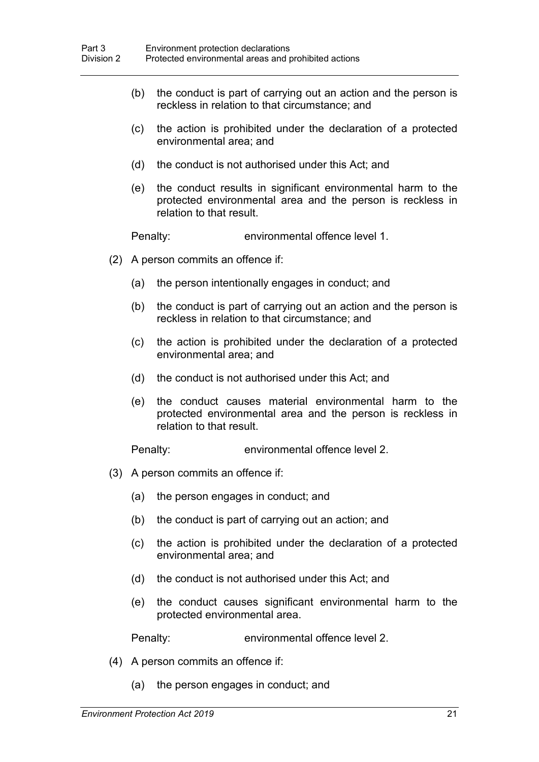(b) the conduct is part of carrying out an action and the person is reckless in relation to that circumstance; and

(c) the action is prohibited under the declaration of a protected environmental area; and

(d) the conduct is not authorised under this Act; and

(e) the conduct results in significant environmental harm to the protected environmental area and the person is reckless in relation to that result.

Penalty: environmental offence level 1.

(2) A person commits an offence if:

(a) the person intentionally engages in conduct; and

(b) the conduct is part of carrying out an action and the person is reckless in relation to that circumstance; and

(c) the action is prohibited under the declaration of a protected environmental area; and

(d) the conduct is not authorised under this Act; and

(e) the conduct causes material environmental harm to the protected environmental area and the person is reckless in relation to that result.

Penalty: environmental offence level 2.

(3) A person commits an offence if:

(a) the person engages in conduct; and

(b) the conduct is part of carrying out an action; and

(c) the action is prohibited under the declaration of a protected environmental area; and

(d) the conduct is not authorised under this Act; and

(e) the conduct causes significant environmental harm to the protected environmental area.

Penalty: environmental offence level 2.

(4) A person commits an offence if:

(a) the person engages in conduct; and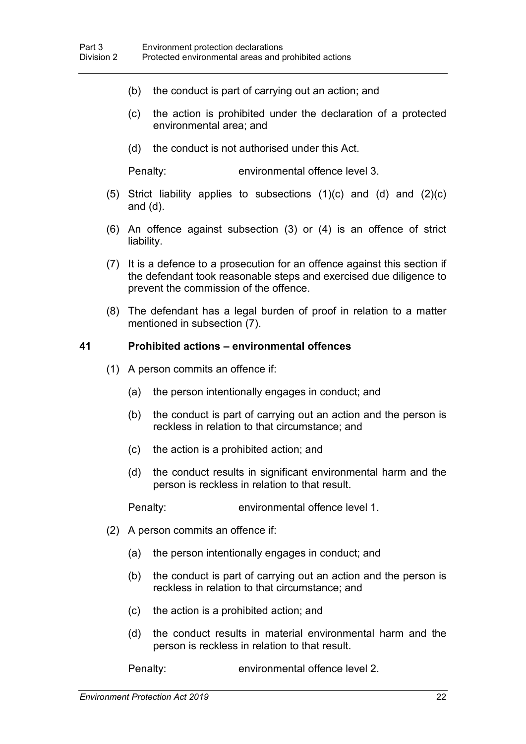(b) the conduct is part of carrying out an action; and

(c) the action is prohibited under the declaration of a protected environmental area; and

(d) the conduct is not authorised under this Act.

Penalty: environmental offence level 3.

(5) Strict liability applies to subsections (1)(c) and (d) and (2)(c) and (d).

(6) An offence against subsection (3) or (4) is an offence of strict liability.

(7) It is a defence to a prosecution for an offence against this section if the defendant took reasonable steps and exercised due diligence to prevent the commission of the offence.

(8) The defendant has a legal burden of proof in relation to a matter mentioned in subsection (7).

### 41 Prohibited actions – environmental offences

(1) A person commits an offence if:

(a) the person intentionally engages in conduct; and

(b) the conduct is part of carrying out an action and the person is reckless in relation to that circumstance; and

(c) the action is a prohibited action; and

(d) the conduct results in significant environmental harm and the person is reckless in relation to that result.

Penalty: environmental offence level 1.

(2) A person commits an offence if:

(a) the person intentionally engages in conduct; and

(b) the conduct is part of carrying out an action and the person is reckless in relation to that circumstance; and

(c) the action is a prohibited action; and

(d) the conduct results in material environmental harm and the person is reckless in relation to that result.

Penalty: environmental offence level 2.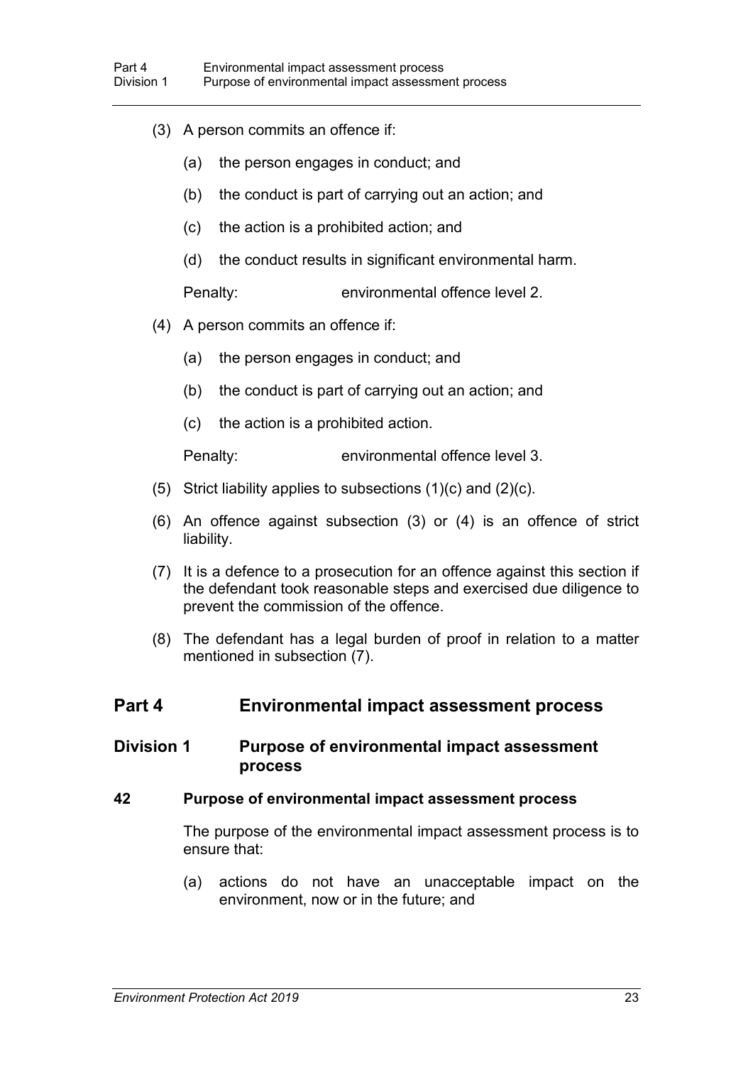(3) A person commits an offence if:

(a) the person engages in conduct; and

(b) the conduct is part of carrying out an action; and

(c) the action is a prohibited action; and

(d) the conduct results in significant environmental harm.

Penalty: environmental offence level 2.

(4) A person commits an offence if:

(a) the person engages in conduct; and

(b) the conduct is part of carrying out an action; and

(c) the action is a prohibited action.

Penalty: environmental offence level 3.

(5) Strict liability applies to subsections (1)(c) and (2)(c).

(6) An offence against subsection (3) or (4) is an offence of strict liability.

(7) It is a defence to a prosecution for an offence against this section if the defendant took reasonable steps and exercised due diligence to prevent the commission of the offence.

(8) The defendant has a legal burden of proof in relation to a matter mentioned in subsection (7).

## Part 4 Environmental impact assessment process

### Division 1 Purpose of environmental impact assessment process

#### 42 Purpose of environmental impact assessment process

The purpose of the environmental impact assessment process is to ensure that:

(a) actions do not have an unacceptable impact on the environment, now or in the future; and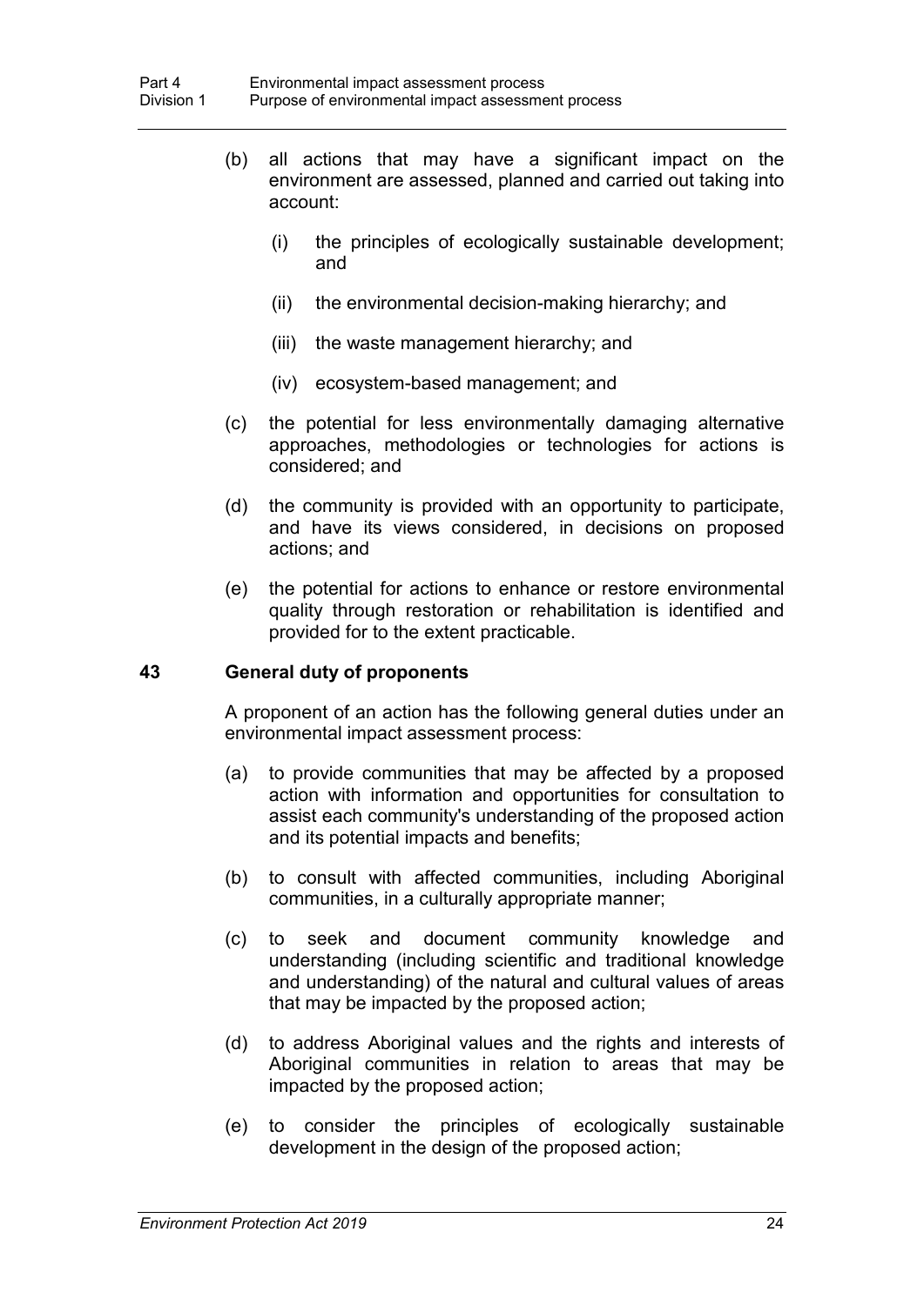(b) all actions that may have a significant impact on the environment are assessed, planned and carried out taking into account:

 (i) the principles of ecologically sustainable development; and

 (ii) the environmental decision-making hierarchy; and

 (iii) the waste management hierarchy; and

 (iv) ecosystem-based management; and

(c) the potential for less environmentally damaging alternative approaches, methodologies or technologies for actions is considered; and

(d) the community is provided with an opportunity to participate, and have its views considered, in decisions on proposed actions; and

(e) the potential for actions to enhance or restore environmental quality through restoration or rehabilitation is identified and provided for to the extent practicable.

### 43 General duty of proponents

A proponent of an action has the following general duties under an environmental impact assessment process:

(a) to provide communities that may be affected by a proposed action with information and opportunities for consultation to assist each community's understanding of the proposed action and its potential impacts and benefits;

(b) to consult with affected communities, including Aboriginal communities, in a culturally appropriate manner;

(c) to seek and document community knowledge and understanding (including scientific and traditional knowledge and understanding) of the natural and cultural values of areas that may be impacted by the proposed action;

(d) to address Aboriginal values and the rights and interests of Aboriginal communities in relation to areas that may be impacted by the proposed action;

(e) to consider the principles of ecologically sustainable development in the design of the proposed action;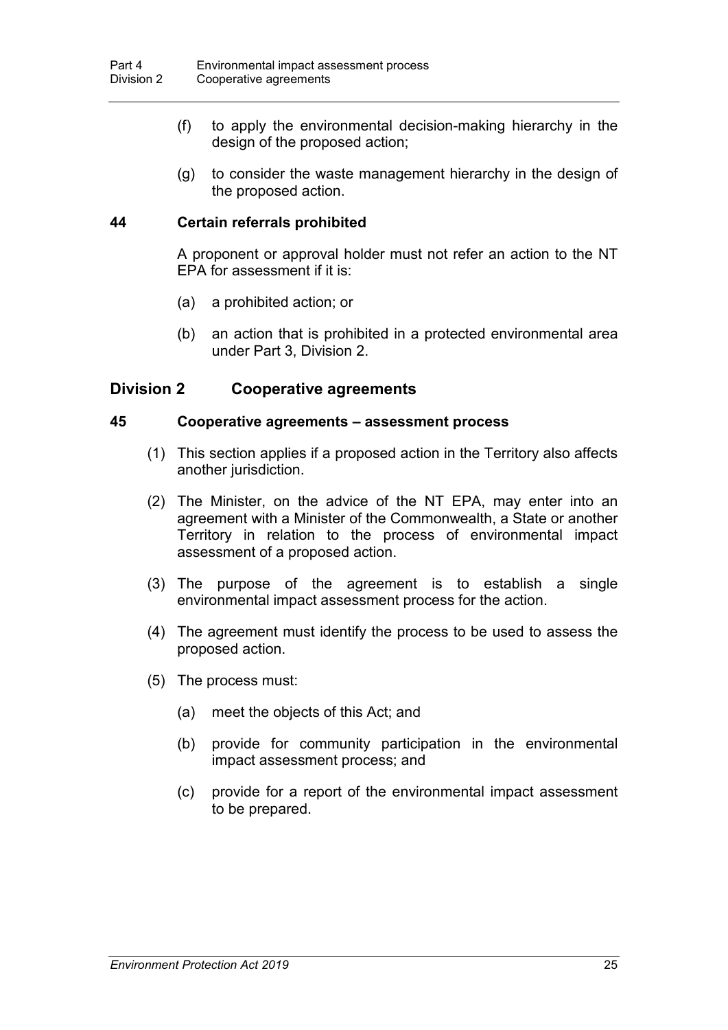(f) to apply the environmental decision-making hierarchy in the design of the proposed action;

(g) to consider the waste management hierarchy in the design of the proposed action.

### 44 Certain referrals prohibited

A proponent or approval holder must not refer an action to the NT EPA for assessment if it is:

(a) a prohibited action; or

(b) an action that is prohibited in a protected environmental area under Part 3, Division 2.

## Division 2 Cooperative agreements

### 45 Cooperative agreements – assessment process

(1) This section applies if a proposed action in the Territory also affects another jurisdiction.

(2) The Minister, on the advice of the NT EPA, may enter into an agreement with a Minister of the Commonwealth, a State or another Territory in relation to the process of environmental impact assessment of a proposed action.

(3) The purpose of the agreement is to establish a single environmental impact assessment process for the action.

(4) The agreement must identify the process to be used to assess the proposed action.

(5) The process must:

(a) meet the objects of this Act; and

(b) provide for community participation in the environmental impact assessment process; and

(c) provide for a report of the environmental impact assessment to be prepared.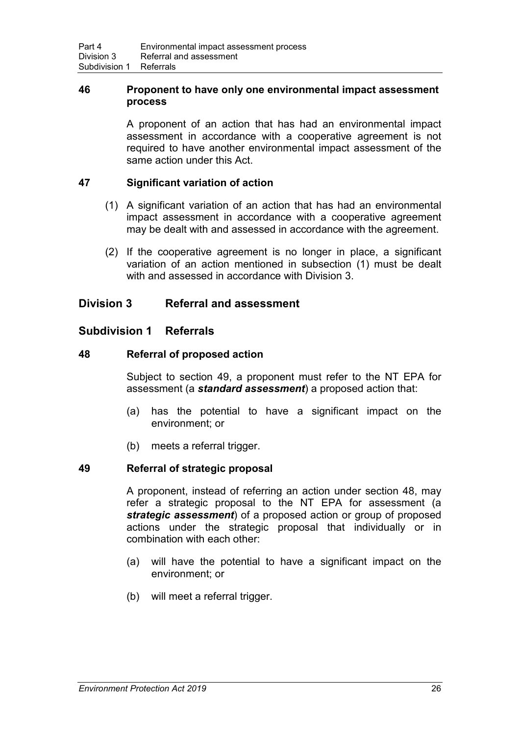### 46 Proponent to have only one environmental impact assessment process

A proponent of an action that has had an environmental impact assessment in accordance with a cooperative agreement is not required to have another environmental impact assessment of the same action under this Act.

### 47 Significant variation of action

(1) A significant variation of an action that has had an environmental impact assessment in accordance with a cooperative agreement may be dealt with and assessed in accordance with the agreement.

(2) If the cooperative agreement is no longer in place, a significant variation of an action mentioned in subsection (1) must be dealt with and assessed in accordance with Division 3.

## Division 3 Referral and assessment

## Subdivision 1 Referrals

### 48 Referral of proposed action

Subject to section 49, a proponent must refer to the NT EPA for assessment (a ***standard assessment***) a proposed action that:

(a) has the potential to have a significant impact on the environment; or

(b) meets a referral trigger.

### 49 Referral of strategic proposal

A proponent, instead of referring an action under section 48, may refer a strategic proposal to the NT EPA for assessment (a ***strategic assessment***) of a proposed action or group of proposed actions under the strategic proposal that individually or in combination with each other:

(a) will have the potential to have a significant impact on the environment; or

(b) will meet a referral trigger.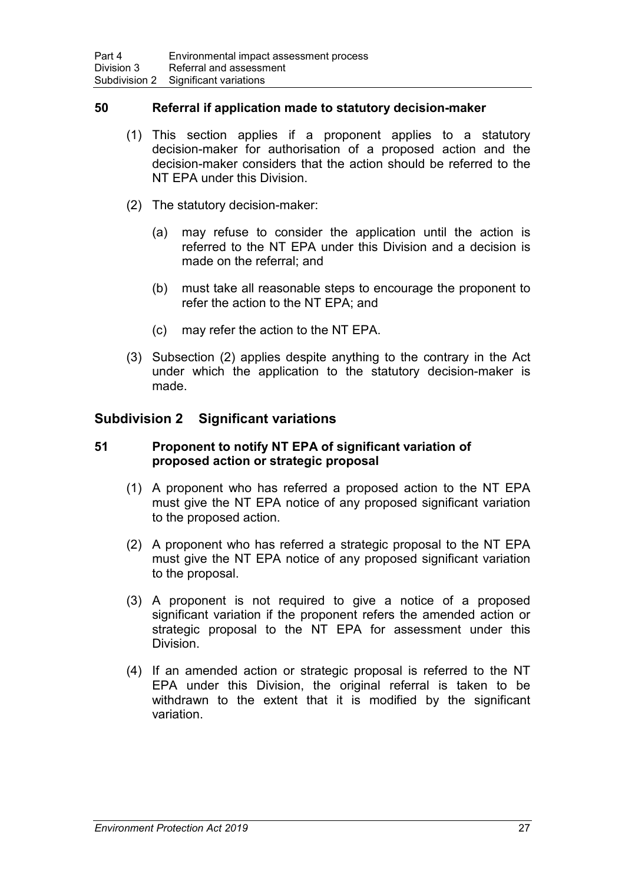### 50 Referral if application made to statutory decision-maker

(1) This section applies if a proponent applies to a statutory decision-maker for authorisation of a proposed action and the decision-maker considers that the action should be referred to the NT EPA under this Division.

(2) The statutory decision-maker:

(a) may refuse to consider the application until the action is referred to the NT EPA under this Division and a decision is made on the referral; and

(b) must take all reasonable steps to encourage the proponent to refer the action to the NT EPA; and

(c) may refer the action to the NT EPA.

(3) Subsection (2) applies despite anything to the contrary in the Act under which the application to the statutory decision-maker is made.

## Subdivision 2 Significant variations

### 51 Proponent to notify NT EPA of significant variation of proposed action or strategic proposal

(1) A proponent who has referred a proposed action to the NT EPA must give the NT EPA notice of any proposed significant variation to the proposed action.

(2) A proponent who has referred a strategic proposal to the NT EPA must give the NT EPA notice of any proposed significant variation to the proposal.

(3) A proponent is not required to give a notice of a proposed significant variation if the proponent refers the amended action or strategic proposal to the NT EPA for assessment under this Division.

(4) If an amended action or strategic proposal is referred to the NT EPA under this Division, the original referral is taken to be withdrawn to the extent that it is modified by the significant variation.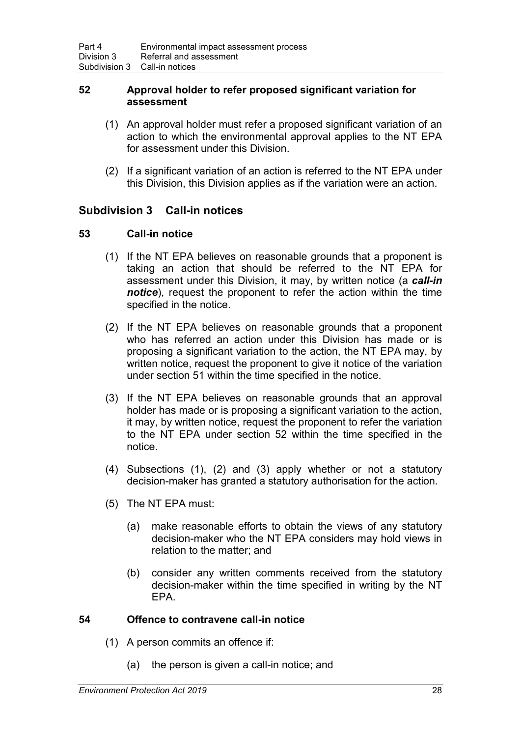### 52 Approval holder to refer proposed significant variation for assessment

(1) An approval holder must refer a proposed significant variation of an action to which the environmental approval applies to the NT EPA for assessment under this Division.

(2) If a significant variation of an action is referred to the NT EPA under this Division, this Division applies as if the variation were an action.

## Subdivision 3 Call-in notices

### 53 Call-in notice

(1) If the NT EPA believes on reasonable grounds that a proponent is taking an action that should be referred to the NT EPA for assessment under this Division, it may, by written notice (a ***call-in notice***), request the proponent to refer the action within the time specified in the notice.

(2) If the NT EPA believes on reasonable grounds that a proponent who has referred an action under this Division has made or is proposing a significant variation to the action, the NT EPA may, by written notice, request the proponent to give it notice of the variation under section 51 within the time specified in the notice.

(3) If the NT EPA believes on reasonable grounds that an approval holder has made or is proposing a significant variation to the action, it may, by written notice, request the proponent to refer the variation to the NT EPA under section 52 within the time specified in the notice.

(4) Subsections (1), (2) and (3) apply whether or not a statutory decision-maker has granted a statutory authorisation for the action.

(5) The NT EPA must:

(a) make reasonable efforts to obtain the views of any statutory decision-maker who the NT EPA considers may hold views in relation to the matter; and

(b) consider any written comments received from the statutory decision-maker within the time specified in writing by the NT EPA.

### 54 Offence to contravene call-in notice

(1) A person commits an offence if:

(a) the person is given a call-in notice; and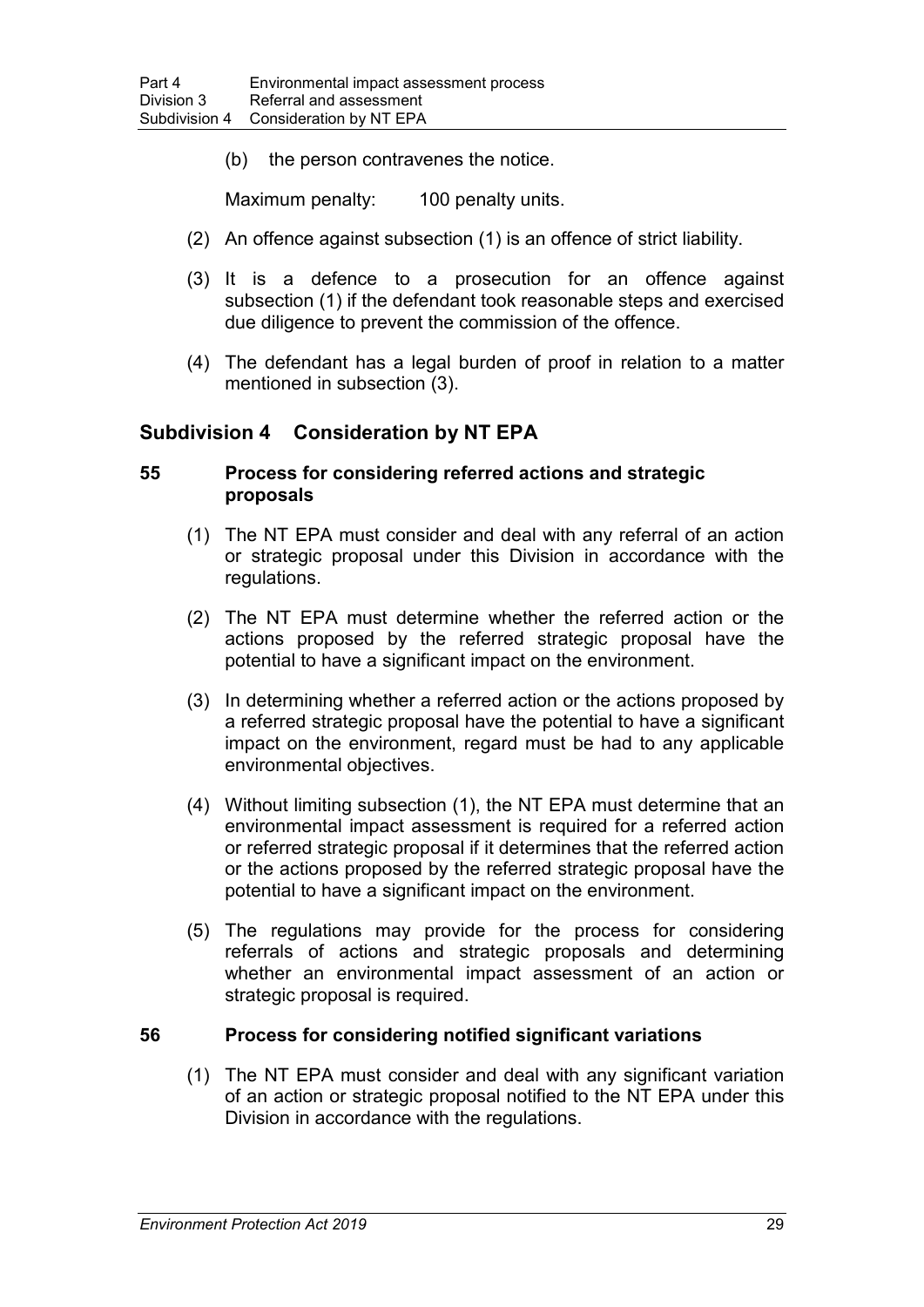(b) the person contravenes the notice.

Maximum penalty: 100 penalty units.

(2) An offence against subsection (1) is an offence of strict liability.

(3) It is a defence to a prosecution for an offence against subsection (1) if the defendant took reasonable steps and exercised due diligence to prevent the commission of the offence.

(4) The defendant has a legal burden of proof in relation to a matter mentioned in subsection (3).

## Subdivision 4 Consideration by NT EPA

### 55 Process for considering referred actions and strategic proposals

(1) The NT EPA must consider and deal with any referral of an action or strategic proposal under this Division in accordance with the regulations.

(2) The NT EPA must determine whether the referred action or the actions proposed by the referred strategic proposal have the potential to have a significant impact on the environment.

(3) In determining whether a referred action or the actions proposed by a referred strategic proposal have the potential to have a significant impact on the environment, regard must be had to any applicable environmental objectives.

(4) Without limiting subsection (1), the NT EPA must determine that an environmental impact assessment is required for a referred action or referred strategic proposal if it determines that the referred action or the actions proposed by the referred strategic proposal have the potential to have a significant impact on the environment.

(5) The regulations may provide for the process for considering referrals of actions and strategic proposals and determining whether an environmental impact assessment of an action or strategic proposal is required.

### 56 Process for considering notified significant variations

(1) The NT EPA must consider and deal with any significant variation of an action or strategic proposal notified to the NT EPA under this Division in accordance with the regulations.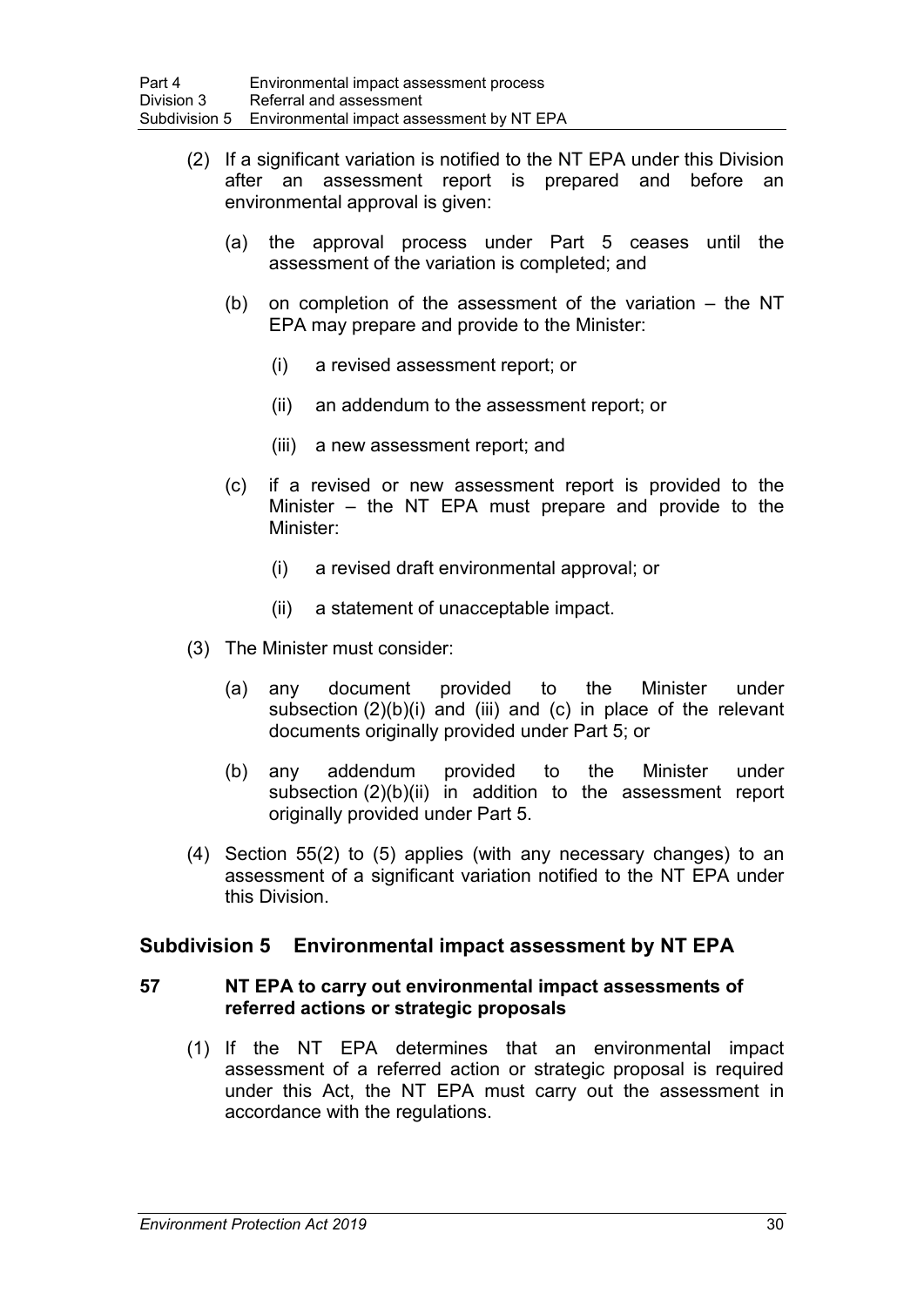(2) If a significant variation is notified to the NT EPA under this Division after an assessment report is prepared and before an environmental approval is given:

(a) the approval process under Part 5 ceases until the assessment of the variation is completed; and

(b) on completion of the assessment of the variation – the NT EPA may prepare and provide to the Minister:

(i) a revised assessment report; or

(ii) an addendum to the assessment report; or

(iii) a new assessment report; and

(c) if a revised or new assessment report is provided to the Minister – the NT EPA must prepare and provide to the Minister:

(i) a revised draft environmental approval; or

(ii) a statement of unacceptable impact.

(3) The Minister must consider:

(a) any document provided to the Minister under subsection (2)(b)(i) and (iii) and (c) in place of the relevant documents originally provided under Part 5; or

(b) any addendum provided to the Minister under subsection (2)(b)(ii) in addition to the assessment report originally provided under Part 5.

(4) Section 55(2) to (5) applies (with any necessary changes) to an assessment of a significant variation notified to the NT EPA under this Division.

## Subdivision 5 Environmental impact assessment by NT EPA

### 57 NT EPA to carry out environmental impact assessments of referred actions or strategic proposals

(1) If the NT EPA determines that an environmental impact assessment of a referred action or strategic proposal is required under this Act, the NT EPA must carry out the assessment in accordance with the regulations.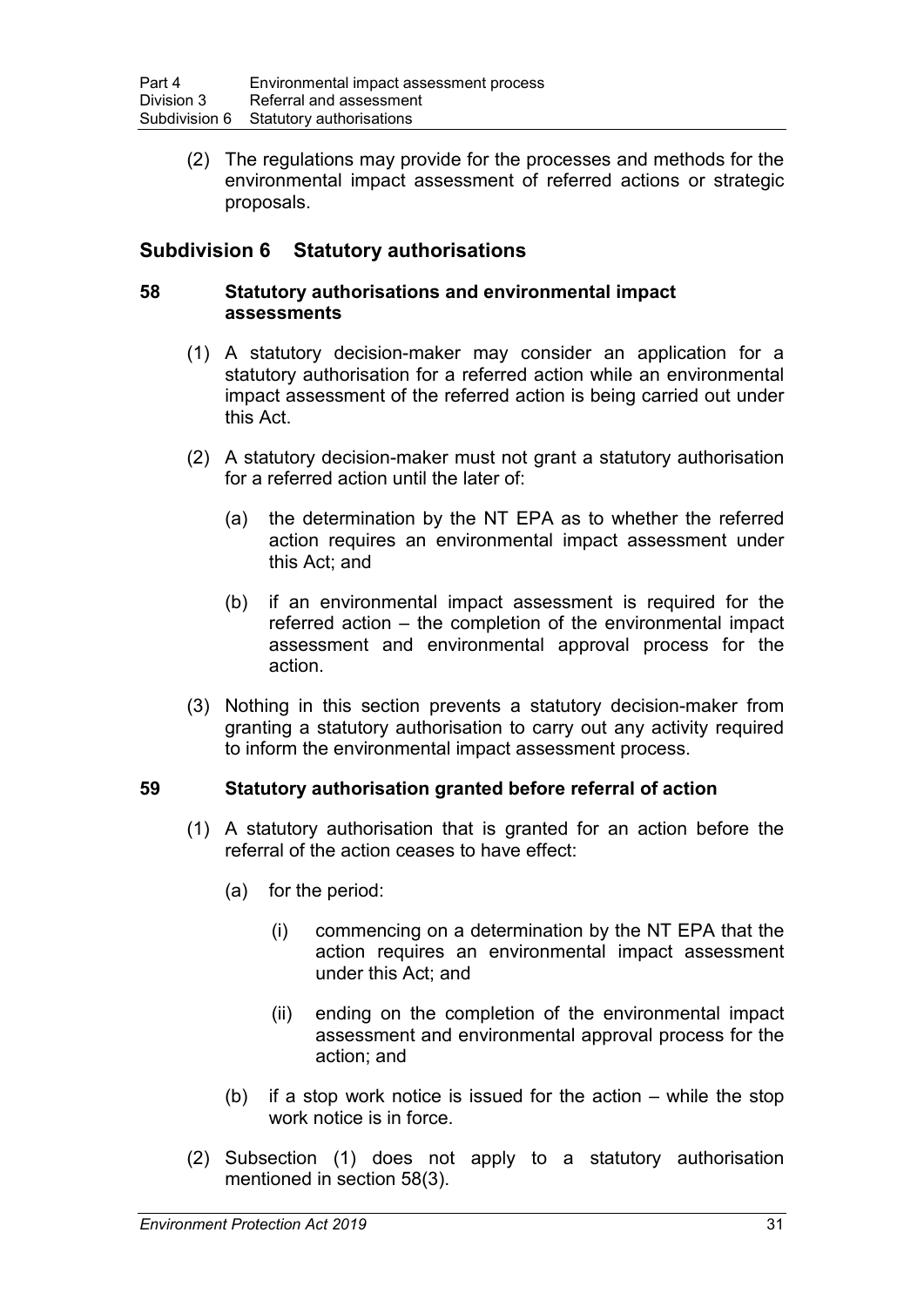(2) The regulations may provide for the processes and methods for the environmental impact assessment of referred actions or strategic proposals.

## Subdivision 6 Statutory authorisations

### 58 Statutory authorisations and environmental impact assessments

(1) A statutory decision-maker may consider an application for a statutory authorisation for a referred action while an environmental impact assessment of the referred action is being carried out under this Act.

(2) A statutory decision-maker must not grant a statutory authorisation for a referred action until the later of:

(a) the determination by the NT EPA as to whether the referred action requires an environmental impact assessment under this Act; and

(b) if an environmental impact assessment is required for the referred action – the completion of the environmental impact assessment and environmental approval process for the action.

(3) Nothing in this section prevents a statutory decision-maker from granting a statutory authorisation to carry out any activity required to inform the environmental impact assessment process.

### 59 Statutory authorisation granted before referral of action

(1) A statutory authorisation that is granted for an action before the referral of the action ceases to have effect:

(a) for the period:

(i) commencing on a determination by the NT EPA that the action requires an environmental impact assessment under this Act; and

(ii) ending on the completion of the environmental impact assessment and environmental approval process for the action; and

(b) if a stop work notice is issued for the action – while the stop work notice is in force.

(2) Subsection (1) does not apply to a statutory authorisation mentioned in section 58(3).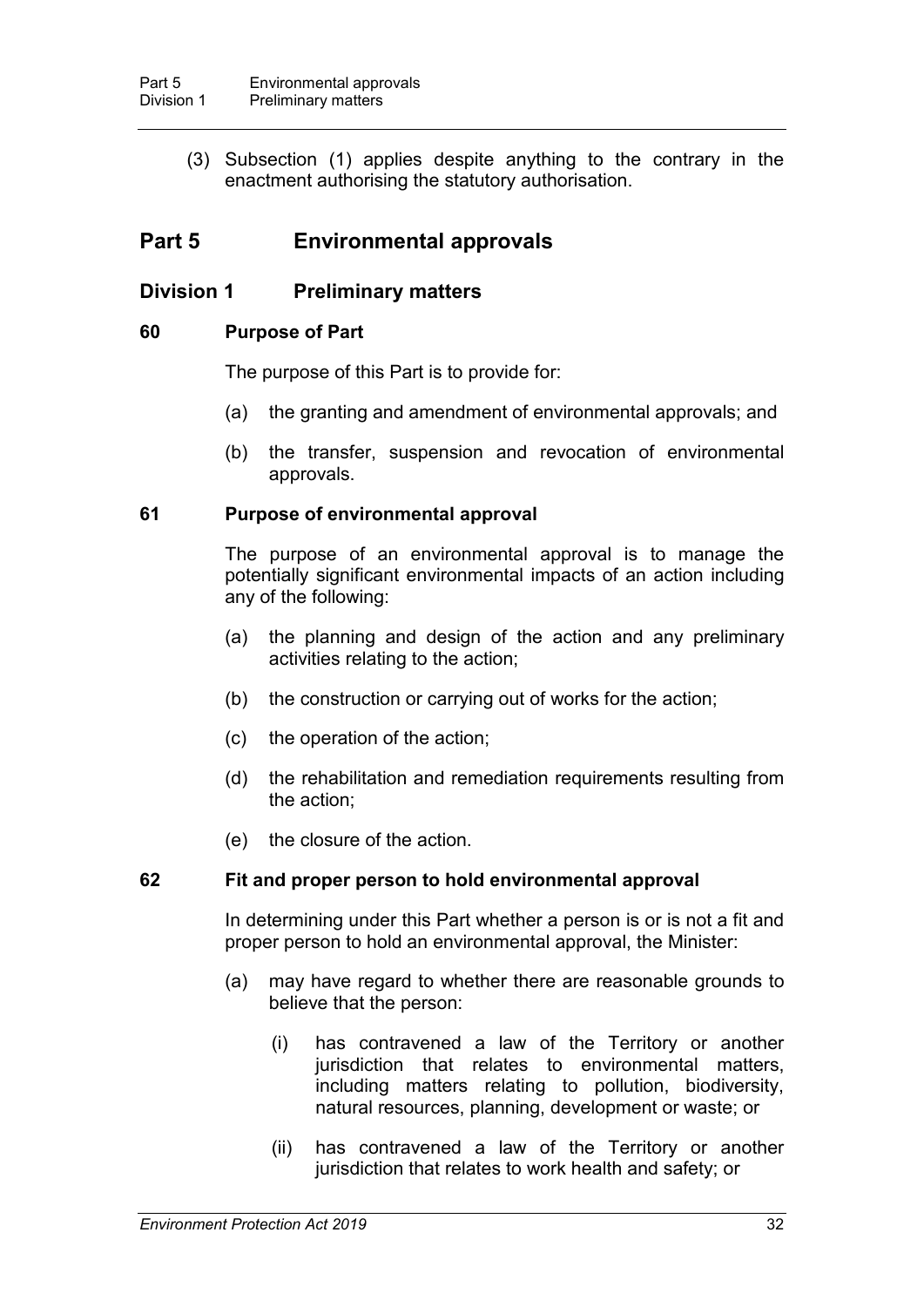(3) Subsection (1) applies despite anything to the contrary in the enactment authorising the statutory authorisation.

# Part 5 Environmental approvals

## Division 1 Preliminary matters

### 60 Purpose of Part

The purpose of this Part is to provide for:

(a) the granting and amendment of environmental approvals; and

(b) the transfer, suspension and revocation of environmental approvals.

### 61 Purpose of environmental approval

The purpose of an environmental approval is to manage the potentially significant environmental impacts of an action including any of the following:

(a) the planning and design of the action and any preliminary activities relating to the action;

(b) the construction or carrying out of works for the action;

(c) the operation of the action;

(d) the rehabilitation and remediation requirements resulting from the action;

(e) the closure of the action.

### 62 Fit and proper person to hold environmental approval

In determining under this Part whether a person is or is not a fit and proper person to hold an environmental approval, the Minister:

(a) may have regard to whether there are reasonable grounds to believe that the person:

(i) has contravened a law of the Territory or another jurisdiction that relates to environmental matters, including matters relating to pollution, biodiversity, natural resources, planning, development or waste; or

(ii) has contravened a law of the Territory or another jurisdiction that relates to work health and safety; or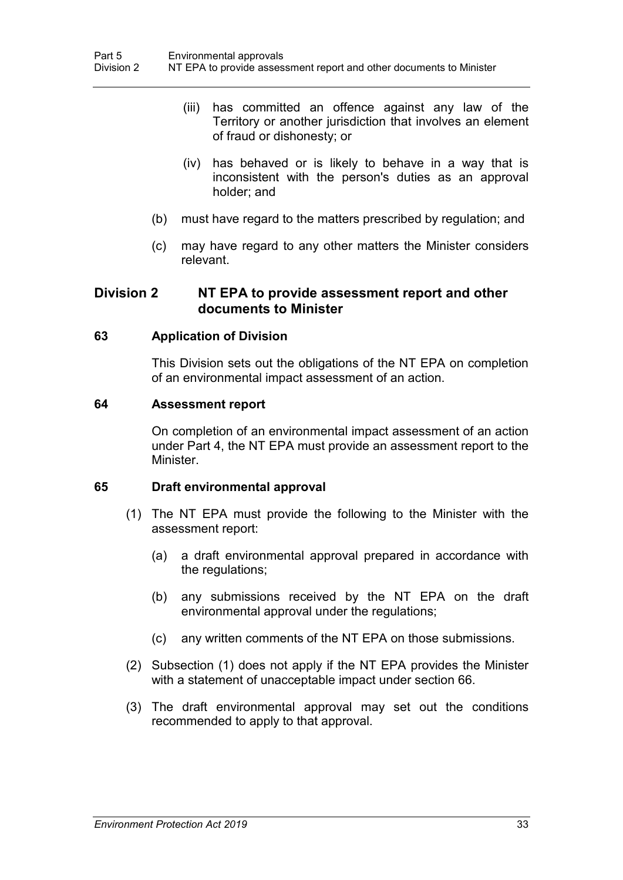(iii) has committed an offence against any law of the Territory or another jurisdiction that involves an element of fraud or dishonesty; or

(iv) has behaved or is likely to behave in a way that is inconsistent with the person's duties as an approval holder; and

(b) must have regard to the matters prescribed by regulation; and

(c) may have regard to any other matters the Minister considers relevant.

## Division 2 NT EPA to provide assessment report and other documents to Minister

### 63 Application of Division

This Division sets out the obligations of the NT EPA on completion of an environmental impact assessment of an action.

### 64 Assessment report

On completion of an environmental impact assessment of an action under Part 4, the NT EPA must provide an assessment report to the Minister.

### 65 Draft environmental approval

(1) The NT EPA must provide the following to the Minister with the assessment report:

(a) a draft environmental approval prepared in accordance with the regulations;

(b) any submissions received by the NT EPA on the draft environmental approval under the regulations;

(c) any written comments of the NT EPA on those submissions.

(2) Subsection (1) does not apply if the NT EPA provides the Minister with a statement of unacceptable impact under section 66.

(3) The draft environmental approval may set out the conditions recommended to apply to that approval.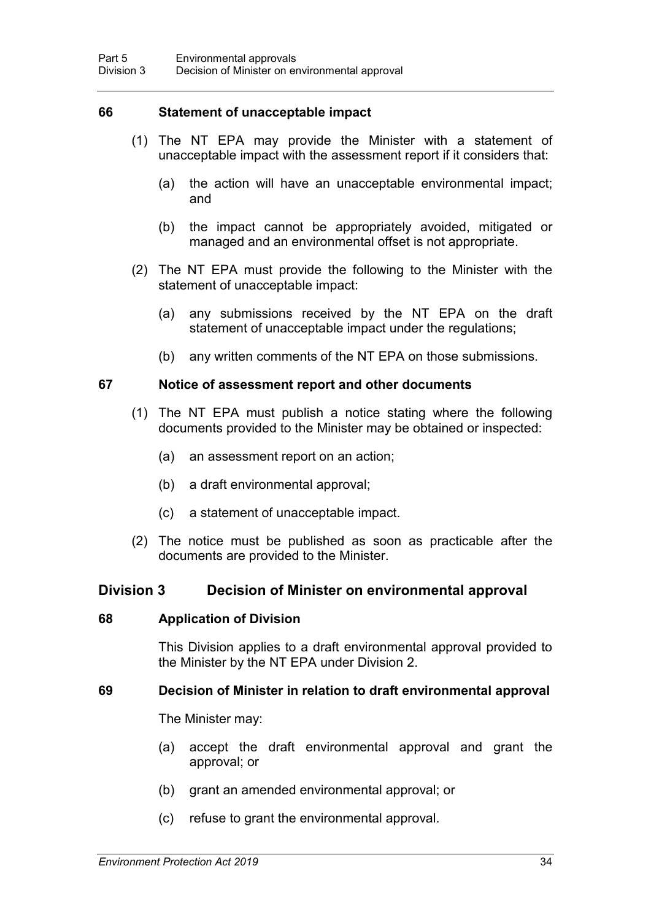### 66 Statement of unacceptable impact

(1) The NT EPA may provide the Minister with a statement of unacceptable impact with the assessment report if it considers that:

(a) the action will have an unacceptable environmental impact; and

(b) the impact cannot be appropriately avoided, mitigated or managed and an environmental offset is not appropriate.

(2) The NT EPA must provide the following to the Minister with the statement of unacceptable impact:

(a) any submissions received by the NT EPA on the draft statement of unacceptable impact under the regulations;

(b) any written comments of the NT EPA on those submissions.

### 67 Notice of assessment report and other documents

(1) The NT EPA must publish a notice stating where the following documents provided to the Minister may be obtained or inspected:

(a) an assessment report on an action;

(b) a draft environmental approval;

(c) a statement of unacceptable impact.

(2) The notice must be published as soon as practicable after the documents are provided to the Minister.

## Division 3 Decision of Minister on environmental approval

### 68 Application of Division

This Division applies to a draft environmental approval provided to the Minister by the NT EPA under Division 2.

### 69 Decision of Minister in relation to draft environmental approval

The Minister may:

(a) accept the draft environmental approval and grant the approval; or

(b) grant an amended environmental approval; or

(c) refuse to grant the environmental approval.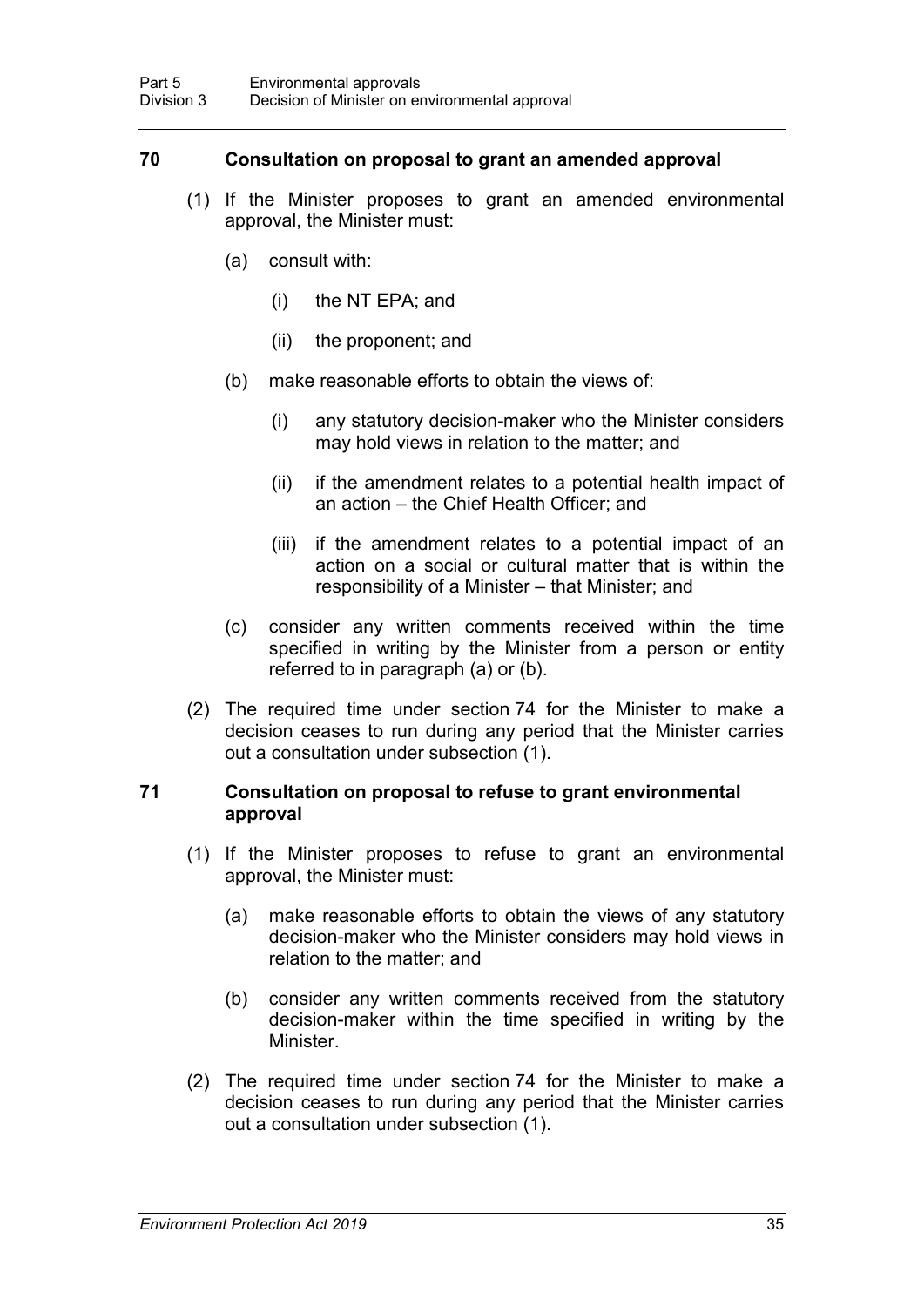### 70 Consultation on proposal to grant an amended approval

(1) If the Minister proposes to grant an amended environmental approval, the Minister must:

(a) consult with:

(i) the NT EPA; and

(ii) the proponent; and

(b) make reasonable efforts to obtain the views of:

(i) any statutory decision-maker who the Minister considers may hold views in relation to the matter; and

(ii) if the amendment relates to a potential health impact of an action – the Chief Health Officer; and

(iii) if the amendment relates to a potential impact of an action on a social or cultural matter that is within the responsibility of a Minister – that Minister; and

(c) consider any written comments received within the time specified in writing by the Minister from a person or entity referred to in paragraph (a) or (b).

(2) The required time under section 74 for the Minister to make a decision ceases to run during any period that the Minister carries out a consultation under subsection (1).

### 71 Consultation on proposal to refuse to grant environmental approval

(1) If the Minister proposes to refuse to grant an environmental approval, the Minister must:

(a) make reasonable efforts to obtain the views of any statutory decision-maker who the Minister considers may hold views in relation to the matter; and

(b) consider any written comments received from the statutory decision-maker within the time specified in writing by the Minister.

(2) The required time under section 74 for the Minister to make a decision ceases to run during any period that the Minister carries out a consultation under subsection (1).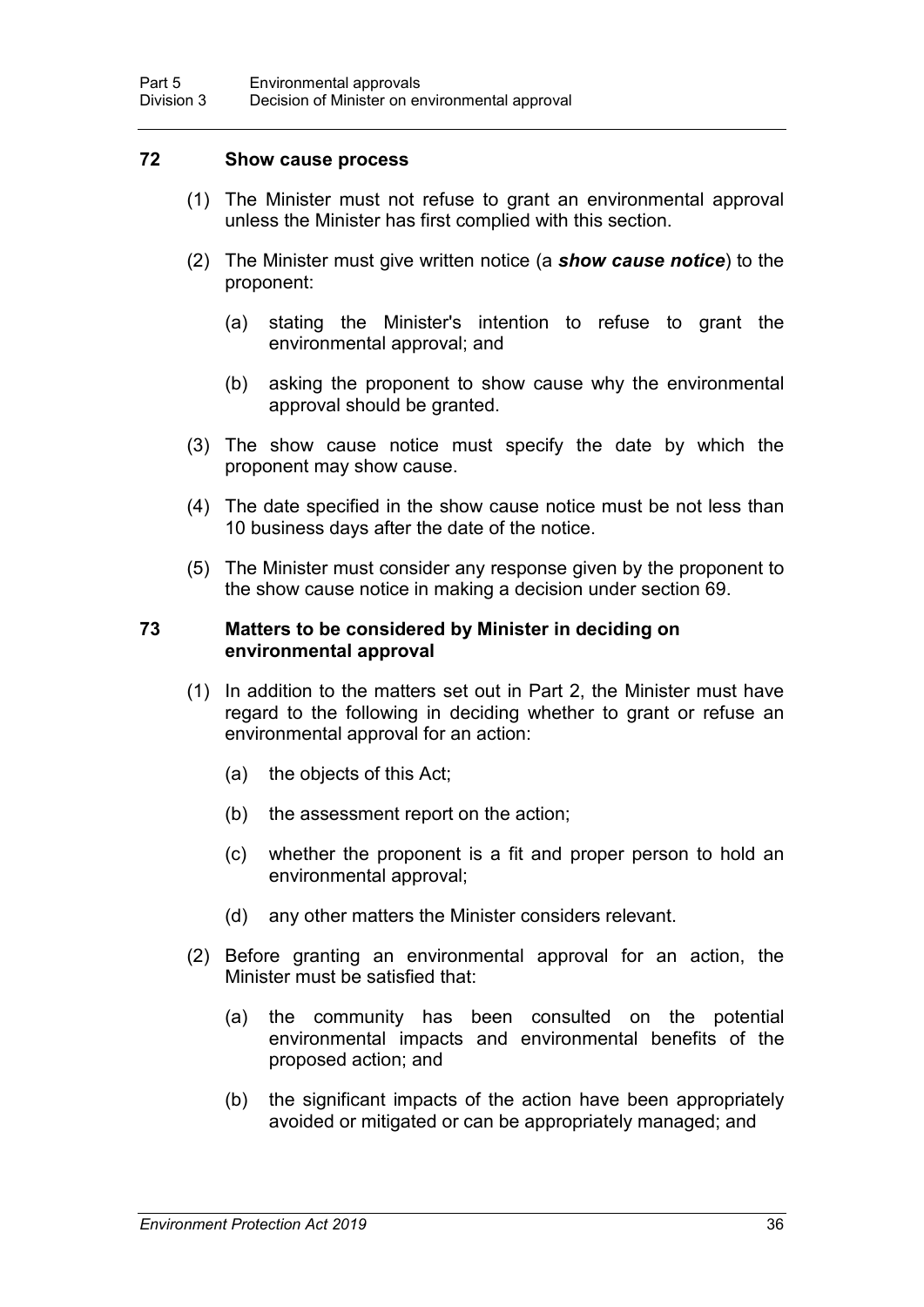### 72 Show cause process

(1) The Minister must not refuse to grant an environmental approval unless the Minister has first complied with this section.

(2) The Minister must give written notice (a ***show cause notice***) to the proponent:

(a) stating the Minister's intention to refuse to grant the environmental approval; and

(b) asking the proponent to show cause why the environmental approval should be granted.

(3) The show cause notice must specify the date by which the proponent may show cause.

(4) The date specified in the show cause notice must be not less than 10 business days after the date of the notice.

(5) The Minister must consider any response given by the proponent to the show cause notice in making a decision under section 69.

### 73 Matters to be considered by Minister in deciding on environmental approval

(1) In addition to the matters set out in Part 2, the Minister must have regard to the following in deciding whether to grant or refuse an environmental approval for an action:

(a) the objects of this Act;

(b) the assessment report on the action;

(c) whether the proponent is a fit and proper person to hold an environmental approval;

(d) any other matters the Minister considers relevant.

(2) Before granting an environmental approval for an action, the Minister must be satisfied that:

(a) the community has been consulted on the potential environmental impacts and environmental benefits of the proposed action; and

(b) the significant impacts of the action have been appropriately avoided or mitigated or can be appropriately managed; and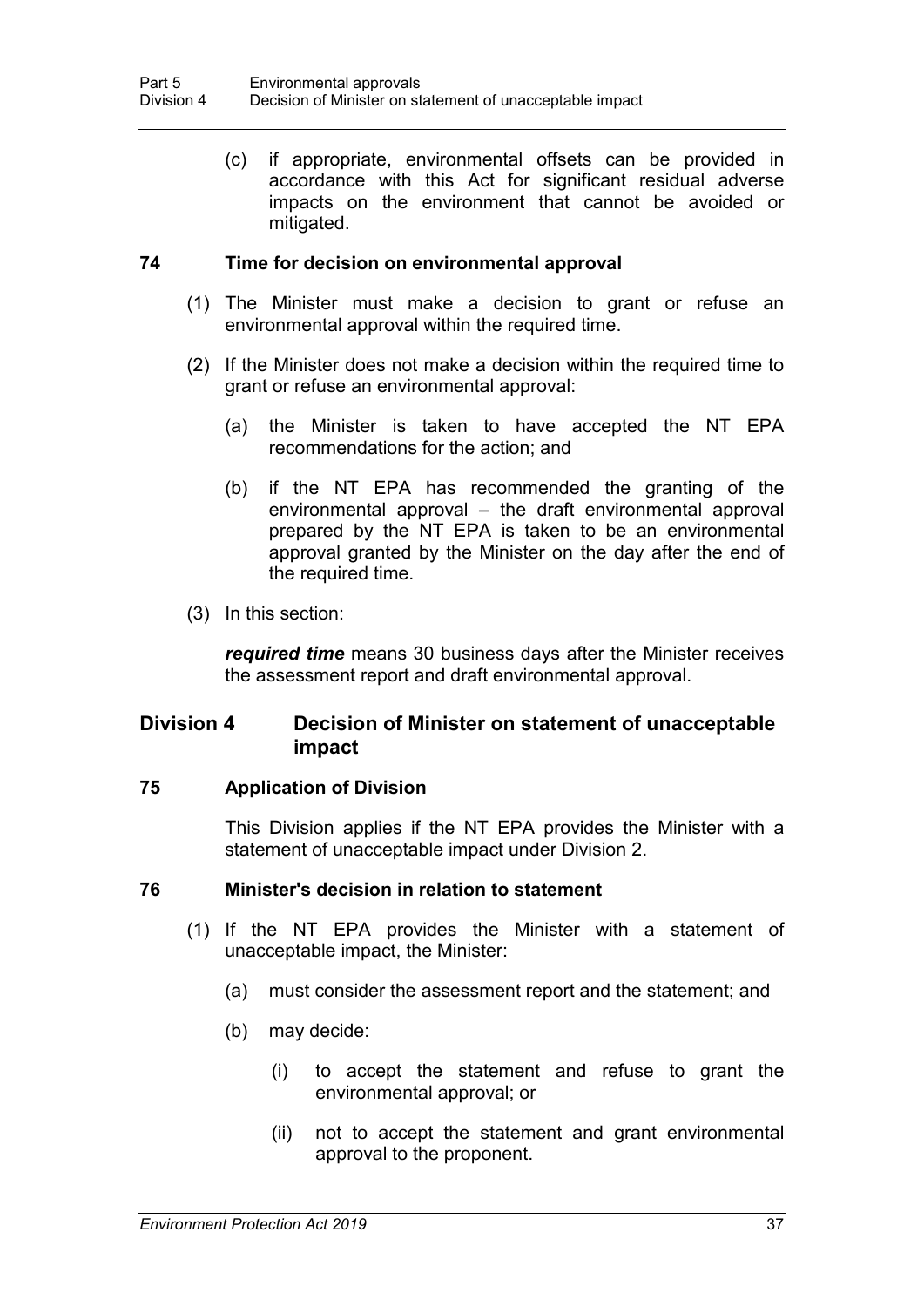(c) if appropriate, environmental offsets can be provided in accordance with this Act for significant residual adverse impacts on the environment that cannot be avoided or mitigated.

### 74 Time for decision on environmental approval

(1) The Minister must make a decision to grant or refuse an environmental approval within the required time.

(2) If the Minister does not make a decision within the required time to grant or refuse an environmental approval:

(a) the Minister is taken to have accepted the NT EPA recommendations for the action; and

(b) if the NT EPA has recommended the granting of the environmental approval – the draft environmental approval prepared by the NT EPA is taken to be an environmental approval granted by the Minister on the day after the end of the required time.

(3) In this section:

***required time*** means 30 business days after the Minister receives the assessment report and draft environmental approval.

## Division 4 Decision of Minister on statement of unacceptable impact

### 75 Application of Division

This Division applies if the NT EPA provides the Minister with a statement of unacceptable impact under Division 2.

### 76 Minister's decision in relation to statement

(1) If the NT EPA provides the Minister with a statement of unacceptable impact, the Minister:

(a) must consider the assessment report and the statement; and

(b) may decide:

(i) to accept the statement and refuse to grant the environmental approval; or

(ii) not to accept the statement and grant environmental approval to the proponent.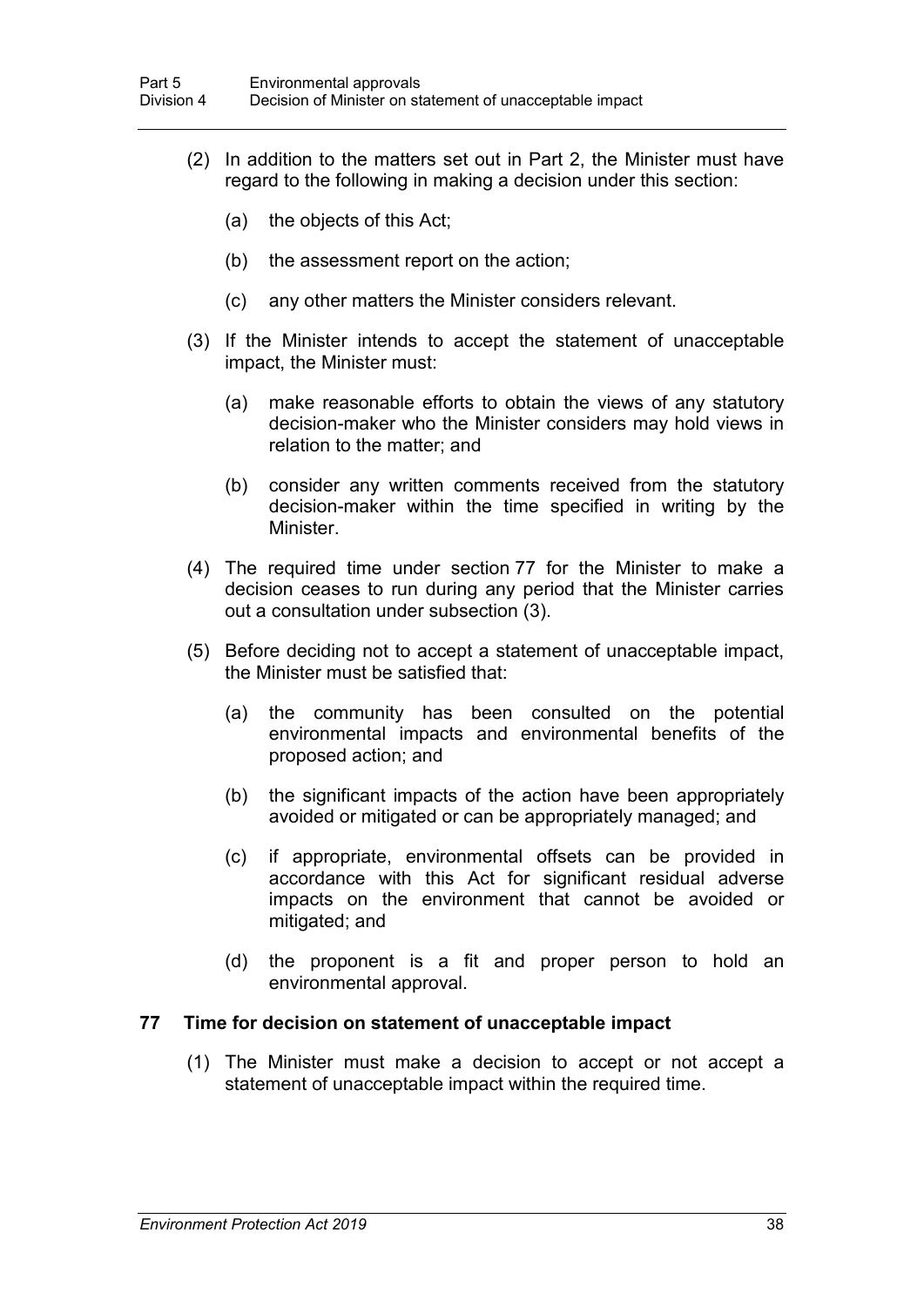(2) In addition to the matters set out in Part 2, the Minister must have regard to the following in making a decision under this section:

(a) the objects of this Act;

(b) the assessment report on the action;

(c) any other matters the Minister considers relevant.

(3) If the Minister intends to accept the statement of unacceptable impact, the Minister must:

(a) make reasonable efforts to obtain the views of any statutory decision-maker who the Minister considers may hold views in relation to the matter; and

(b) consider any written comments received from the statutory decision-maker within the time specified in writing by the Minister.

(4) The required time under section 77 for the Minister to make a decision ceases to run during any period that the Minister carries out a consultation under subsection (3).

(5) Before deciding not to accept a statement of unacceptable impact, the Minister must be satisfied that:

(a) the community has been consulted on the potential environmental impacts and environmental benefits of the proposed action; and

(b) the significant impacts of the action have been appropriately avoided or mitigated or can be appropriately managed; and

(c) if appropriate, environmental offsets can be provided in accordance with this Act for significant residual adverse impacts on the environment that cannot be avoided or mitigated; and

(d) the proponent is a fit and proper person to hold an environmental approval.

### 77 Time for decision on statement of unacceptable impact

(1) The Minister must make a decision to accept or not accept a statement of unacceptable impact within the required time.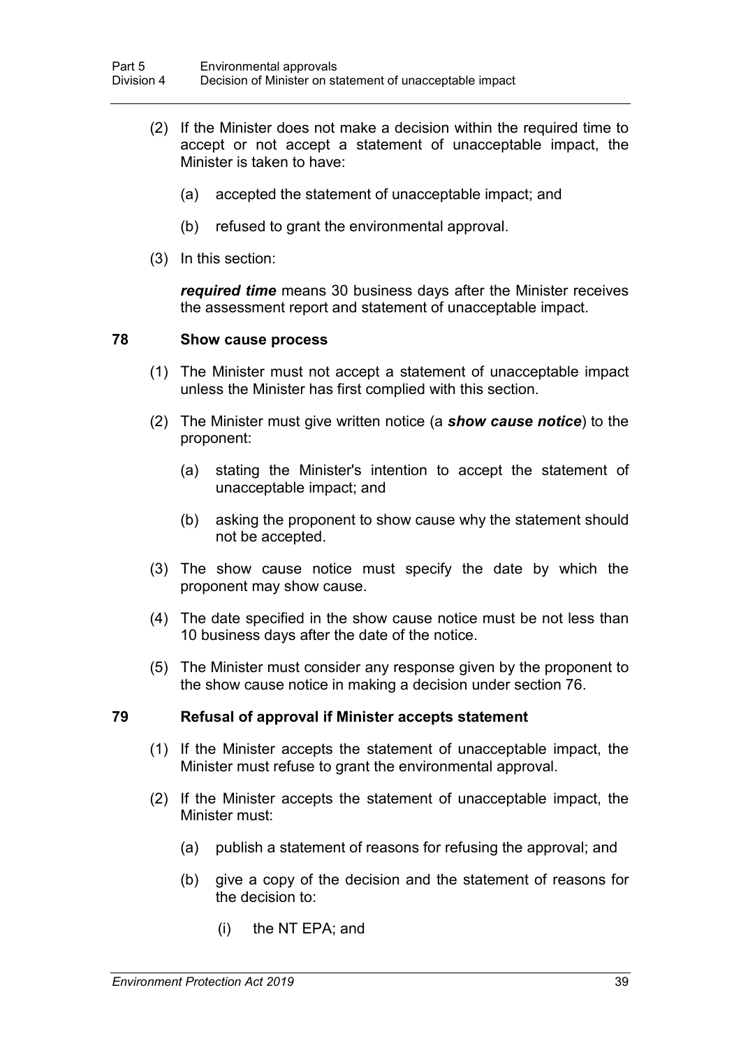(2) If the Minister does not make a decision within the required time to accept or not accept a statement of unacceptable impact, the Minister is taken to have:

(a) accepted the statement of unacceptable impact; and

(b) refused to grant the environmental approval.

(3) In this section:

***required time*** means 30 business days after the Minister receives the assessment report and statement of unacceptable impact.

### 78 Show cause process

(1) The Minister must not accept a statement of unacceptable impact unless the Minister has first complied with this section.

(2) The Minister must give written notice (a ***show cause notice***) to the proponent:

(a) stating the Minister's intention to accept the statement of unacceptable impact; and

(b) asking the proponent to show cause why the statement should not be accepted.

(3) The show cause notice must specify the date by which the proponent may show cause.

(4) The date specified in the show cause notice must be not less than 10 business days after the date of the notice.

(5) The Minister must consider any response given by the proponent to the show cause notice in making a decision under section 76.

### 79 Refusal of approval if Minister accepts statement

(1) If the Minister accepts the statement of unacceptable impact, the Minister must refuse to grant the environmental approval.

(2) If the Minister accepts the statement of unacceptable impact, the Minister must:

(a) publish a statement of reasons for refusing the approval; and

(b) give a copy of the decision and the statement of reasons for the decision to:

(i) the NT EPA; and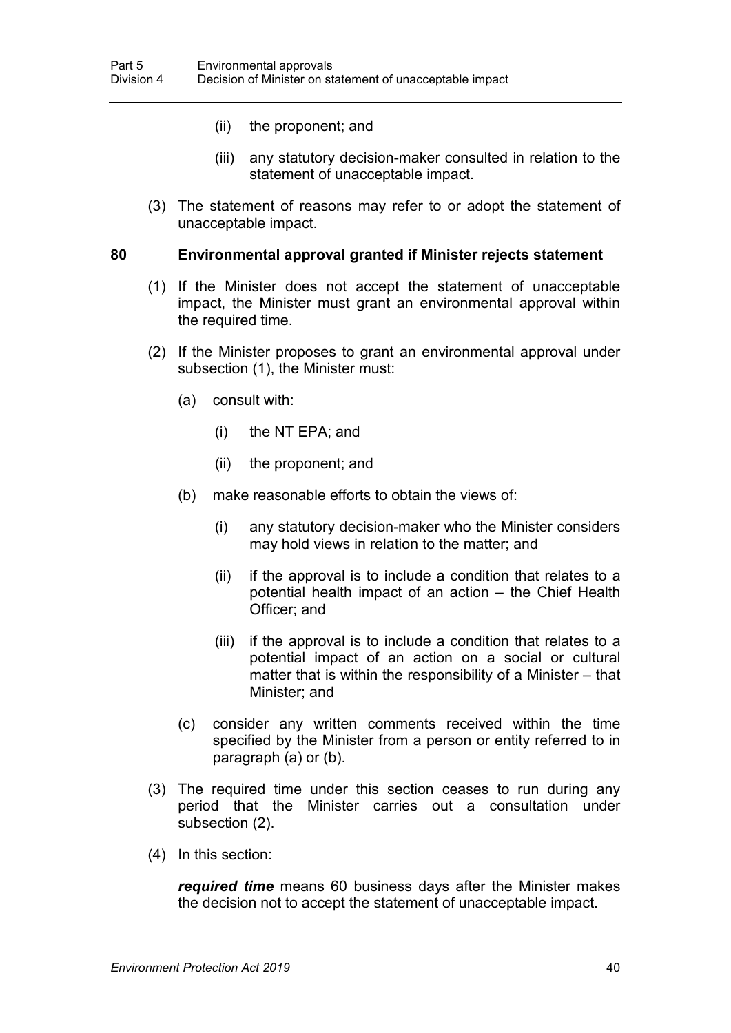(ii) the proponent; and

(iii) any statutory decision-maker consulted in relation to the statement of unacceptable impact.

(3) The statement of reasons may refer to or adopt the statement of unacceptable impact.

### 80 Environmental approval granted if Minister rejects statement

(1) If the Minister does not accept the statement of unacceptable impact, the Minister must grant an environmental approval within the required time.

(2) If the Minister proposes to grant an environmental approval under subsection (1), the Minister must:

(a) consult with:

(i) the NT EPA; and

(ii) the proponent; and

(b) make reasonable efforts to obtain the views of:

(i) any statutory decision-maker who the Minister considers may hold views in relation to the matter; and

(ii) if the approval is to include a condition that relates to a potential health impact of an action – the Chief Health Officer; and

(iii) if the approval is to include a condition that relates to a potential impact of an action on a social or cultural matter that is within the responsibility of a Minister – that Minister; and

(c) consider any written comments received within the time specified by the Minister from a person or entity referred to in paragraph (a) or (b).

(3) The required time under this section ceases to run during any period that the Minister carries out a consultation under subsection (2).

(4) In this section:

***required time*** means 60 business days after the Minister makes the decision not to accept the statement of unacceptable impact.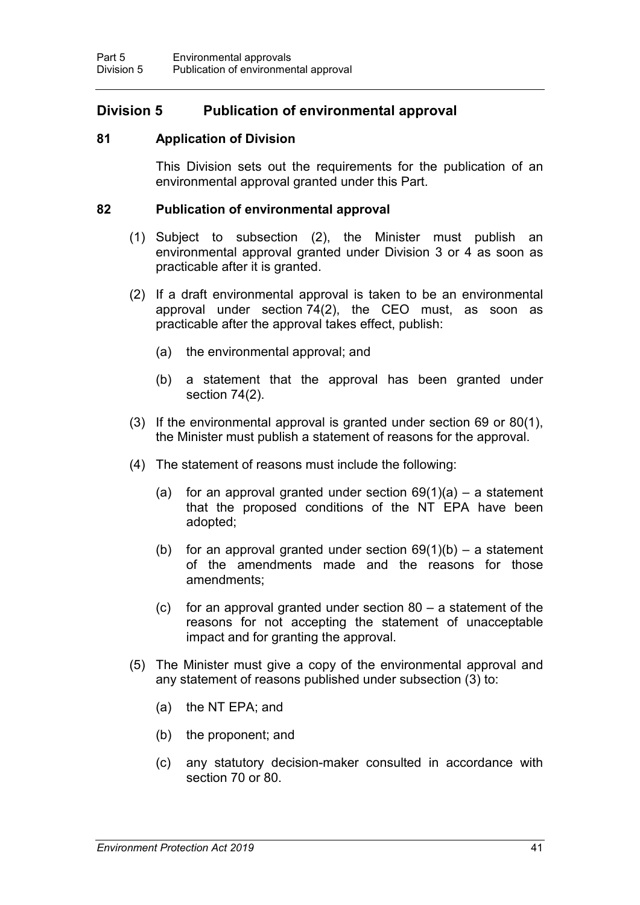## Division 5 Publication of environmental approval

### 81 Application of Division

This Division sets out the requirements for the publication of an environmental approval granted under this Part.

### 82 Publication of environmental approval

(1) Subject to subsection (2), the Minister must publish an environmental approval granted under Division 3 or 4 as soon as practicable after it is granted.

(2) If a draft environmental approval is taken to be an environmental approval under section 74(2), the CEO must, as soon as practicable after the approval takes effect, publish:

(a) the environmental approval; and

(b) a statement that the approval has been granted under section 74(2).

(3) If the environmental approval is granted under section 69 or 80(1), the Minister must publish a statement of reasons for the approval.

(4) The statement of reasons must include the following:

(a) for an approval granted under section 69(1)(a) – a statement that the proposed conditions of the NT EPA have been adopted;

(b) for an approval granted under section 69(1)(b) – a statement of the amendments made and the reasons for those amendments;

(c) for an approval granted under section 80 – a statement of the reasons for not accepting the statement of unacceptable impact and for granting the approval.

(5) The Minister must give a copy of the environmental approval and any statement of reasons published under subsection (3) to:

(a) the NT EPA; and

(b) the proponent; and

(c) any statutory decision-maker consulted in accordance with section 70 or 80.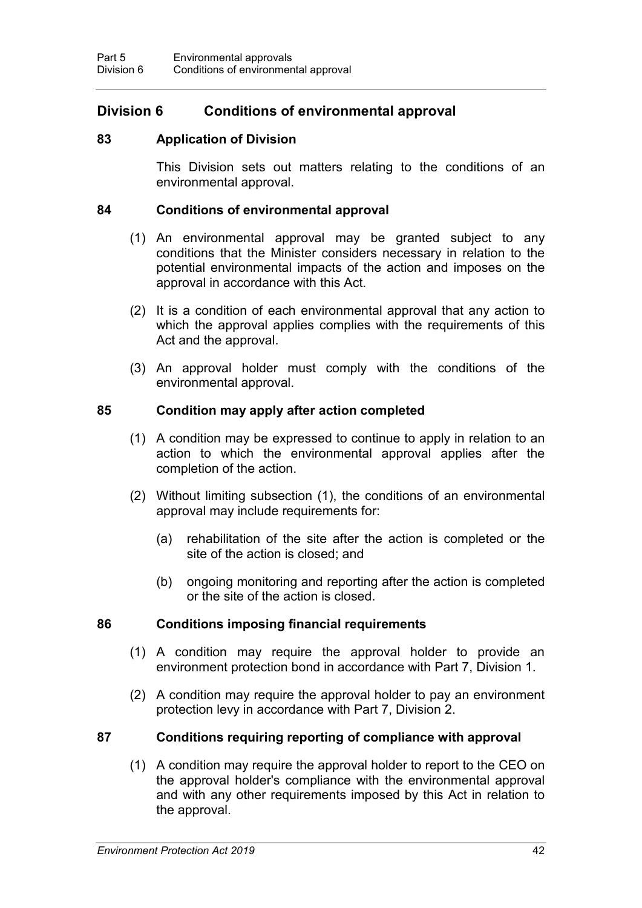## Division 6 Conditions of environmental approval

### 83 Application of Division

This Division sets out matters relating to the conditions of an environmental approval.

### 84 Conditions of environmental approval

(1) An environmental approval may be granted subject to any conditions that the Minister considers necessary in relation to the potential environmental impacts of the action and imposes on the approval in accordance with this Act.

(2) It is a condition of each environmental approval that any action to which the approval applies complies with the requirements of this Act and the approval.

(3) An approval holder must comply with the conditions of the environmental approval.

### 85 Condition may apply after action completed

(1) A condition may be expressed to continue to apply in relation to an action to which the environmental approval applies after the completion of the action.

(2) Without limiting subsection (1), the conditions of an environmental approval may include requirements for:

(a) rehabilitation of the site after the action is completed or the site of the action is closed; and

(b) ongoing monitoring and reporting after the action is completed or the site of the action is closed.

### 86 Conditions imposing financial requirements

(1) A condition may require the approval holder to provide an environment protection bond in accordance with Part 7, Division 1.

(2) A condition may require the approval holder to pay an environment protection levy in accordance with Part 7, Division 2.

### 87 Conditions requiring reporting of compliance with approval

(1) A condition may require the approval holder to report to the CEO on the approval holder's compliance with the environmental approval and with any other requirements imposed by this Act in relation to the approval.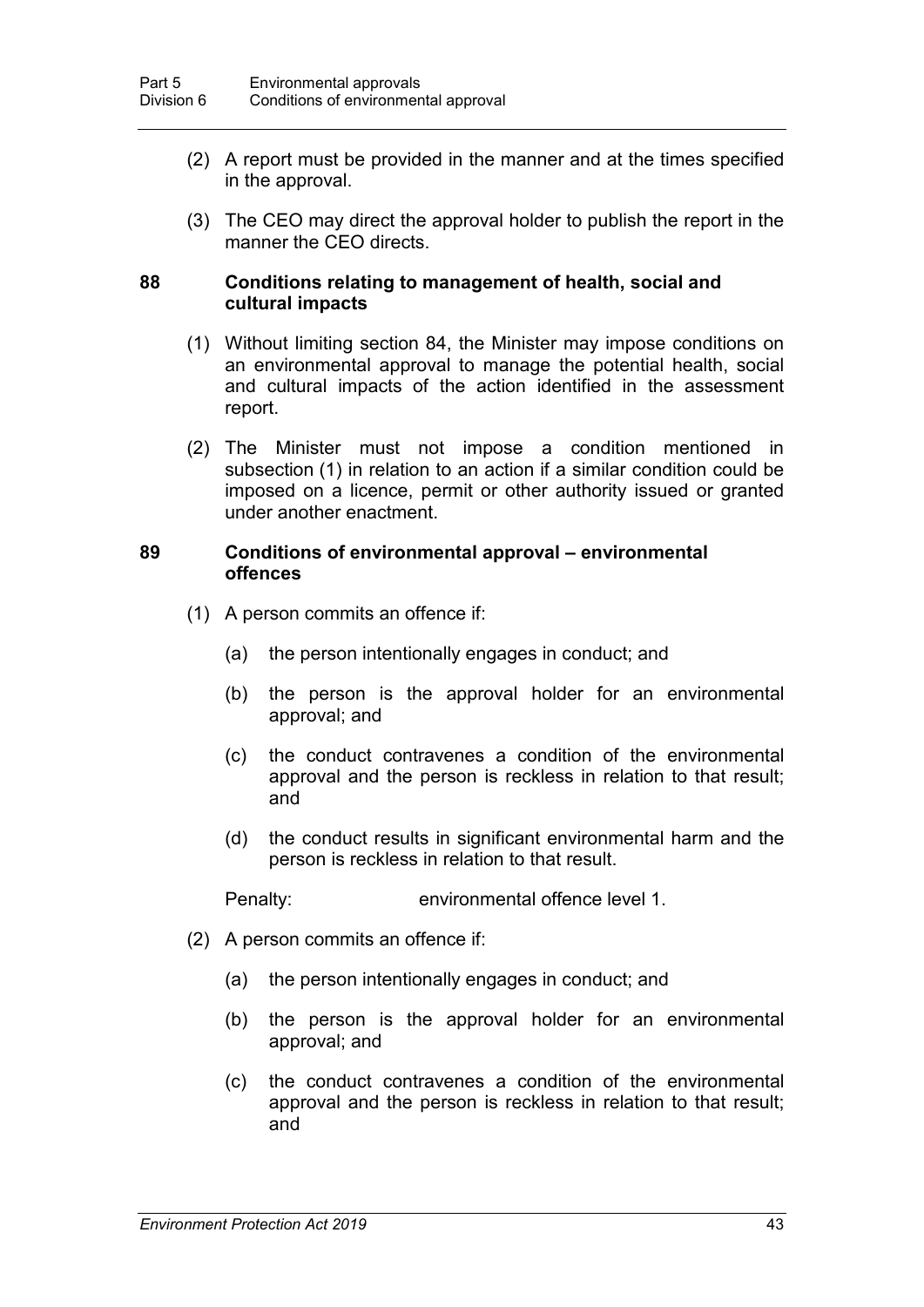(2) A report must be provided in the manner and at the times specified in the approval.

(3) The CEO may direct the approval holder to publish the report in the manner the CEO directs.

### 88 Conditions relating to management of health, social and cultural impacts

(1) Without limiting section 84, the Minister may impose conditions on an environmental approval to manage the potential health, social and cultural impacts of the action identified in the assessment report.

(2) The Minister must not impose a condition mentioned in subsection (1) in relation to an action if a similar condition could be imposed on a licence, permit or other authority issued or granted under another enactment.

### 89 Conditions of environmental approval – environmental offences

(1) A person commits an offence if:

(a) the person intentionally engages in conduct; and

(b) the person is the approval holder for an environmental approval; and

(c) the conduct contravenes a condition of the environmental approval and the person is reckless in relation to that result; and

(d) the conduct results in significant environmental harm and the person is reckless in relation to that result.

Penalty: environmental offence level 1.

(2) A person commits an offence if:

(a) the person intentionally engages in conduct; and

(b) the person is the approval holder for an environmental approval; and

(c) the conduct contravenes a condition of the environmental approval and the person is reckless in relation to that result; and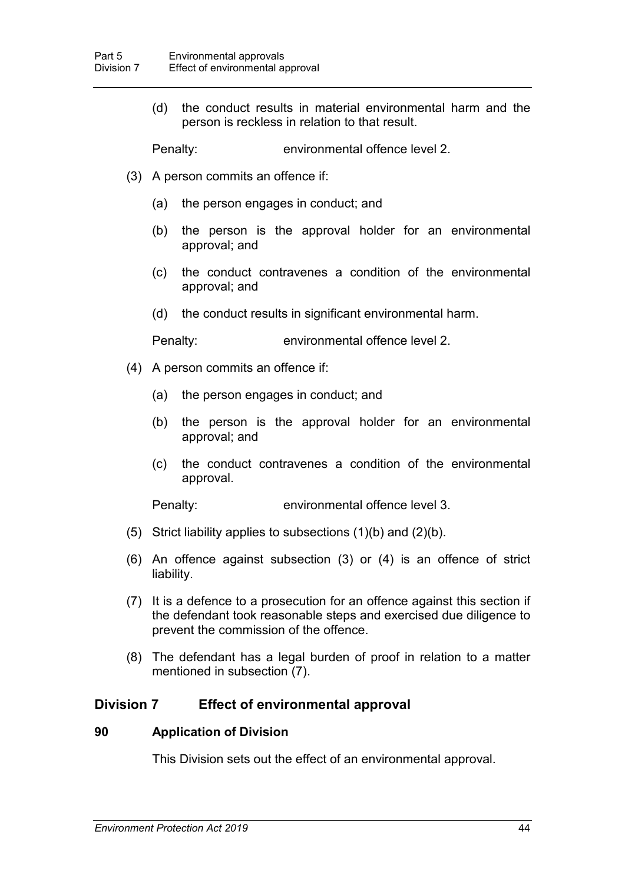(d) the conduct results in material environmental harm and the person is reckless in relation to that result.

Penalty: environmental offence level 2.

(3) A person commits an offence if:

(a) the person engages in conduct; and

(b) the person is the approval holder for an environmental approval; and

(c) the conduct contravenes a condition of the environmental approval; and

(d) the conduct results in significant environmental harm.

Penalty: environmental offence level 2.

(4) A person commits an offence if:

(a) the person engages in conduct; and

(b) the person is the approval holder for an environmental approval; and

(c) the conduct contravenes a condition of the environmental approval.

Penalty: environmental offence level 3.

(5) Strict liability applies to subsections (1)(b) and (2)(b).

(6) An offence against subsection (3) or (4) is an offence of strict liability.

(7) It is a defence to a prosecution for an offence against this section if the defendant took reasonable steps and exercised due diligence to prevent the commission of the offence.

(8) The defendant has a legal burden of proof in relation to a matter mentioned in subsection (7).

## Division 7 Effect of environmental approval

### 90 Application of Division

This Division sets out the effect of an environmental approval.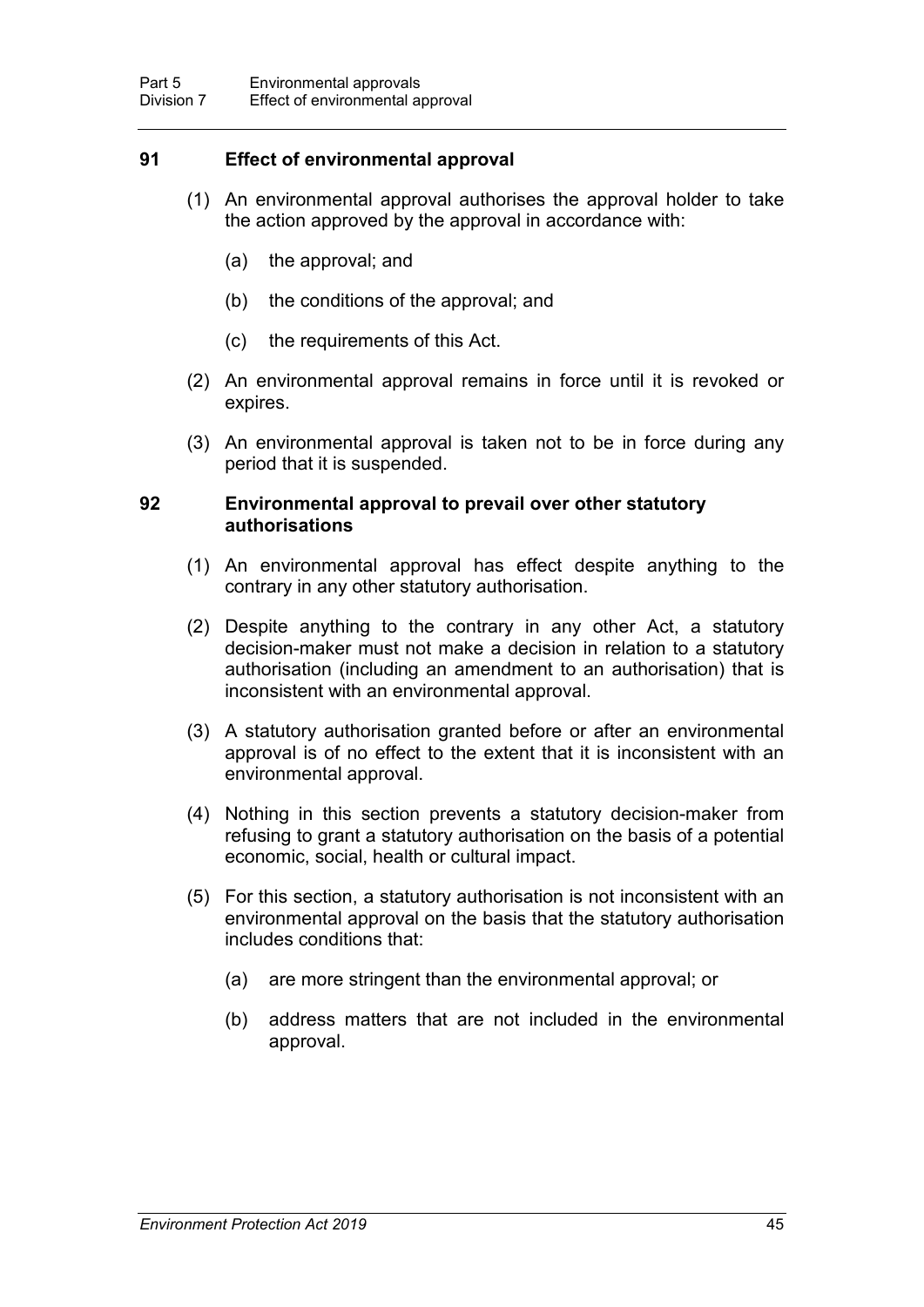## 91 Effect of environmental approval

(1) An environmental approval authorises the approval holder to take the action approved by the approval in accordance with:

(a) the approval; and

(b) the conditions of the approval; and

(c) the requirements of this Act.

(2) An environmental approval remains in force until it is revoked or expires.

(3) An environmental approval is taken not to be in force during any period that it is suspended.

## 92 Environmental approval to prevail over other statutory authorisations

(1) An environmental approval has effect despite anything to the contrary in any other statutory authorisation.

(2) Despite anything to the contrary in any other Act, a statutory decision-maker must not make a decision in relation to a statutory authorisation (including an amendment to an authorisation) that is inconsistent with an environmental approval.

(3) A statutory authorisation granted before or after an environmental approval is of no effect to the extent that it is inconsistent with an environmental approval.

(4) Nothing in this section prevents a statutory decision-maker from refusing to grant a statutory authorisation on the basis of a potential economic, social, health or cultural impact.

(5) For this section, a statutory authorisation is not inconsistent with an environmental approval on the basis that the statutory authorisation includes conditions that:

(a) are more stringent than the environmental approval; or

(b) address matters that are not included in the environmental approval.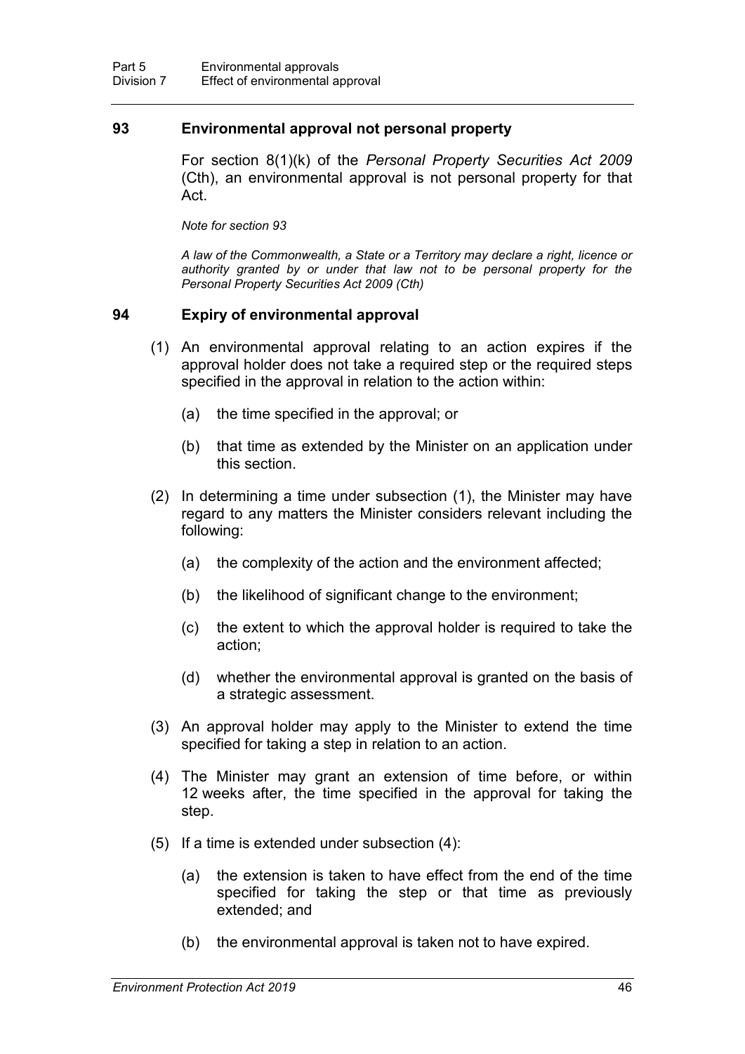### 93 Environmental approval not personal property

For section 8(1)(k) of the *Personal Property Securities Act 2009* (Cth), an environmental approval is not personal property for that Act.

*Note for section 93*

*A law of the Commonwealth, a State or a Territory may declare a right, licence or authority granted by or under that law not to be personal property for the Personal Property Securities Act 2009 (Cth)*

### 94 Expiry of environmental approval

(1) An environmental approval relating to an action expires if the approval holder does not take a required step or the required steps specified in the approval in relation to the action within:

(a) the time specified in the approval; or

(b) that time as extended by the Minister on an application under this section.

(2) In determining a time under subsection (1), the Minister may have regard to any matters the Minister considers relevant including the following:

(a) the complexity of the action and the environment affected;

(b) the likelihood of significant change to the environment;

(c) the extent to which the approval holder is required to take the action;

(d) whether the environmental approval is granted on the basis of a strategic assessment.

(3) An approval holder may apply to the Minister to extend the time specified for taking a step in relation to an action.

(4) The Minister may grant an extension of time before, or within 12 weeks after, the time specified in the approval for taking the step.

(5) If a time is extended under subsection (4):

(a) the extension is taken to have effect from the end of the time specified for taking the step or that time as previously extended; and

(b) the environmental approval is taken not to have expired.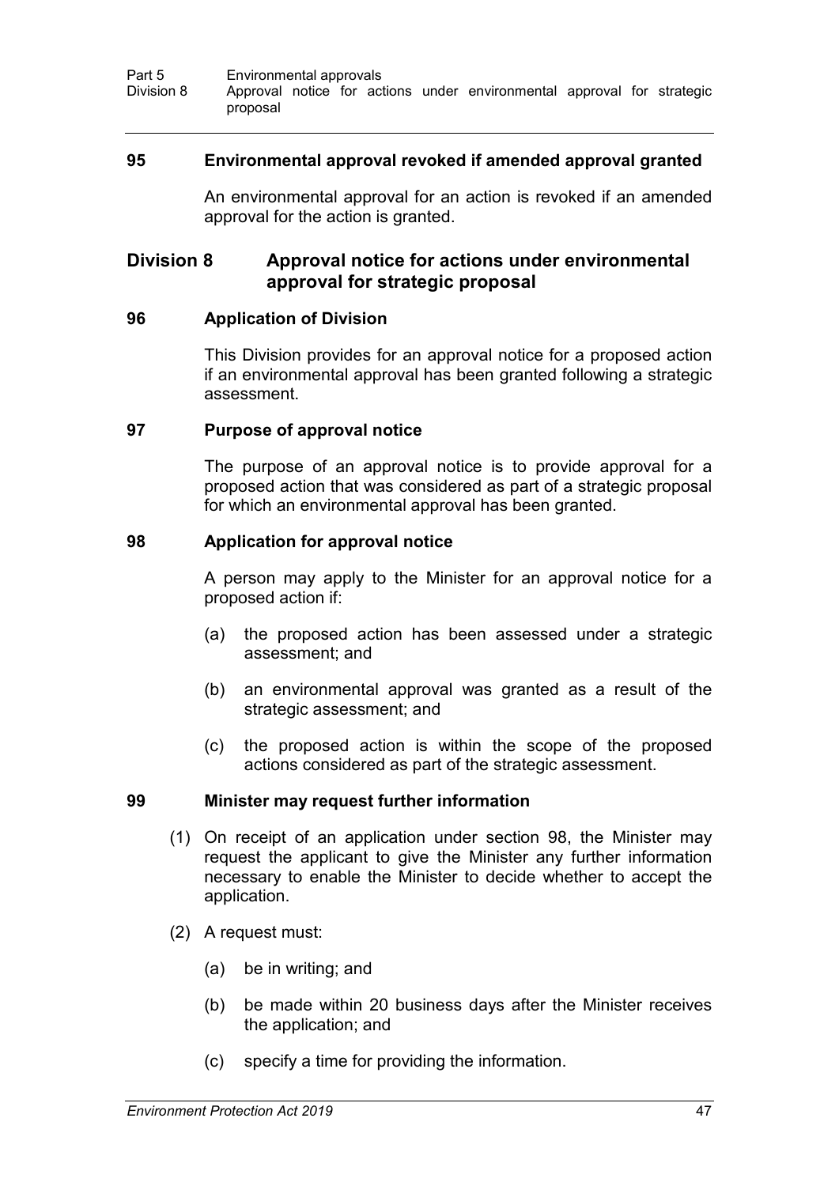### 95 Environmental approval revoked if amended approval granted

An environmental approval for an action is revoked if an amended approval for the action is granted.

## Division 8 Approval notice for actions under environmental approval for strategic proposal

### 96 Application of Division

This Division provides for an approval notice for a proposed action if an environmental approval has been granted following a strategic assessment.

### 97 Purpose of approval notice

The purpose of an approval notice is to provide approval for a proposed action that was considered as part of a strategic proposal for which an environmental approval has been granted.

### 98 Application for approval notice

A person may apply to the Minister for an approval notice for a proposed action if:

(a) the proposed action has been assessed under a strategic assessment; and

(b) an environmental approval was granted as a result of the strategic assessment; and

(c) the proposed action is within the scope of the proposed actions considered as part of the strategic assessment.

### 99 Minister may request further information

(1) On receipt of an application under section 98, the Minister may request the applicant to give the Minister any further information necessary to enable the Minister to decide whether to accept the application.

(2) A request must:

(a) be in writing; and

(b) be made within 20 business days after the Minister receives the application; and

(c) specify a time for providing the information.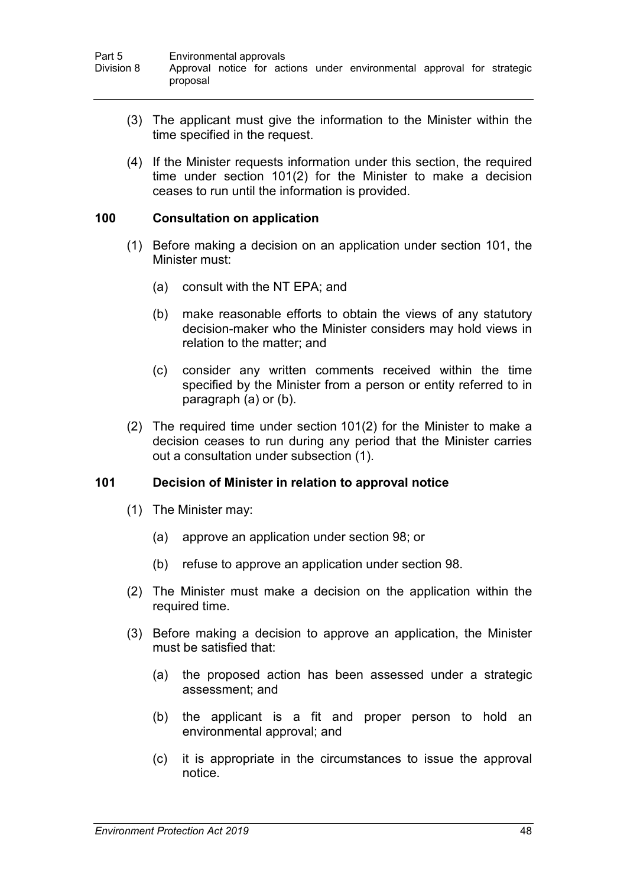(3) The applicant must give the information to the Minister within the time specified in the request.

(4) If the Minister requests information under this section, the required time under section 101(2) for the Minister to make a decision ceases to run until the information is provided.

### 100 Consultation on application

(1) Before making a decision on an application under section 101, the Minister must:

(a) consult with the NT EPA; and

(b) make reasonable efforts to obtain the views of any statutory decision-maker who the Minister considers may hold views in relation to the matter; and

(c) consider any written comments received within the time specified by the Minister from a person or entity referred to in paragraph (a) or (b).

(2) The required time under section 101(2) for the Minister to make a decision ceases to run during any period that the Minister carries out a consultation under subsection (1).

### 101 Decision of Minister in relation to approval notice

(1) The Minister may:

(a) approve an application under section 98; or

(b) refuse to approve an application under section 98.

(2) The Minister must make a decision on the application within the required time.

(3) Before making a decision to approve an application, the Minister must be satisfied that:

(a) the proposed action has been assessed under a strategic assessment; and

(b) the applicant is a fit and proper person to hold an environmental approval; and

(c) it is appropriate in the circumstances to issue the approval notice.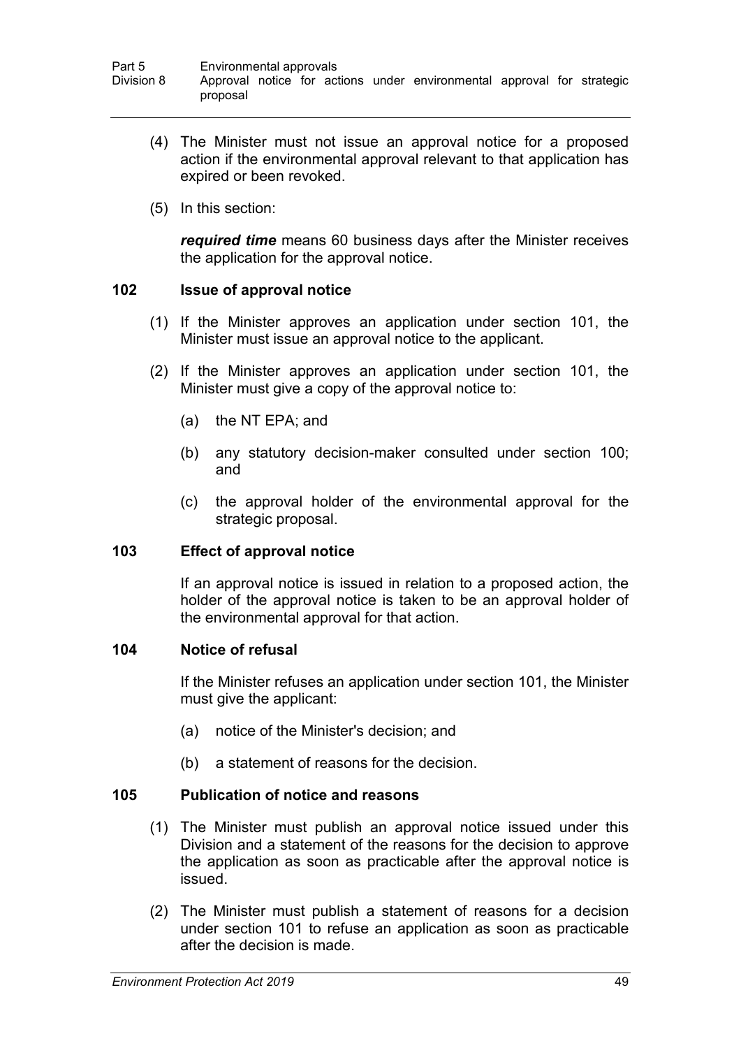(4) The Minister must not issue an approval notice for a proposed action if the environmental approval relevant to that application has expired or been revoked.

(5) In this section:

***required time*** means 60 business days after the Minister receives the application for the approval notice.

### 102 Issue of approval notice

(1) If the Minister approves an application under section 101, the Minister must issue an approval notice to the applicant.

(2) If the Minister approves an application under section 101, the Minister must give a copy of the approval notice to:

(a) the NT EPA; and

(b) any statutory decision-maker consulted under section 100; and

(c) the approval holder of the environmental approval for the strategic proposal.

### 103 Effect of approval notice

If an approval notice is issued in relation to a proposed action, the holder of the approval notice is taken to be an approval holder of the environmental approval for that action.

### 104 Notice of refusal

If the Minister refuses an application under section 101, the Minister must give the applicant:

(a) notice of the Minister's decision; and

(b) a statement of reasons for the decision.

### 105 Publication of notice and reasons

(1) The Minister must publish an approval notice issued under this Division and a statement of the reasons for the decision to approve the application as soon as practicable after the approval notice is issued.

(2) The Minister must publish a statement of reasons for a decision under section 101 to refuse an application as soon as practicable after the decision is made.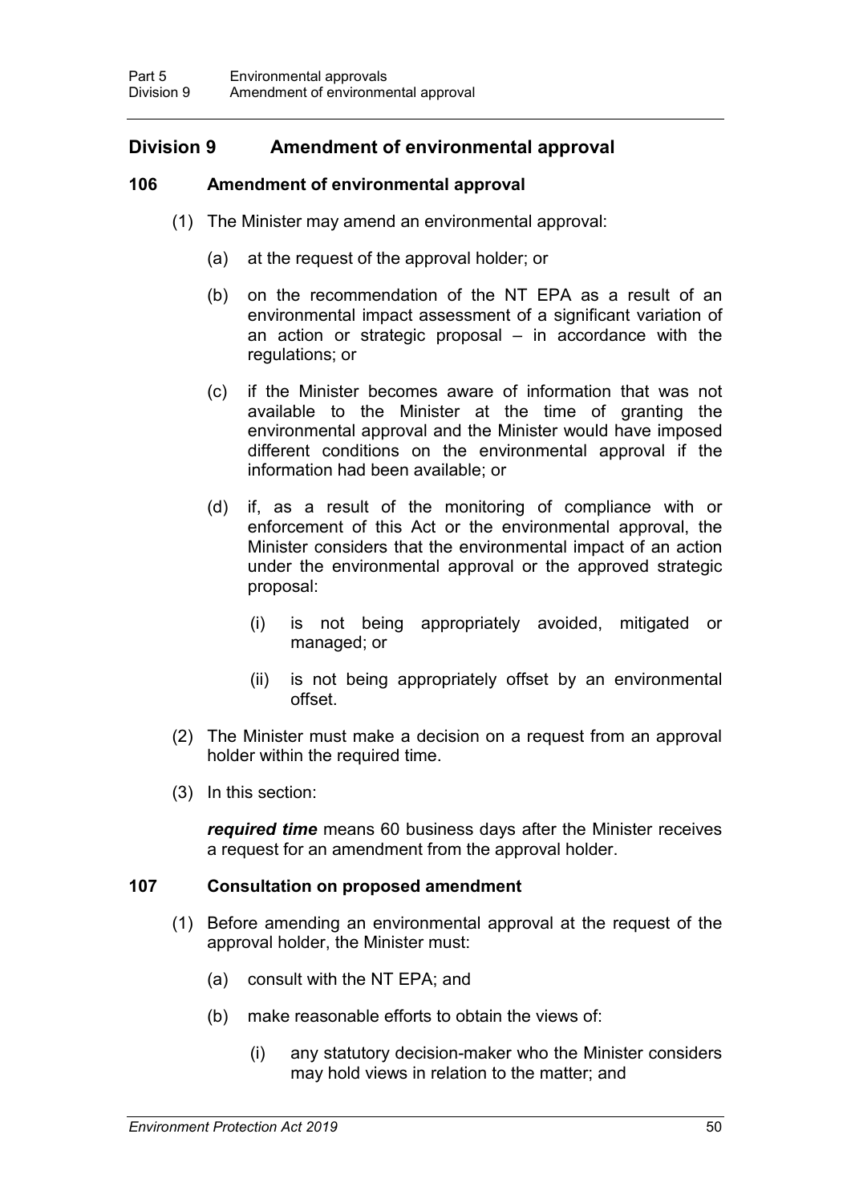## Division 9 Amendment of environmental approval

### 106 Amendment of environmental approval

(1) The Minister may amend an environmental approval:

(a) at the request of the approval holder; or

(b) on the recommendation of the NT EPA as a result of an environmental impact assessment of a significant variation of an action or strategic proposal – in accordance with the regulations; or

(c) if the Minister becomes aware of information that was not available to the Minister at the time of granting the environmental approval and the Minister would have imposed different conditions on the environmental approval if the information had been available; or

(d) if, as a result of the monitoring of compliance with or enforcement of this Act or the environmental approval, the Minister considers that the environmental impact of an action under the environmental approval or the approved strategic proposal:

(i) is not being appropriately avoided, mitigated or managed; or

(ii) is not being appropriately offset by an environmental offset.

(2) The Minister must make a decision on a request from an approval holder within the required time.

(3) In this section:

***required time*** means 60 business days after the Minister receives a request for an amendment from the approval holder.

### 107 Consultation on proposed amendment

(1) Before amending an environmental approval at the request of the approval holder, the Minister must:

(a) consult with the NT EPA; and

(b) make reasonable efforts to obtain the views of:

(i) any statutory decision-maker who the Minister considers may hold views in relation to the matter; and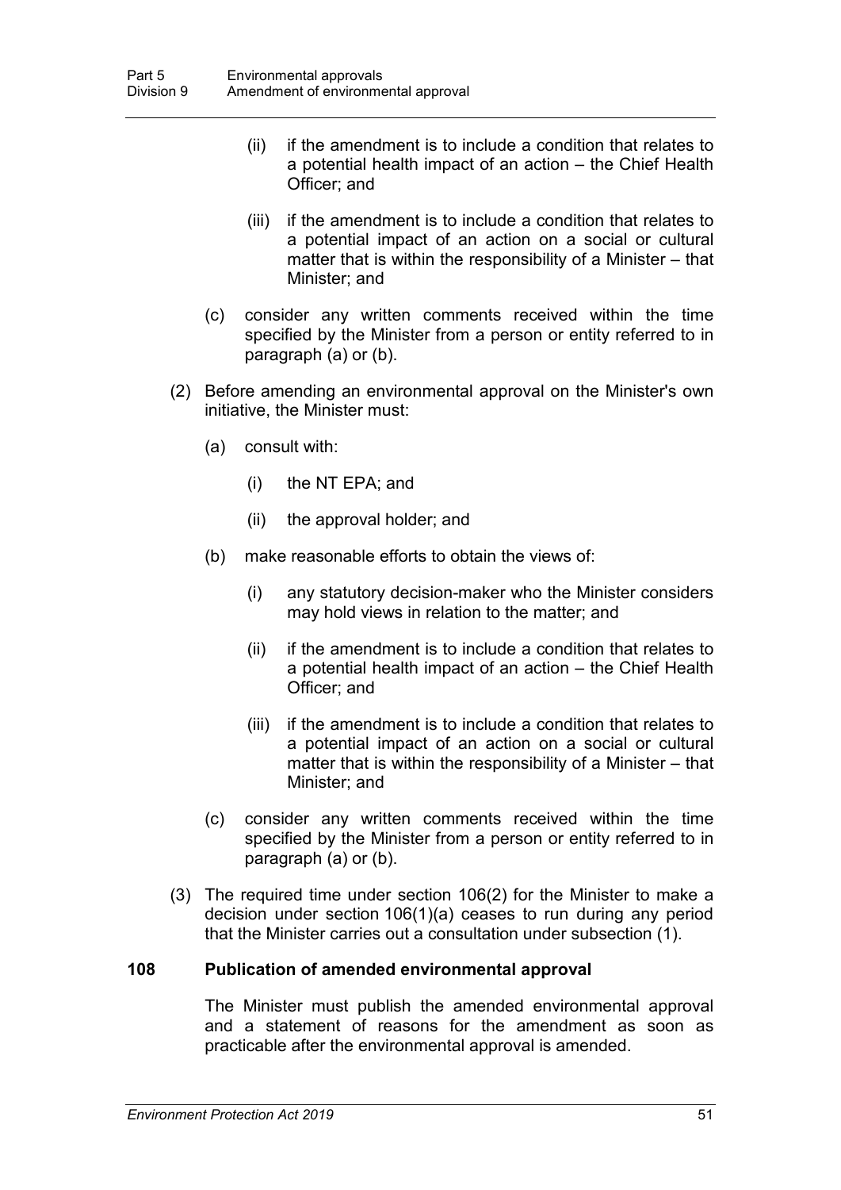(ii) if the amendment is to include a condition that relates to a potential health impact of an action – the Chief Health Officer; and

(iii) if the amendment is to include a condition that relates to a potential impact of an action on a social or cultural matter that is within the responsibility of a Minister – that Minister; and

(c) consider any written comments received within the time specified by the Minister from a person or entity referred to in paragraph (a) or (b).

(2) Before amending an environmental approval on the Minister's own initiative, the Minister must:

(a) consult with:

(i) the NT EPA; and

(ii) the approval holder; and

(b) make reasonable efforts to obtain the views of:

(i) any statutory decision-maker who the Minister considers may hold views in relation to the matter; and

(ii) if the amendment is to include a condition that relates to a potential health impact of an action – the Chief Health Officer; and

(iii) if the amendment is to include a condition that relates to a potential impact of an action on a social or cultural matter that is within the responsibility of a Minister – that Minister; and

(c) consider any written comments received within the time specified by the Minister from a person or entity referred to in paragraph (a) or (b).

(3) The required time under section 106(2) for the Minister to make a decision under section 106(1)(a) ceases to run during any period that the Minister carries out a consultation under subsection (1).

### 108 Publication of amended environmental approval

The Minister must publish the amended environmental approval and a statement of reasons for the amendment as soon as practicable after the environmental approval is amended.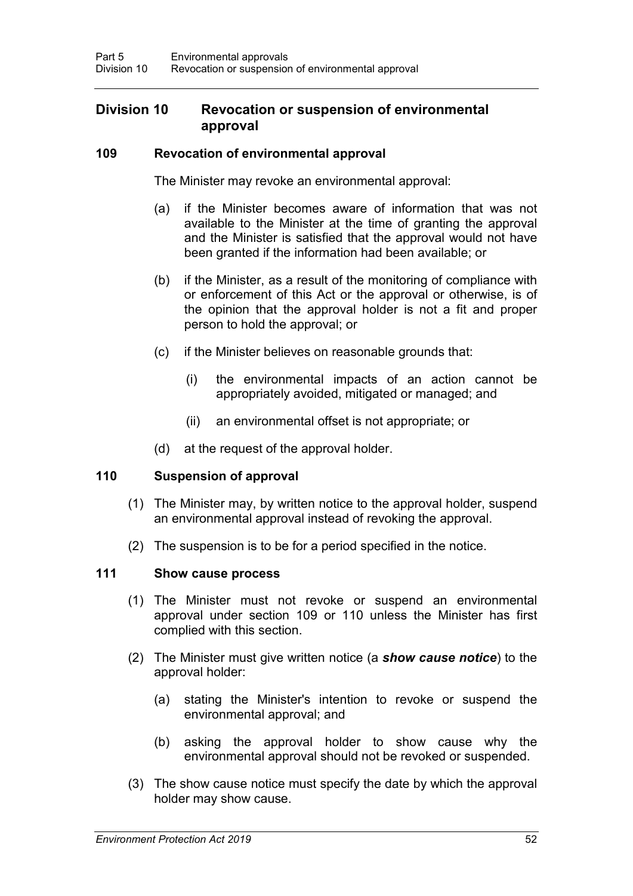## Division 10 Revocation or suspension of environmental approval

### 109 Revocation of environmental approval

The Minister may revoke an environmental approval:

(a) if the Minister becomes aware of information that was not available to the Minister at the time of granting the approval and the Minister is satisfied that the approval would not have been granted if the information had been available; or

(b) if the Minister, as a result of the monitoring of compliance with or enforcement of this Act or the approval or otherwise, is of the opinion that the approval holder is not a fit and proper person to hold the approval; or

(c) if the Minister believes on reasonable grounds that:

(i) the environmental impacts of an action cannot be appropriately avoided, mitigated or managed; and

(ii) an environmental offset is not appropriate; or

(d) at the request of the approval holder.

### 110 Suspension of approval

(1) The Minister may, by written notice to the approval holder, suspend an environmental approval instead of revoking the approval.

(2) The suspension is to be for a period specified in the notice.

### 111 Show cause process

(1) The Minister must not revoke or suspend an environmental approval under section 109 or 110 unless the Minister has first complied with this section.

(2) The Minister must give written notice (a ***show cause notice***) to the approval holder:

(a) stating the Minister's intention to revoke or suspend the environmental approval; and

(b) asking the approval holder to show cause why the environmental approval should not be revoked or suspended.

(3) The show cause notice must specify the date by which the approval holder may show cause.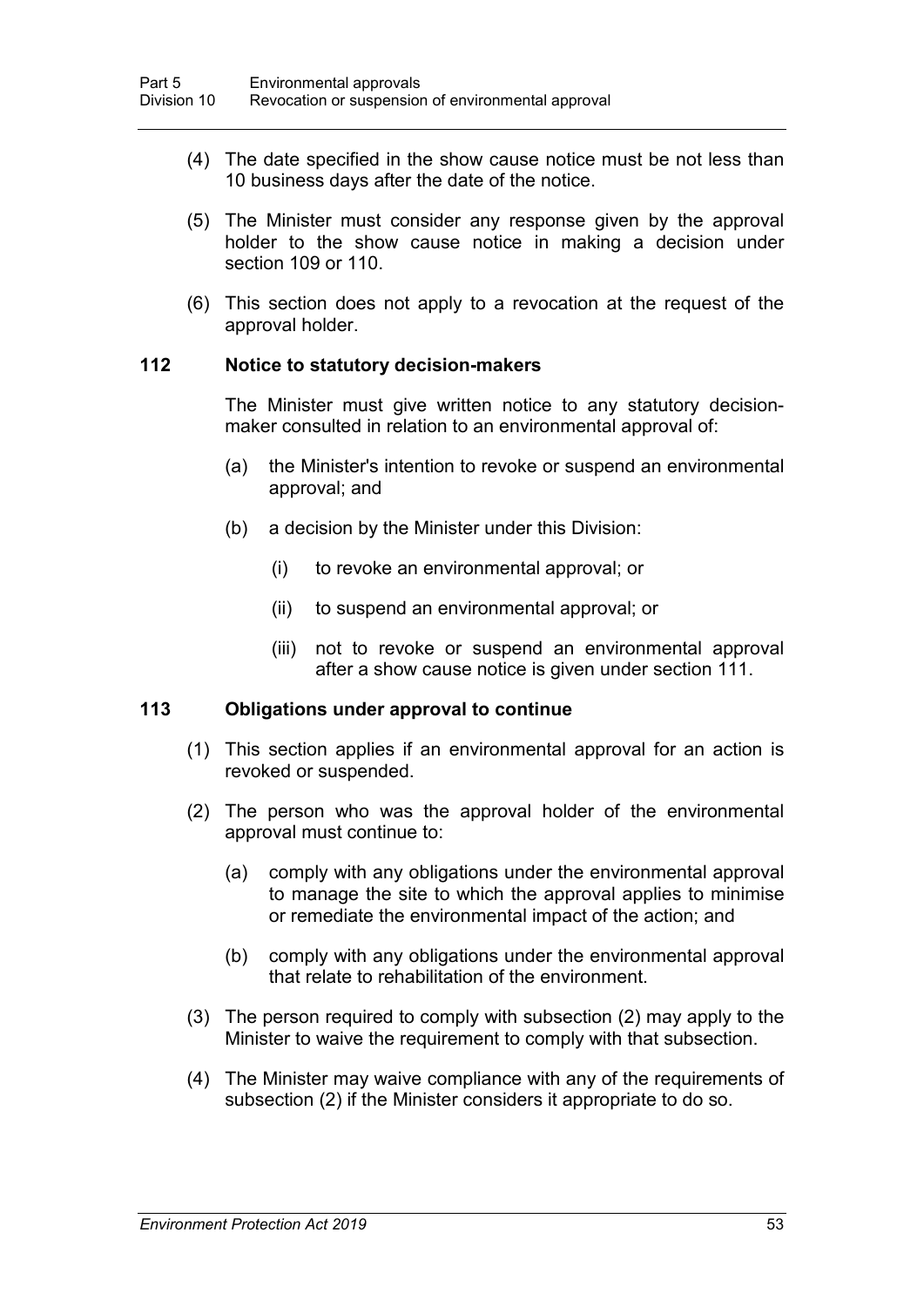(4) The date specified in the show cause notice must be not less than 10 business days after the date of the notice.

(5) The Minister must consider any response given by the approval holder to the show cause notice in making a decision under section 109 or 110.

(6) This section does not apply to a revocation at the request of the approval holder.

### 112 Notice to statutory decision-makers

The Minister must give written notice to any statutory decision-maker consulted in relation to an environmental approval of:

(a) the Minister's intention to revoke or suspend an environmental approval; and

(b) a decision by the Minister under this Division:

(i) to revoke an environmental approval; or

(ii) to suspend an environmental approval; or

(iii) not to revoke or suspend an environmental approval after a show cause notice is given under section 111.

### 113 Obligations under approval to continue

(1) This section applies if an environmental approval for an action is revoked or suspended.

(2) The person who was the approval holder of the environmental approval must continue to:

(a) comply with any obligations under the environmental approval to manage the site to which the approval applies to minimise or remediate the environmental impact of the action; and

(b) comply with any obligations under the environmental approval that relate to rehabilitation of the environment.

(3) The person required to comply with subsection (2) may apply to the Minister to waive the requirement to comply with that subsection.

(4) The Minister may waive compliance with any of the requirements of subsection (2) if the Minister considers it appropriate to do so.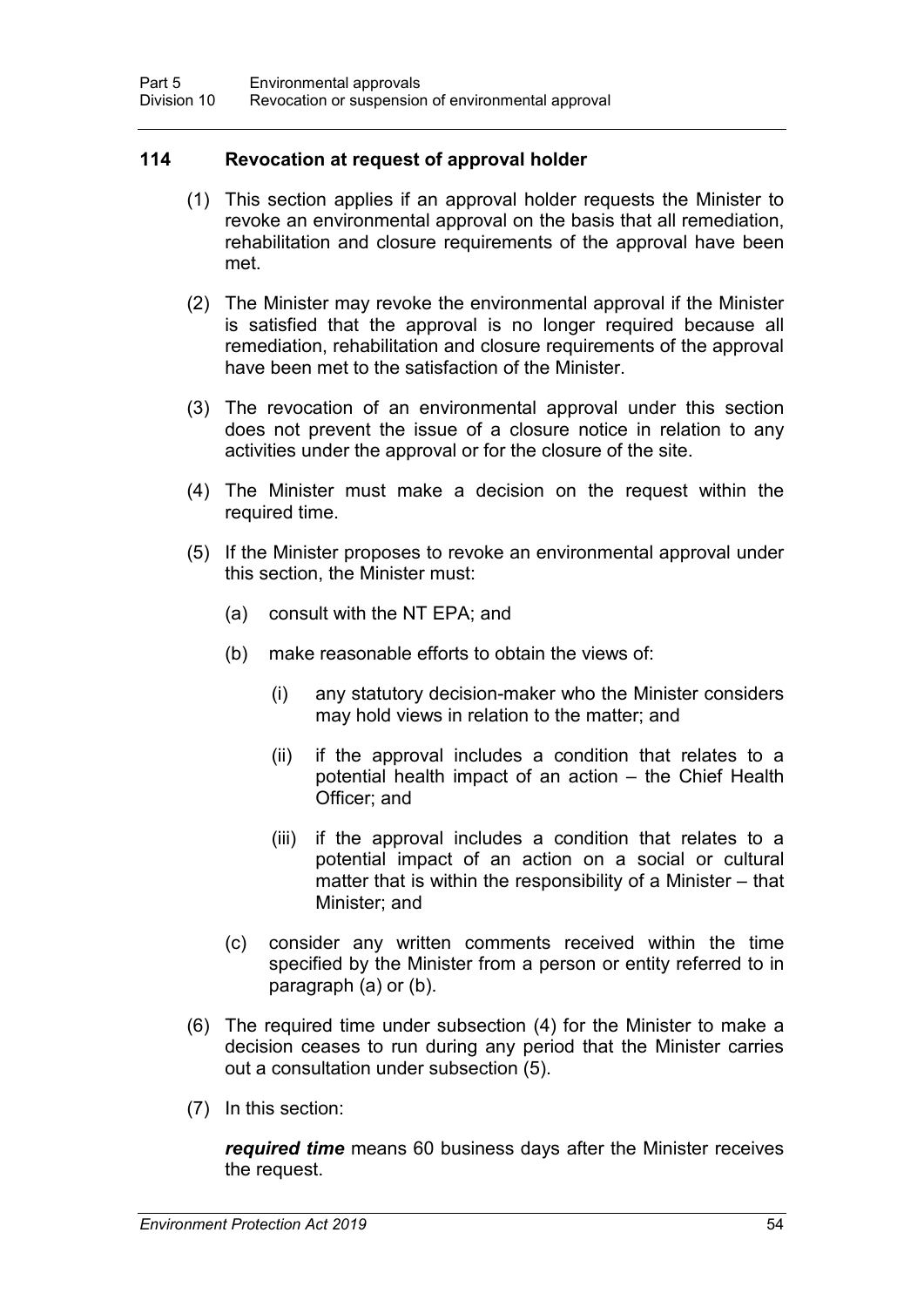### 114 Revocation at request of approval holder

(1) This section applies if an approval holder requests the Minister to revoke an environmental approval on the basis that all remediation, rehabilitation and closure requirements of the approval have been met.

(2) The Minister may revoke the environmental approval if the Minister is satisfied that the approval is no longer required because all remediation, rehabilitation and closure requirements of the approval have been met to the satisfaction of the Minister.

(3) The revocation of an environmental approval under this section does not prevent the issue of a closure notice in relation to any activities under the approval or for the closure of the site.

(4) The Minister must make a decision on the request within the required time.

(5) If the Minister proposes to revoke an environmental approval under this section, the Minister must:

(a) consult with the NT EPA; and

(b) make reasonable efforts to obtain the views of:

(i) any statutory decision-maker who the Minister considers may hold views in relation to the matter; and

(ii) if the approval includes a condition that relates to a potential health impact of an action – the Chief Health Officer; and

(iii) if the approval includes a condition that relates to a potential impact of an action on a social or cultural matter that is within the responsibility of a Minister – that Minister; and

(c) consider any written comments received within the time specified by the Minister from a person or entity referred to in paragraph (a) or (b).

(6) The required time under subsection (4) for the Minister to make a decision ceases to run during any period that the Minister carries out a consultation under subsection (5).

(7) In this section:

***required time*** means 60 business days after the Minister receives the request.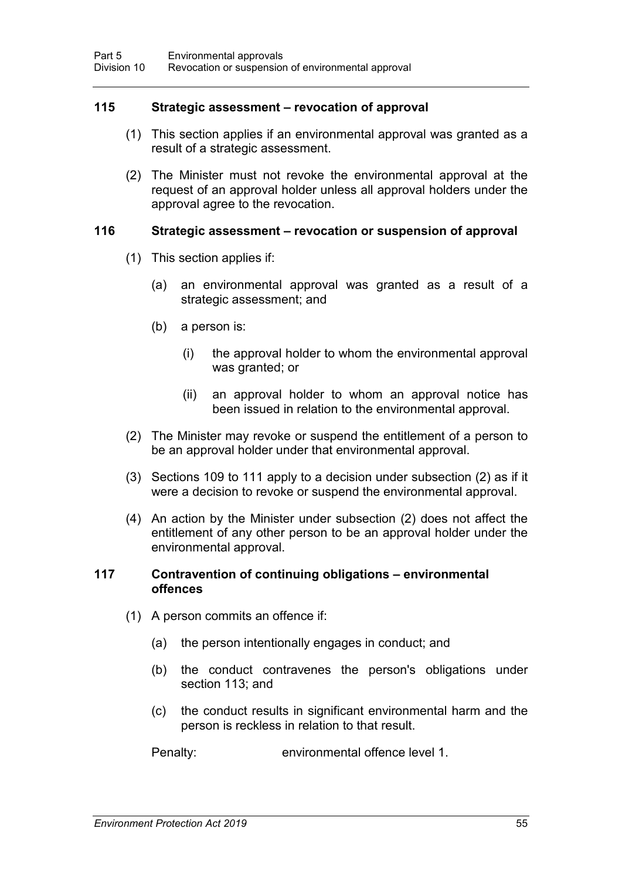### 115 Strategic assessment – revocation of approval

(1) This section applies if an environmental approval was granted as a result of a strategic assessment.

(2) The Minister must not revoke the environmental approval at the request of an approval holder unless all approval holders under the approval agree to the revocation.

### 116 Strategic assessment – revocation or suspension of approval

(1) This section applies if:

(a) an environmental approval was granted as a result of a strategic assessment; and

(b) a person is:

(i) the approval holder to whom the environmental approval was granted; or

(ii) an approval holder to whom an approval notice has been issued in relation to the environmental approval.

(2) The Minister may revoke or suspend the entitlement of a person to be an approval holder under that environmental approval.

(3) Sections 109 to 111 apply to a decision under subsection (2) as if it were a decision to revoke or suspend the environmental approval.

(4) An action by the Minister under subsection (2) does not affect the entitlement of any other person to be an approval holder under the environmental approval.

### 117 Contravention of continuing obligations – environmental offences

(1) A person commits an offence if:

(a) the person intentionally engages in conduct; and

(b) the conduct contravenes the person's obligations under section 113; and

(c) the conduct results in significant environmental harm and the person is reckless in relation to that result.

Penalty: environmental offence level 1.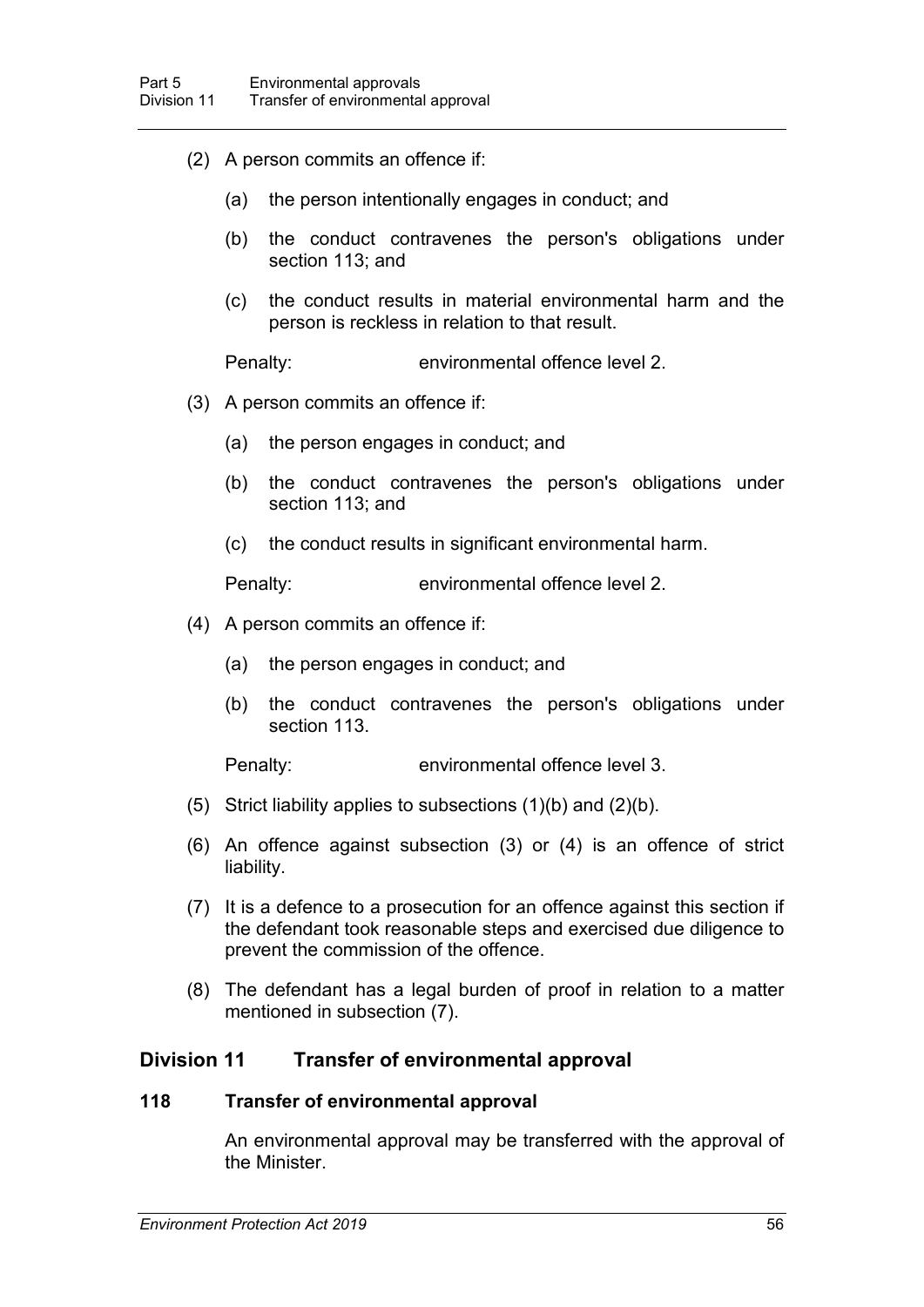(2) A person commits an offence if:

(a) the person intentionally engages in conduct; and

(b) the conduct contravenes the person's obligations under section 113; and

(c) the conduct results in material environmental harm and the person is reckless in relation to that result.

Penalty: environmental offence level 2.

(3) A person commits an offence if:

(a) the person engages in conduct; and

(b) the conduct contravenes the person's obligations under section 113; and

(c) the conduct results in significant environmental harm.

Penalty: environmental offence level 2.

(4) A person commits an offence if:

(a) the person engages in conduct; and

(b) the conduct contravenes the person's obligations under section 113.

Penalty: environmental offence level 3.

(5) Strict liability applies to subsections (1)(b) and (2)(b).

(6) An offence against subsection (3) or (4) is an offence of strict liability.

(7) It is a defence to a prosecution for an offence against this section if the defendant took reasonable steps and exercised due diligence to prevent the commission of the offence.

(8) The defendant has a legal burden of proof in relation to a matter mentioned in subsection (7).

## Division 11 Transfer of environmental approval

### 118 Transfer of environmental approval

An environmental approval may be transferred with the approval of the Minister.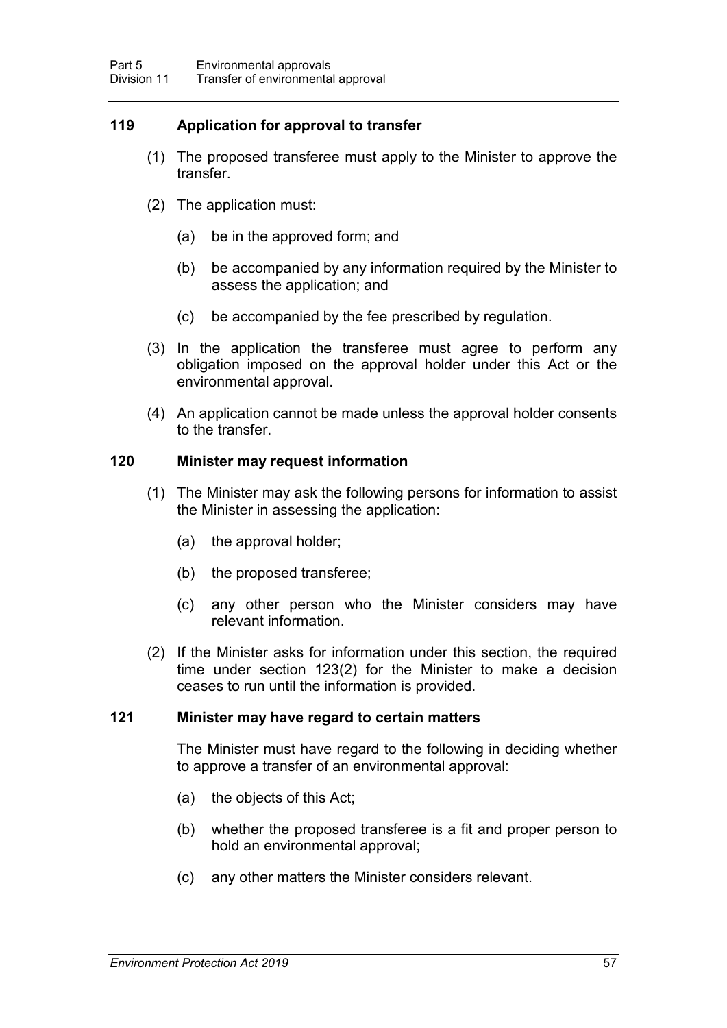### 119 Application for approval to transfer

(1) The proposed transferee must apply to the Minister to approve the transfer.

(2) The application must:

(a) be in the approved form; and

(b) be accompanied by any information required by the Minister to assess the application; and

(c) be accompanied by the fee prescribed by regulation.

(3) In the application the transferee must agree to perform any obligation imposed on the approval holder under this Act or the environmental approval.

(4) An application cannot be made unless the approval holder consents to the transfer.

### 120 Minister may request information

(1) The Minister may ask the following persons for information to assist the Minister in assessing the application:

(a) the approval holder;

(b) the proposed transferee;

(c) any other person who the Minister considers may have relevant information.

(2) If the Minister asks for information under this section, the required time under section 123(2) for the Minister to make a decision ceases to run until the information is provided.

### 121 Minister may have regard to certain matters

The Minister must have regard to the following in deciding whether to approve a transfer of an environmental approval:

(a) the objects of this Act;

(b) whether the proposed transferee is a fit and proper person to hold an environmental approval;

(c) any other matters the Minister considers relevant.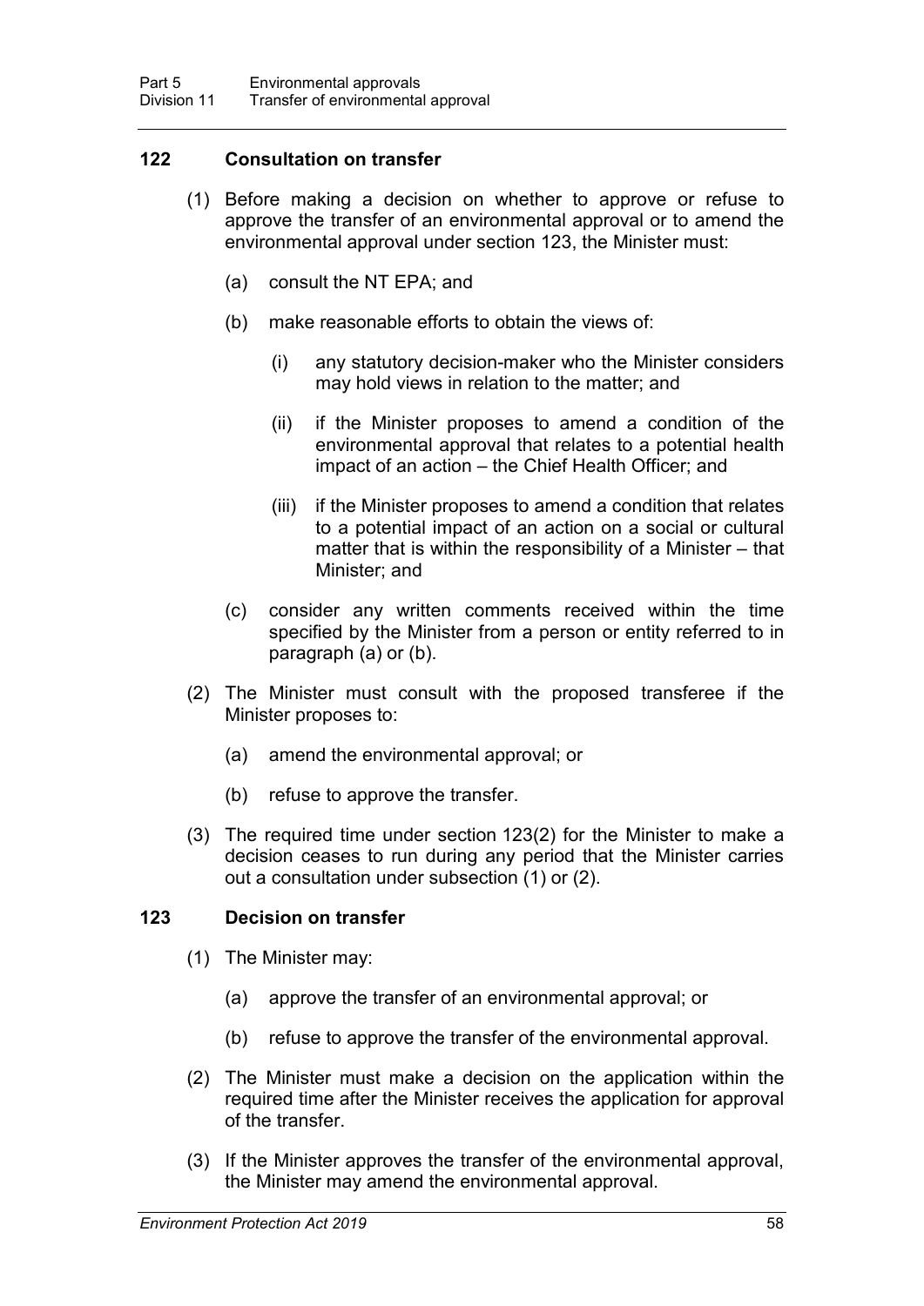### 122 Consultation on transfer

(1) Before making a decision on whether to approve or refuse to approve the transfer of an environmental approval or to amend the environmental approval under section 123, the Minister must:

(a) consult the NT EPA; and

(b) make reasonable efforts to obtain the views of:

(i) any statutory decision-maker who the Minister considers may hold views in relation to the matter; and

(ii) if the Minister proposes to amend a condition of the environmental approval that relates to a potential health impact of an action – the Chief Health Officer; and

(iii) if the Minister proposes to amend a condition that relates to a potential impact of an action on a social or cultural matter that is within the responsibility of a Minister – that Minister; and

(c) consider any written comments received within the time specified by the Minister from a person or entity referred to in paragraph (a) or (b).

(2) The Minister must consult with the proposed transferee if the Minister proposes to:

(a) amend the environmental approval; or

(b) refuse to approve the transfer.

(3) The required time under section 123(2) for the Minister to make a decision ceases to run during any period that the Minister carries out a consultation under subsection (1) or (2).

### 123 Decision on transfer

(1) The Minister may:

(a) approve the transfer of an environmental approval; or

(b) refuse to approve the transfer of the environmental approval.

(2) The Minister must make a decision on the application within the required time after the Minister receives the application for approval of the transfer.

(3) If the Minister approves the transfer of the environmental approval, the Minister may amend the environmental approval.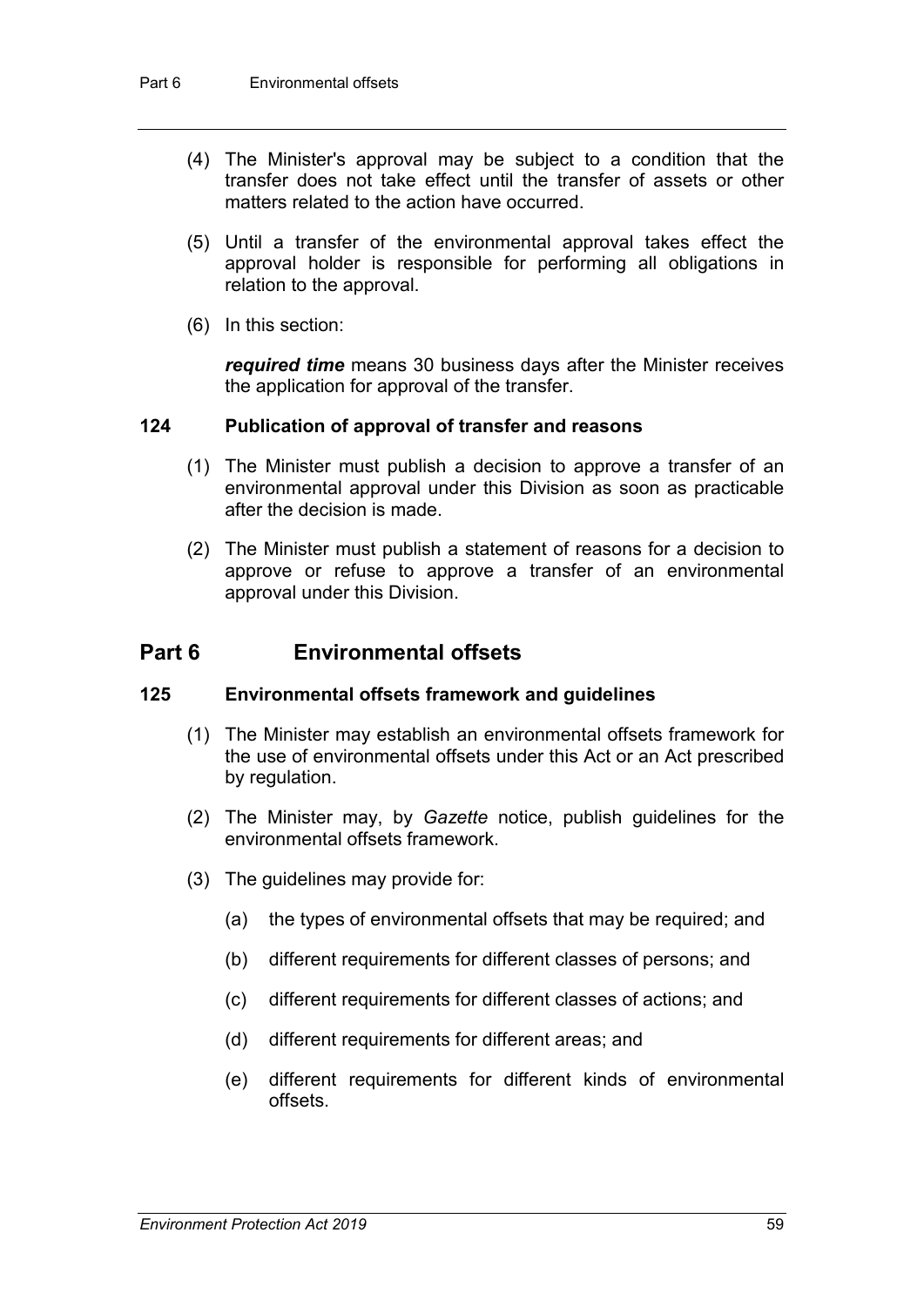(4) The Minister's approval may be subject to a condition that the transfer does not take effect until the transfer of assets or other matters related to the action have occurred.

(5) Until a transfer of the environmental approval takes effect the approval holder is responsible for performing all obligations in relation to the approval.

(6) In this section:

***required time*** means 30 business days after the Minister receives the application for approval of the transfer.

### 124 Publication of approval of transfer and reasons

(1) The Minister must publish a decision to approve a transfer of an environmental approval under this Division as soon as practicable after the decision is made.

(2) The Minister must publish a statement of reasons for a decision to approve or refuse to approve a transfer of an environmental approval under this Division.

## Part 6 Environmental offsets

### 125 Environmental offsets framework and guidelines

(1) The Minister may establish an environmental offsets framework for the use of environmental offsets under this Act or an Act prescribed by regulation.

(2) The Minister may, by *Gazette* notice, publish guidelines for the environmental offsets framework.

(3) The guidelines may provide for:

(a) the types of environmental offsets that may be required; and

(b) different requirements for different classes of persons; and

(c) different requirements for different classes of actions; and

(d) different requirements for different areas; and

(e) different requirements for different kinds of environmental offsets.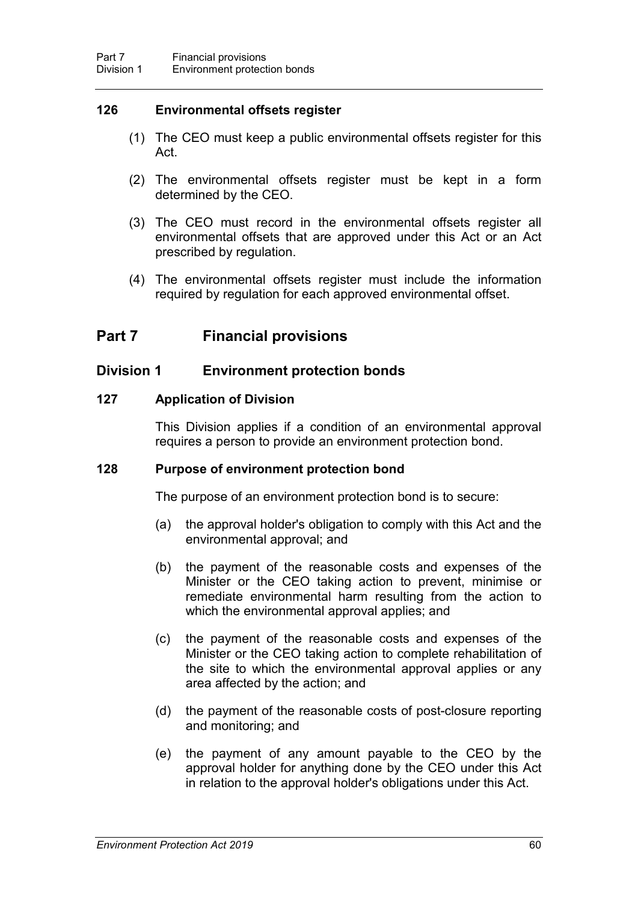### 126 Environmental offsets register

(1) The CEO must keep a public environmental offsets register for this Act.

(2) The environmental offsets register must be kept in a form determined by the CEO.

(3) The CEO must record in the environmental offsets register all environmental offsets that are approved under this Act or an Act prescribed by regulation.

(4) The environmental offsets register must include the information required by regulation for each approved environmental offset.

# Part 7 Financial provisions

## Division 1 Environment protection bonds

### 127 Application of Division

This Division applies if a condition of an environmental approval requires a person to provide an environment protection bond.

### 128 Purpose of environment protection bond

The purpose of an environment protection bond is to secure:

(a) the approval holder's obligation to comply with this Act and the environmental approval; and

(b) the payment of the reasonable costs and expenses of the Minister or the CEO taking action to prevent, minimise or remediate environmental harm resulting from the action to which the environmental approval applies; and

(c) the payment of the reasonable costs and expenses of the Minister or the CEO taking action to complete rehabilitation of the site to which the environmental approval applies or any area affected by the action; and

(d) the payment of the reasonable costs of post-closure reporting and monitoring; and

(e) the payment of any amount payable to the CEO by the approval holder for anything done by the CEO under this Act in relation to the approval holder's obligations under this Act.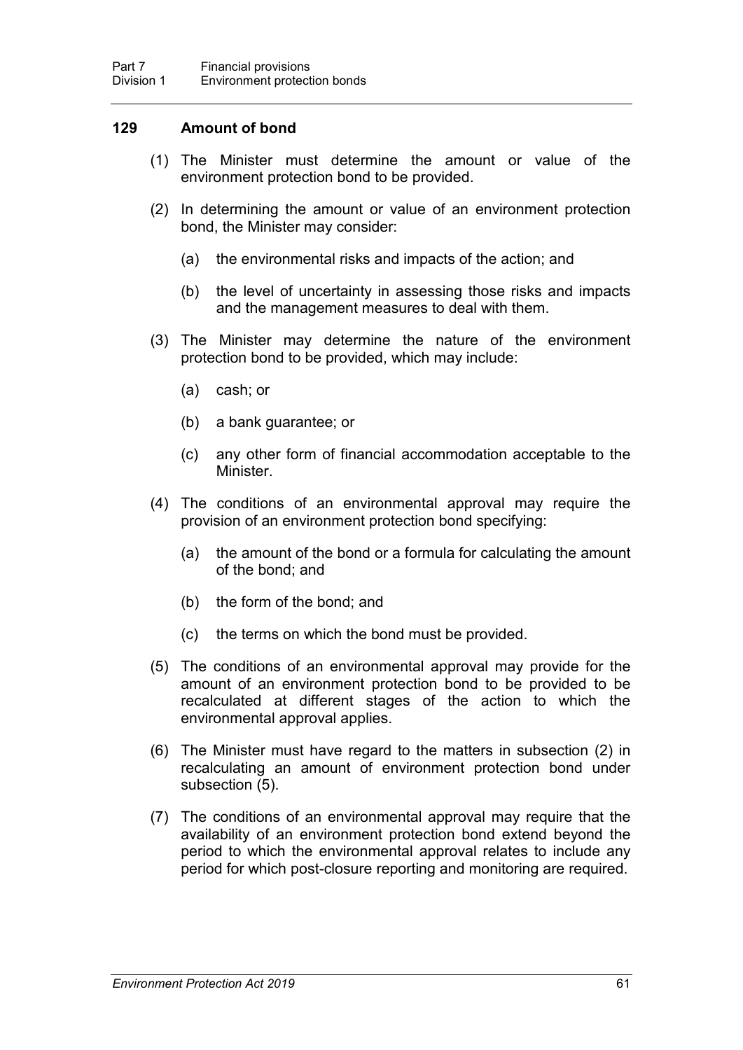## 129 Amount of bond

(1) The Minister must determine the amount or value of the environment protection bond to be provided.

(2) In determining the amount or value of an environment protection bond, the Minister may consider:

(a) the environmental risks and impacts of the action; and

(b) the level of uncertainty in assessing those risks and impacts and the management measures to deal with them.

(3) The Minister may determine the nature of the environment protection bond to be provided, which may include:

(a) cash; or

(b) a bank guarantee; or

(c) any other form of financial accommodation acceptable to the Minister.

(4) The conditions of an environmental approval may require the provision of an environment protection bond specifying:

(a) the amount of the bond or a formula for calculating the amount of the bond; and

(b) the form of the bond; and

(c) the terms on which the bond must be provided.

(5) The conditions of an environmental approval may provide for the amount of an environment protection bond to be provided to be recalculated at different stages of the action to which the environmental approval applies.

(6) The Minister must have regard to the matters in subsection (2) in recalculating an amount of environment protection bond under subsection (5).

(7) The conditions of an environmental approval may require that the availability of an environment protection bond extend beyond the period to which the environmental approval relates to include any period for which post-closure reporting and monitoring are required.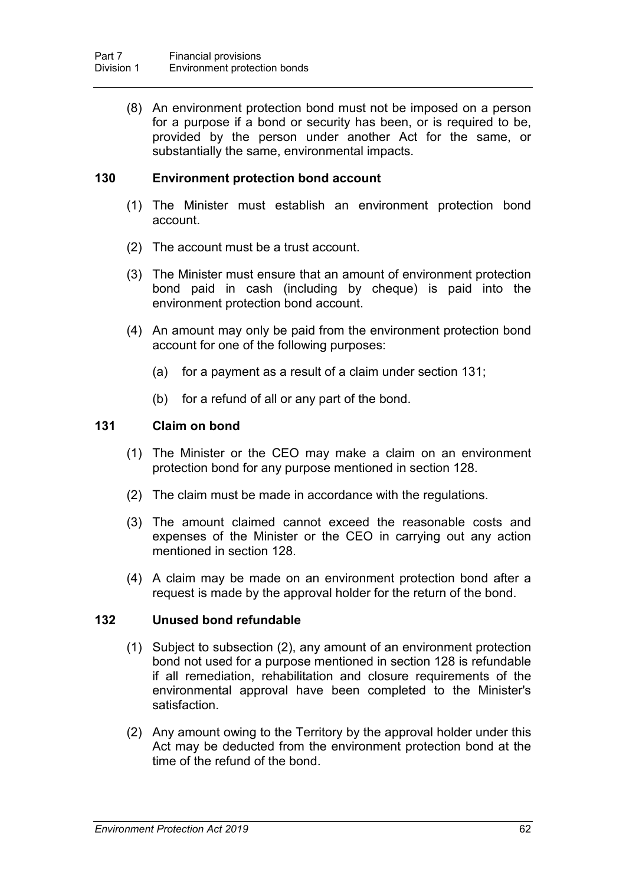(8) An environment protection bond must not be imposed on a person for a purpose if a bond or security has been, or is required to be, provided by the person under another Act for the same, or substantially the same, environmental impacts.

### 130 Environment protection bond account

(1) The Minister must establish an environment protection bond account.

(2) The account must be a trust account.

(3) The Minister must ensure that an amount of environment protection bond paid in cash (including by cheque) is paid into the environment protection bond account.

(4) An amount may only be paid from the environment protection bond account for one of the following purposes:

(a) for a payment as a result of a claim under section 131;

(b) for a refund of all or any part of the bond.

### 131 Claim on bond

(1) The Minister or the CEO may make a claim on an environment protection bond for any purpose mentioned in section 128.

(2) The claim must be made in accordance with the regulations.

(3) The amount claimed cannot exceed the reasonable costs and expenses of the Minister or the CEO in carrying out any action mentioned in section 128.

(4) A claim may be made on an environment protection bond after a request is made by the approval holder for the return of the bond.

### 132 Unused bond refundable

(1) Subject to subsection (2), any amount of an environment protection bond not used for a purpose mentioned in section 128 is refundable if all remediation, rehabilitation and closure requirements of the environmental approval have been completed to the Minister's satisfaction.

(2) Any amount owing to the Territory by the approval holder under this Act may be deducted from the environment protection bond at the time of the refund of the bond.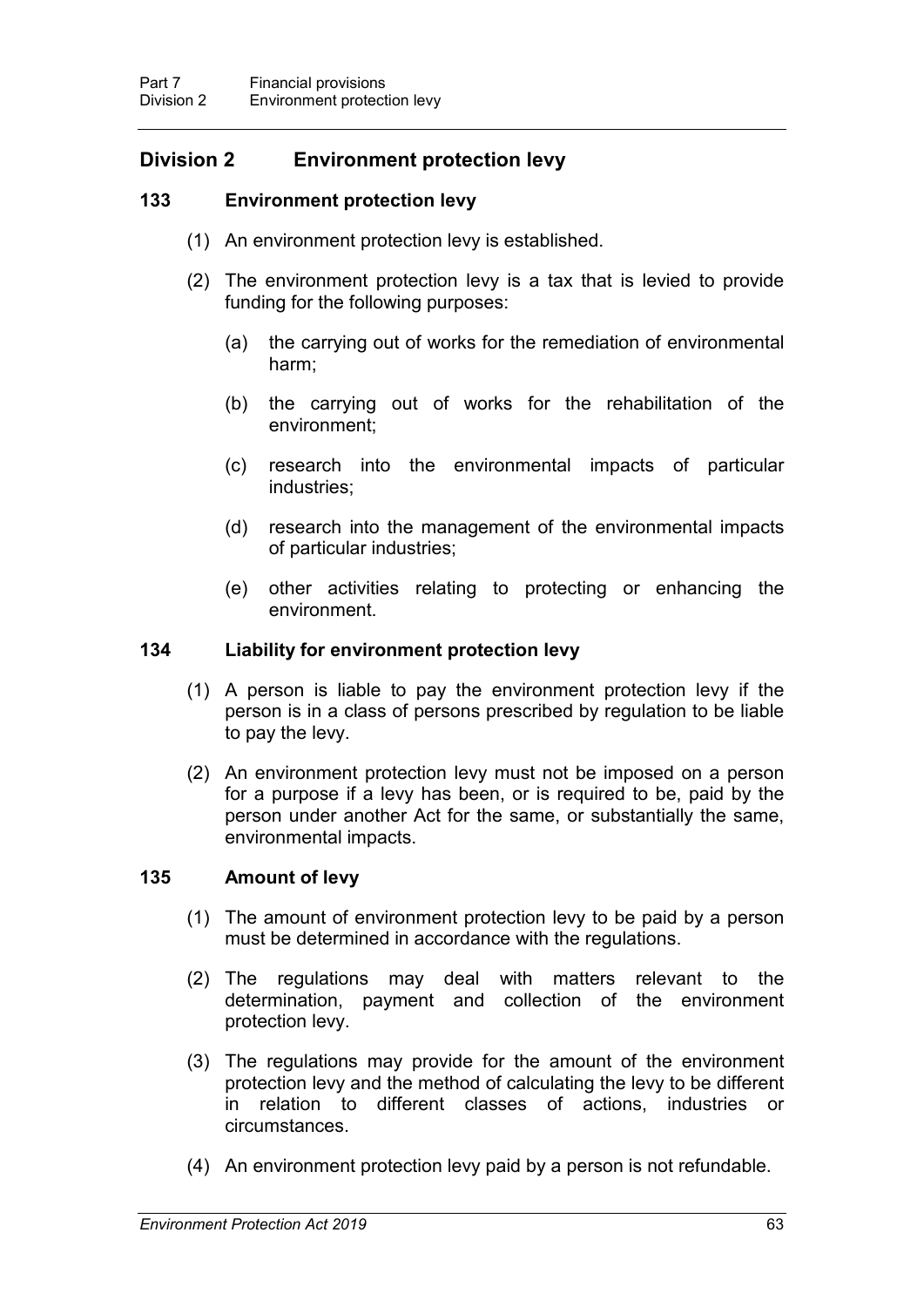## Division 2 Environment protection levy

### 133 Environment protection levy

(1) An environment protection levy is established.

(2) The environment protection levy is a tax that is levied to provide funding for the following purposes:

  (a) the carrying out of works for the remediation of environmental harm;

  (b) the carrying out of works for the rehabilitation of the environment;

  (c) research into the environmental impacts of particular industries;

  (d) research into the management of the environmental impacts of particular industries;

  (e) other activities relating to protecting or enhancing the environment.

### 134 Liability for environment protection levy

(1) A person is liable to pay the environment protection levy if the person is in a class of persons prescribed by regulation to be liable to pay the levy.

(2) An environment protection levy must not be imposed on a person for a purpose if a levy has been, or is required to be, paid by the person under another Act for the same, or substantially the same, environmental impacts.

### 135 Amount of levy

(1) The amount of environment protection levy to be paid by a person must be determined in accordance with the regulations.

(2) The regulations may deal with matters relevant to the determination, payment and collection of the environment protection levy.

(3) The regulations may provide for the amount of the environment protection levy and the method of calculating the levy to be different in relation to different classes of actions, industries or circumstances.

(4) An environment protection levy paid by a person is not refundable.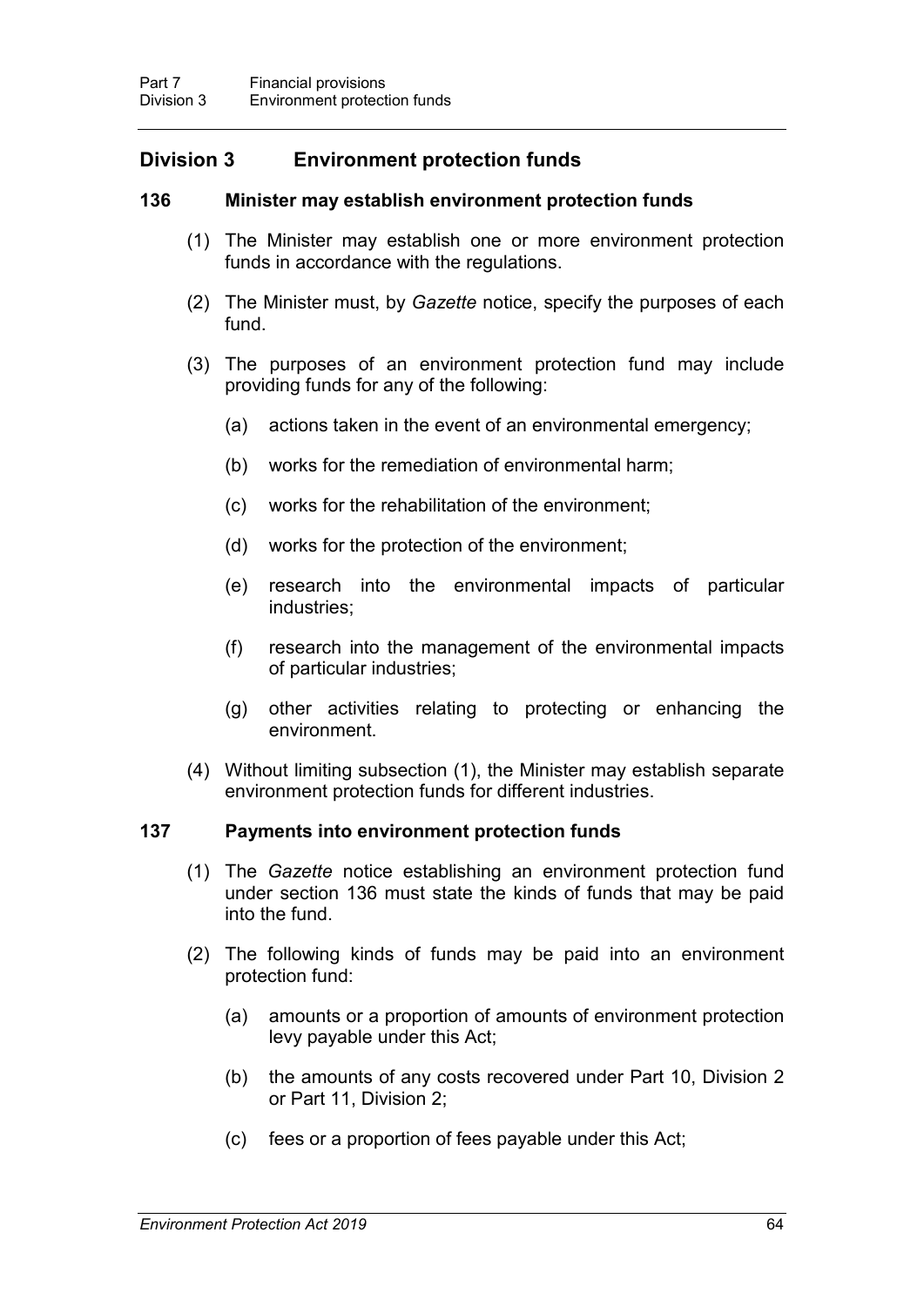## Division 3 Environment protection funds

### 136 Minister may establish environment protection funds

(1) The Minister may establish one or more environment protection funds in accordance with the regulations.

(2) The Minister must, by *Gazette* notice, specify the purposes of each fund.

(3) The purposes of an environment protection fund may include providing funds for any of the following:

(a) actions taken in the event of an environmental emergency;

(b) works for the remediation of environmental harm;

(c) works for the rehabilitation of the environment;

(d) works for the protection of the environment;

(e) research into the environmental impacts of particular industries;

(f) research into the management of the environmental impacts of particular industries;

(g) other activities relating to protecting or enhancing the environment.

(4) Without limiting subsection (1), the Minister may establish separate environment protection funds for different industries.

### 137 Payments into environment protection funds

(1) The *Gazette* notice establishing an environment protection fund under section 136 must state the kinds of funds that may be paid into the fund.

(2) The following kinds of funds may be paid into an environment protection fund:

(a) amounts or a proportion of amounts of environment protection levy payable under this Act;

(b) the amounts of any costs recovered under Part 10, Division 2 or Part 11, Division 2;

(c) fees or a proportion of fees payable under this Act;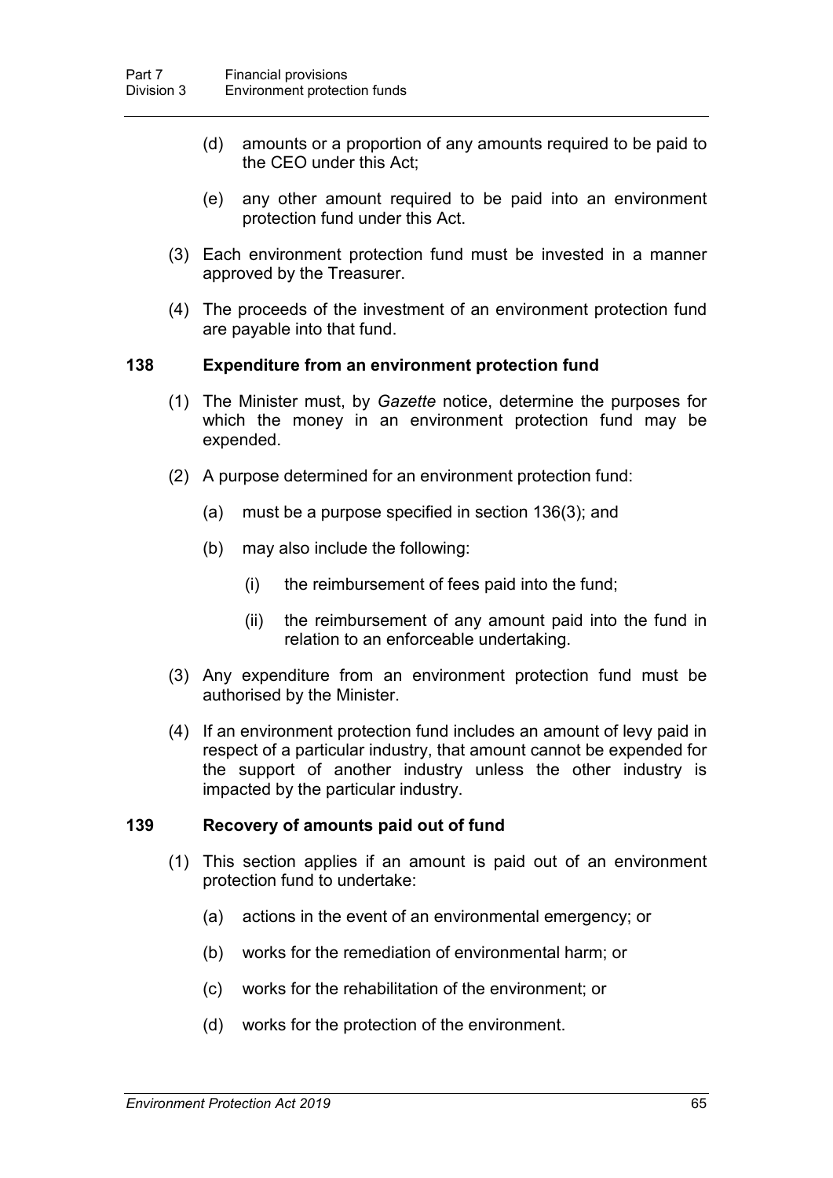(d) amounts or a proportion of any amounts required to be paid to the CEO under this Act;

(e) any other amount required to be paid into an environment protection fund under this Act.

(3) Each environment protection fund must be invested in a manner approved by the Treasurer.

(4) The proceeds of the investment of an environment protection fund are payable into that fund.

### 138 Expenditure from an environment protection fund

(1) The Minister must, by *Gazette* notice, determine the purposes for which the money in an environment protection fund may be expended.

(2) A purpose determined for an environment protection fund:

(a) must be a purpose specified in section 136(3); and

(b) may also include the following:

(i) the reimbursement of fees paid into the fund;

(ii) the reimbursement of any amount paid into the fund in relation to an enforceable undertaking.

(3) Any expenditure from an environment protection fund must be authorised by the Minister.

(4) If an environment protection fund includes an amount of levy paid in respect of a particular industry, that amount cannot be expended for the support of another industry unless the other industry is impacted by the particular industry.

### 139 Recovery of amounts paid out of fund

(1) This section applies if an amount is paid out of an environment protection fund to undertake:

(a) actions in the event of an environmental emergency; or

(b) works for the remediation of environmental harm; or

(c) works for the rehabilitation of the environment; or

(d) works for the protection of the environment.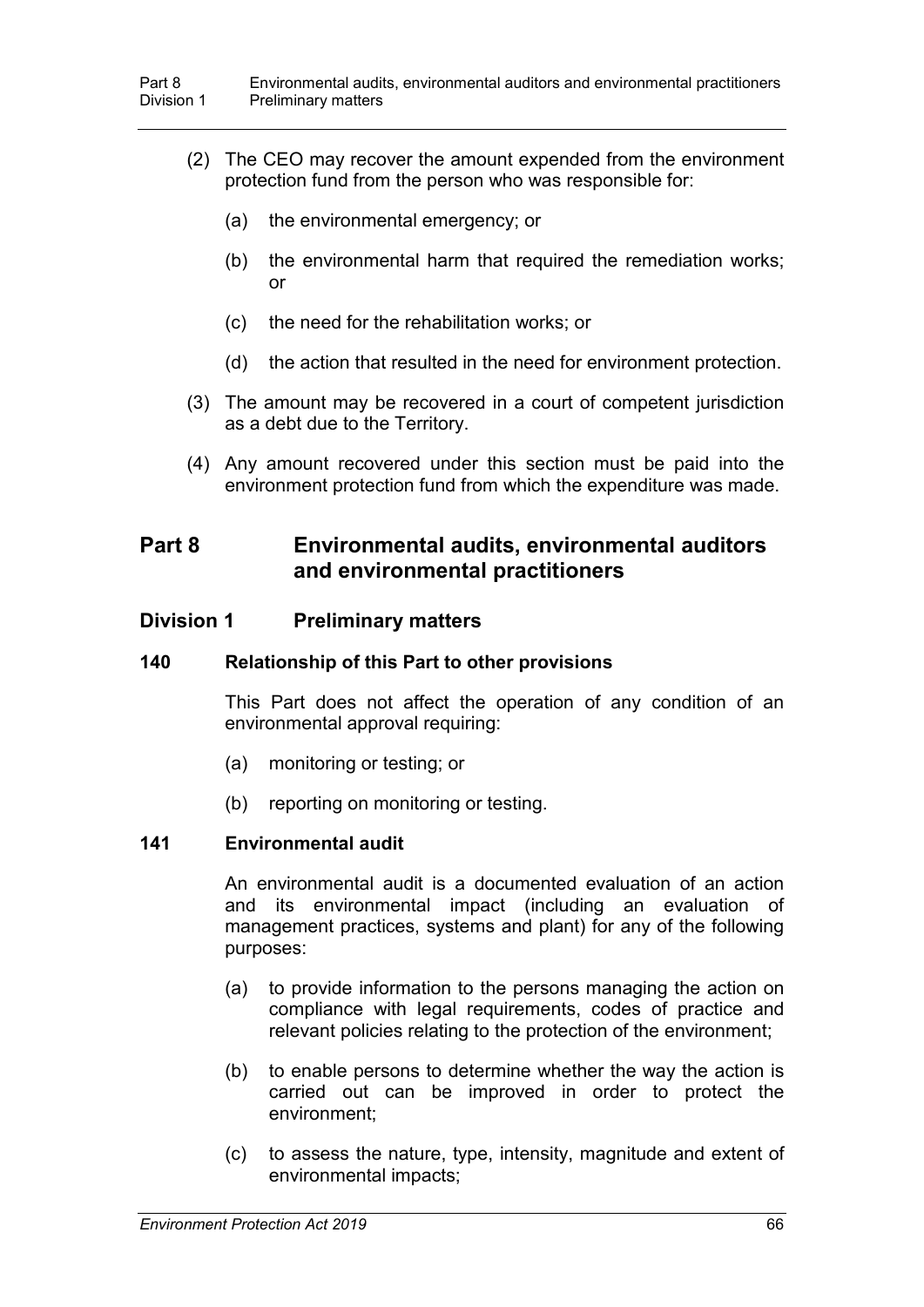(2) The CEO may recover the amount expended from the environment protection fund from the person who was responsible for:

(a) the environmental emergency; or

(b) the environmental harm that required the remediation works; or

(c) the need for the rehabilitation works; or

(d) the action that resulted in the need for environment protection.

(3) The amount may be recovered in a court of competent jurisdiction as a debt due to the Territory.

(4) Any amount recovered under this section must be paid into the environment protection fund from which the expenditure was made.

# Part 8 Environmental audits, environmental auditors and environmental practitioners

## Division 1 Preliminary matters

### 140 Relationship of this Part to other provisions

This Part does not affect the operation of any condition of an environmental approval requiring:

(a) monitoring or testing; or

(b) reporting on monitoring or testing.

### 141 Environmental audit

An environmental audit is a documented evaluation of an action and its environmental impact (including an evaluation of management practices, systems and plant) for any of the following purposes:

(a) to provide information to the persons managing the action on compliance with legal requirements, codes of practice and relevant policies relating to the protection of the environment;

(b) to enable persons to determine whether the way the action is carried out can be improved in order to protect the environment;

(c) to assess the nature, type, intensity, magnitude and extent of environmental impacts;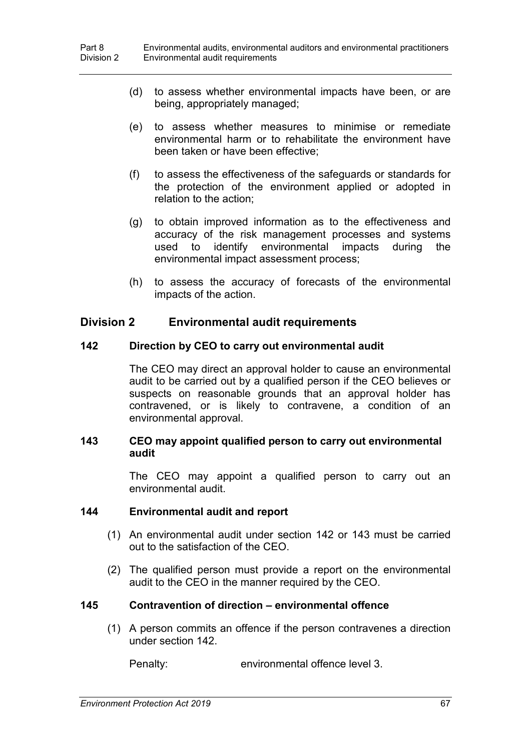(d) to assess whether environmental impacts have been, or are being, appropriately managed;

(e) to assess whether measures to minimise or remediate environmental harm or to rehabilitate the environment have been taken or have been effective;

(f) to assess the effectiveness of the safeguards or standards for the protection of the environment applied or adopted in relation to the action;

(g) to obtain improved information as to the effectiveness and accuracy of the risk management processes and systems used to identify environmental impacts during the environmental impact assessment process;

(h) to assess the accuracy of forecasts of the environmental impacts of the action.

## Division 2 Environmental audit requirements

### 142 Direction by CEO to carry out environmental audit

The CEO may direct an approval holder to cause an environmental audit to be carried out by a qualified person if the CEO believes or suspects on reasonable grounds that an approval holder has contravened, or is likely to contravene, a condition of an environmental approval.

### 143 CEO may appoint qualified person to carry out environmental audit

The CEO may appoint a qualified person to carry out an environmental audit.

### 144 Environmental audit and report

(1) An environmental audit under section 142 or 143 must be carried out to the satisfaction of the CEO.

(2) The qualified person must provide a report on the environmental audit to the CEO in the manner required by the CEO.

### 145 Contravention of direction – environmental offence

(1) A person commits an offence if the person contravenes a direction under section 142.

Penalty: environmental offence level 3.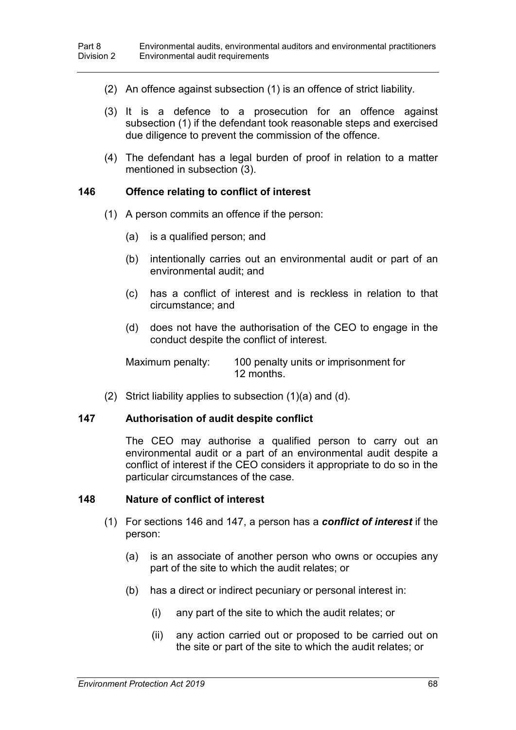(2) An offence against subsection (1) is an offence of strict liability.

(3) It is a defence to a prosecution for an offence against subsection (1) if the defendant took reasonable steps and exercised due diligence to prevent the commission of the offence.

(4) The defendant has a legal burden of proof in relation to a matter mentioned in subsection (3).

### 146 Offence relating to conflict of interest

(1) A person commits an offence if the person:

(a) is a qualified person; and

(b) intentionally carries out an environmental audit or part of an environmental audit; and

(c) has a conflict of interest and is reckless in relation to that circumstance; and

(d) does not have the authorisation of the CEO to engage in the conduct despite the conflict of interest.

Maximum penalty: 100 penalty units or imprisonment for 12 months.

(2) Strict liability applies to subsection (1)(a) and (d).

### 147 Authorisation of audit despite conflict

The CEO may authorise a qualified person to carry out an environmental audit or a part of an environmental audit despite a conflict of interest if the CEO considers it appropriate to do so in the particular circumstances of the case.

### 148 Nature of conflict of interest

(1) For sections 146 and 147, a person has a ***conflict of interest*** if the person:

(a) is an associate of another person who owns or occupies any part of the site to which the audit relates; or

(b) has a direct or indirect pecuniary or personal interest in:

(i) any part of the site to which the audit relates; or

(ii) any action carried out or proposed to be carried out on the site or part of the site to which the audit relates; or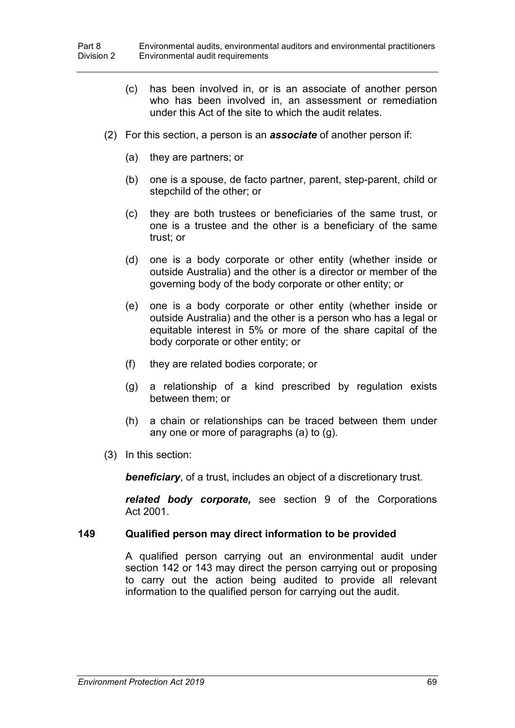(c) has been involved in, or is an associate of another person who has been involved in, an assessment or remediation under this Act of the site to which the audit relates.

(2) For this section, a person is an ***associate*** of another person if:

(a) they are partners; or

(b) one is a spouse, de facto partner, parent, step-parent, child or stepchild of the other; or

(c) they are both trustees or beneficiaries of the same trust, or one is a trustee and the other is a beneficiary of the same trust; or

(d) one is a body corporate or other entity (whether inside or outside Australia) and the other is a director or member of the governing body of the body corporate or other entity; or

(e) one is a body corporate or other entity (whether inside or outside Australia) and the other is a person who has a legal or equitable interest in 5% or more of the share capital of the body corporate or other entity; or

(f) they are related bodies corporate; or

(g) a relationship of a kind prescribed by regulation exists between them; or

(h) a chain or relationships can be traced between them under any one or more of paragraphs (a) to (g).

(3) In this section:

***beneficiary***, of a trust, includes an object of a discretionary trust.

***related body corporate,*** see section 9 of the Corporations Act 2001.

### 149 Qualified person may direct information to be provided

A qualified person carrying out an environmental audit under section 142 or 143 may direct the person carrying out or proposing to carry out the action being audited to provide all relevant information to the qualified person for carrying out the audit.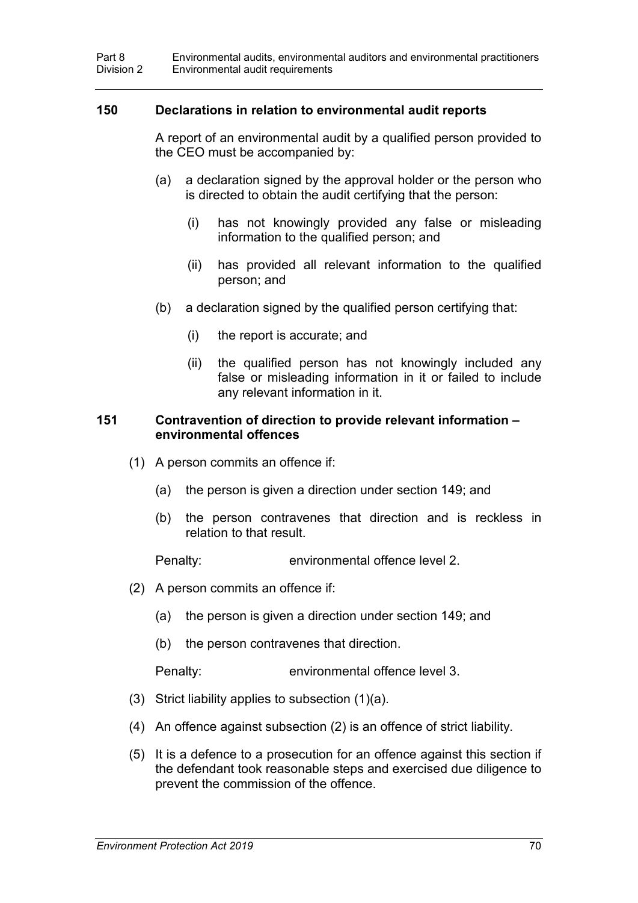### 150 Declarations in relation to environmental audit reports

A report of an environmental audit by a qualified person provided to the CEO must be accompanied by:

(a) a declaration signed by the approval holder or the person who is directed to obtain the audit certifying that the person:

(i) has not knowingly provided any false or misleading information to the qualified person; and

(ii) has provided all relevant information to the qualified person; and

(b) a declaration signed by the qualified person certifying that:

(i) the report is accurate; and

(ii) the qualified person has not knowingly included any false or misleading information in it or failed to include any relevant information in it.

### 151 Contravention of direction to provide relevant information – environmental offences

(1) A person commits an offence if:

(a) the person is given a direction under section 149; and

(b) the person contravenes that direction and is reckless in relation to that result.

Penalty: environmental offence level 2.

(2) A person commits an offence if:

(a) the person is given a direction under section 149; and

(b) the person contravenes that direction.

Penalty: environmental offence level 3.

(3) Strict liability applies to subsection (1)(a).

(4) An offence against subsection (2) is an offence of strict liability.

(5) It is a defence to a prosecution for an offence against this section if the defendant took reasonable steps and exercised due diligence to prevent the commission of the offence.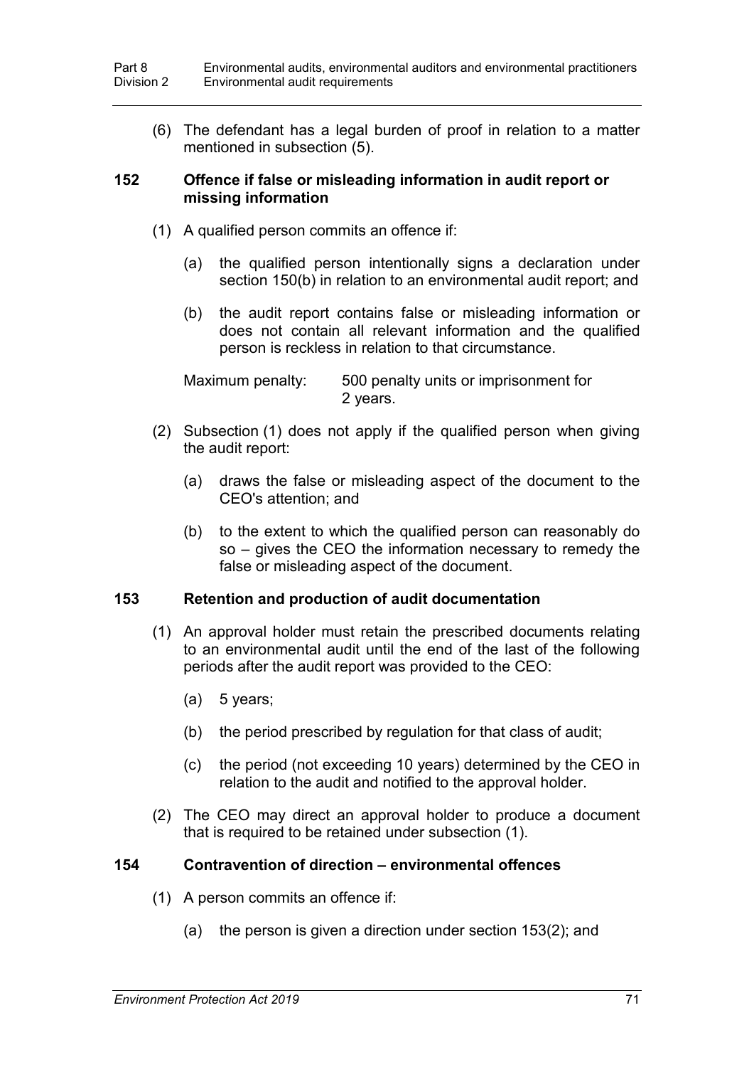(6) The defendant has a legal burden of proof in relation to a matter mentioned in subsection (5).

### 152 Offence if false or misleading information in audit report or missing information

(1) A qualified person commits an offence if:

(a) the qualified person intentionally signs a declaration under section 150(b) in relation to an environmental audit report; and

(b) the audit report contains false or misleading information or does not contain all relevant information and the qualified person is reckless in relation to that circumstance.

Maximum penalty: 500 penalty units or imprisonment for 2 years.

(2) Subsection (1) does not apply if the qualified person when giving the audit report:

(a) draws the false or misleading aspect of the document to the CEO's attention; and

(b) to the extent to which the qualified person can reasonably do so – gives the CEO the information necessary to remedy the false or misleading aspect of the document.

### 153 Retention and production of audit documentation

(1) An approval holder must retain the prescribed documents relating to an environmental audit until the end of the last of the following periods after the audit report was provided to the CEO:

(a) 5 years;

(b) the period prescribed by regulation for that class of audit;

(c) the period (not exceeding 10 years) determined by the CEO in relation to the audit and notified to the approval holder.

(2) The CEO may direct an approval holder to produce a document that is required to be retained under subsection (1).

### 154 Contravention of direction – environmental offences

(1) A person commits an offence if:

(a) the person is given a direction under section 153(2); and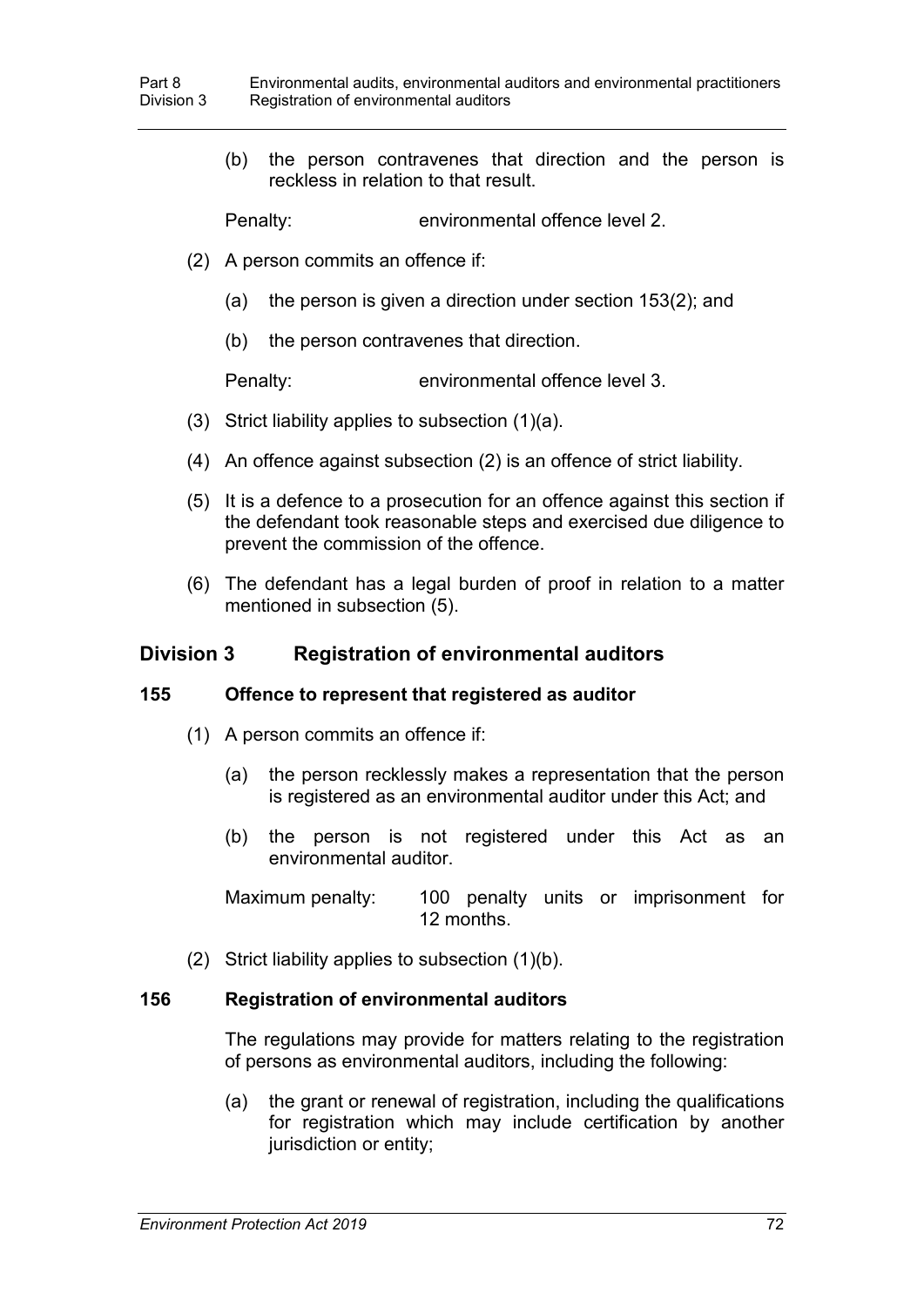(b) the person contravenes that direction and the person is reckless in relation to that result.

Penalty: environmental offence level 2.

(2) A person commits an offence if:

(a) the person is given a direction under section 153(2); and

(b) the person contravenes that direction.

Penalty: environmental offence level 3.

(3) Strict liability applies to subsection (1)(a).

(4) An offence against subsection (2) is an offence of strict liability.

(5) It is a defence to a prosecution for an offence against this section if the defendant took reasonable steps and exercised due diligence to prevent the commission of the offence.

(6) The defendant has a legal burden of proof in relation to a matter mentioned in subsection (5).

## Division 3 Registration of environmental auditors

### 155 Offence to represent that registered as auditor

(1) A person commits an offence if:

(a) the person recklessly makes a representation that the person is registered as an environmental auditor under this Act; and

(b) the person is not registered under this Act as an environmental auditor.

Maximum penalty: 100 penalty units or imprisonment for 12 months.

(2) Strict liability applies to subsection (1)(b).

### 156 Registration of environmental auditors

The regulations may provide for matters relating to the registration of persons as environmental auditors, including the following:

(a) the grant or renewal of registration, including the qualifications for registration which may include certification by another jurisdiction or entity;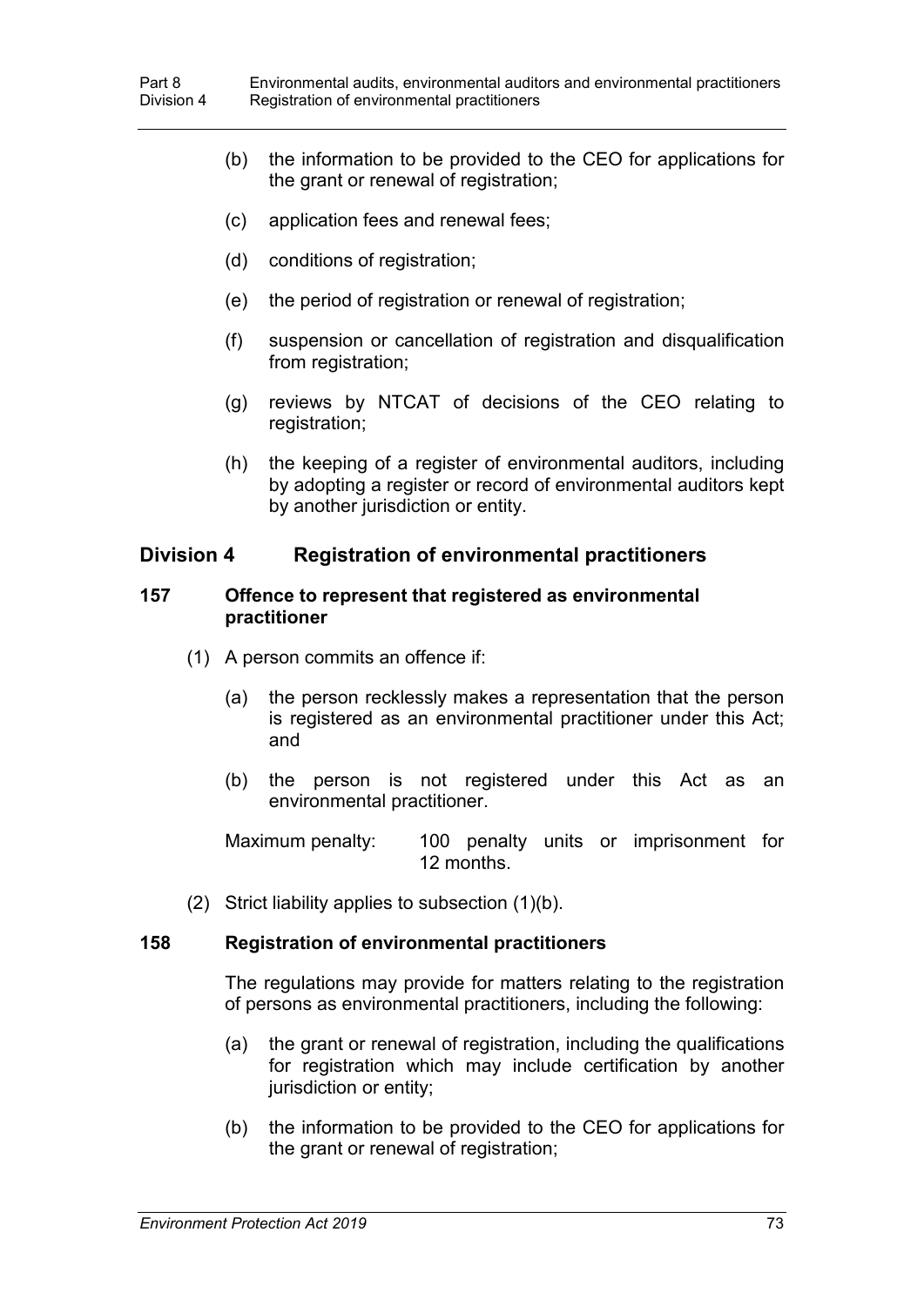(b) the information to be provided to the CEO for applications for the grant or renewal of registration;

(c) application fees and renewal fees;

(d) conditions of registration;

(e) the period of registration or renewal of registration;

(f) suspension or cancellation of registration and disqualification from registration;

(g) reviews by NTCAT of decisions of the CEO relating to registration;

(h) the keeping of a register of environmental auditors, including by adopting a register or record of environmental auditors kept by another jurisdiction or entity.

## Division 4 Registration of environmental practitioners

### 157 Offence to represent that registered as environmental practitioner

(1) A person commits an offence if:

(a) the person recklessly makes a representation that the person is registered as an environmental practitioner under this Act; and

(b) the person is not registered under this Act as an environmental practitioner.

Maximum penalty: 100 penalty units or imprisonment for 12 months.

(2) Strict liability applies to subsection (1)(b).

### 158 Registration of environmental practitioners

The regulations may provide for matters relating to the registration of persons as environmental practitioners, including the following:

(a) the grant or renewal of registration, including the qualifications for registration which may include certification by another jurisdiction or entity;

(b) the information to be provided to the CEO for applications for the grant or renewal of registration;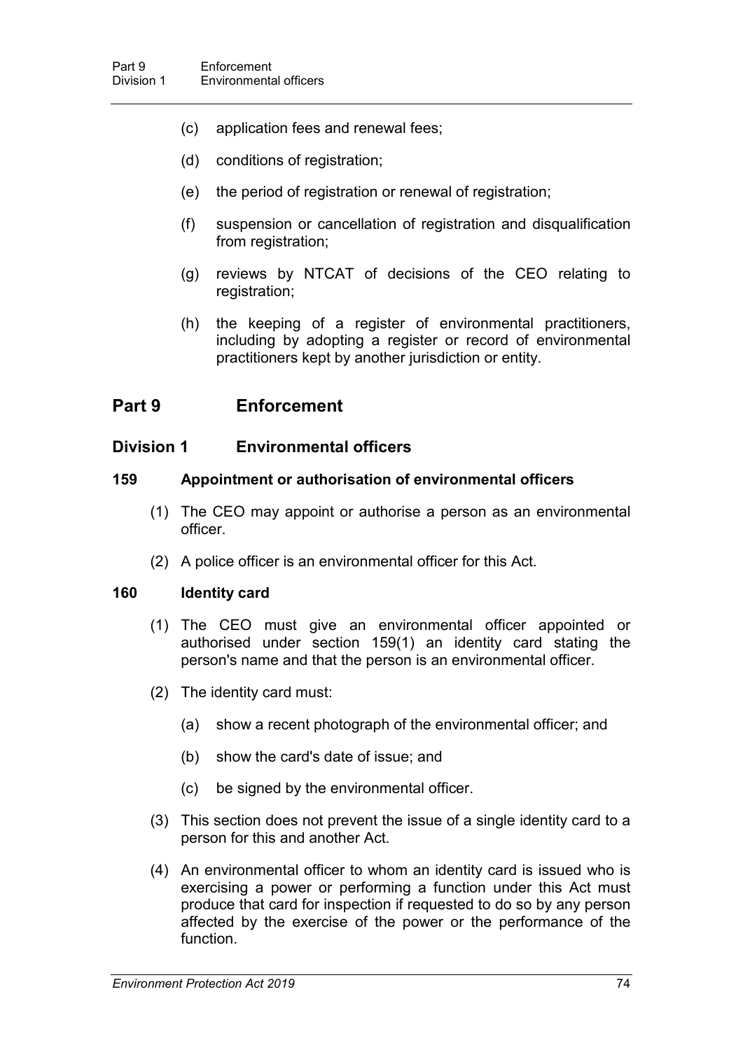(c) application fees and renewal fees;

(d) conditions of registration;

(e) the period of registration or renewal of registration;

(f) suspension or cancellation of registration and disqualification from registration;

(g) reviews by NTCAT of decisions of the CEO relating to registration;

(h) the keeping of a register of environmental practitioners, including by adopting a register or record of environmental practitioners kept by another jurisdiction or entity.

## Part 9 Enforcement

### Division 1 Environmental officers

#### 159 Appointment or authorisation of environmental officers

(1) The CEO may appoint or authorise a person as an environmental officer.

(2) A police officer is an environmental officer for this Act.

#### 160 Identity card

(1) The CEO must give an environmental officer appointed or authorised under section 159(1) an identity card stating the person's name and that the person is an environmental officer.

(2) The identity card must:

(a) show a recent photograph of the environmental officer; and

(b) show the card's date of issue; and

(c) be signed by the environmental officer.

(3) This section does not prevent the issue of a single identity card to a person for this and another Act.

(4) An environmental officer to whom an identity card is issued who is exercising a power or performing a function under this Act must produce that card for inspection if requested to do so by any person affected by the exercise of the power or the performance of the function.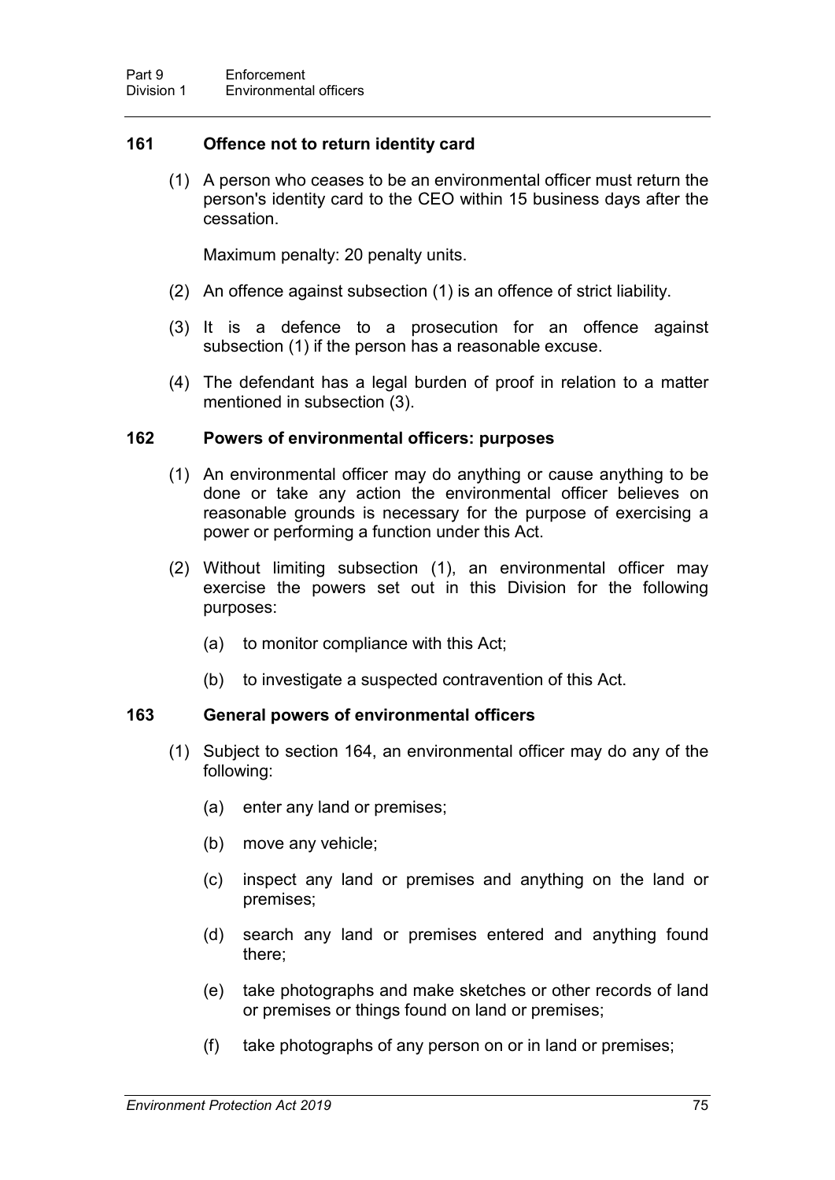### 161 Offence not to return identity card

(1) A person who ceases to be an environmental officer must return the person's identity card to the CEO within 15 business days after the cessation.

Maximum penalty: 20 penalty units.

(2) An offence against subsection (1) is an offence of strict liability.

(3) It is a defence to a prosecution for an offence against subsection (1) if the person has a reasonable excuse.

(4) The defendant has a legal burden of proof in relation to a matter mentioned in subsection (3).

### 162 Powers of environmental officers: purposes

(1) An environmental officer may do anything or cause anything to be done or take any action the environmental officer believes on reasonable grounds is necessary for the purpose of exercising a power or performing a function under this Act.

(2) Without limiting subsection (1), an environmental officer may exercise the powers set out in this Division for the following purposes:

(a) to monitor compliance with this Act;

(b) to investigate a suspected contravention of this Act.

### 163 General powers of environmental officers

(1) Subject to section 164, an environmental officer may do any of the following:

(a) enter any land or premises;

(b) move any vehicle;

(c) inspect any land or premises and anything on the land or premises;

(d) search any land or premises entered and anything found there;

(e) take photographs and make sketches or other records of land or premises or things found on land or premises;

(f) take photographs of any person on or in land or premises;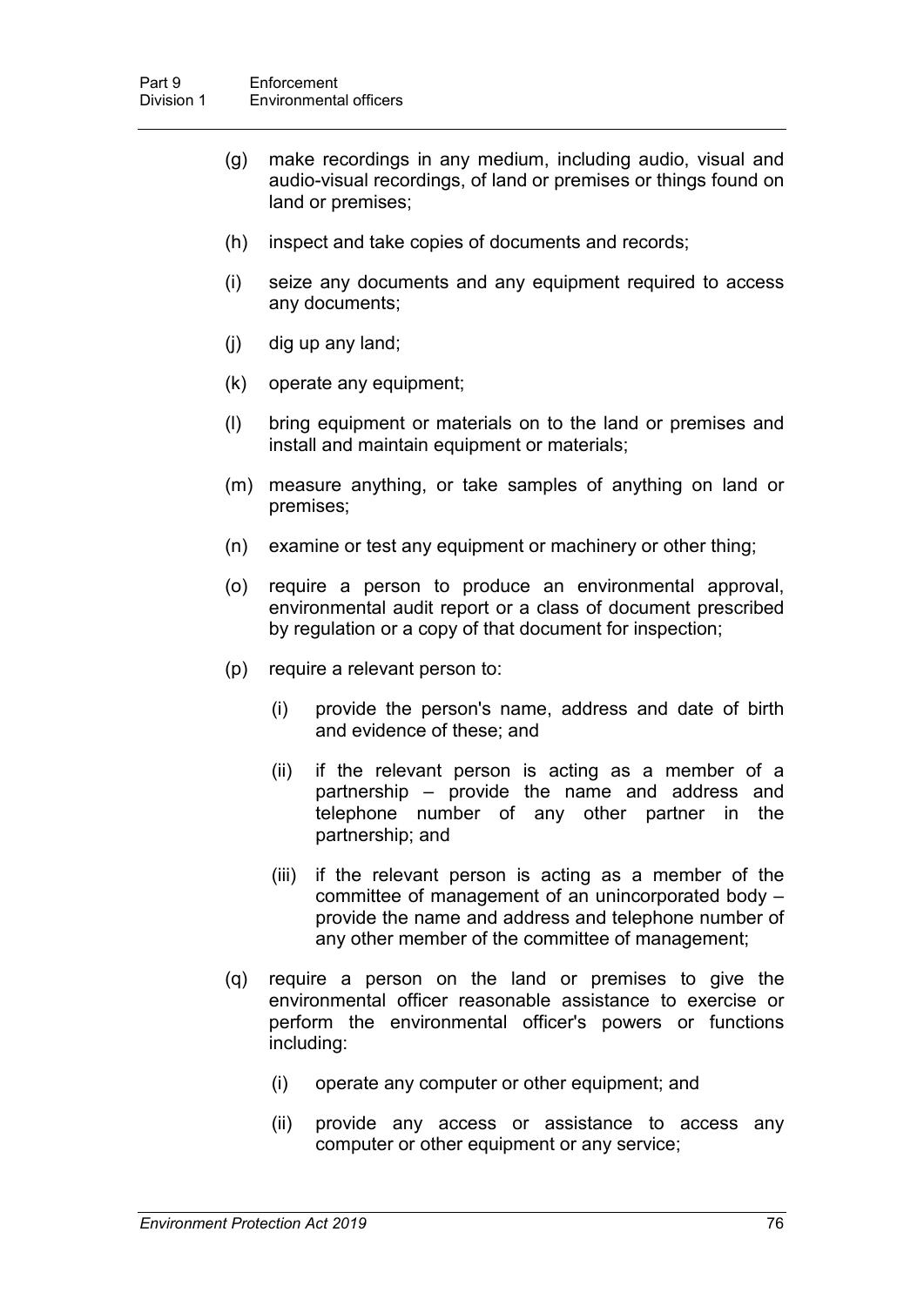(g) make recordings in any medium, including audio, visual and audio-visual recordings, of land or premises or things found on land or premises;

(h) inspect and take copies of documents and records;

(i) seize any documents and any equipment required to access any documents;

(j) dig up any land;

(k) operate any equipment;

(l) bring equipment or materials on to the land or premises and install and maintain equipment or materials;

(m) measure anything, or take samples of anything on land or premises;

(n) examine or test any equipment or machinery or other thing;

(o) require a person to produce an environmental approval, environmental audit report or a class of document prescribed by regulation or a copy of that document for inspection;

(p) require a relevant person to:

  (i) provide the person's name, address and date of birth and evidence of these; and

  (ii) if the relevant person is acting as a member of a partnership – provide the name and address and telephone number of any other partner in the partnership; and

  (iii) if the relevant person is acting as a member of the committee of management of an unincorporated body – provide the name and address and telephone number of any other member of the committee of management;

(q) require a person on the land or premises to give the environmental officer reasonable assistance to exercise or perform the environmental officer's powers or functions including:

  (i) operate any computer or other equipment; and

  (ii) provide any access or assistance to access any computer or other equipment or any service;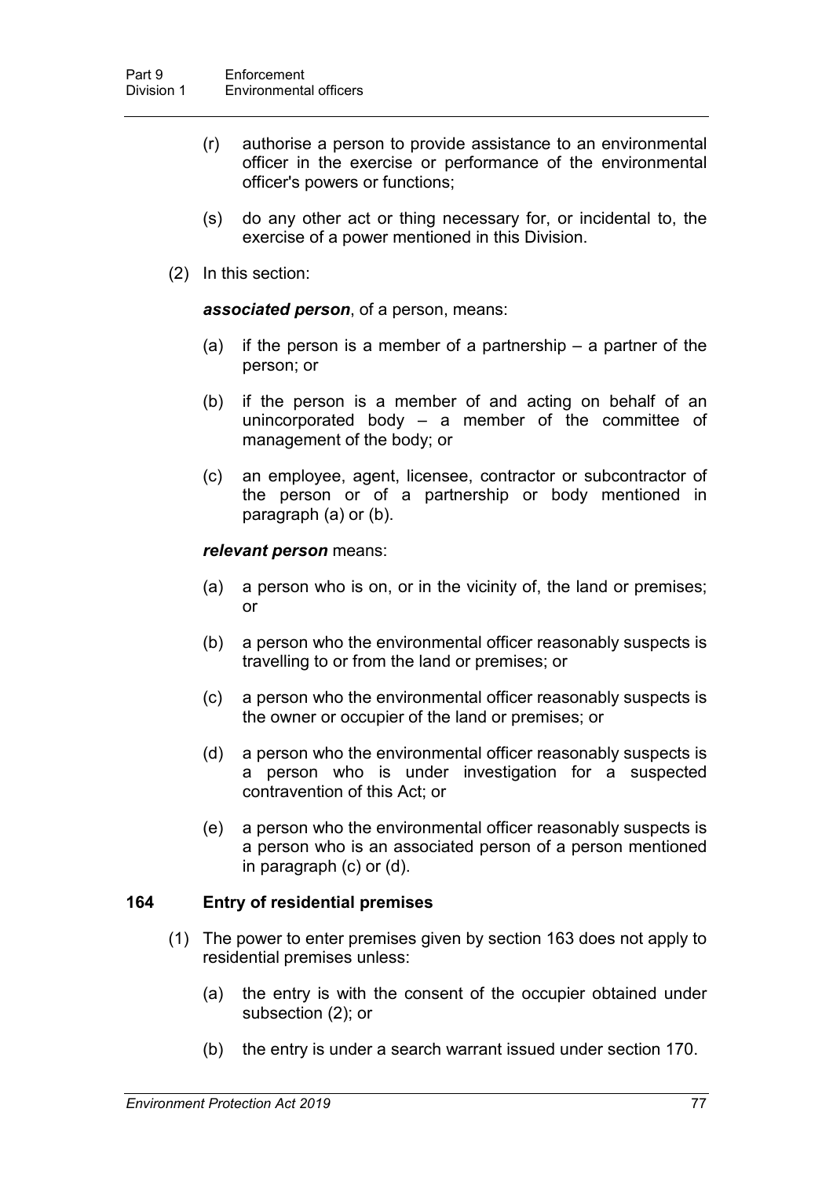(r) authorise a person to provide assistance to an environmental officer in the exercise or performance of the environmental officer's powers or functions;

(s) do any other act or thing necessary for, or incidental to, the exercise of a power mentioned in this Division.

(2) In this section:

***associated person***, of a person, means:

(a) if the person is a member of a partnership – a partner of the person; or

(b) if the person is a member of and acting on behalf of an unincorporated body – a member of the committee of management of the body; or

(c) an employee, agent, licensee, contractor or subcontractor of the person or of a partnership or body mentioned in paragraph (a) or (b).

***relevant person*** means:

(a) a person who is on, or in the vicinity of, the land or premises; or

(b) a person who the environmental officer reasonably suspects is travelling to or from the land or premises; or

(c) a person who the environmental officer reasonably suspects is the owner or occupier of the land or premises; or

(d) a person who the environmental officer reasonably suspects is a person who is under investigation for a suspected contravention of this Act; or

(e) a person who the environmental officer reasonably suspects is a person who is an associated person of a person mentioned in paragraph (c) or (d).

### 164 Entry of residential premises

(1) The power to enter premises given by section 163 does not apply to residential premises unless:

(a) the entry is with the consent of the occupier obtained under subsection (2); or

(b) the entry is under a search warrant issued under section 170.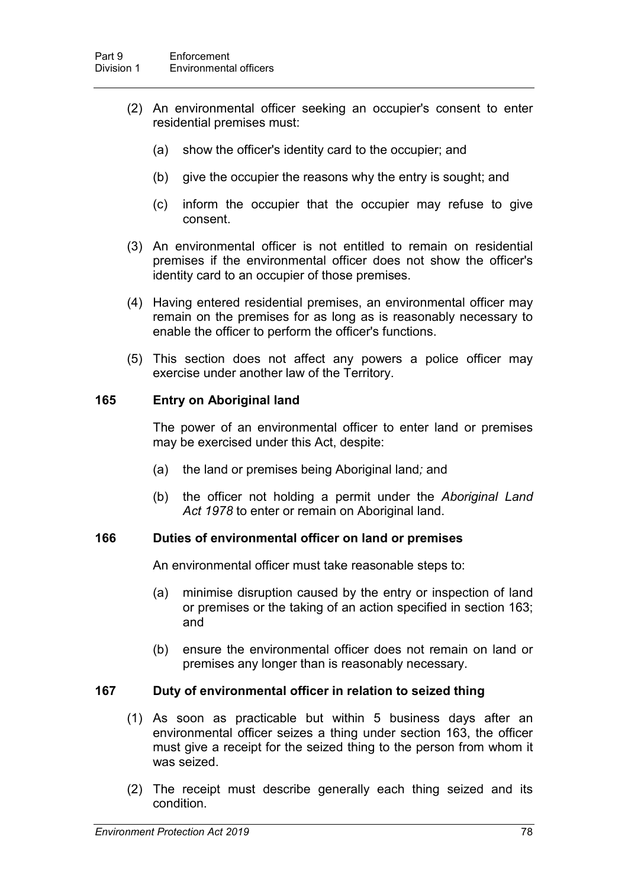(2) An environmental officer seeking an occupier's consent to enter residential premises must:

(a) show the officer's identity card to the occupier; and

(b) give the occupier the reasons why the entry is sought; and

(c) inform the occupier that the occupier may refuse to give consent.

(3) An environmental officer is not entitled to remain on residential premises if the environmental officer does not show the officer's identity card to an occupier of those premises.

(4) Having entered residential premises, an environmental officer may remain on the premises for as long as is reasonably necessary to enable the officer to perform the officer's functions.

(5) This section does not affect any powers a police officer may exercise under another law of the Territory.

### 165 Entry on Aboriginal land

The power of an environmental officer to enter land or premises may be exercised under this Act, despite:

(a) the land or premises being Aboriginal land*;* and

(b) the officer not holding a permit under the *Aboriginal Land Act 1978* to enter or remain on Aboriginal land.

### 166 Duties of environmental officer on land or premises

An environmental officer must take reasonable steps to:

(a) minimise disruption caused by the entry or inspection of land or premises or the taking of an action specified in section 163; and

(b) ensure the environmental officer does not remain on land or premises any longer than is reasonably necessary.

### 167 Duty of environmental officer in relation to seized thing

(1) As soon as practicable but within 5 business days after an environmental officer seizes a thing under section 163, the officer must give a receipt for the seized thing to the person from whom it was seized.

(2) The receipt must describe generally each thing seized and its condition.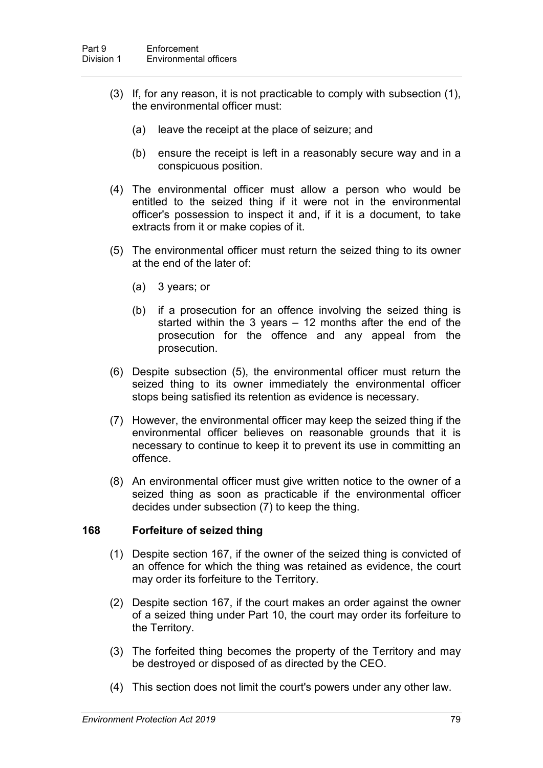(3) If, for any reason, it is not practicable to comply with subsection (1), the environmental officer must:

   (a) leave the receipt at the place of seizure; and

   (b) ensure the receipt is left in a reasonably secure way and in a conspicuous position.

(4) The environmental officer must allow a person who would be entitled to the seized thing if it were not in the environmental officer's possession to inspect it and, if it is a document, to take extracts from it or make copies of it.

(5) The environmental officer must return the seized thing to its owner at the end of the later of:

   (a) 3 years; or

   (b) if a prosecution for an offence involving the seized thing is started within the 3 years – 12 months after the end of the prosecution for the offence and any appeal from the prosecution.

(6) Despite subsection (5), the environmental officer must return the seized thing to its owner immediately the environmental officer stops being satisfied its retention as evidence is necessary.

(7) However, the environmental officer may keep the seized thing if the environmental officer believes on reasonable grounds that it is necessary to continue to keep it to prevent its use in committing an offence.

(8) An environmental officer must give written notice to the owner of a seized thing as soon as practicable if the environmental officer decides under subsection (7) to keep the thing.

### 168 Forfeiture of seized thing

(1) Despite section 167, if the owner of the seized thing is convicted of an offence for which the thing was retained as evidence, the court may order its forfeiture to the Territory.

(2) Despite section 167, if the court makes an order against the owner of a seized thing under Part 10, the court may order its forfeiture to the Territory.

(3) The forfeited thing becomes the property of the Territory and may be destroyed or disposed of as directed by the CEO.

(4) This section does not limit the court's powers under any other law.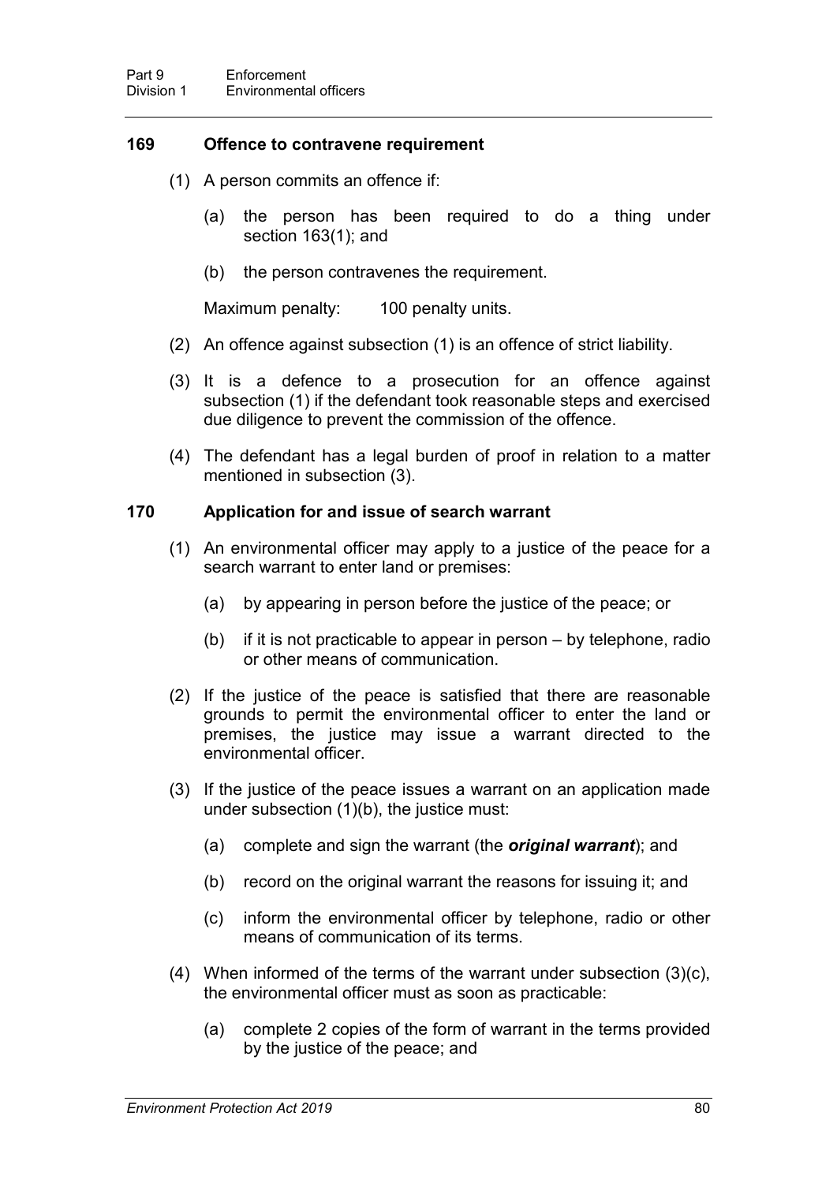### 169 Offence to contravene requirement

(1) A person commits an offence if:

(a) the person has been required to do a thing under section 163(1); and

(b) the person contravenes the requirement.

Maximum penalty: 100 penalty units.

(2) An offence against subsection (1) is an offence of strict liability.

(3) It is a defence to a prosecution for an offence against subsection (1) if the defendant took reasonable steps and exercised due diligence to prevent the commission of the offence.

(4) The defendant has a legal burden of proof in relation to a matter mentioned in subsection (3).

### 170 Application for and issue of search warrant

(1) An environmental officer may apply to a justice of the peace for a search warrant to enter land or premises:

(a) by appearing in person before the justice of the peace; or

(b) if it is not practicable to appear in person – by telephone, radio or other means of communication.

(2) If the justice of the peace is satisfied that there are reasonable grounds to permit the environmental officer to enter the land or premises, the justice may issue a warrant directed to the environmental officer.

(3) If the justice of the peace issues a warrant on an application made under subsection (1)(b), the justice must:

(a) complete and sign the warrant (the ***original warrant***); and

(b) record on the original warrant the reasons for issuing it; and

(c) inform the environmental officer by telephone, radio or other means of communication of its terms.

(4) When informed of the terms of the warrant under subsection (3)(c), the environmental officer must as soon as practicable:

(a) complete 2 copies of the form of warrant in the terms provided by the justice of the peace; and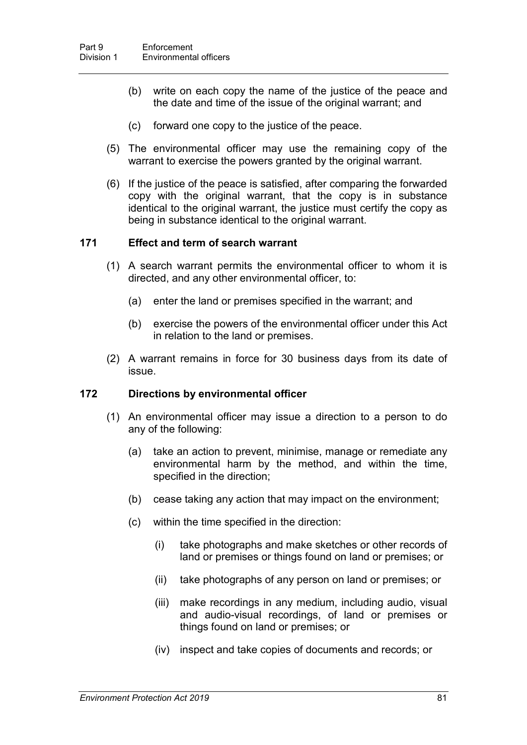(b) write on each copy the name of the justice of the peace and the date and time of the issue of the original warrant; and

(c) forward one copy to the justice of the peace.

(5) The environmental officer may use the remaining copy of the warrant to exercise the powers granted by the original warrant.

(6) If the justice of the peace is satisfied, after comparing the forwarded copy with the original warrant, that the copy is in substance identical to the original warrant, the justice must certify the copy as being in substance identical to the original warrant.

### 171 Effect and term of search warrant

(1) A search warrant permits the environmental officer to whom it is directed, and any other environmental officer, to:

(a) enter the land or premises specified in the warrant; and

(b) exercise the powers of the environmental officer under this Act in relation to the land or premises.

(2) A warrant remains in force for 30 business days from its date of issue.

### 172 Directions by environmental officer

(1) An environmental officer may issue a direction to a person to do any of the following:

(a) take an action to prevent, minimise, manage or remediate any environmental harm by the method, and within the time, specified in the direction;

(b) cease taking any action that may impact on the environment;

(c) within the time specified in the direction:

(i) take photographs and make sketches or other records of land or premises or things found on land or premises; or

(ii) take photographs of any person on land or premises; or

(iii) make recordings in any medium, including audio, visual and audio-visual recordings, of land or premises or things found on land or premises; or

(iv) inspect and take copies of documents and records; or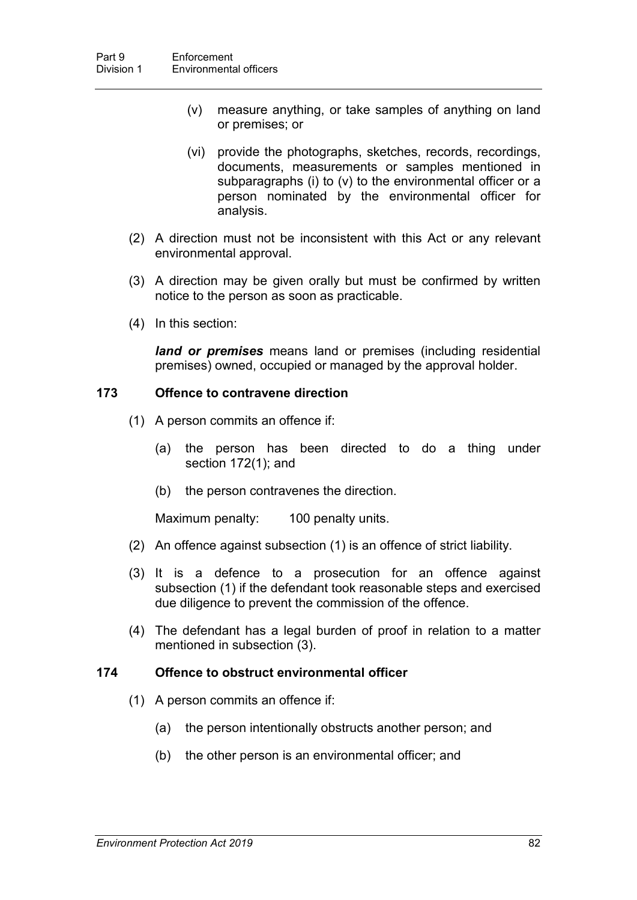(v) measure anything, or take samples of anything on land or premises; or

(vi) provide the photographs, sketches, records, recordings, documents, measurements or samples mentioned in subparagraphs (i) to (v) to the environmental officer or a person nominated by the environmental officer for analysis.

(2) A direction must not be inconsistent with this Act or any relevant environmental approval.

(3) A direction may be given orally but must be confirmed by written notice to the person as soon as practicable.

(4) In this section:

***land or premises*** means land or premises (including residential premises) owned, occupied or managed by the approval holder.

### 173 Offence to contravene direction

(1) A person commits an offence if:

(a) the person has been directed to do a thing under section 172(1); and

(b) the person contravenes the direction.

Maximum penalty: 100 penalty units.

(2) An offence against subsection (1) is an offence of strict liability.

(3) It is a defence to a prosecution for an offence against subsection (1) if the defendant took reasonable steps and exercised due diligence to prevent the commission of the offence.

(4) The defendant has a legal burden of proof in relation to a matter mentioned in subsection (3).

### 174 Offence to obstruct environmental officer

(1) A person commits an offence if:

(a) the person intentionally obstructs another person; and

(b) the other person is an environmental officer; and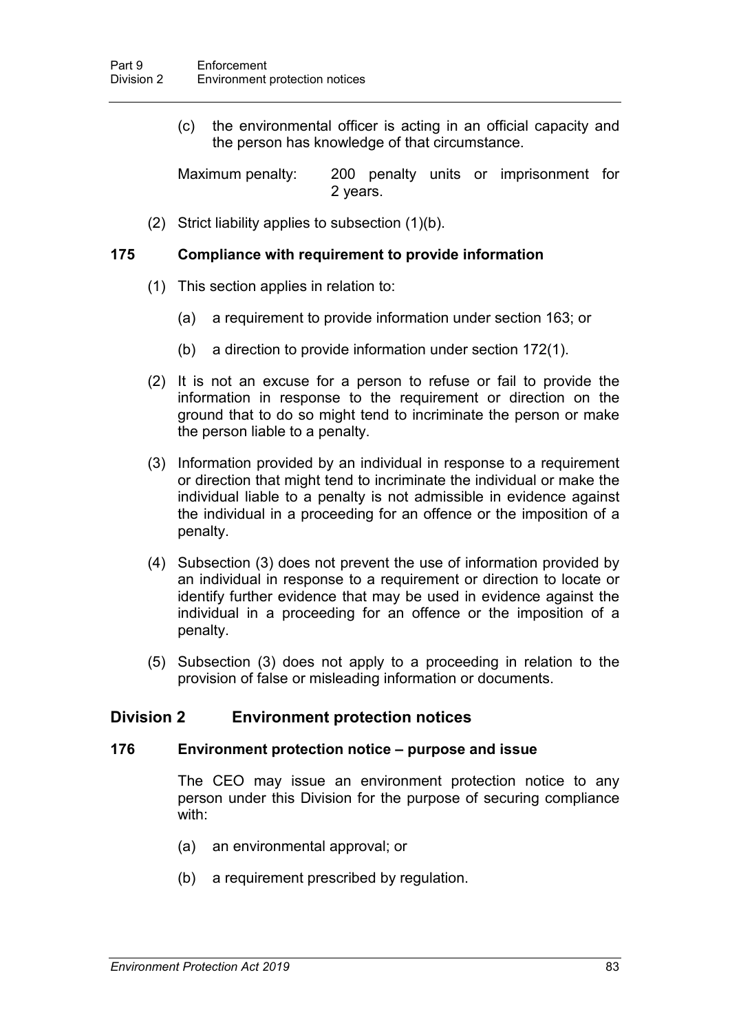(c) the environmental officer is acting in an official capacity and the person has knowledge of that circumstance.

Maximum penalty: 200 penalty units or imprisonment for 2 years.

(2) Strict liability applies to subsection (1)(b).

### 175 Compliance with requirement to provide information

(1) This section applies in relation to:

(a) a requirement to provide information under section 163; or

(b) a direction to provide information under section 172(1).

(2) It is not an excuse for a person to refuse or fail to provide the information in response to the requirement or direction on the ground that to do so might tend to incriminate the person or make the person liable to a penalty.

(3) Information provided by an individual in response to a requirement or direction that might tend to incriminate the individual or make the individual liable to a penalty is not admissible in evidence against the individual in a proceeding for an offence or the imposition of a penalty.

(4) Subsection (3) does not prevent the use of information provided by an individual in response to a requirement or direction to locate or identify further evidence that may be used in evidence against the individual in a proceeding for an offence or the imposition of a penalty.

(5) Subsection (3) does not apply to a proceeding in relation to the provision of false or misleading information or documents.

## Division 2 Environment protection notices

### 176 Environment protection notice – purpose and issue

The CEO may issue an environment protection notice to any person under this Division for the purpose of securing compliance with:

(a) an environmental approval; or

(b) a requirement prescribed by regulation.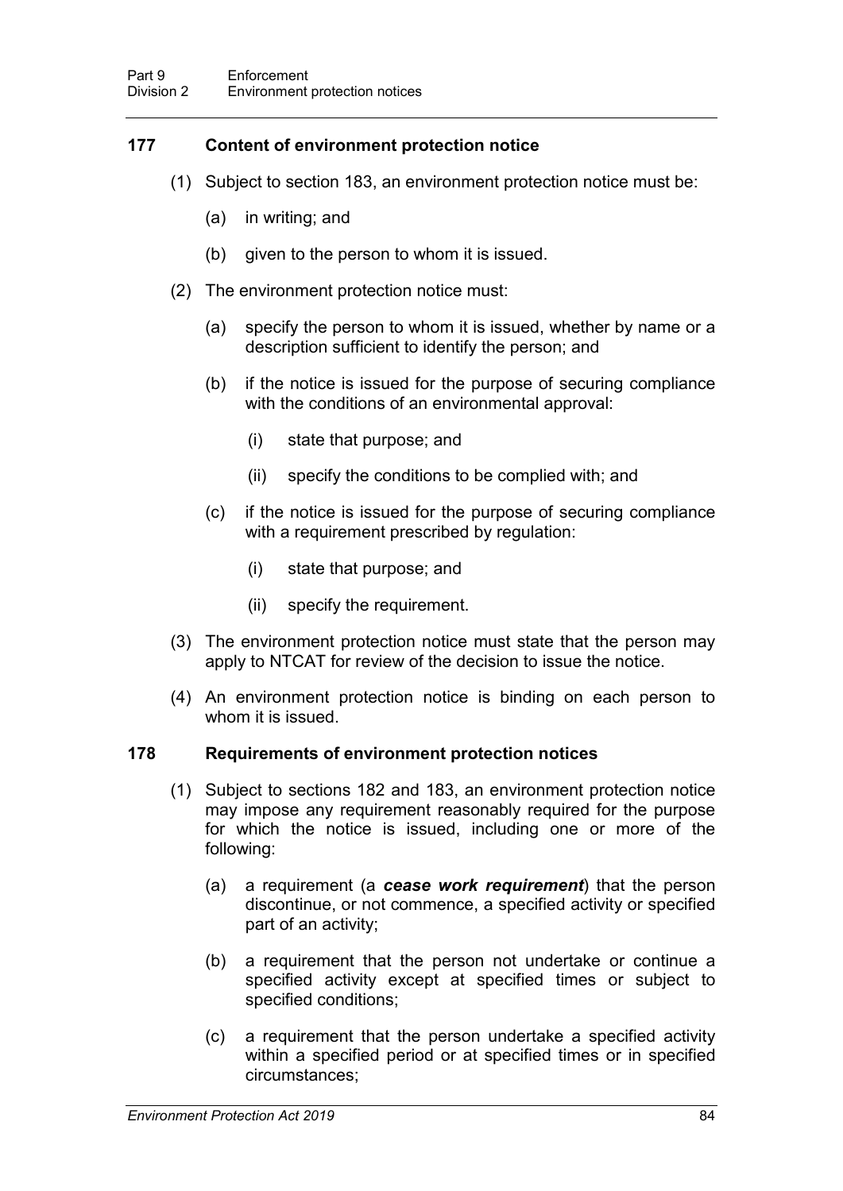### 177 Content of environment protection notice

(1) Subject to section 183, an environment protection notice must be:

(a) in writing; and

(b) given to the person to whom it is issued.

(2) The environment protection notice must:

(a) specify the person to whom it is issued, whether by name or a description sufficient to identify the person; and

(b) if the notice is issued for the purpose of securing compliance with the conditions of an environmental approval:

(i) state that purpose; and

(ii) specify the conditions to be complied with; and

(c) if the notice is issued for the purpose of securing compliance with a requirement prescribed by regulation:

(i) state that purpose; and

(ii) specify the requirement.

(3) The environment protection notice must state that the person may apply to NTCAT for review of the decision to issue the notice.

(4) An environment protection notice is binding on each person to whom it is issued.

### 178 Requirements of environment protection notices

(1) Subject to sections 182 and 183, an environment protection notice may impose any requirement reasonably required for the purpose for which the notice is issued, including one or more of the following:

(a) a requirement (a ***cease work requirement***) that the person discontinue, or not commence, a specified activity or specified part of an activity;

(b) a requirement that the person not undertake or continue a specified activity except at specified times or subject to specified conditions;

(c) a requirement that the person undertake a specified activity within a specified period or at specified times or in specified circumstances;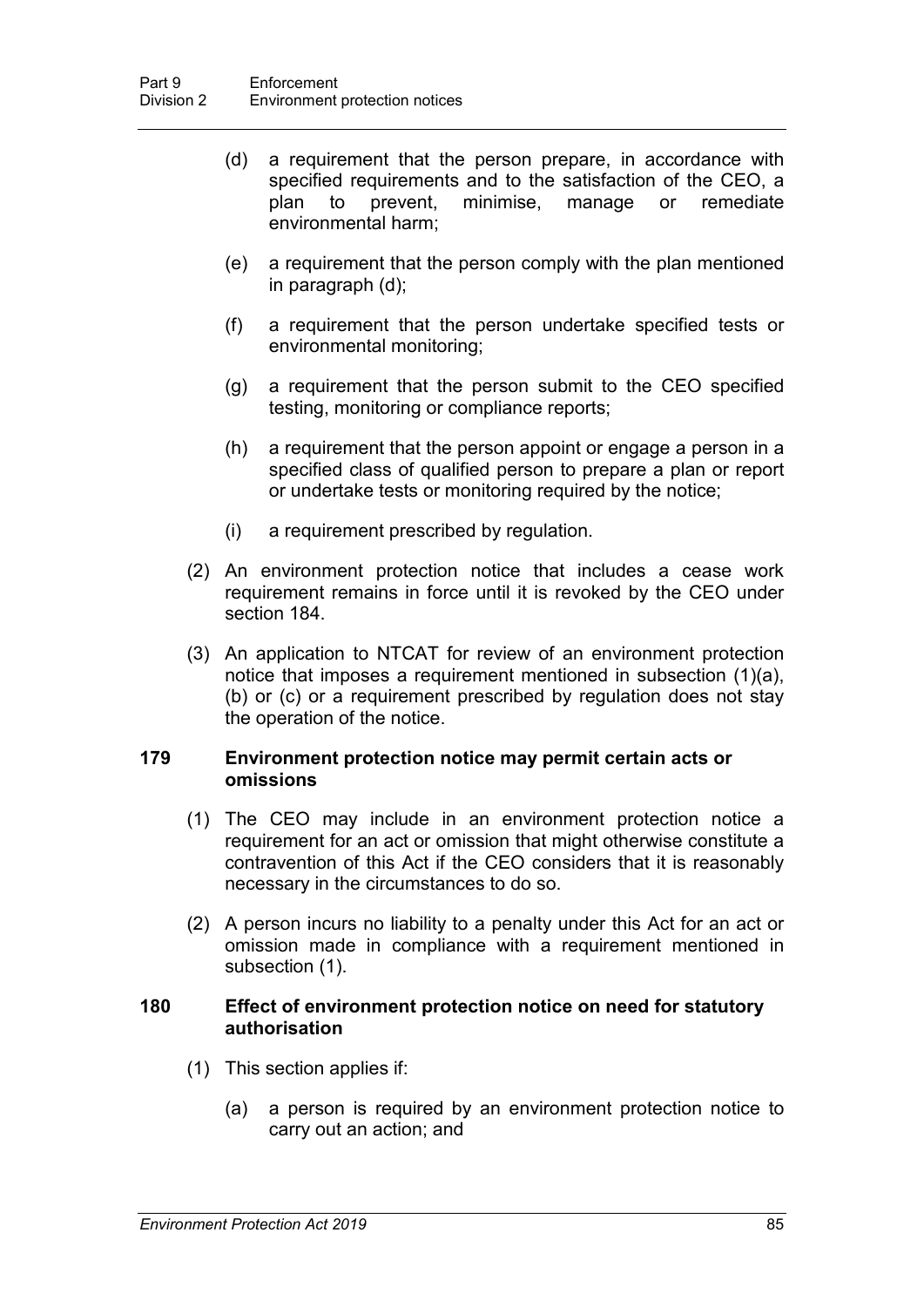(d) a requirement that the person prepare, in accordance with specified requirements and to the satisfaction of the CEO, a plan to prevent, minimise, manage or remediate environmental harm;

(e) a requirement that the person comply with the plan mentioned in paragraph (d);

(f) a requirement that the person undertake specified tests or environmental monitoring;

(g) a requirement that the person submit to the CEO specified testing, monitoring or compliance reports;

(h) a requirement that the person appoint or engage a person in a specified class of qualified person to prepare a plan or report or undertake tests or monitoring required by the notice;

(i) a requirement prescribed by regulation.

(2) An environment protection notice that includes a cease work requirement remains in force until it is revoked by the CEO under section 184.

(3) An application to NTCAT for review of an environment protection notice that imposes a requirement mentioned in subsection (1)(a), (b) or (c) or a requirement prescribed by regulation does not stay the operation of the notice.

### 179 Environment protection notice may permit certain acts or omissions

(1) The CEO may include in an environment protection notice a requirement for an act or omission that might otherwise constitute a contravention of this Act if the CEO considers that it is reasonably necessary in the circumstances to do so.

(2) A person incurs no liability to a penalty under this Act for an act or omission made in compliance with a requirement mentioned in subsection (1).

### 180 Effect of environment protection notice on need for statutory authorisation

(1) This section applies if:

(a) a person is required by an environment protection notice to carry out an action; and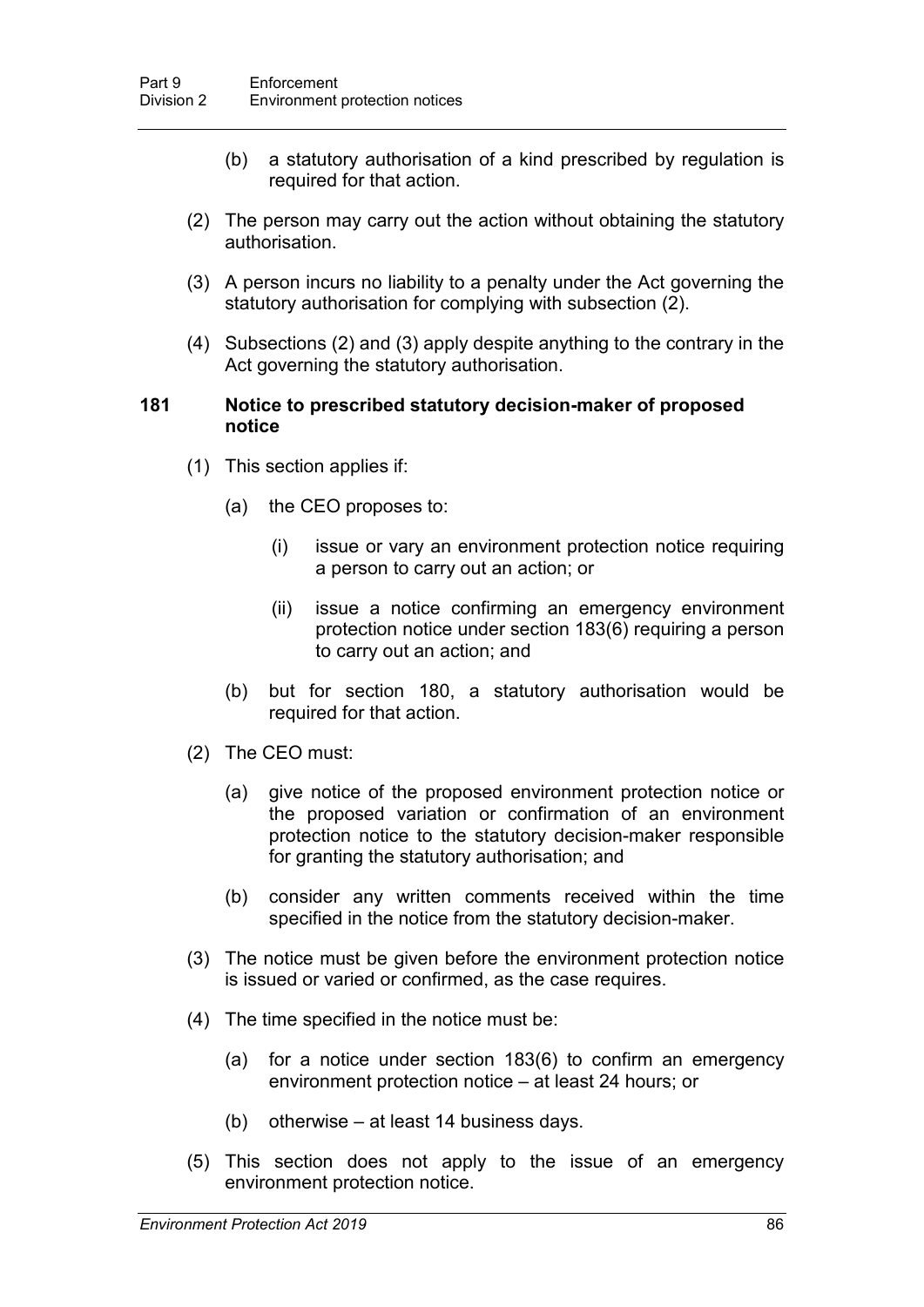(b) a statutory authorisation of a kind prescribed by regulation is required for that action.

(2) The person may carry out the action without obtaining the statutory authorisation.

(3) A person incurs no liability to a penalty under the Act governing the statutory authorisation for complying with subsection (2).

(4) Subsections (2) and (3) apply despite anything to the contrary in the Act governing the statutory authorisation.

### 181 Notice to prescribed statutory decision-maker of proposed notice

(1) This section applies if:

(a) the CEO proposes to:

(i) issue or vary an environment protection notice requiring a person to carry out an action; or

(ii) issue a notice confirming an emergency environment protection notice under section 183(6) requiring a person to carry out an action; and

(b) but for section 180, a statutory authorisation would be required for that action.

(2) The CEO must:

(a) give notice of the proposed environment protection notice or the proposed variation or confirmation of an environment protection notice to the statutory decision-maker responsible for granting the statutory authorisation; and

(b) consider any written comments received within the time specified in the notice from the statutory decision-maker.

(3) The notice must be given before the environment protection notice is issued or varied or confirmed, as the case requires.

(4) The time specified in the notice must be:

(a) for a notice under section 183(6) to confirm an emergency environment protection notice – at least 24 hours; or

(b) otherwise – at least 14 business days.

(5) This section does not apply to the issue of an emergency environment protection notice.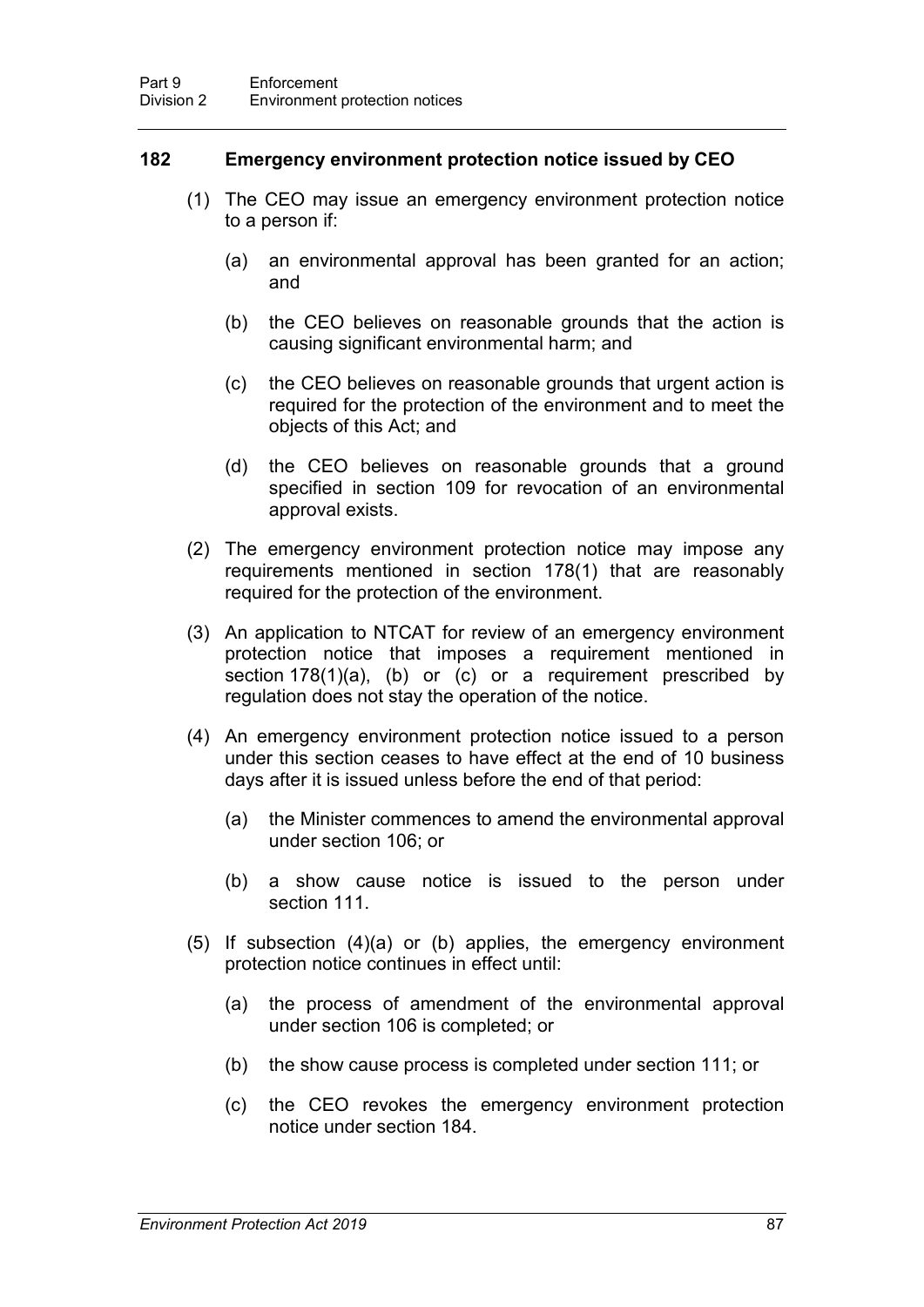### 182 Emergency environment protection notice issued by CEO

(1) The CEO may issue an emergency environment protection notice to a person if:

(a) an environmental approval has been granted for an action; and

(b) the CEO believes on reasonable grounds that the action is causing significant environmental harm; and

(c) the CEO believes on reasonable grounds that urgent action is required for the protection of the environment and to meet the objects of this Act; and

(d) the CEO believes on reasonable grounds that a ground specified in section 109 for revocation of an environmental approval exists.

(2) The emergency environment protection notice may impose any requirements mentioned in section 178(1) that are reasonably required for the protection of the environment.

(3) An application to NTCAT for review of an emergency environment protection notice that imposes a requirement mentioned in section 178(1)(a), (b) or (c) or a requirement prescribed by regulation does not stay the operation of the notice.

(4) An emergency environment protection notice issued to a person under this section ceases to have effect at the end of 10 business days after it is issued unless before the end of that period:

(a) the Minister commences to amend the environmental approval under section 106; or

(b) a show cause notice is issued to the person under section 111.

(5) If subsection (4)(a) or (b) applies, the emergency environment protection notice continues in effect until:

(a) the process of amendment of the environmental approval under section 106 is completed; or

(b) the show cause process is completed under section 111; or

(c) the CEO revokes the emergency environment protection notice under section 184.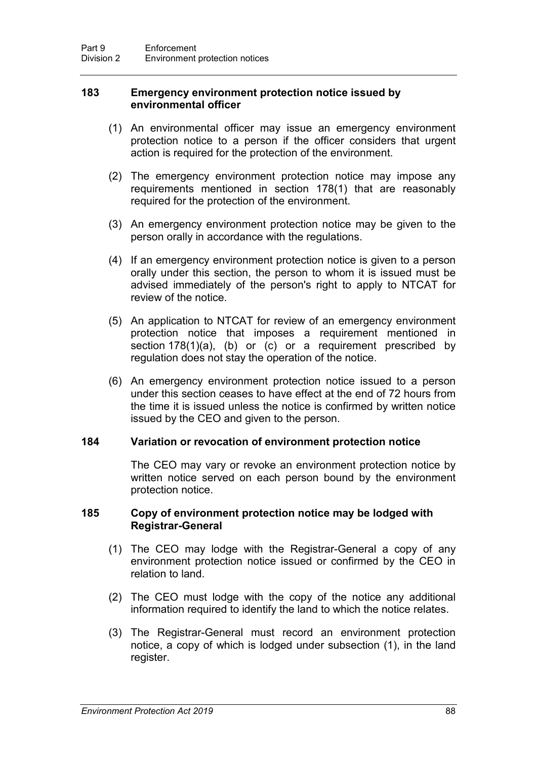### 183 Emergency environment protection notice issued by environmental officer

(1) An environmental officer may issue an emergency environment protection notice to a person if the officer considers that urgent action is required for the protection of the environment.

(2) The emergency environment protection notice may impose any requirements mentioned in section 178(1) that are reasonably required for the protection of the environment.

(3) An emergency environment protection notice may be given to the person orally in accordance with the regulations.

(4) If an emergency environment protection notice is given to a person orally under this section, the person to whom it is issued must be advised immediately of the person's right to apply to NTCAT for review of the notice.

(5) An application to NTCAT for review of an emergency environment protection notice that imposes a requirement mentioned in section 178(1)(a), (b) or (c) or a requirement prescribed by regulation does not stay the operation of the notice.

(6) An emergency environment protection notice issued to a person under this section ceases to have effect at the end of 72 hours from the time it is issued unless the notice is confirmed by written notice issued by the CEO and given to the person.

### 184 Variation or revocation of environment protection notice

The CEO may vary or revoke an environment protection notice by written notice served on each person bound by the environment protection notice.

### 185 Copy of environment protection notice may be lodged with Registrar-General

(1) The CEO may lodge with the Registrar-General a copy of any environment protection notice issued or confirmed by the CEO in relation to land.

(2) The CEO must lodge with the copy of the notice any additional information required to identify the land to which the notice relates.

(3) The Registrar-General must record an environment protection notice, a copy of which is lodged under subsection (1), in the land register.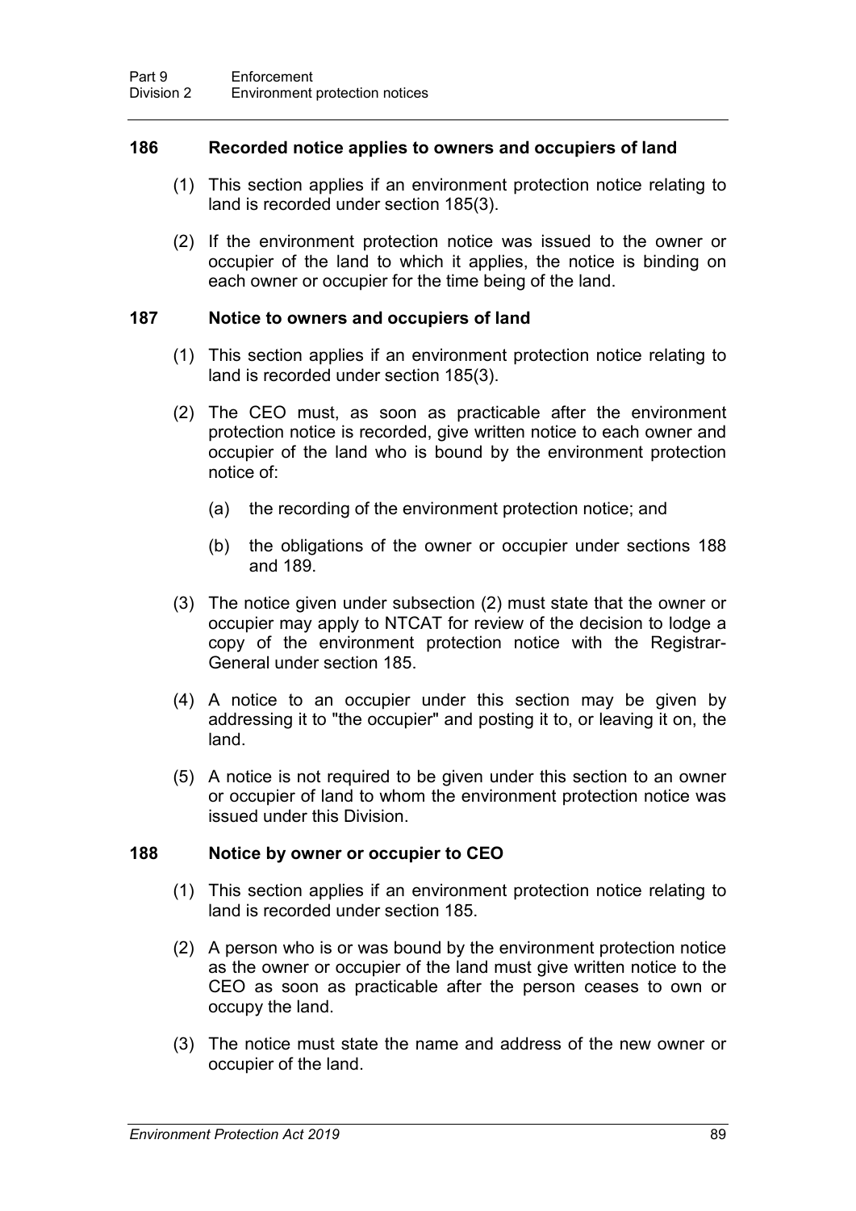### 186 Recorded notice applies to owners and occupiers of land

(1) This section applies if an environment protection notice relating to land is recorded under section 185(3).

(2) If the environment protection notice was issued to the owner or occupier of the land to which it applies, the notice is binding on each owner or occupier for the time being of the land.

### 187 Notice to owners and occupiers of land

(1) This section applies if an environment protection notice relating to land is recorded under section 185(3).

(2) The CEO must, as soon as practicable after the environment protection notice is recorded, give written notice to each owner and occupier of the land who is bound by the environment protection notice of:

(a) the recording of the environment protection notice; and

(b) the obligations of the owner or occupier under sections 188 and 189.

(3) The notice given under subsection (2) must state that the owner or occupier may apply to NTCAT for review of the decision to lodge a copy of the environment protection notice with the Registrar-General under section 185.

(4) A notice to an occupier under this section may be given by addressing it to "the occupier" and posting it to, or leaving it on, the land.

(5) A notice is not required to be given under this section to an owner or occupier of land to whom the environment protection notice was issued under this Division.

### 188 Notice by owner or occupier to CEO

(1) This section applies if an environment protection notice relating to land is recorded under section 185.

(2) A person who is or was bound by the environment protection notice as the owner or occupier of the land must give written notice to the CEO as soon as practicable after the person ceases to own or occupy the land.

(3) The notice must state the name and address of the new owner or occupier of the land.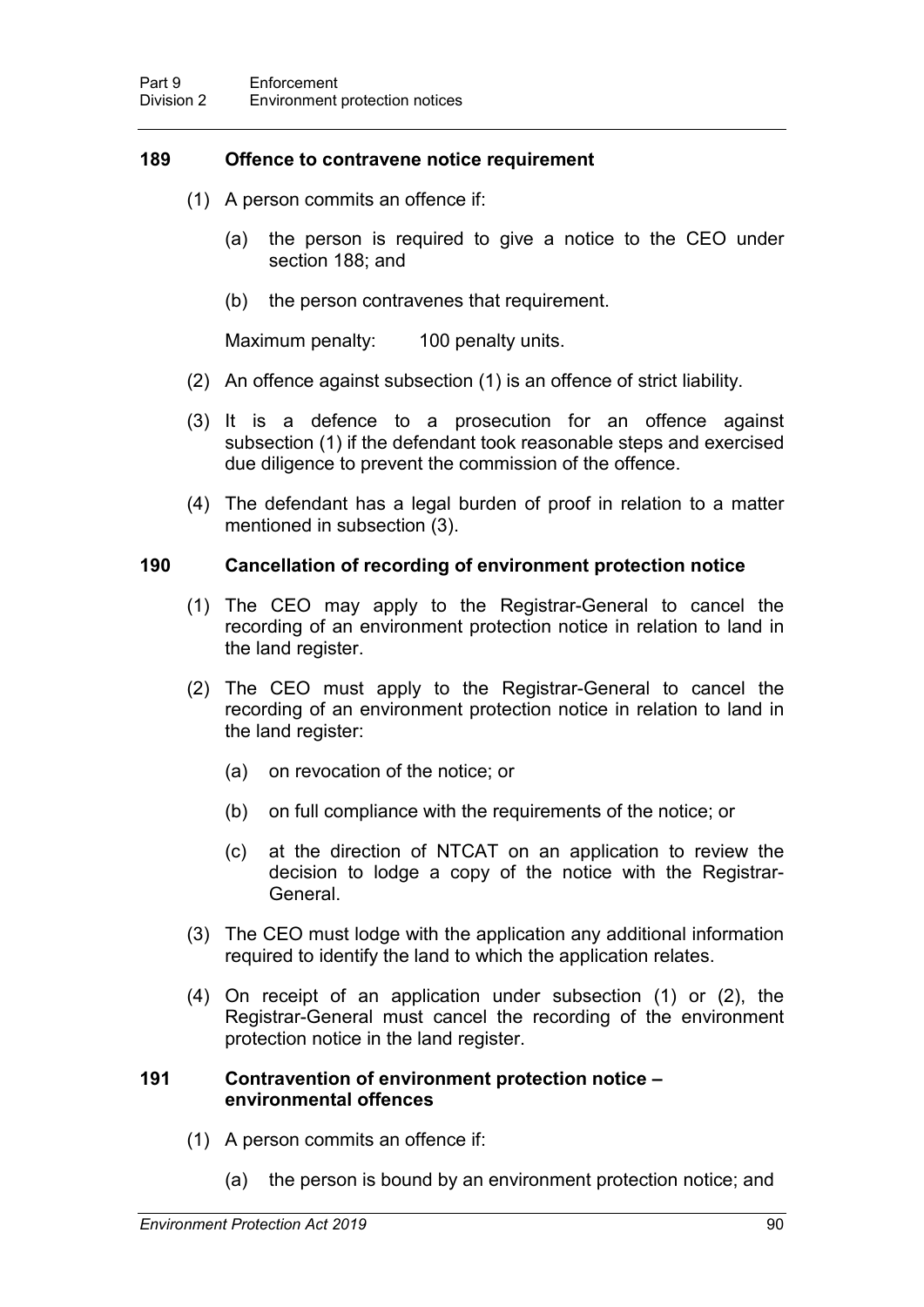### 189 Offence to contravene notice requirement

(1) A person commits an offence if:

(a) the person is required to give a notice to the CEO under section 188; and

(b) the person contravenes that requirement.

Maximum penalty: 100 penalty units.

(2) An offence against subsection (1) is an offence of strict liability.

(3) It is a defence to a prosecution for an offence against subsection (1) if the defendant took reasonable steps and exercised due diligence to prevent the commission of the offence.

(4) The defendant has a legal burden of proof in relation to a matter mentioned in subsection (3).

### 190 Cancellation of recording of environment protection notice

(1) The CEO may apply to the Registrar-General to cancel the recording of an environment protection notice in relation to land in the land register.

(2) The CEO must apply to the Registrar-General to cancel the recording of an environment protection notice in relation to land in the land register:

(a) on revocation of the notice; or

(b) on full compliance with the requirements of the notice; or

(c) at the direction of NTCAT on an application to review the decision to lodge a copy of the notice with the Registrar-General.

(3) The CEO must lodge with the application any additional information required to identify the land to which the application relates.

(4) On receipt of an application under subsection (1) or (2), the Registrar-General must cancel the recording of the environment protection notice in the land register.

### 191 Contravention of environment protection notice – environmental offences

(1) A person commits an offence if:

(a) the person is bound by an environment protection notice; and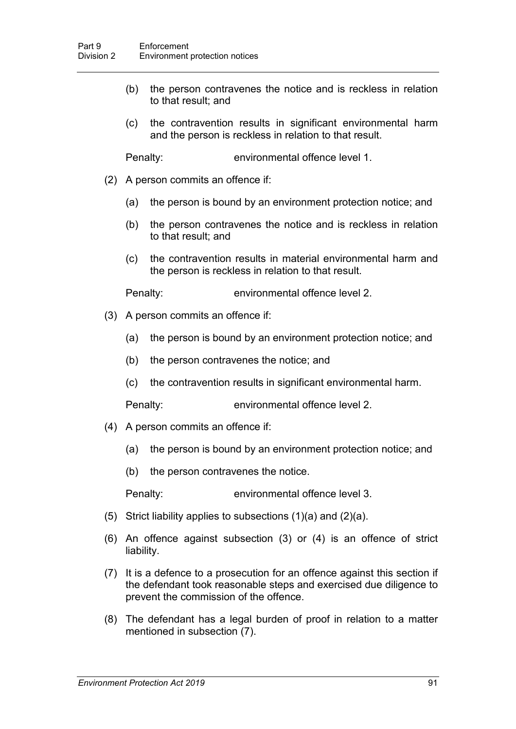- (b) the person contravenes the notice and is reckless in relation to that result; and
- (c) the contravention results in significant environmental harm and the person is reckless in relation to that result.

Penalty: environmental offence level 1.

(2) A person commits an offence if:

- (a) the person is bound by an environment protection notice; and
- (b) the person contravenes the notice and is reckless in relation to that result; and
- (c) the contravention results in material environmental harm and the person is reckless in relation to that result.

Penalty: environmental offence level 2.

(3) A person commits an offence if:

- (a) the person is bound by an environment protection notice; and
- (b) the person contravenes the notice; and
- (c) the contravention results in significant environmental harm.

Penalty: environmental offence level 2.

(4) A person commits an offence if:

- (a) the person is bound by an environment protection notice; and
- (b) the person contravenes the notice.

Penalty: environmental offence level 3.

(5) Strict liability applies to subsections (1)(a) and (2)(a).

(6) An offence against subsection (3) or (4) is an offence of strict liability.

(7) It is a defence to a prosecution for an offence against this section if the defendant took reasonable steps and exercised due diligence to prevent the commission of the offence.

(8) The defendant has a legal burden of proof in relation to a matter mentioned in subsection (7).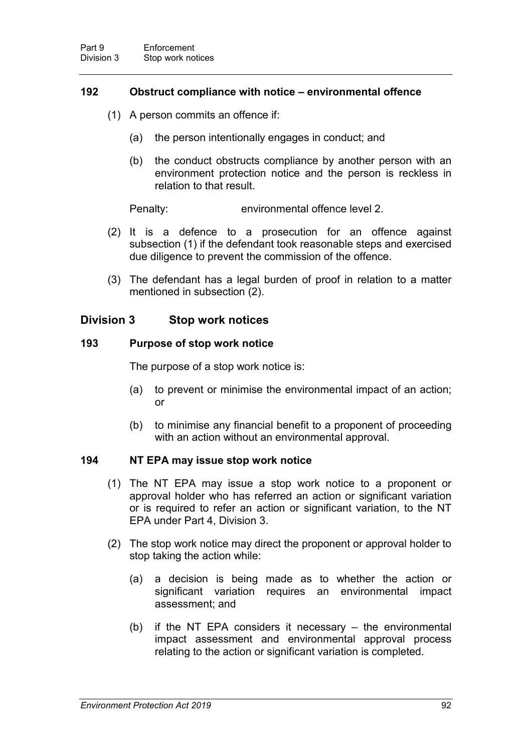### 192 Obstruct compliance with notice – environmental offence

(1) A person commits an offence if:

(a) the person intentionally engages in conduct; and

(b) the conduct obstructs compliance by another person with an environment protection notice and the person is reckless in relation to that result.

Penalty: environmental offence level 2.

(2) It is a defence to a prosecution for an offence against subsection (1) if the defendant took reasonable steps and exercised due diligence to prevent the commission of the offence.

(3) The defendant has a legal burden of proof in relation to a matter mentioned in subsection (2).

## Division 3 Stop work notices

### 193 Purpose of stop work notice

The purpose of a stop work notice is:

(a) to prevent or minimise the environmental impact of an action; or

(b) to minimise any financial benefit to a proponent of proceeding with an action without an environmental approval.

### 194 NT EPA may issue stop work notice

(1) The NT EPA may issue a stop work notice to a proponent or approval holder who has referred an action or significant variation or is required to refer an action or significant variation, to the NT EPA under Part 4, Division 3.

(2) The stop work notice may direct the proponent or approval holder to stop taking the action while:

(a) a decision is being made as to whether the action or significant variation requires an environmental impact assessment; and

(b) if the NT EPA considers it necessary – the environmental impact assessment and environmental approval process relating to the action or significant variation is completed.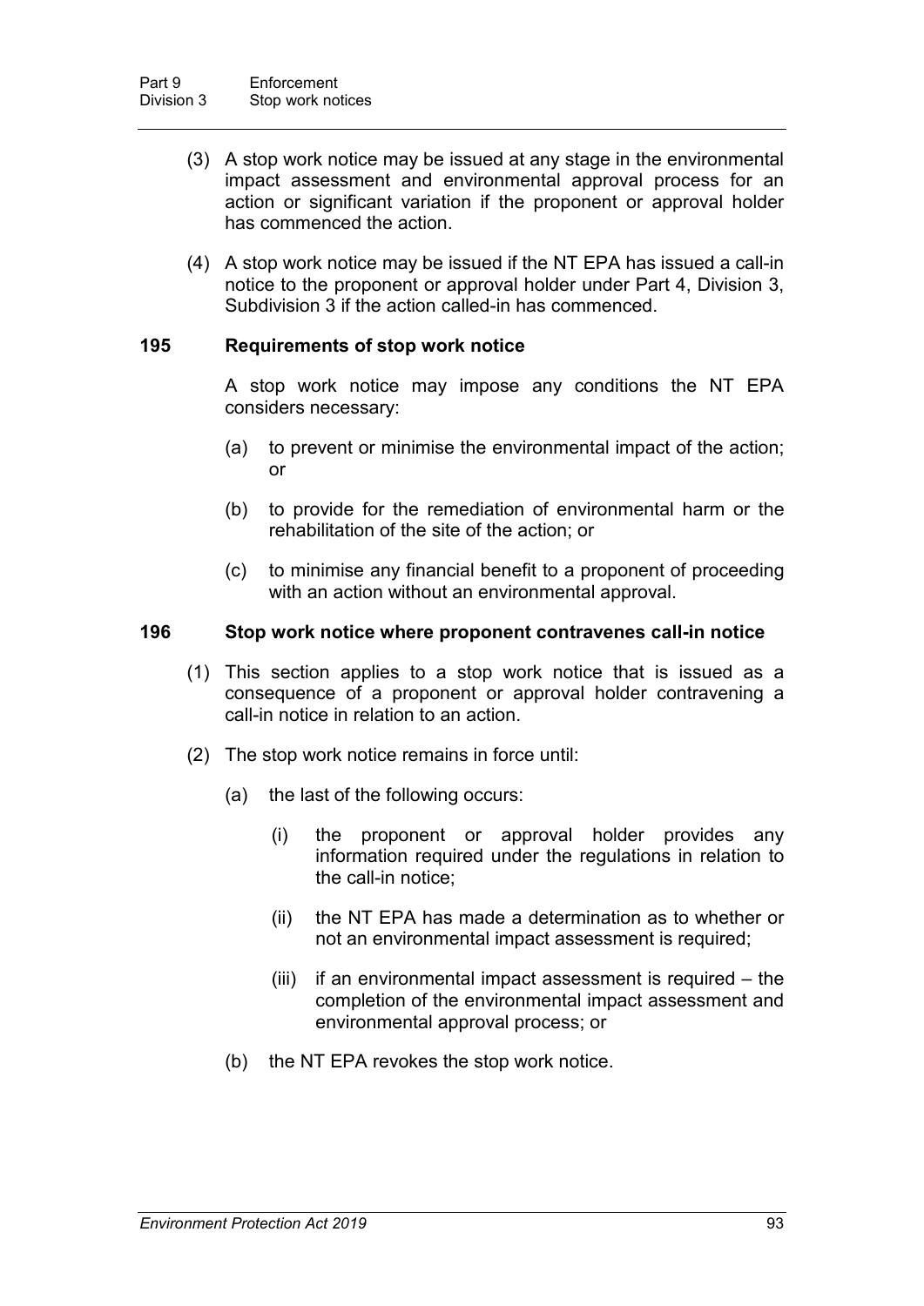(3) A stop work notice may be issued at any stage in the environmental impact assessment and environmental approval process for an action or significant variation if the proponent or approval holder has commenced the action.

(4) A stop work notice may be issued if the NT EPA has issued a call-in notice to the proponent or approval holder under Part 4, Division 3, Subdivision 3 if the action called-in has commenced.

### 195 Requirements of stop work notice

A stop work notice may impose any conditions the NT EPA considers necessary:

(a) to prevent or minimise the environmental impact of the action; or

(b) to provide for the remediation of environmental harm or the rehabilitation of the site of the action; or

(c) to minimise any financial benefit to a proponent of proceeding with an action without an environmental approval.

### 196 Stop work notice where proponent contravenes call-in notice

(1) This section applies to a stop work notice that is issued as a consequence of a proponent or approval holder contravening a call-in notice in relation to an action.

(2) The stop work notice remains in force until:

(a) the last of the following occurs:

(i) the proponent or approval holder provides any information required under the regulations in relation to the call-in notice;

(ii) the NT EPA has made a determination as to whether or not an environmental impact assessment is required;

(iii) if an environmental impact assessment is required – the completion of the environmental impact assessment and environmental approval process; or

(b) the NT EPA revokes the stop work notice.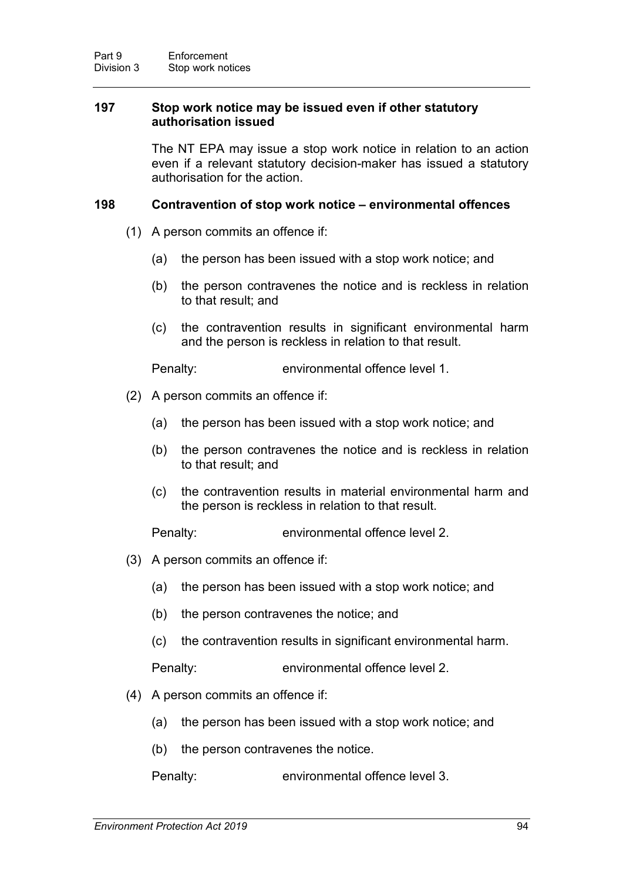### 197 Stop work notice may be issued even if other statutory authorisation issued

The NT EPA may issue a stop work notice in relation to an action even if a relevant statutory decision-maker has issued a statutory authorisation for the action.

### 198 Contravention of stop work notice – environmental offences

(1) A person commits an offence if:

(a) the person has been issued with a stop work notice; and

(b) the person contravenes the notice and is reckless in relation to that result; and

(c) the contravention results in significant environmental harm and the person is reckless in relation to that result.

Penalty: environmental offence level 1.

(2) A person commits an offence if:

(a) the person has been issued with a stop work notice; and

(b) the person contravenes the notice and is reckless in relation to that result; and

(c) the contravention results in material environmental harm and the person is reckless in relation to that result.

Penalty: environmental offence level 2.

(3) A person commits an offence if:

(a) the person has been issued with a stop work notice; and

(b) the person contravenes the notice; and

(c) the contravention results in significant environmental harm.

Penalty: environmental offence level 2.

(4) A person commits an offence if:

(a) the person has been issued with a stop work notice; and

(b) the person contravenes the notice.

Penalty: environmental offence level 3.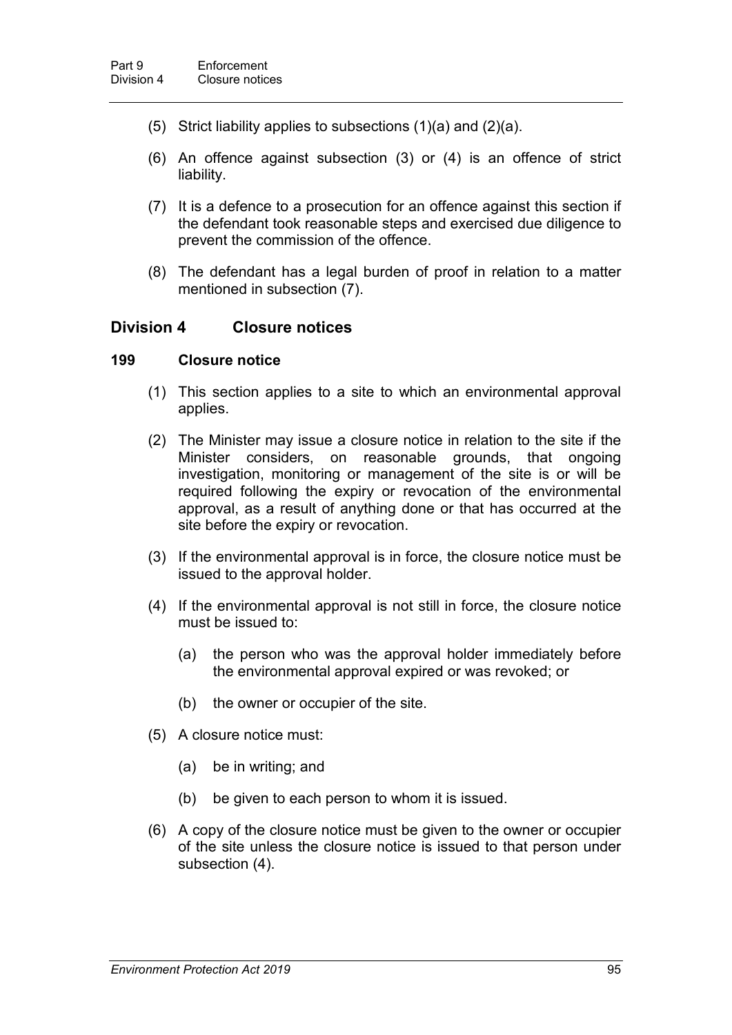(5) Strict liability applies to subsections (1)(a) and (2)(a).

(6) An offence against subsection (3) or (4) is an offence of strict liability.

(7) It is a defence to a prosecution for an offence against this section if the defendant took reasonable steps and exercised due diligence to prevent the commission of the offence.

(8) The defendant has a legal burden of proof in relation to a matter mentioned in subsection (7).

## Division 4 Closure notices

### 199 Closure notice

(1) This section applies to a site to which an environmental approval applies.

(2) The Minister may issue a closure notice in relation to the site if the Minister considers, on reasonable grounds, that ongoing investigation, monitoring or management of the site is or will be required following the expiry or revocation of the environmental approval, as a result of anything done or that has occurred at the site before the expiry or revocation.

(3) If the environmental approval is in force, the closure notice must be issued to the approval holder.

(4) If the environmental approval is not still in force, the closure notice must be issued to:

- (a) the person who was the approval holder immediately before the environmental approval expired or was revoked; or
- (b) the owner or occupier of the site.

(5) A closure notice must:

- (a) be in writing; and
- (b) be given to each person to whom it is issued.

(6) A copy of the closure notice must be given to the owner or occupier of the site unless the closure notice is issued to that person under subsection (4).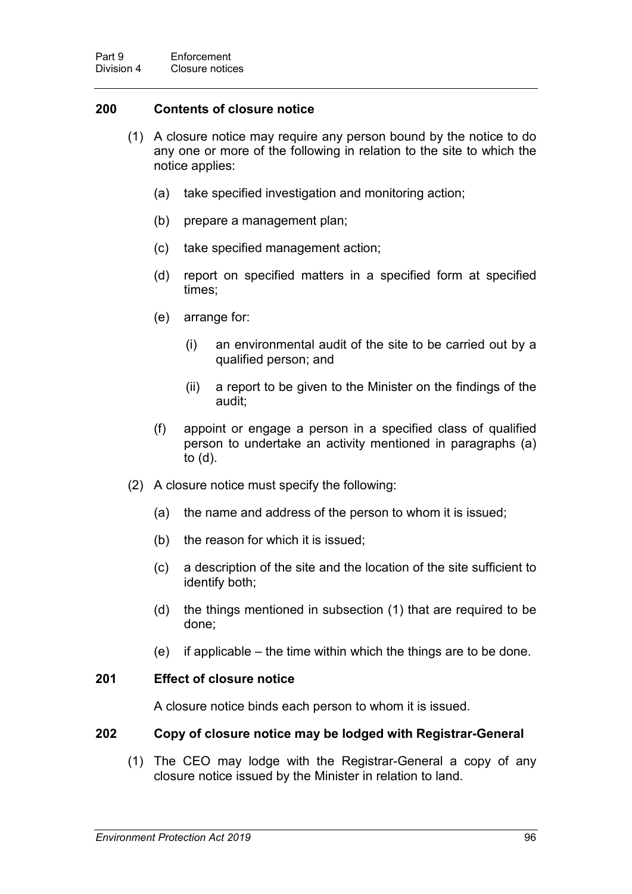### 200 Contents of closure notice

(1) A closure notice may require any person bound by the notice to do any one or more of the following in relation to the site to which the notice applies:

(a) take specified investigation and monitoring action;

(b) prepare a management plan;

(c) take specified management action;

(d) report on specified matters in a specified form at specified times;

(e) arrange for:

(i) an environmental audit of the site to be carried out by a qualified person; and

(ii) a report to be given to the Minister on the findings of the audit;

(f) appoint or engage a person in a specified class of qualified person to undertake an activity mentioned in paragraphs (a) to (d).

(2) A closure notice must specify the following:

(a) the name and address of the person to whom it is issued;

(b) the reason for which it is issued;

(c) a description of the site and the location of the site sufficient to identify both;

(d) the things mentioned in subsection (1) that are required to be done;

(e) if applicable – the time within which the things are to be done.

### 201 Effect of closure notice

A closure notice binds each person to whom it is issued.

### 202 Copy of closure notice may be lodged with Registrar-General

(1) The CEO may lodge with the Registrar-General a copy of any closure notice issued by the Minister in relation to land.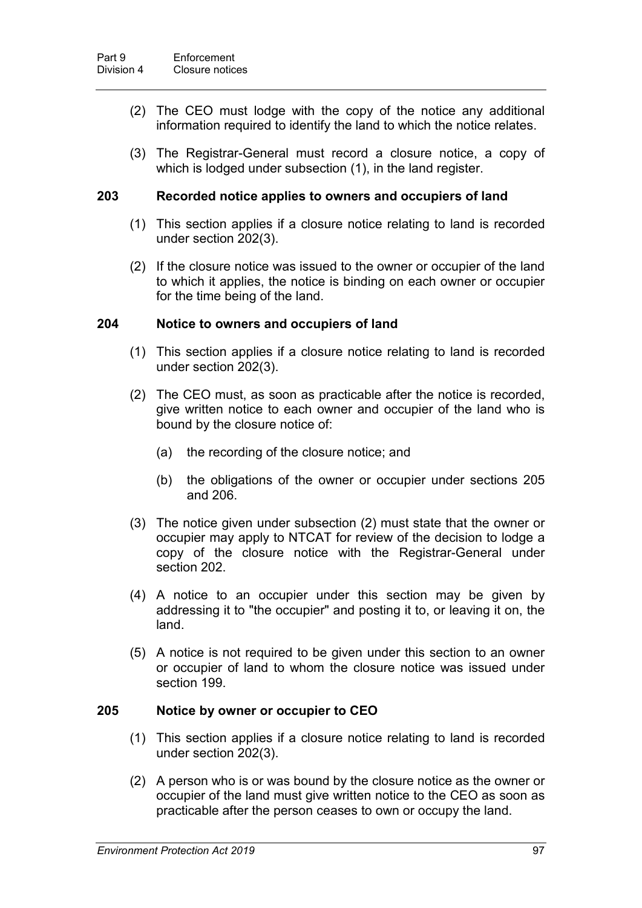(2) The CEO must lodge with the copy of the notice any additional information required to identify the land to which the notice relates.

(3) The Registrar-General must record a closure notice, a copy of which is lodged under subsection (1), in the land register.

### 203 Recorded notice applies to owners and occupiers of land

(1) This section applies if a closure notice relating to land is recorded under section 202(3).

(2) If the closure notice was issued to the owner or occupier of the land to which it applies, the notice is binding on each owner or occupier for the time being of the land.

### 204 Notice to owners and occupiers of land

(1) This section applies if a closure notice relating to land is recorded under section 202(3).

(2) The CEO must, as soon as practicable after the notice is recorded, give written notice to each owner and occupier of the land who is bound by the closure notice of:

- (a) the recording of the closure notice; and
- (b) the obligations of the owner or occupier under sections 205 and 206.

(3) The notice given under subsection (2) must state that the owner or occupier may apply to NTCAT for review of the decision to lodge a copy of the closure notice with the Registrar-General under section 202.

(4) A notice to an occupier under this section may be given by addressing it to "the occupier" and posting it to, or leaving it on, the land.

(5) A notice is not required to be given under this section to an owner or occupier of land to whom the closure notice was issued under section 199.

### 205 Notice by owner or occupier to CEO

(1) This section applies if a closure notice relating to land is recorded under section 202(3).

(2) A person who is or was bound by the closure notice as the owner or occupier of the land must give written notice to the CEO as soon as practicable after the person ceases to own or occupy the land.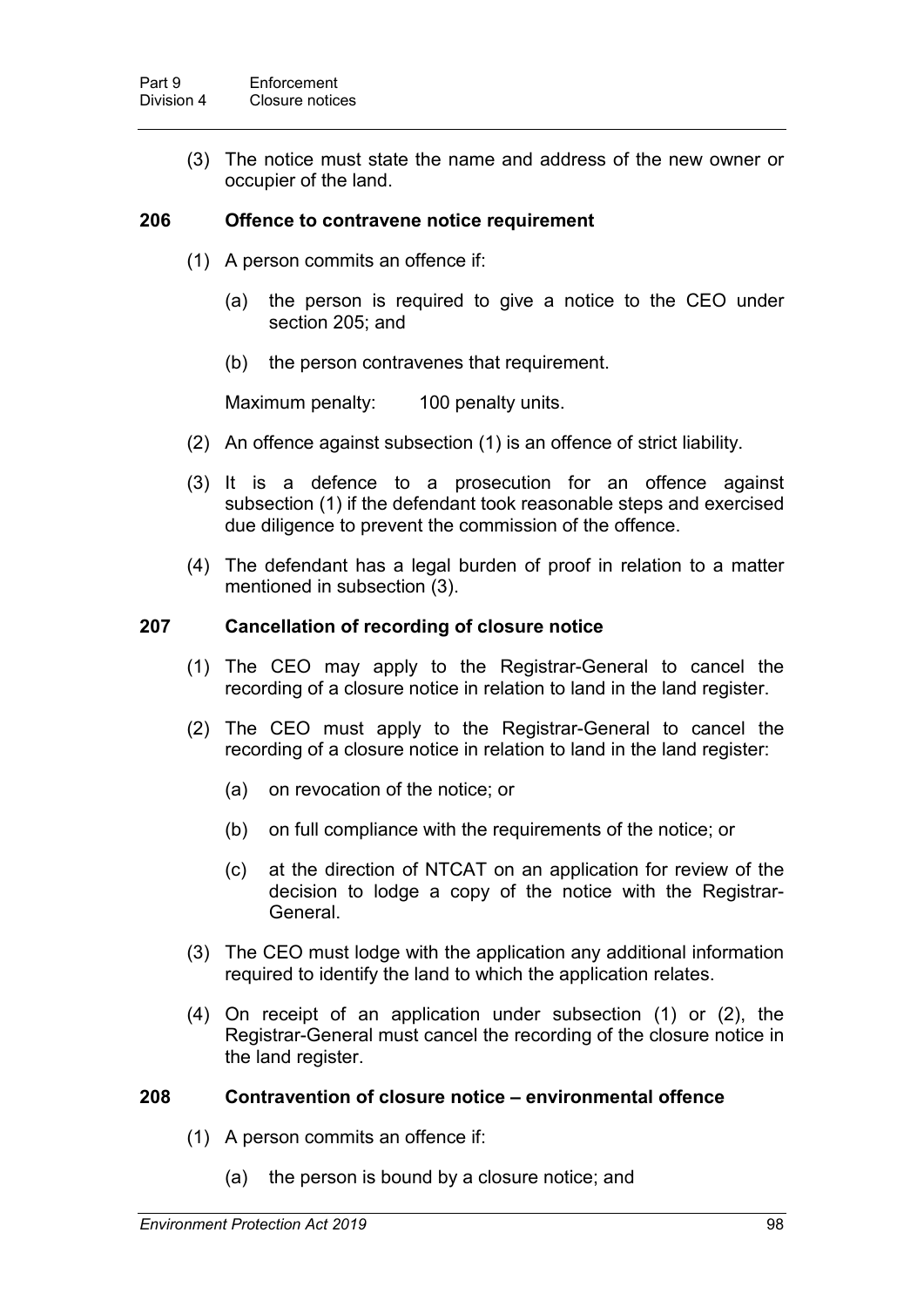(3) The notice must state the name and address of the new owner or occupier of the land.

### 206 Offence to contravene notice requirement

(1) A person commits an offence if:

(a) the person is required to give a notice to the CEO under section 205; and

(b) the person contravenes that requirement.

Maximum penalty: 100 penalty units.

(2) An offence against subsection (1) is an offence of strict liability.

(3) It is a defence to a prosecution for an offence against subsection (1) if the defendant took reasonable steps and exercised due diligence to prevent the commission of the offence.

(4) The defendant has a legal burden of proof in relation to a matter mentioned in subsection (3).

### 207 Cancellation of recording of closure notice

(1) The CEO may apply to the Registrar-General to cancel the recording of a closure notice in relation to land in the land register.

(2) The CEO must apply to the Registrar-General to cancel the recording of a closure notice in relation to land in the land register:

(a) on revocation of the notice; or

(b) on full compliance with the requirements of the notice; or

(c) at the direction of NTCAT on an application for review of the decision to lodge a copy of the notice with the Registrar-General.

(3) The CEO must lodge with the application any additional information required to identify the land to which the application relates.

(4) On receipt of an application under subsection (1) or (2), the Registrar-General must cancel the recording of the closure notice in the land register.

### 208 Contravention of closure notice – environmental offence

(1) A person commits an offence if:

(a) the person is bound by a closure notice; and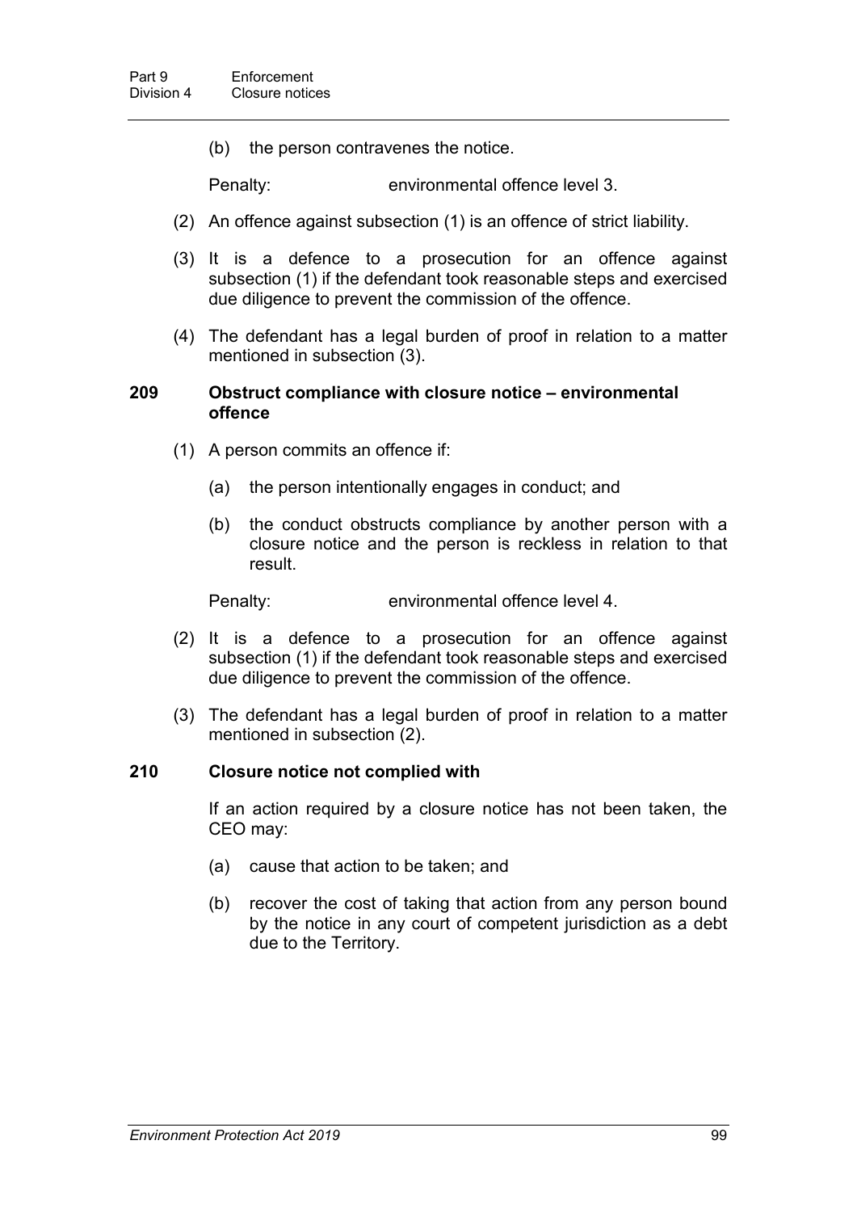(b) the person contravenes the notice.

Penalty: environmental offence level 3.

(2) An offence against subsection (1) is an offence of strict liability.

(3) It is a defence to a prosecution for an offence against subsection (1) if the defendant took reasonable steps and exercised due diligence to prevent the commission of the offence.

(4) The defendant has a legal burden of proof in relation to a matter mentioned in subsection (3).

### 209 Obstruct compliance with closure notice – environmental offence

(1) A person commits an offence if:

(a) the person intentionally engages in conduct; and

(b) the conduct obstructs compliance by another person with a closure notice and the person is reckless in relation to that result.

Penalty: environmental offence level 4.

(2) It is a defence to a prosecution for an offence against subsection (1) if the defendant took reasonable steps and exercised due diligence to prevent the commission of the offence.

(3) The defendant has a legal burden of proof in relation to a matter mentioned in subsection (2).

### 210 Closure notice not complied with

If an action required by a closure notice has not been taken, the CEO may:

(a) cause that action to be taken; and

(b) recover the cost of taking that action from any person bound by the notice in any court of competent jurisdiction as a debt due to the Territory.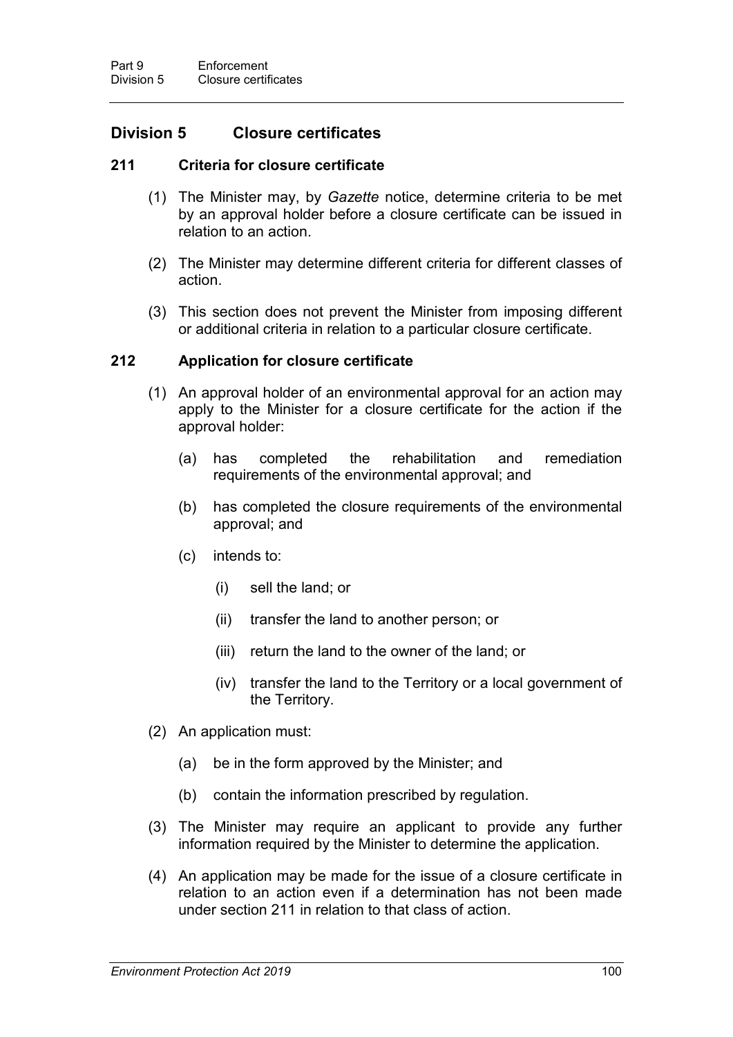## Division 5 Closure certificates

### 211 Criteria for closure certificate

(1) The Minister may, by *Gazette* notice, determine criteria to be met by an approval holder before a closure certificate can be issued in relation to an action.

(2) The Minister may determine different criteria for different classes of action.

(3) This section does not prevent the Minister from imposing different or additional criteria in relation to a particular closure certificate.

### 212 Application for closure certificate

(1) An approval holder of an environmental approval for an action may apply to the Minister for a closure certificate for the action if the approval holder:

- (a) has completed the rehabilitation and remediation requirements of the environmental approval; and
- (b) has completed the closure requirements of the environmental approval; and
- (c) intends to:
  - (i) sell the land; or
  - (ii) transfer the land to another person; or
  - (iii) return the land to the owner of the land; or
  - (iv) transfer the land to the Territory or a local government of the Territory.

(2) An application must:

- (a) be in the form approved by the Minister; and
- (b) contain the information prescribed by regulation.

(3) The Minister may require an applicant to provide any further information required by the Minister to determine the application.

(4) An application may be made for the issue of a closure certificate in relation to an action even if a determination has not been made under section 211 in relation to that class of action.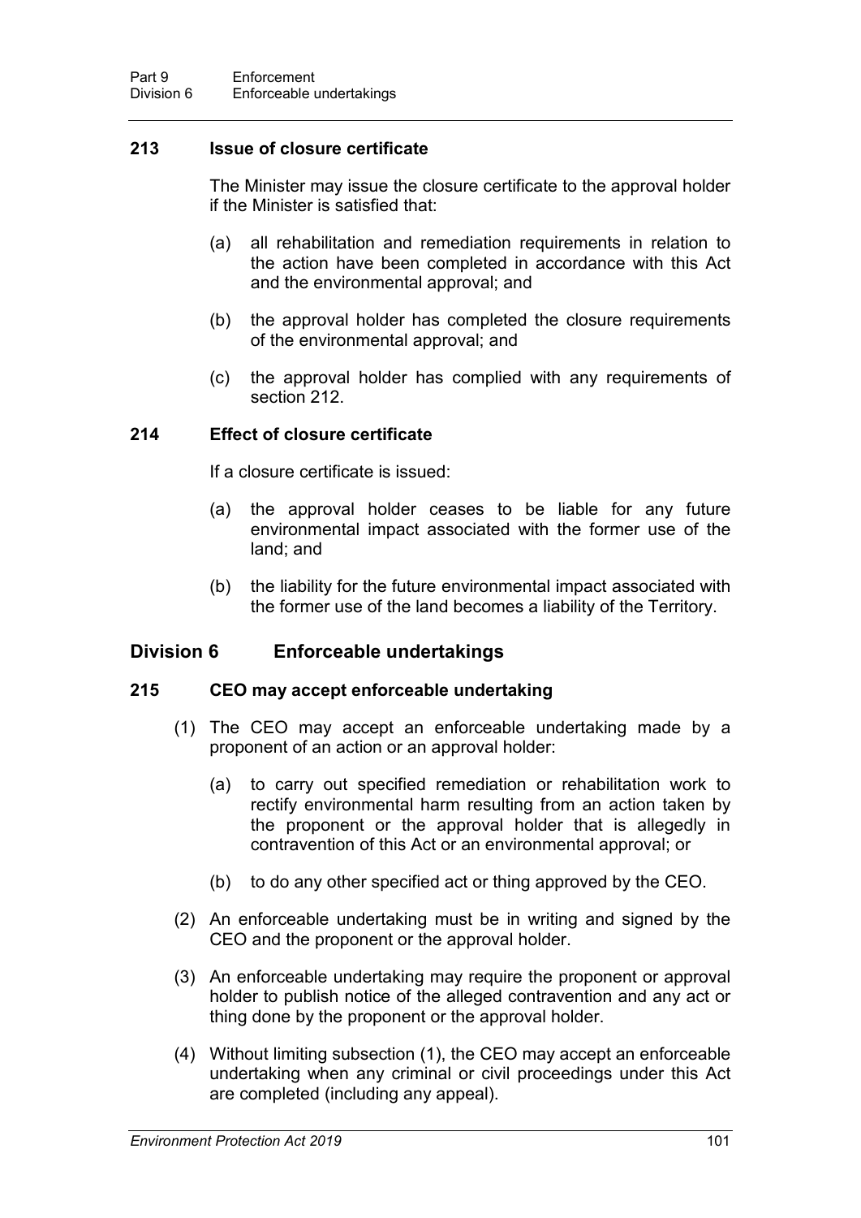### 213 Issue of closure certificate

The Minister may issue the closure certificate to the approval holder if the Minister is satisfied that:

(a) all rehabilitation and remediation requirements in relation to the action have been completed in accordance with this Act and the environmental approval; and

(b) the approval holder has completed the closure requirements of the environmental approval; and

(c) the approval holder has complied with any requirements of section 212.

### 214 Effect of closure certificate

If a closure certificate is issued:

(a) the approval holder ceases to be liable for any future environmental impact associated with the former use of the land; and

(b) the liability for the future environmental impact associated with the former use of the land becomes a liability of the Territory.

## Division 6 Enforceable undertakings

### 215 CEO may accept enforceable undertaking

(1) The CEO may accept an enforceable undertaking made by a proponent of an action or an approval holder:

(a) to carry out specified remediation or rehabilitation work to rectify environmental harm resulting from an action taken by the proponent or the approval holder that is allegedly in contravention of this Act or an environmental approval; or

(b) to do any other specified act or thing approved by the CEO.

(2) An enforceable undertaking must be in writing and signed by the CEO and the proponent or the approval holder.

(3) An enforceable undertaking may require the proponent or approval holder to publish notice of the alleged contravention and any act or thing done by the proponent or the approval holder.

(4) Without limiting subsection (1), the CEO may accept an enforceable undertaking when any criminal or civil proceedings under this Act are completed (including any appeal).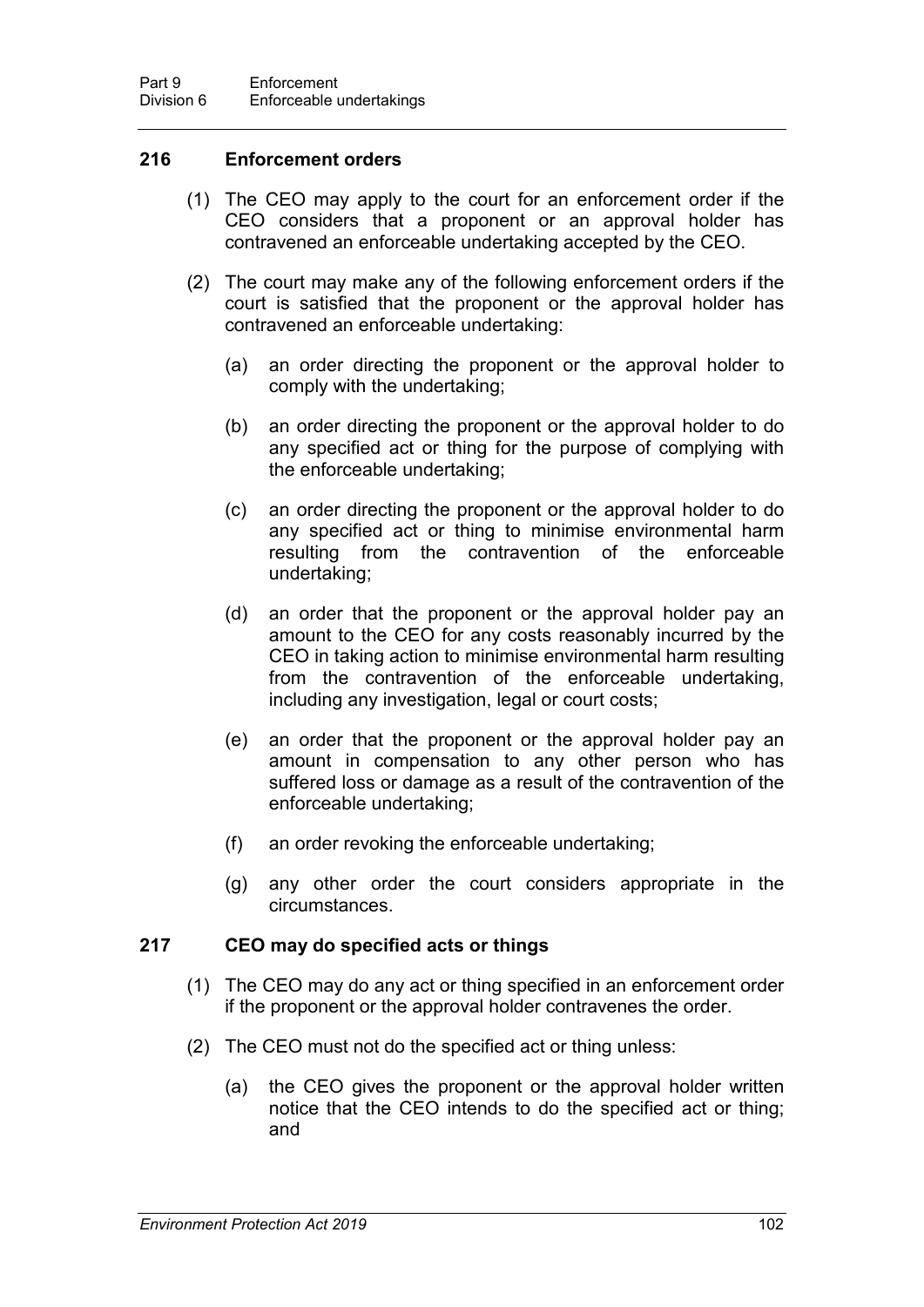### 216 Enforcement orders

(1) The CEO may apply to the court for an enforcement order if the CEO considers that a proponent or an approval holder has contravened an enforceable undertaking accepted by the CEO.

(2) The court may make any of the following enforcement orders if the court is satisfied that the proponent or the approval holder has contravened an enforceable undertaking:

(a) an order directing the proponent or the approval holder to comply with the undertaking;

(b) an order directing the proponent or the approval holder to do any specified act or thing for the purpose of complying with the enforceable undertaking;

(c) an order directing the proponent or the approval holder to do any specified act or thing to minimise environmental harm resulting from the contravention of the enforceable undertaking;

(d) an order that the proponent or the approval holder pay an amount to the CEO for any costs reasonably incurred by the CEO in taking action to minimise environmental harm resulting from the contravention of the enforceable undertaking, including any investigation, legal or court costs;

(e) an order that the proponent or the approval holder pay an amount in compensation to any other person who has suffered loss or damage as a result of the contravention of the enforceable undertaking;

(f) an order revoking the enforceable undertaking;

(g) any other order the court considers appropriate in the circumstances.

### 217 CEO may do specified acts or things

(1) The CEO may do any act or thing specified in an enforcement order if the proponent or the approval holder contravenes the order.

(2) The CEO must not do the specified act or thing unless:

(a) the CEO gives the proponent or the approval holder written notice that the CEO intends to do the specified act or thing; and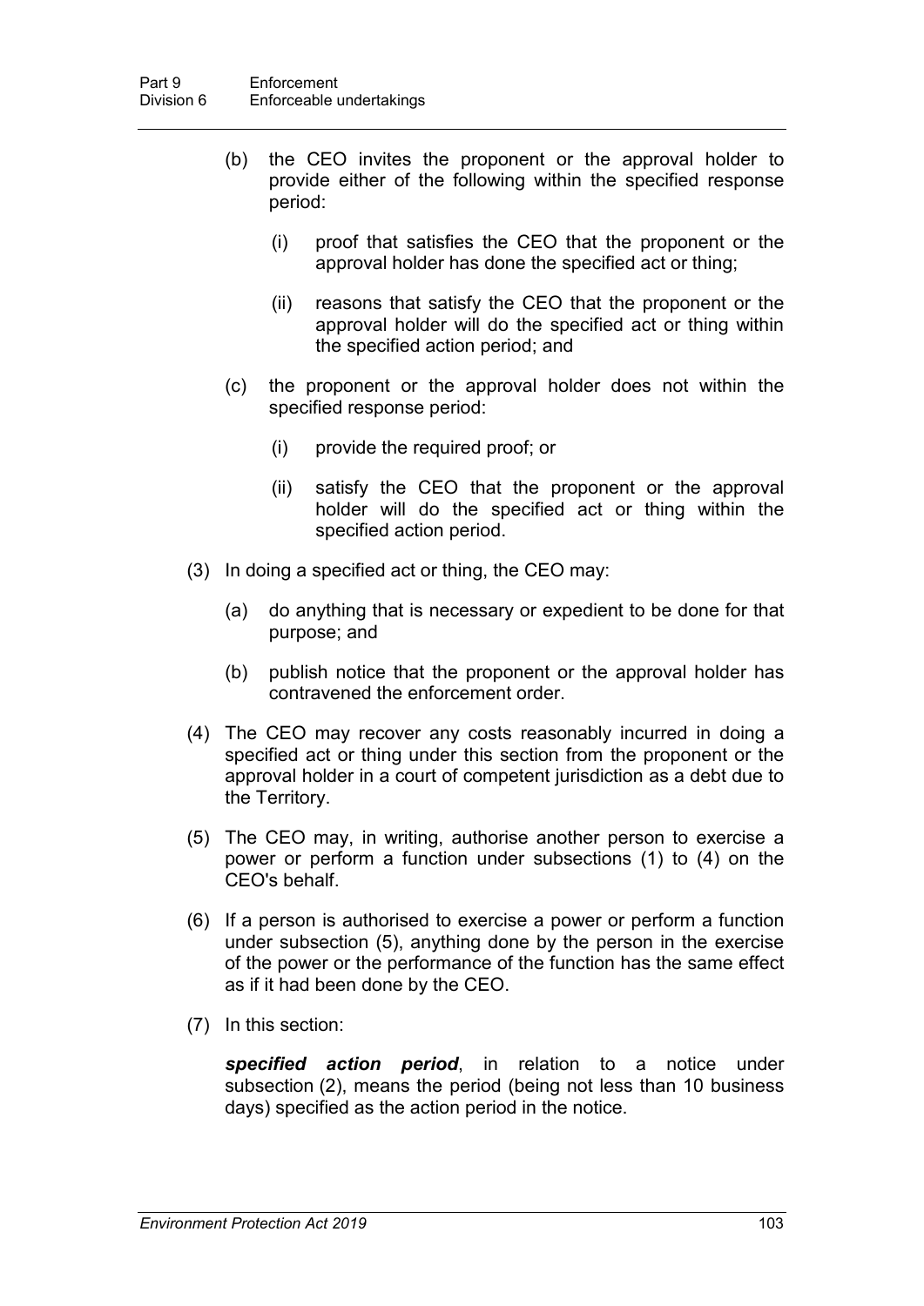(b) the CEO invites the proponent or the approval holder to provide either of the following within the specified response period:

  (i) proof that satisfies the CEO that the proponent or the approval holder has done the specified act or thing;

  (ii) reasons that satisfy the CEO that the proponent or the approval holder will do the specified act or thing within the specified action period; and

(c) the proponent or the approval holder does not within the specified response period:

  (i) provide the required proof; or

  (ii) satisfy the CEO that the proponent or the approval holder will do the specified act or thing within the specified action period.

(3) In doing a specified act or thing, the CEO may:

  (a) do anything that is necessary or expedient to be done for that purpose; and

  (b) publish notice that the proponent or the approval holder has contravened the enforcement order.

(4) The CEO may recover any costs reasonably incurred in doing a specified act or thing under this section from the proponent or the approval holder in a court of competent jurisdiction as a debt due to the Territory.

(5) The CEO may, in writing, authorise another person to exercise a power or perform a function under subsections (1) to (4) on the CEO's behalf.

(6) If a person is authorised to exercise a power or perform a function under subsection (5), anything done by the person in the exercise of the power or the performance of the function has the same effect as if it had been done by the CEO.

(7) In this section:

***specified action period***, in relation to a notice under subsection (2), means the period (being not less than 10 business days) specified as the action period in the notice.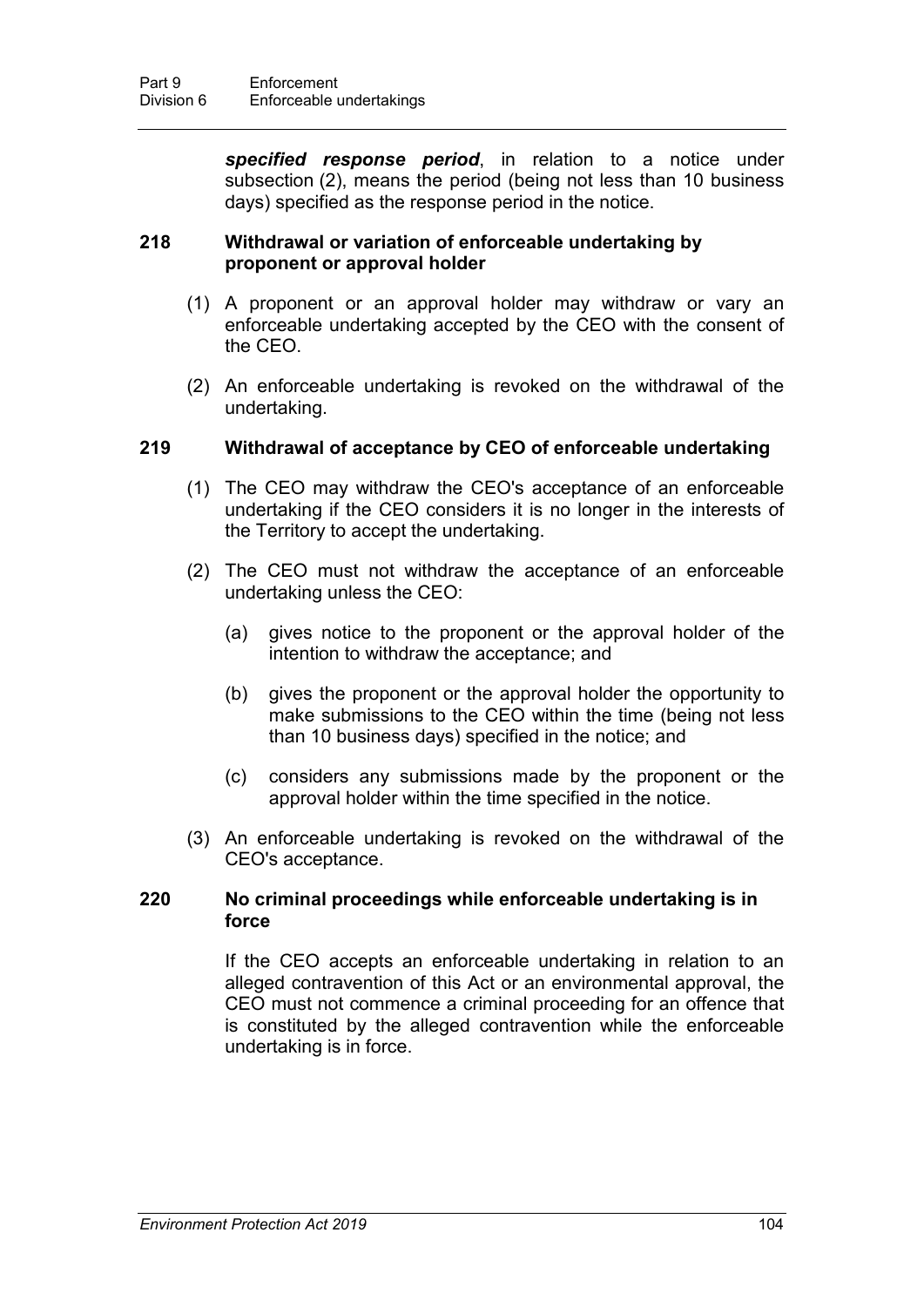***specified response period***, in relation to a notice under subsection (2), means the period (being not less than 10 business days) specified as the response period in the notice.

### 218 Withdrawal or variation of enforceable undertaking by proponent or approval holder

(1) A proponent or an approval holder may withdraw or vary an enforceable undertaking accepted by the CEO with the consent of the CEO.

(2) An enforceable undertaking is revoked on the withdrawal of the undertaking.

### 219 Withdrawal of acceptance by CEO of enforceable undertaking

(1) The CEO may withdraw the CEO's acceptance of an enforceable undertaking if the CEO considers it is no longer in the interests of the Territory to accept the undertaking.

(2) The CEO must not withdraw the acceptance of an enforceable undertaking unless the CEO:

(a) gives notice to the proponent or the approval holder of the intention to withdraw the acceptance; and

(b) gives the proponent or the approval holder the opportunity to make submissions to the CEO within the time (being not less than 10 business days) specified in the notice; and

(c) considers any submissions made by the proponent or the approval holder within the time specified in the notice.

(3) An enforceable undertaking is revoked on the withdrawal of the CEO's acceptance.

### 220 No criminal proceedings while enforceable undertaking is in force

If the CEO accepts an enforceable undertaking in relation to an alleged contravention of this Act or an environmental approval, the CEO must not commence a criminal proceeding for an offence that is constituted by the alleged contravention while the enforceable undertaking is in force.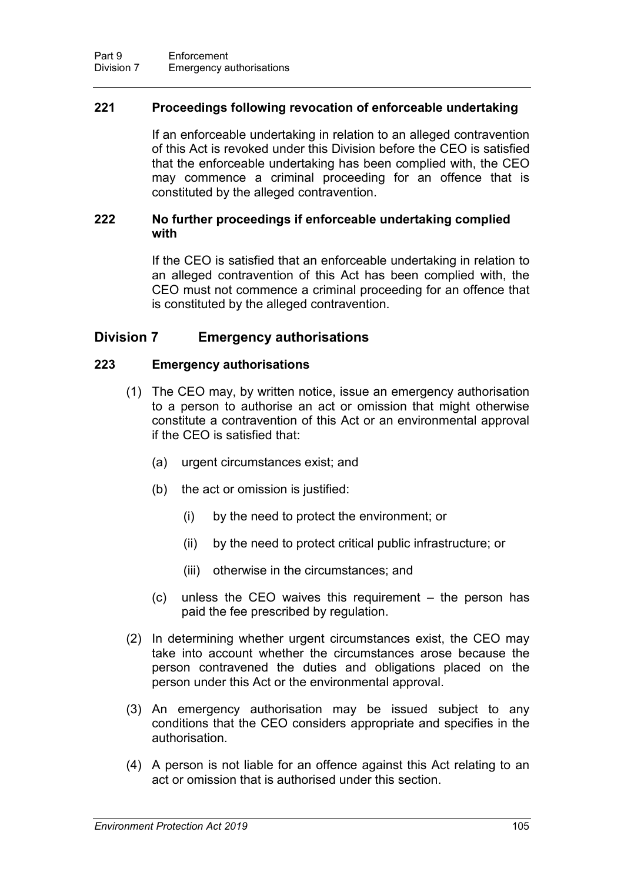### 221 Proceedings following revocation of enforceable undertaking

If an enforceable undertaking in relation to an alleged contravention of this Act is revoked under this Division before the CEO is satisfied that the enforceable undertaking has been complied with, the CEO may commence a criminal proceeding for an offence that is constituted by the alleged contravention.

### 222 No further proceedings if enforceable undertaking complied with

If the CEO is satisfied that an enforceable undertaking in relation to an alleged contravention of this Act has been complied with, the CEO must not commence a criminal proceeding for an offence that is constituted by the alleged contravention.

## Division 7 Emergency authorisations

### 223 Emergency authorisations

(1) The CEO may, by written notice, issue an emergency authorisation to a person to authorise an act or omission that might otherwise constitute a contravention of this Act or an environmental approval if the CEO is satisfied that:

- (a) urgent circumstances exist; and
- (b) the act or omission is justified:
  - (i) by the need to protect the environment; or
  - (ii) by the need to protect critical public infrastructure; or
  - (iii) otherwise in the circumstances; and
- (c) unless the CEO waives this requirement – the person has paid the fee prescribed by regulation.

(2) In determining whether urgent circumstances exist, the CEO may take into account whether the circumstances arose because the person contravened the duties and obligations placed on the person under this Act or the environmental approval.

(3) An emergency authorisation may be issued subject to any conditions that the CEO considers appropriate and specifies in the authorisation.

(4) A person is not liable for an offence against this Act relating to an act or omission that is authorised under this section.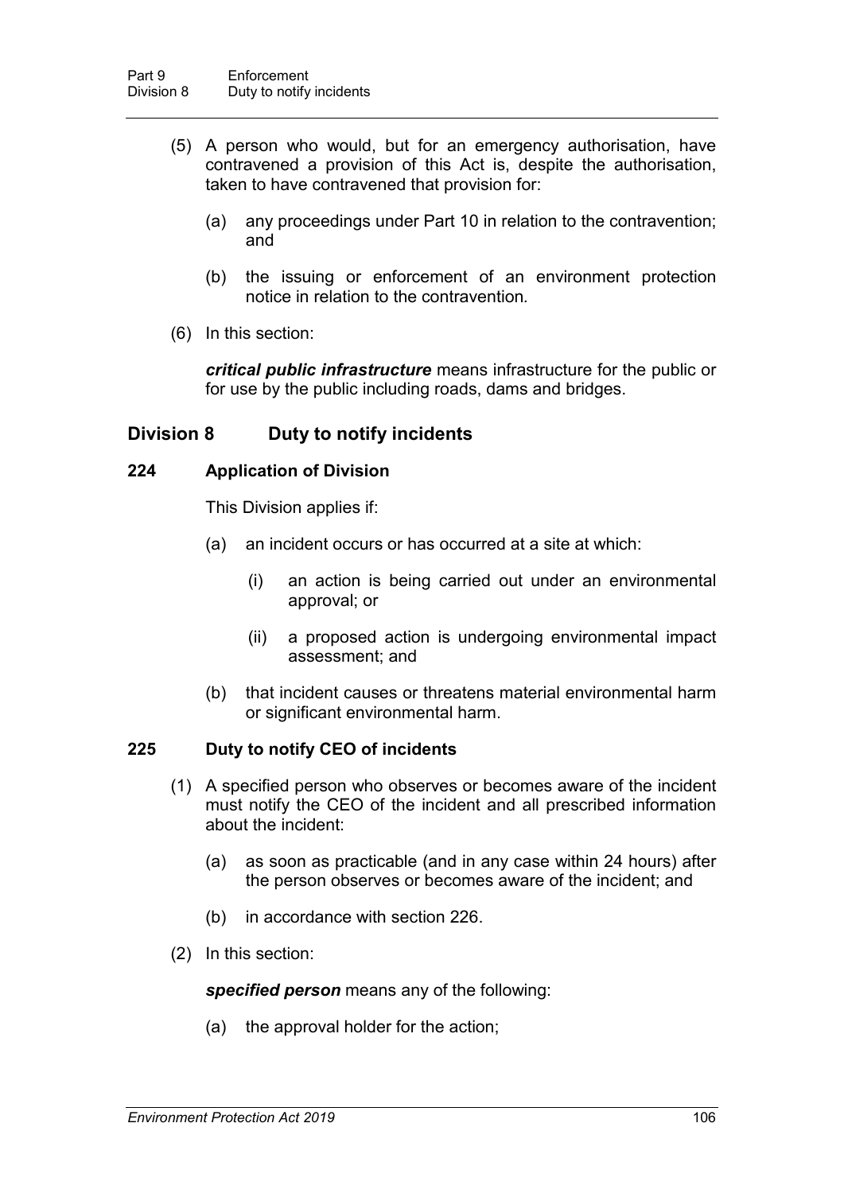(5) A person who would, but for an emergency authorisation, have contravened a provision of this Act is, despite the authorisation, taken to have contravened that provision for:

(a) any proceedings under Part 10 in relation to the contravention; and

(b) the issuing or enforcement of an environment protection notice in relation to the contravention.

(6) In this section:

***critical public infrastructure*** means infrastructure for the public or for use by the public including roads, dams and bridges.

## Division 8 Duty to notify incidents

### 224 Application of Division

This Division applies if:

(a) an incident occurs or has occurred at a site at which:

(i) an action is being carried out under an environmental approval; or

(ii) a proposed action is undergoing environmental impact assessment; and

(b) that incident causes or threatens material environmental harm or significant environmental harm.

### 225 Duty to notify CEO of incidents

(1) A specified person who observes or becomes aware of the incident must notify the CEO of the incident and all prescribed information about the incident:

(a) as soon as practicable (and in any case within 24 hours) after the person observes or becomes aware of the incident; and

(b) in accordance with section 226.

(2) In this section:

***specified person*** means any of the following:

(a) the approval holder for the action;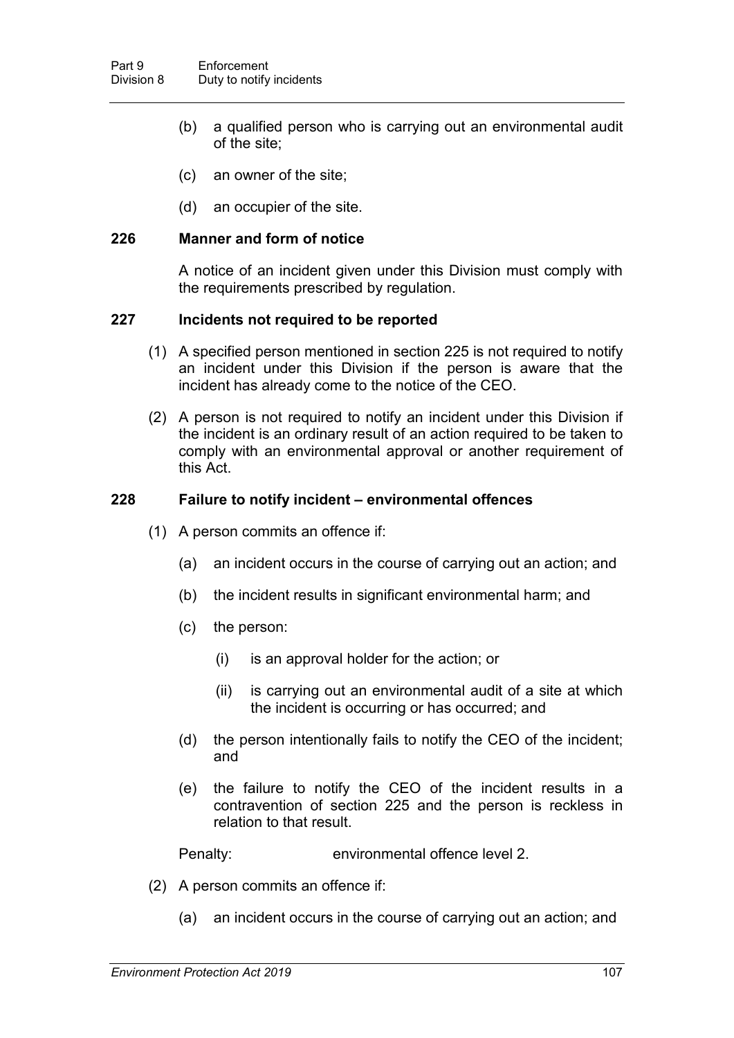(b) a qualified person who is carrying out an environmental audit of the site;

(c) an owner of the site;

(d) an occupier of the site.

### 226 Manner and form of notice

A notice of an incident given under this Division must comply with the requirements prescribed by regulation.

### 227 Incidents not required to be reported

(1) A specified person mentioned in section 225 is not required to notify an incident under this Division if the person is aware that the incident has already come to the notice of the CEO.

(2) A person is not required to notify an incident under this Division if the incident is an ordinary result of an action required to be taken to comply with an environmental approval or another requirement of this Act.

### 228 Failure to notify incident – environmental offences

(1) A person commits an offence if:

(a) an incident occurs in the course of carrying out an action; and

(b) the incident results in significant environmental harm; and

(c) the person:

(i) is an approval holder for the action; or

(ii) is carrying out an environmental audit of a site at which the incident is occurring or has occurred; and

(d) the person intentionally fails to notify the CEO of the incident; and

(e) the failure to notify the CEO of the incident results in a contravention of section 225 and the person is reckless in relation to that result.

Penalty: environmental offence level 2.

(2) A person commits an offence if:

(a) an incident occurs in the course of carrying out an action; and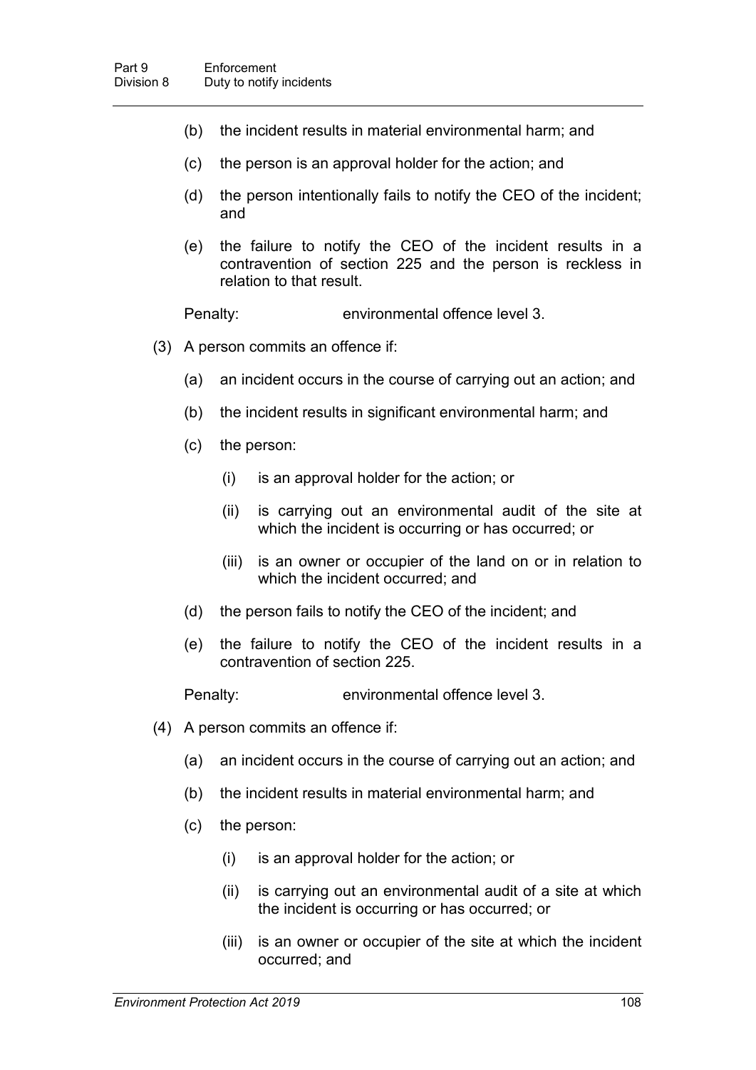(b) the incident results in material environmental harm; and

(c) the person is an approval holder for the action; and

(d) the person intentionally fails to notify the CEO of the incident; and

(e) the failure to notify the CEO of the incident results in a contravention of section 225 and the person is reckless in relation to that result.

Penalty: environmental offence level 3.

(3) A person commits an offence if:

(a) an incident occurs in the course of carrying out an action; and

(b) the incident results in significant environmental harm; and

(c) the person:

(i) is an approval holder for the action; or

(ii) is carrying out an environmental audit of the site at which the incident is occurring or has occurred; or

(iii) is an owner or occupier of the land on or in relation to which the incident occurred; and

(d) the person fails to notify the CEO of the incident; and

(e) the failure to notify the CEO of the incident results in a contravention of section 225.

Penalty: environmental offence level 3.

(4) A person commits an offence if:

(a) an incident occurs in the course of carrying out an action; and

(b) the incident results in material environmental harm; and

(c) the person:

(i) is an approval holder for the action; or

(ii) is carrying out an environmental audit of a site at which the incident is occurring or has occurred; or

(iii) is an owner or occupier of the site at which the incident occurred; and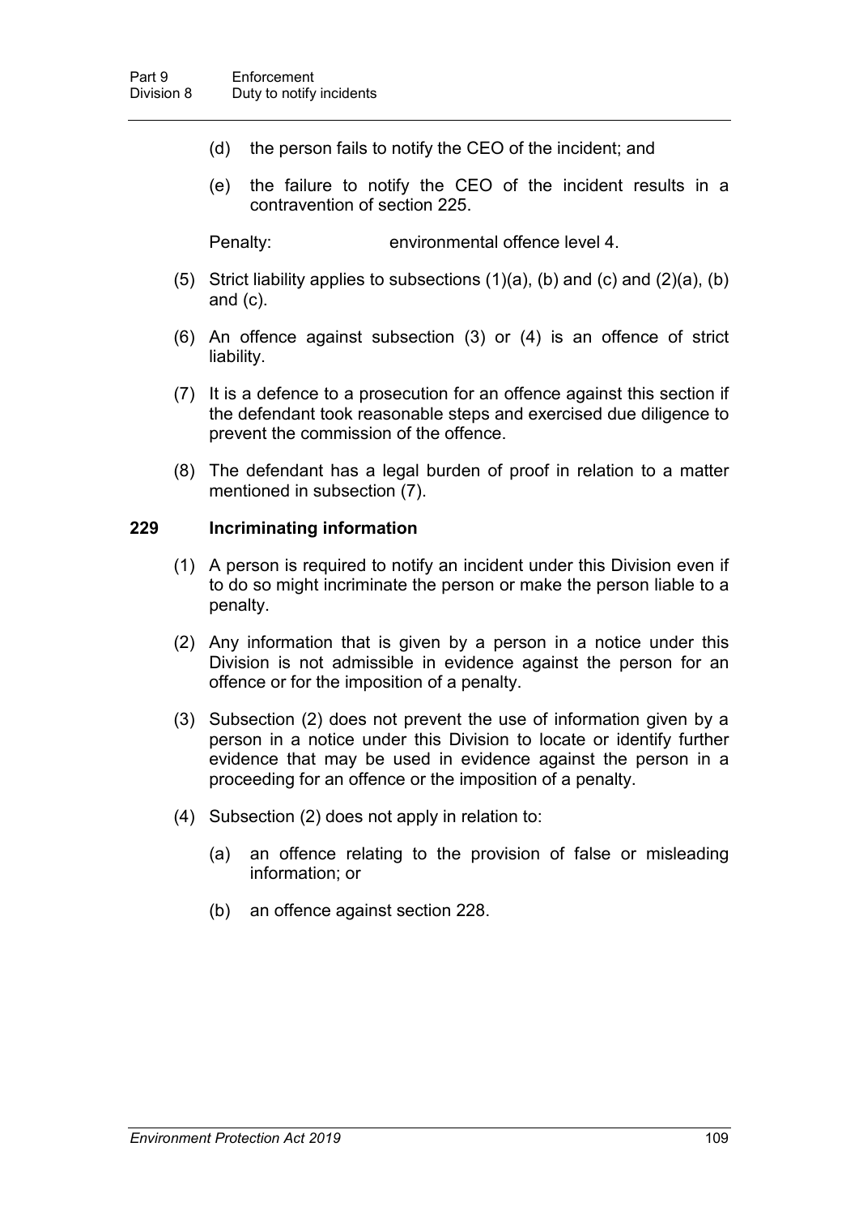(d) the person fails to notify the CEO of the incident; and

(e) the failure to notify the CEO of the incident results in a contravention of section 225.

Penalty: environmental offence level 4.

(5) Strict liability applies to subsections (1)(a), (b) and (c) and (2)(a), (b) and (c).

(6) An offence against subsection (3) or (4) is an offence of strict liability.

(7) It is a defence to a prosecution for an offence against this section if the defendant took reasonable steps and exercised due diligence to prevent the commission of the offence.

(8) The defendant has a legal burden of proof in relation to a matter mentioned in subsection (7).

### 229 Incriminating information

(1) A person is required to notify an incident under this Division even if to do so might incriminate the person or make the person liable to a penalty.

(2) Any information that is given by a person in a notice under this Division is not admissible in evidence against the person for an offence or for the imposition of a penalty.

(3) Subsection (2) does not prevent the use of information given by a person in a notice under this Division to locate or identify further evidence that may be used in evidence against the person in a proceeding for an offence or the imposition of a penalty.

(4) Subsection (2) does not apply in relation to:

(a) an offence relating to the provision of false or misleading information; or

(b) an offence against section 228.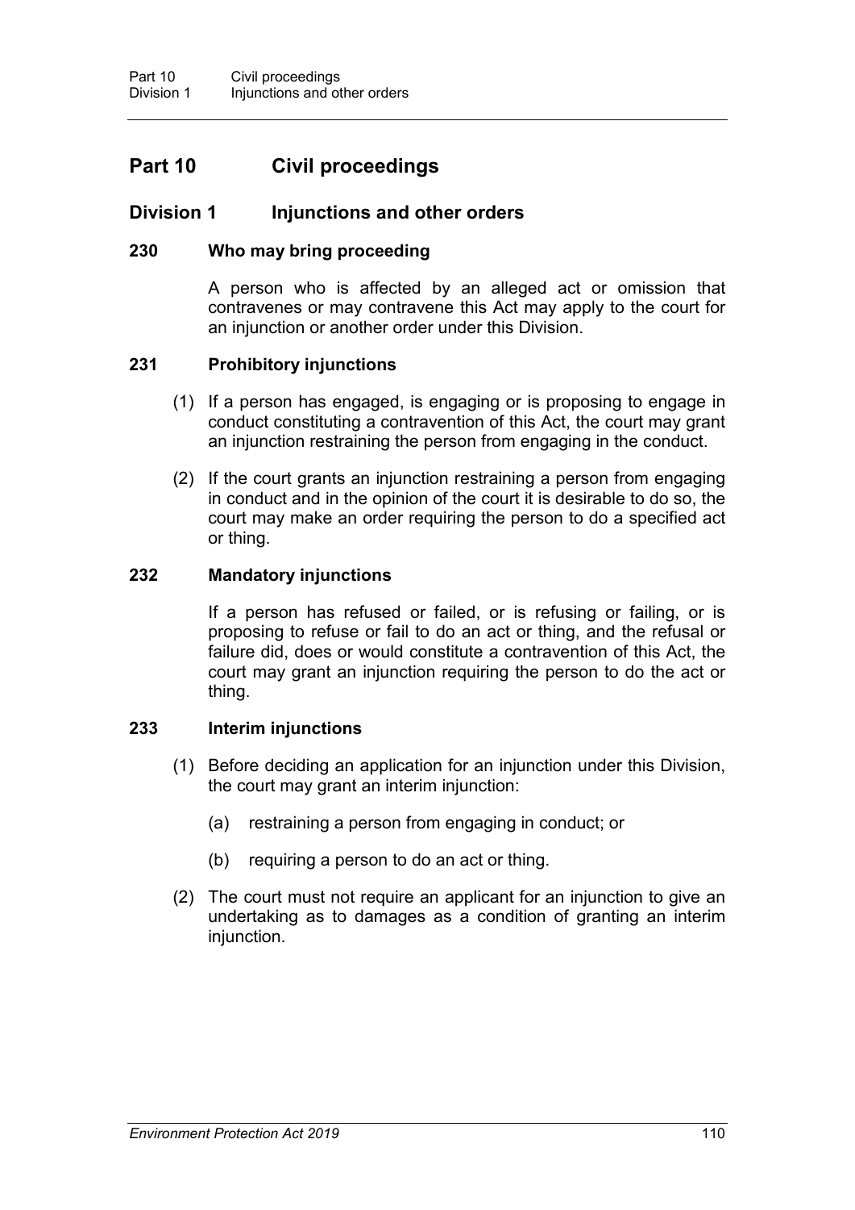# Part 10 Civil proceedings

## Division 1 Injunctions and other orders

### 230 Who may bring proceeding

A person who is affected by an alleged act or omission that contravenes or may contravene this Act may apply to the court for an injunction or another order under this Division.

### 231 Prohibitory injunctions

(1) If a person has engaged, is engaging or is proposing to engage in conduct constituting a contravention of this Act, the court may grant an injunction restraining the person from engaging in the conduct.

(2) If the court grants an injunction restraining a person from engaging in conduct and in the opinion of the court it is desirable to do so, the court may make an order requiring the person to do a specified act or thing.

### 232 Mandatory injunctions

If a person has refused or failed, or is refusing or failing, or is proposing to refuse or fail to do an act or thing, and the refusal or failure did, does or would constitute a contravention of this Act, the court may grant an injunction requiring the person to do the act or thing.

### 233 Interim injunctions

(1) Before deciding an application for an injunction under this Division, the court may grant an interim injunction:

(a) restraining a person from engaging in conduct; or

(b) requiring a person to do an act or thing.

(2) The court must not require an applicant for an injunction to give an undertaking as to damages as a condition of granting an interim injunction.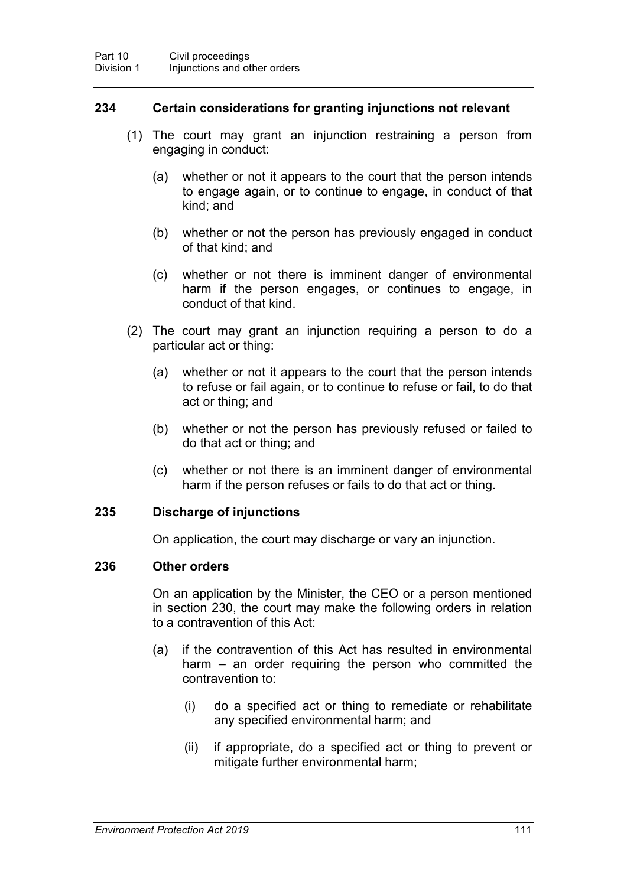### 234 Certain considerations for granting injunctions not relevant

(1) The court may grant an injunction restraining a person from engaging in conduct:

(a) whether or not it appears to the court that the person intends to engage again, or to continue to engage, in conduct of that kind; and

(b) whether or not the person has previously engaged in conduct of that kind; and

(c) whether or not there is imminent danger of environmental harm if the person engages, or continues to engage, in conduct of that kind.

(2) The court may grant an injunction requiring a person to do a particular act or thing:

(a) whether or not it appears to the court that the person intends to refuse or fail again, or to continue to refuse or fail, to do that act or thing; and

(b) whether or not the person has previously refused or failed to do that act or thing; and

(c) whether or not there is an imminent danger of environmental harm if the person refuses or fails to do that act or thing.

### 235 Discharge of injunctions

On application, the court may discharge or vary an injunction.

### 236 Other orders

On an application by the Minister, the CEO or a person mentioned in section 230, the court may make the following orders in relation to a contravention of this Act:

(a) if the contravention of this Act has resulted in environmental harm – an order requiring the person who committed the contravention to:

(i) do a specified act or thing to remediate or rehabilitate any specified environmental harm; and

(ii) if appropriate, do a specified act or thing to prevent or mitigate further environmental harm;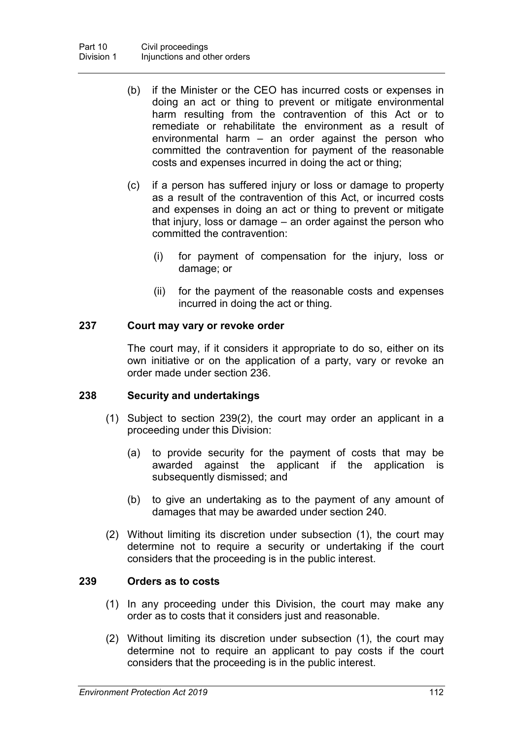(b) if the Minister or the CEO has incurred costs or expenses in doing an act or thing to prevent or mitigate environmental harm resulting from the contravention of this Act or to remediate or rehabilitate the environment as a result of environmental harm – an order against the person who committed the contravention for payment of the reasonable costs and expenses incurred in doing the act or thing;

(c) if a person has suffered injury or loss or damage to property as a result of the contravention of this Act, or incurred costs and expenses in doing an act or thing to prevent or mitigate that injury, loss or damage – an order against the person who committed the contravention:

(i) for payment of compensation for the injury, loss or damage; or

(ii) for the payment of the reasonable costs and expenses incurred in doing the act or thing.

### 237 Court may vary or revoke order

The court may, if it considers it appropriate to do so, either on its own initiative or on the application of a party, vary or revoke an order made under section 236.

### 238 Security and undertakings

(1) Subject to section 239(2), the court may order an applicant in a proceeding under this Division:

(a) to provide security for the payment of costs that may be awarded against the applicant if the application is subsequently dismissed; and

(b) to give an undertaking as to the payment of any amount of damages that may be awarded under section 240.

(2) Without limiting its discretion under subsection (1), the court may determine not to require a security or undertaking if the court considers that the proceeding is in the public interest.

### 239 Orders as to costs

(1) In any proceeding under this Division, the court may make any order as to costs that it considers just and reasonable.

(2) Without limiting its discretion under subsection (1), the court may determine not to require an applicant to pay costs if the court considers that the proceeding is in the public interest.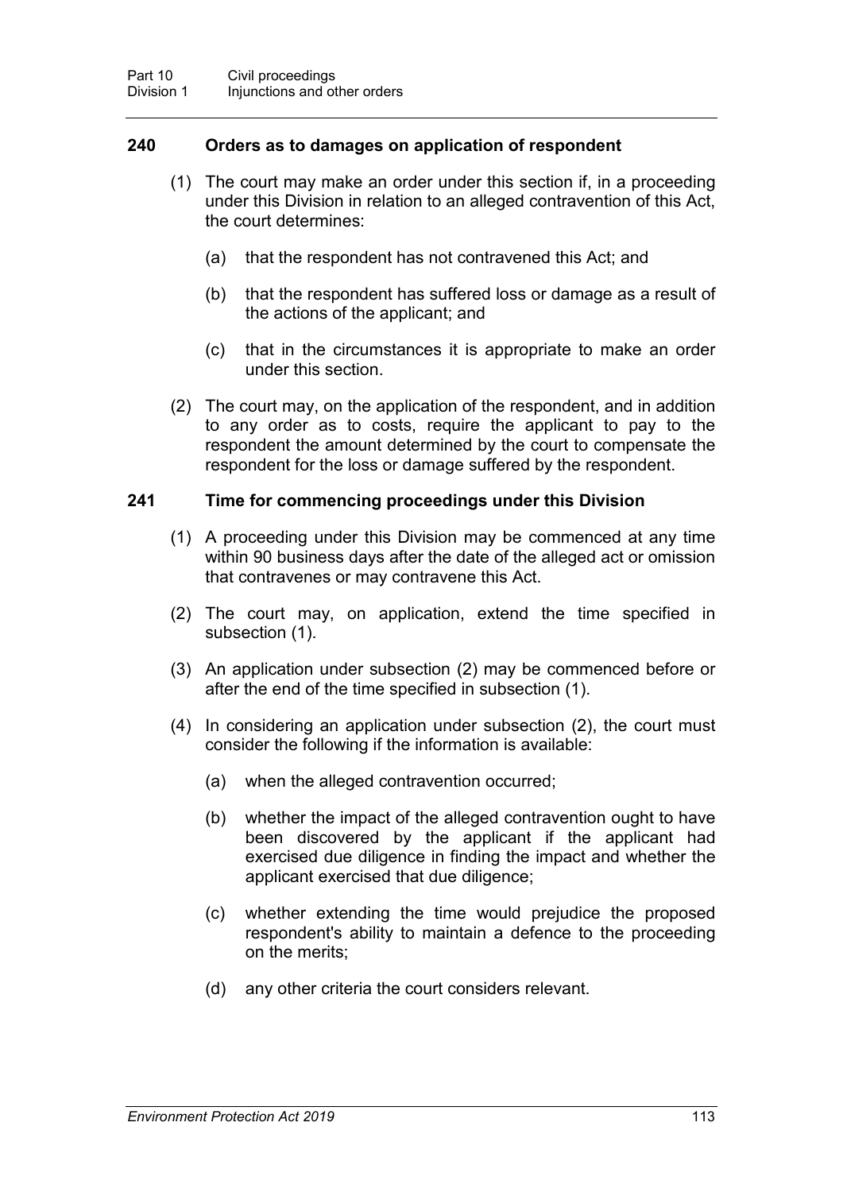### 240 Orders as to damages on application of respondent

(1) The court may make an order under this section if, in a proceeding under this Division in relation to an alleged contravention of this Act, the court determines:

- (a) that the respondent has not contravened this Act; and
- (b) that the respondent has suffered loss or damage as a result of the actions of the applicant; and
- (c) that in the circumstances it is appropriate to make an order under this section.

(2) The court may, on the application of the respondent, and in addition to any order as to costs, require the applicant to pay to the respondent the amount determined by the court to compensate the respondent for the loss or damage suffered by the respondent.

### 241 Time for commencing proceedings under this Division

(1) A proceeding under this Division may be commenced at any time within 90 business days after the date of the alleged act or omission that contravenes or may contravene this Act.

(2) The court may, on application, extend the time specified in subsection (1).

(3) An application under subsection (2) may be commenced before or after the end of the time specified in subsection (1).

(4) In considering an application under subsection (2), the court must consider the following if the information is available:

- (a) when the alleged contravention occurred;
- (b) whether the impact of the alleged contravention ought to have been discovered by the applicant if the applicant had exercised due diligence in finding the impact and whether the applicant exercised that due diligence;
- (c) whether extending the time would prejudice the proposed respondent's ability to maintain a defence to the proceeding on the merits;
- (d) any other criteria the court considers relevant.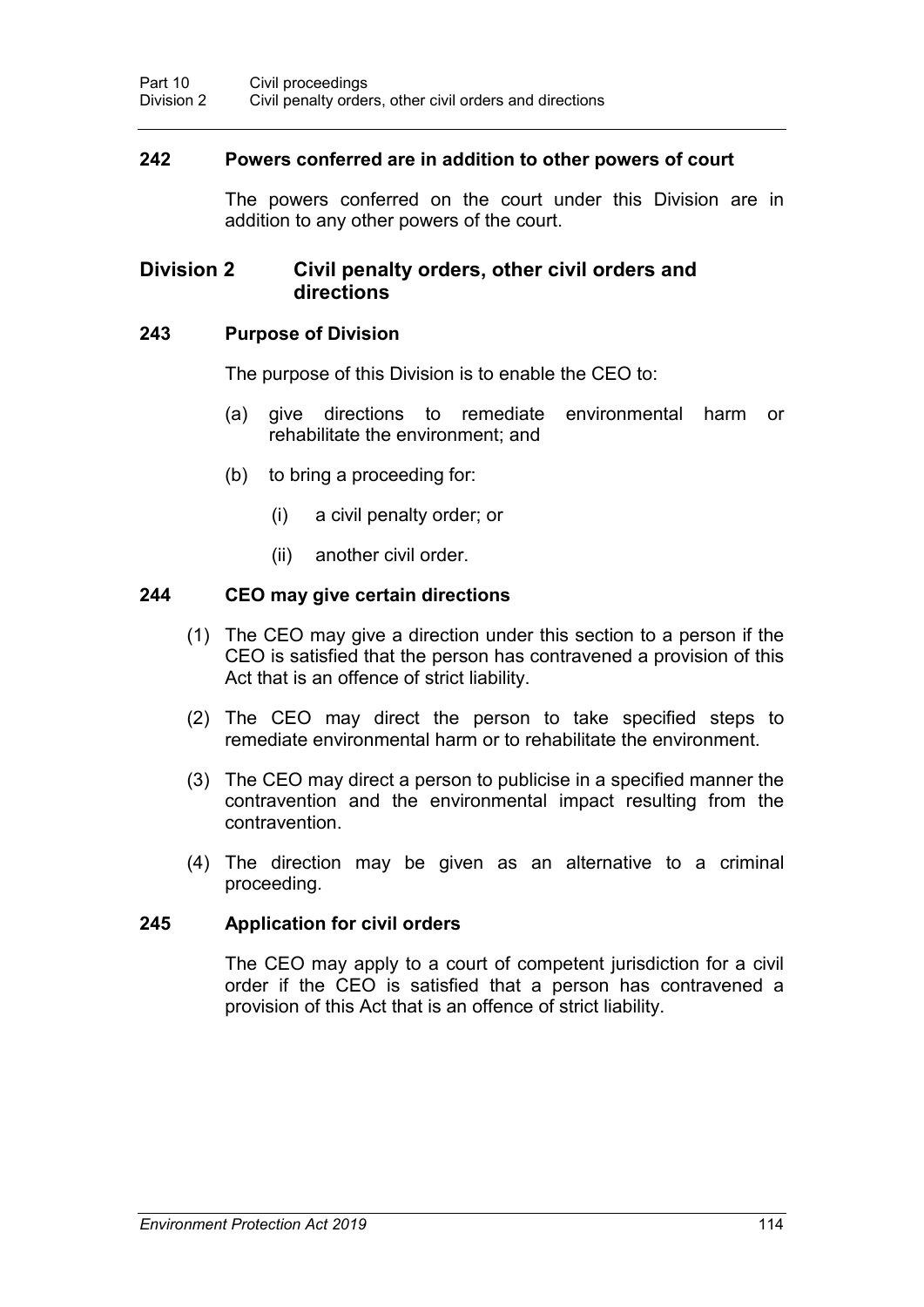### 242 Powers conferred are in addition to other powers of court

The powers conferred on the court under this Division are in addition to any other powers of the court.

## Division 2 Civil penalty orders, other civil orders and directions

### 243 Purpose of Division

The purpose of this Division is to enable the CEO to:

- (a) give directions to remediate environmental harm or rehabilitate the environment; and
- (b) to bring a proceeding for:
  - (i) a civil penalty order; or
  - (ii) another civil order.

### 244 CEO may give certain directions

(1) The CEO may give a direction under this section to a person if the CEO is satisfied that the person has contravened a provision of this Act that is an offence of strict liability.

(2) The CEO may direct the person to take specified steps to remediate environmental harm or to rehabilitate the environment.

(3) The CEO may direct a person to publicise in a specified manner the contravention and the environmental impact resulting from the contravention.

(4) The direction may be given as an alternative to a criminal proceeding.

### 245 Application for civil orders

The CEO may apply to a court of competent jurisdiction for a civil order if the CEO is satisfied that a person has contravened a provision of this Act that is an offence of strict liability.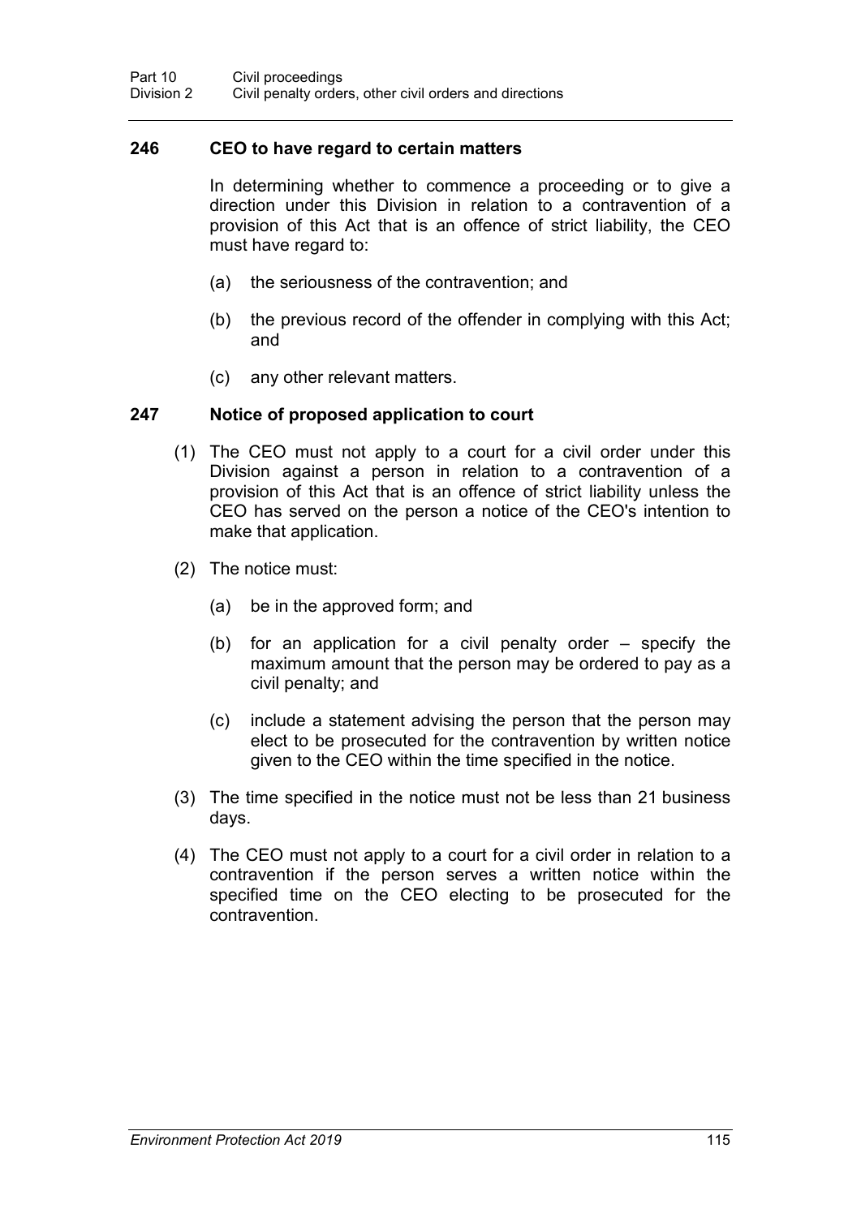### 246 CEO to have regard to certain matters

In determining whether to commence a proceeding or to give a direction under this Division in relation to a contravention of a provision of this Act that is an offence of strict liability, the CEO must have regard to:

- (a) the seriousness of the contravention; and
- (b) the previous record of the offender in complying with this Act; and
- (c) any other relevant matters.

### 247 Notice of proposed application to court

(1) The CEO must not apply to a court for a civil order under this Division against a person in relation to a contravention of a provision of this Act that is an offence of strict liability unless the CEO has served on the person a notice of the CEO's intention to make that application.

(2) The notice must:

- (a) be in the approved form; and
- (b) for an application for a civil penalty order – specify the maximum amount that the person may be ordered to pay as a civil penalty; and
- (c) include a statement advising the person that the person may elect to be prosecuted for the contravention by written notice given to the CEO within the time specified in the notice.

(3) The time specified in the notice must not be less than 21 business days.

(4) The CEO must not apply to a court for a civil order in relation to a contravention if the person serves a written notice within the specified time on the CEO electing to be prosecuted for the contravention.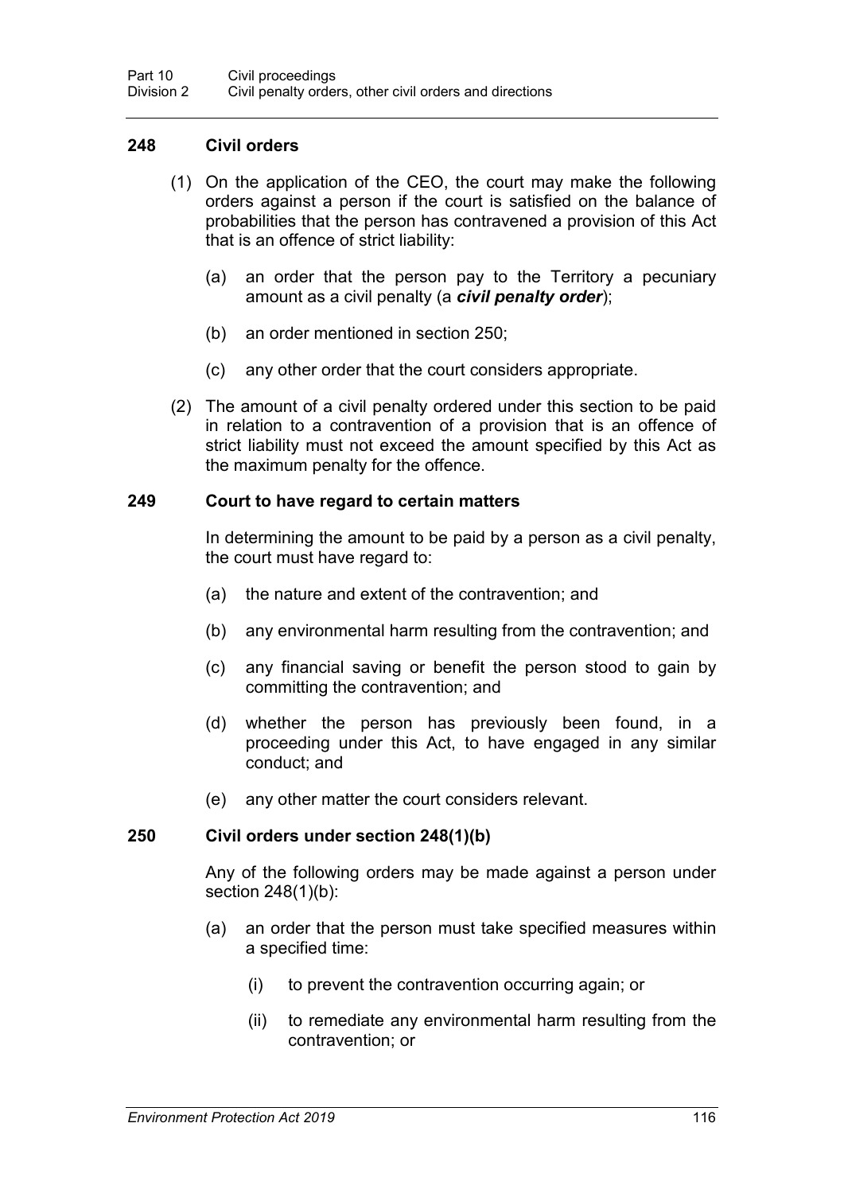### 248 Civil orders

(1) On the application of the CEO, the court may make the following orders against a person if the court is satisfied on the balance of probabilities that the person has contravened a provision of this Act that is an offence of strict liability:

(a) an order that the person pay to the Territory a pecuniary amount as a civil penalty (a ***civil penalty order***);

(b) an order mentioned in section 250;

(c) any other order that the court considers appropriate.

(2) The amount of a civil penalty ordered under this section to be paid in relation to a contravention of a provision that is an offence of strict liability must not exceed the amount specified by this Act as the maximum penalty for the offence.

### 249 Court to have regard to certain matters

In determining the amount to be paid by a person as a civil penalty, the court must have regard to:

(a) the nature and extent of the contravention; and

(b) any environmental harm resulting from the contravention; and

(c) any financial saving or benefit the person stood to gain by committing the contravention; and

(d) whether the person has previously been found, in a proceeding under this Act, to have engaged in any similar conduct; and

(e) any other matter the court considers relevant.

### 250 Civil orders under section 248(1)(b)

Any of the following orders may be made against a person under section 248(1)(b):

(a) an order that the person must take specified measures within a specified time:

(i) to prevent the contravention occurring again; or

(ii) to remediate any environmental harm resulting from the contravention; or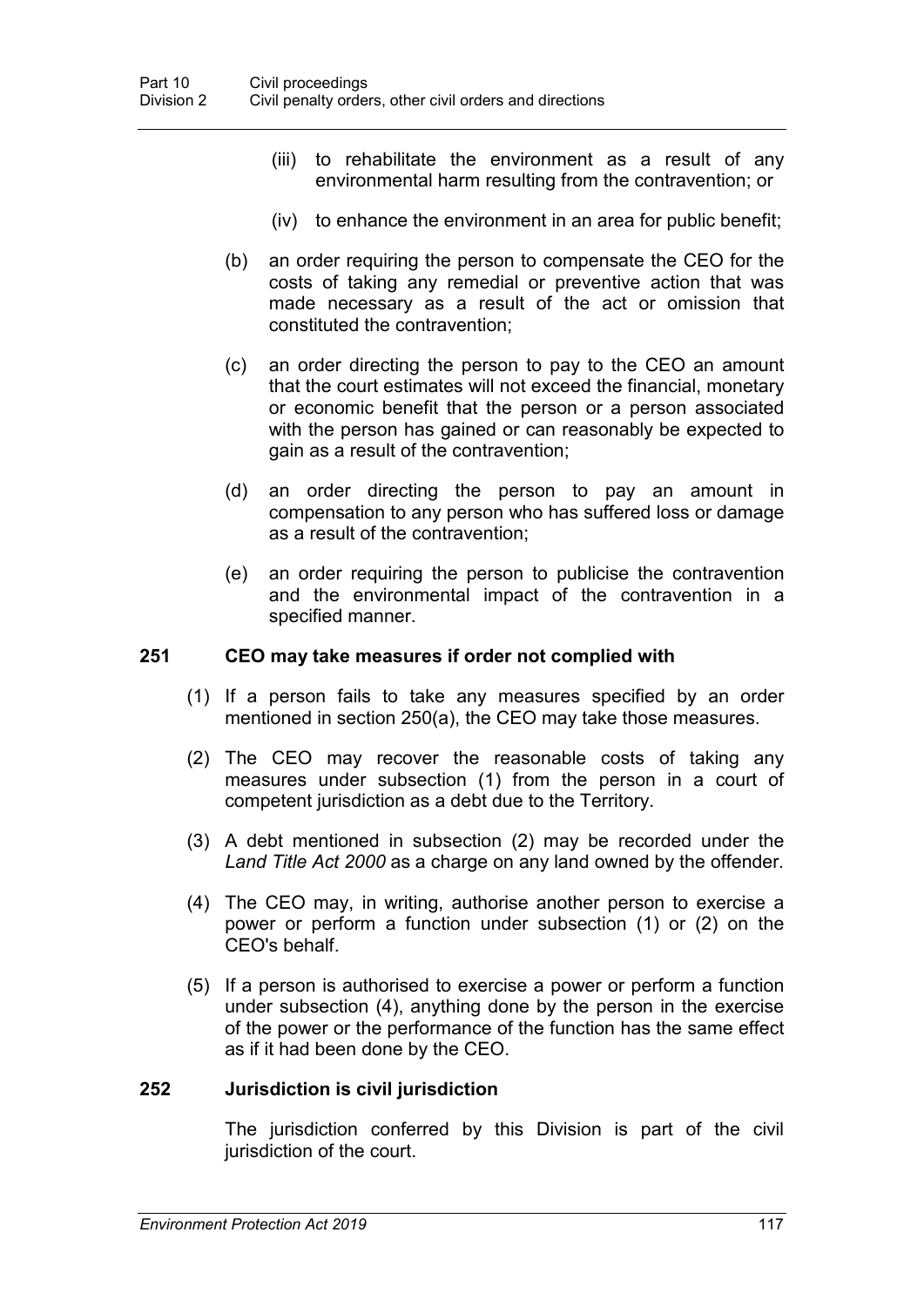(iii) to rehabilitate the environment as a result of any environmental harm resulting from the contravention; or

(iv) to enhance the environment in an area for public benefit;

(b) an order requiring the person to compensate the CEO for the costs of taking any remedial or preventive action that was made necessary as a result of the act or omission that constituted the contravention;

(c) an order directing the person to pay to the CEO an amount that the court estimates will not exceed the financial, monetary or economic benefit that the person or a person associated with the person has gained or can reasonably be expected to gain as a result of the contravention;

(d) an order directing the person to pay an amount in compensation to any person who has suffered loss or damage as a result of the contravention;

(e) an order requiring the person to publicise the contravention and the environmental impact of the contravention in a specified manner.

### 251 CEO may take measures if order not complied with

(1) If a person fails to take any measures specified by an order mentioned in section 250(a), the CEO may take those measures.

(2) The CEO may recover the reasonable costs of taking any measures under subsection (1) from the person in a court of competent jurisdiction as a debt due to the Territory.

(3) A debt mentioned in subsection (2) may be recorded under the *Land Title Act 2000* as a charge on any land owned by the offender.

(4) The CEO may, in writing, authorise another person to exercise a power or perform a function under subsection (1) or (2) on the CEO's behalf.

(5) If a person is authorised to exercise a power or perform a function under subsection (4), anything done by the person in the exercise of the power or the performance of the function has the same effect as if it had been done by the CEO.

### 252 Jurisdiction is civil jurisdiction

The jurisdiction conferred by this Division is part of the civil jurisdiction of the court.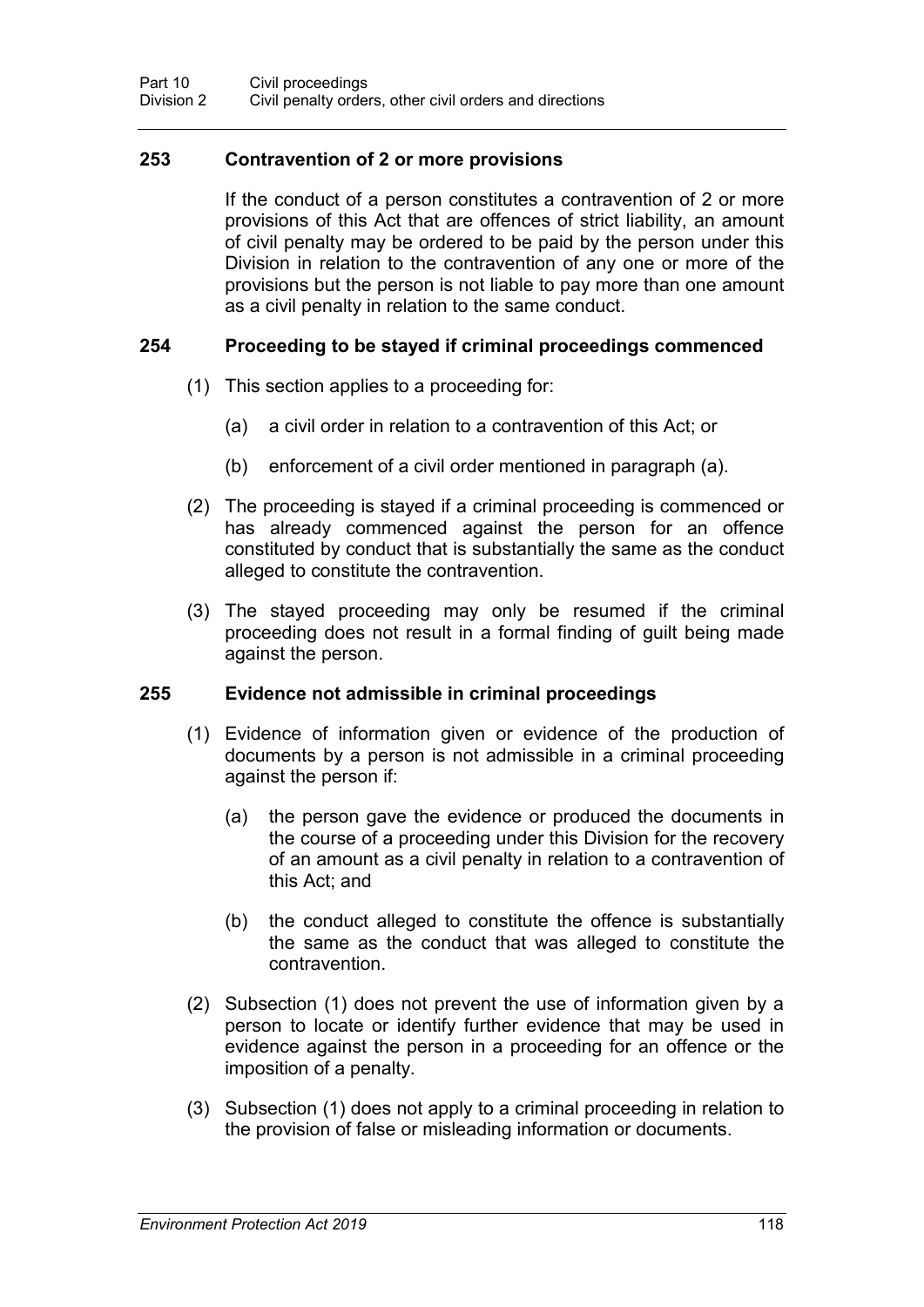### 253 Contravention of 2 or more provisions

If the conduct of a person constitutes a contravention of 2 or more provisions of this Act that are offences of strict liability, an amount of civil penalty may be ordered to be paid by the person under this Division in relation to the contravention of any one or more of the provisions but the person is not liable to pay more than one amount as a civil penalty in relation to the same conduct.

### 254 Proceeding to be stayed if criminal proceedings commenced

(1) This section applies to a proceeding for:

(a) a civil order in relation to a contravention of this Act; or

(b) enforcement of a civil order mentioned in paragraph (a).

(2) The proceeding is stayed if a criminal proceeding is commenced or has already commenced against the person for an offence constituted by conduct that is substantially the same as the conduct alleged to constitute the contravention.

(3) The stayed proceeding may only be resumed if the criminal proceeding does not result in a formal finding of guilt being made against the person.

### 255 Evidence not admissible in criminal proceedings

(1) Evidence of information given or evidence of the production of documents by a person is not admissible in a criminal proceeding against the person if:

(a) the person gave the evidence or produced the documents in the course of a proceeding under this Division for the recovery of an amount as a civil penalty in relation to a contravention of this Act; and

(b) the conduct alleged to constitute the offence is substantially the same as the conduct that was alleged to constitute the contravention.

(2) Subsection (1) does not prevent the use of information given by a person to locate or identify further evidence that may be used in evidence against the person in a proceeding for an offence or the imposition of a penalty.

(3) Subsection (1) does not apply to a criminal proceeding in relation to the provision of false or misleading information or documents.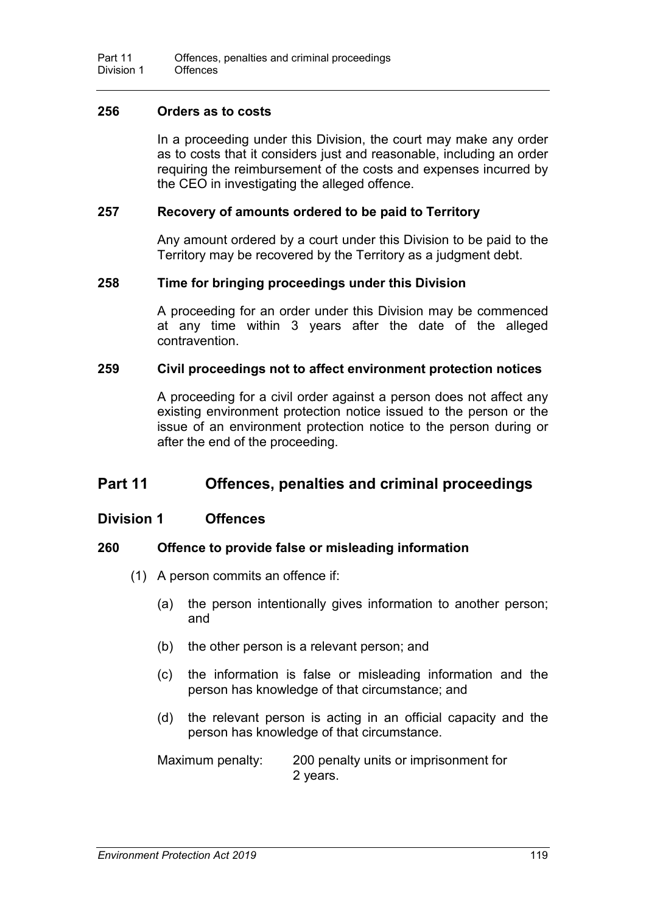### 256 Orders as to costs

In a proceeding under this Division, the court may make any order as to costs that it considers just and reasonable, including an order requiring the reimbursement of the costs and expenses incurred by the CEO in investigating the alleged offence.

### 257 Recovery of amounts ordered to be paid to Territory

Any amount ordered by a court under this Division to be paid to the Territory may be recovered by the Territory as a judgment debt.

### 258 Time for bringing proceedings under this Division

A proceeding for an order under this Division may be commenced at any time within 3 years after the date of the alleged contravention.

### 259 Civil proceedings not to affect environment protection notices

A proceeding for a civil order against a person does not affect any existing environment protection notice issued to the person or the issue of an environment protection notice to the person during or after the end of the proceeding.

# Part 11 Offences, penalties and criminal proceedings

## Division 1 Offences

### 260 Offence to provide false or misleading information

(1) A person commits an offence if:

(a) the person intentionally gives information to another person; and

(b) the other person is a relevant person; and

(c) the information is false or misleading information and the person has knowledge of that circumstance; and

(d) the relevant person is acting in an official capacity and the person has knowledge of that circumstance.

Maximum penalty: 200 penalty units or imprisonment for 2 years.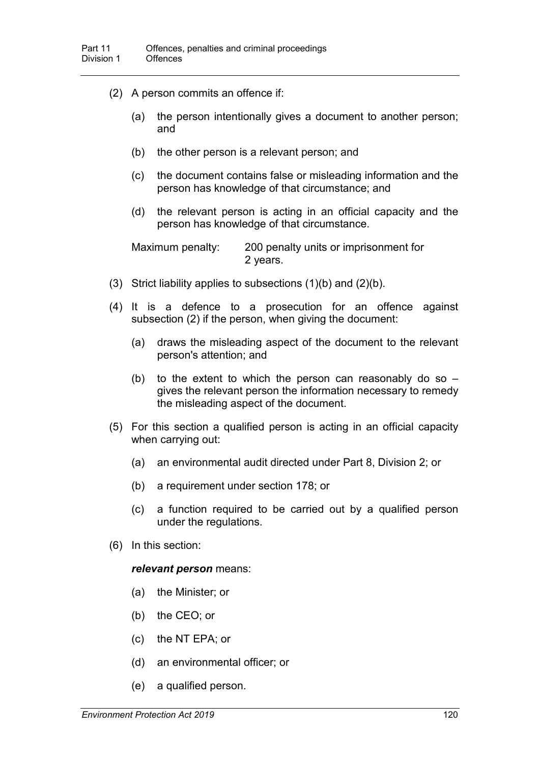(2) A person commits an offence if:

(a) the person intentionally gives a document to another person; and

(b) the other person is a relevant person; and

(c) the document contains false or misleading information and the person has knowledge of that circumstance; and

(d) the relevant person is acting in an official capacity and the person has knowledge of that circumstance.

Maximum penalty: 200 penalty units or imprisonment for 2 years.

(3) Strict liability applies to subsections (1)(b) and (2)(b).

(4) It is a defence to a prosecution for an offence against subsection (2) if the person, when giving the document:

(a) draws the misleading aspect of the document to the relevant person's attention; and

(b) to the extent to which the person can reasonably do so – gives the relevant person the information necessary to remedy the misleading aspect of the document.

(5) For this section a qualified person is acting in an official capacity when carrying out:

(a) an environmental audit directed under Part 8, Division 2; or

(b) a requirement under section 178; or

(c) a function required to be carried out by a qualified person under the regulations.

(6) In this section:

***relevant person*** means:

(a) the Minister; or

(b) the CEO; or

(c) the NT EPA; or

(d) an environmental officer; or

(e) a qualified person.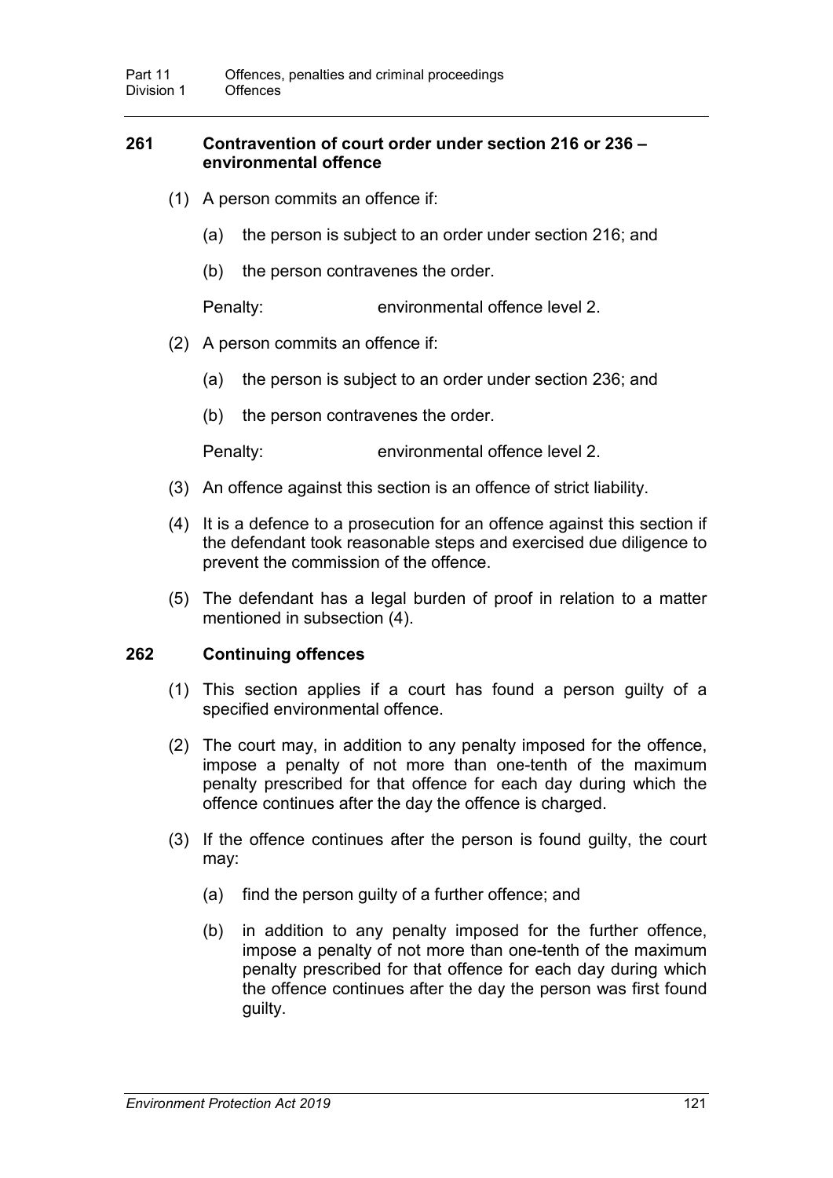### 261 Contravention of court order under section 216 or 236 – environmental offence

(1) A person commits an offence if:

(a) the person is subject to an order under section 216; and

(b) the person contravenes the order.

Penalty: environmental offence level 2.

(2) A person commits an offence if:

(a) the person is subject to an order under section 236; and

(b) the person contravenes the order.

Penalty: environmental offence level 2.

(3) An offence against this section is an offence of strict liability.

(4) It is a defence to a prosecution for an offence against this section if the defendant took reasonable steps and exercised due diligence to prevent the commission of the offence.

(5) The defendant has a legal burden of proof in relation to a matter mentioned in subsection (4).

### 262 Continuing offences

(1) This section applies if a court has found a person guilty of a specified environmental offence.

(2) The court may, in addition to any penalty imposed for the offence, impose a penalty of not more than one-tenth of the maximum penalty prescribed for that offence for each day during which the offence continues after the day the offence is charged.

(3) If the offence continues after the person is found guilty, the court may:

(a) find the person guilty of a further offence; and

(b) in addition to any penalty imposed for the further offence, impose a penalty of not more than one-tenth of the maximum penalty prescribed for that offence for each day during which the offence continues after the day the person was first found guilty.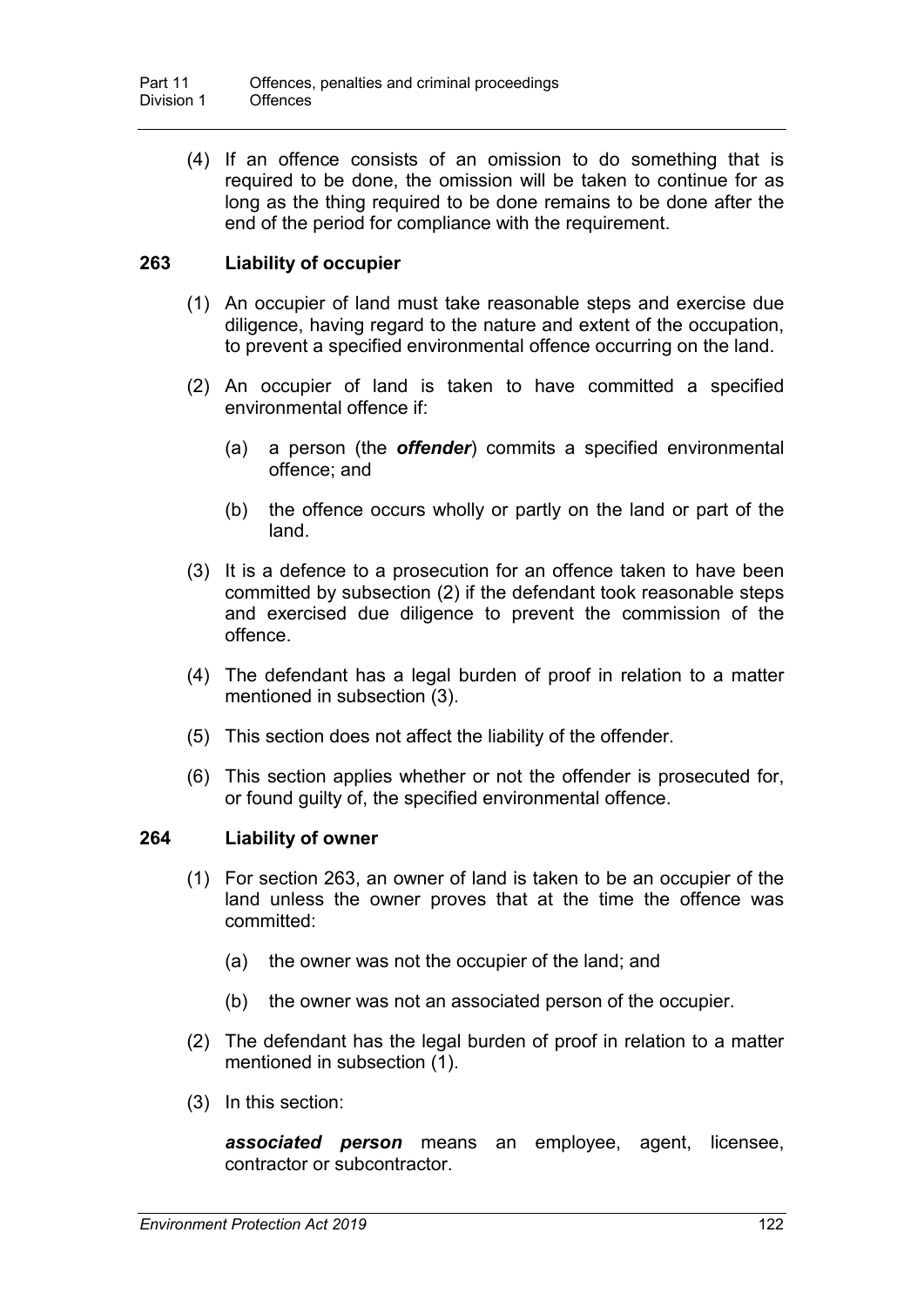(4) If an offence consists of an omission to do something that is required to be done, the omission will be taken to continue for as long as the thing required to be done remains to be done after the end of the period for compliance with the requirement.

### 263 Liability of occupier

(1) An occupier of land must take reasonable steps and exercise due diligence, having regard to the nature and extent of the occupation, to prevent a specified environmental offence occurring on the land.

(2) An occupier of land is taken to have committed a specified environmental offence if:

(a) a person (the ***offender***) commits a specified environmental offence; and

(b) the offence occurs wholly or partly on the land or part of the land.

(3) It is a defence to a prosecution for an offence taken to have been committed by subsection (2) if the defendant took reasonable steps and exercised due diligence to prevent the commission of the offence.

(4) The defendant has a legal burden of proof in relation to a matter mentioned in subsection (3).

(5) This section does not affect the liability of the offender.

(6) This section applies whether or not the offender is prosecuted for, or found guilty of, the specified environmental offence.

### 264 Liability of owner

(1) For section 263, an owner of land is taken to be an occupier of the land unless the owner proves that at the time the offence was committed:

(a) the owner was not the occupier of the land; and

(b) the owner was not an associated person of the occupier.

(2) The defendant has the legal burden of proof in relation to a matter mentioned in subsection (1).

(3) In this section:

***associated person*** means an employee, agent, licensee, contractor or subcontractor.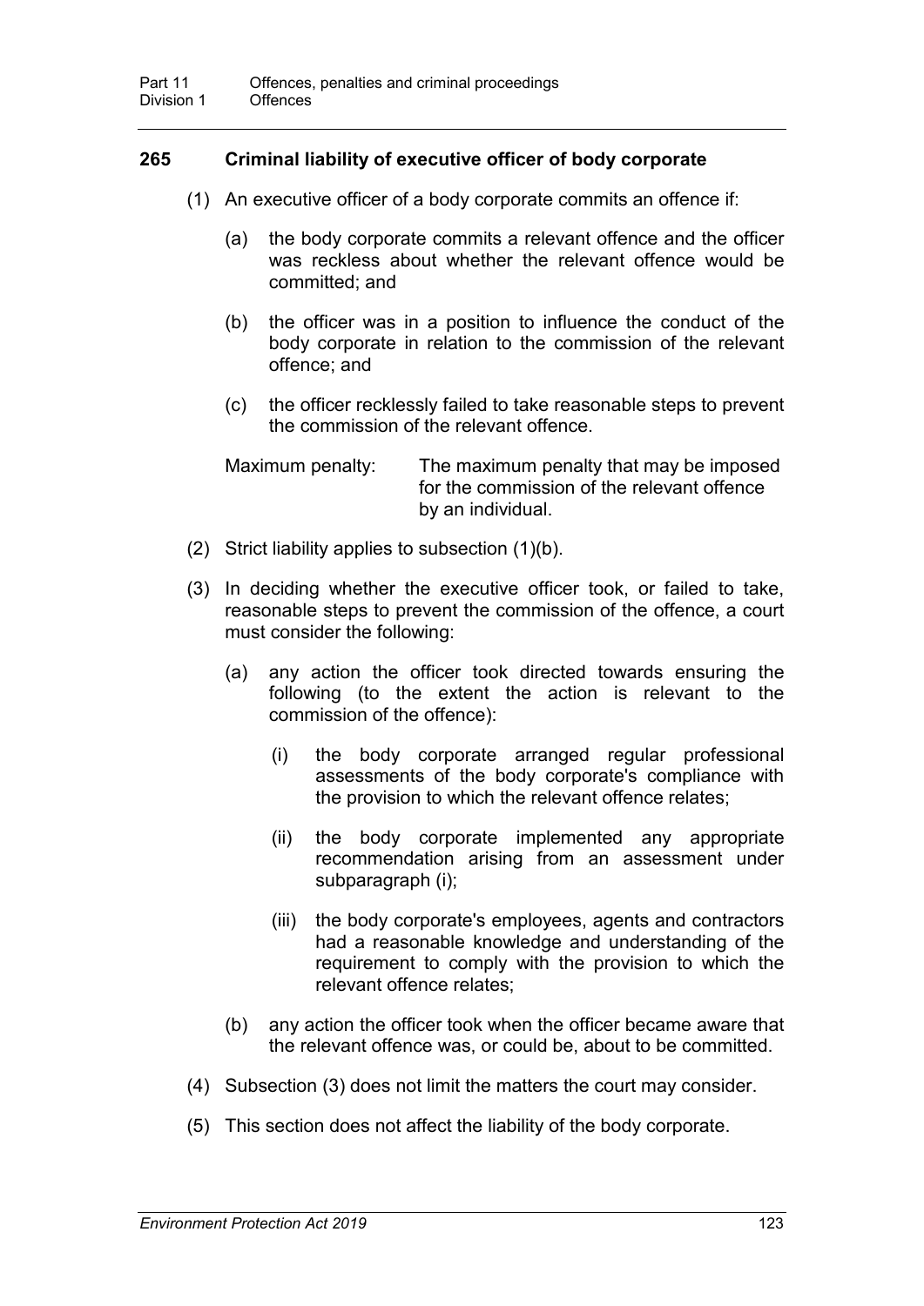## 265 Criminal liability of executive officer of body corporate

(1) An executive officer of a body corporate commits an offence if:

(a) the body corporate commits a relevant offence and the officer was reckless about whether the relevant offence would be committed; and

(b) the officer was in a position to influence the conduct of the body corporate in relation to the commission of the relevant offence; and

(c) the officer recklessly failed to take reasonable steps to prevent the commission of the relevant offence.

Maximum penalty: The maximum penalty that may be imposed for the commission of the relevant offence by an individual.

(2) Strict liability applies to subsection (1)(b).

(3) In deciding whether the executive officer took, or failed to take, reasonable steps to prevent the commission of the offence, a court must consider the following:

(a) any action the officer took directed towards ensuring the following (to the extent the action is relevant to the commission of the offence):

(i) the body corporate arranged regular professional assessments of the body corporate's compliance with the provision to which the relevant offence relates;

(ii) the body corporate implemented any appropriate recommendation arising from an assessment under subparagraph (i);

(iii) the body corporate's employees, agents and contractors had a reasonable knowledge and understanding of the requirement to comply with the provision to which the relevant offence relates;

(b) any action the officer took when the officer became aware that the relevant offence was, or could be, about to be committed.

(4) Subsection (3) does not limit the matters the court may consider.

(5) This section does not affect the liability of the body corporate.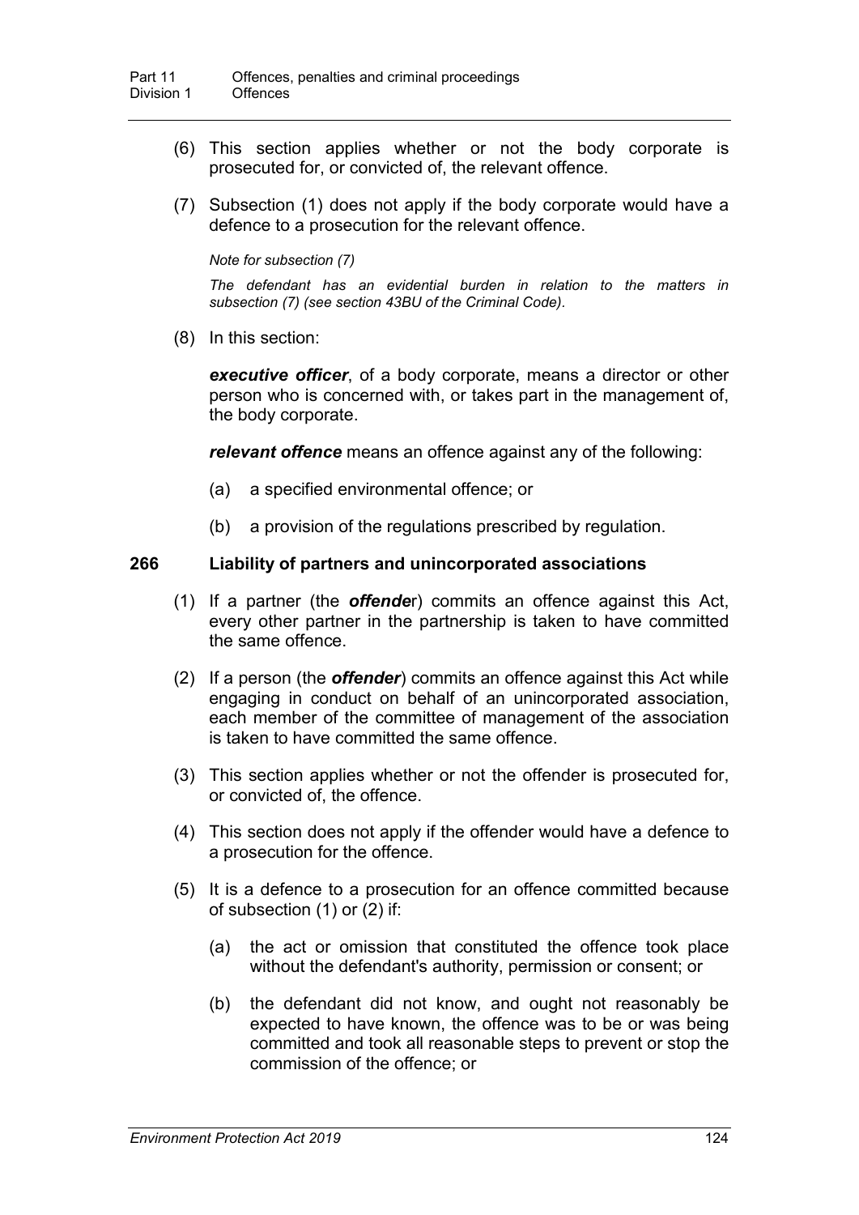(6) This section applies whether or not the body corporate is prosecuted for, or convicted of, the relevant offence.

(7) Subsection (1) does not apply if the body corporate would have a defence to a prosecution for the relevant offence.

*Note for subsection (7)*

*The defendant has an evidential burden in relation to the matters in subsection (7) (see section 43BU of the Criminal Code).*

(8) In this section:

***executive officer***, of a body corporate, means a director or other person who is concerned with, or takes part in the management of, the body corporate.

***relevant offence*** means an offence against any of the following:

(a) a specified environmental offence; or

(b) a provision of the regulations prescribed by regulation.

### 266 Liability of partners and unincorporated associations

(1) If a partner (the ***offender***) commits an offence against this Act, every other partner in the partnership is taken to have committed the same offence.

(2) If a person (the ***offender***) commits an offence against this Act while engaging in conduct on behalf of an unincorporated association, each member of the committee of management of the association is taken to have committed the same offence.

(3) This section applies whether or not the offender is prosecuted for, or convicted of, the offence.

(4) This section does not apply if the offender would have a defence to a prosecution for the offence.

(5) It is a defence to a prosecution for an offence committed because of subsection (1) or (2) if:

(a) the act or omission that constituted the offence took place without the defendant's authority, permission or consent; or

(b) the defendant did not know, and ought not reasonably be expected to have known, the offence was to be or was being committed and took all reasonable steps to prevent or stop the commission of the offence; or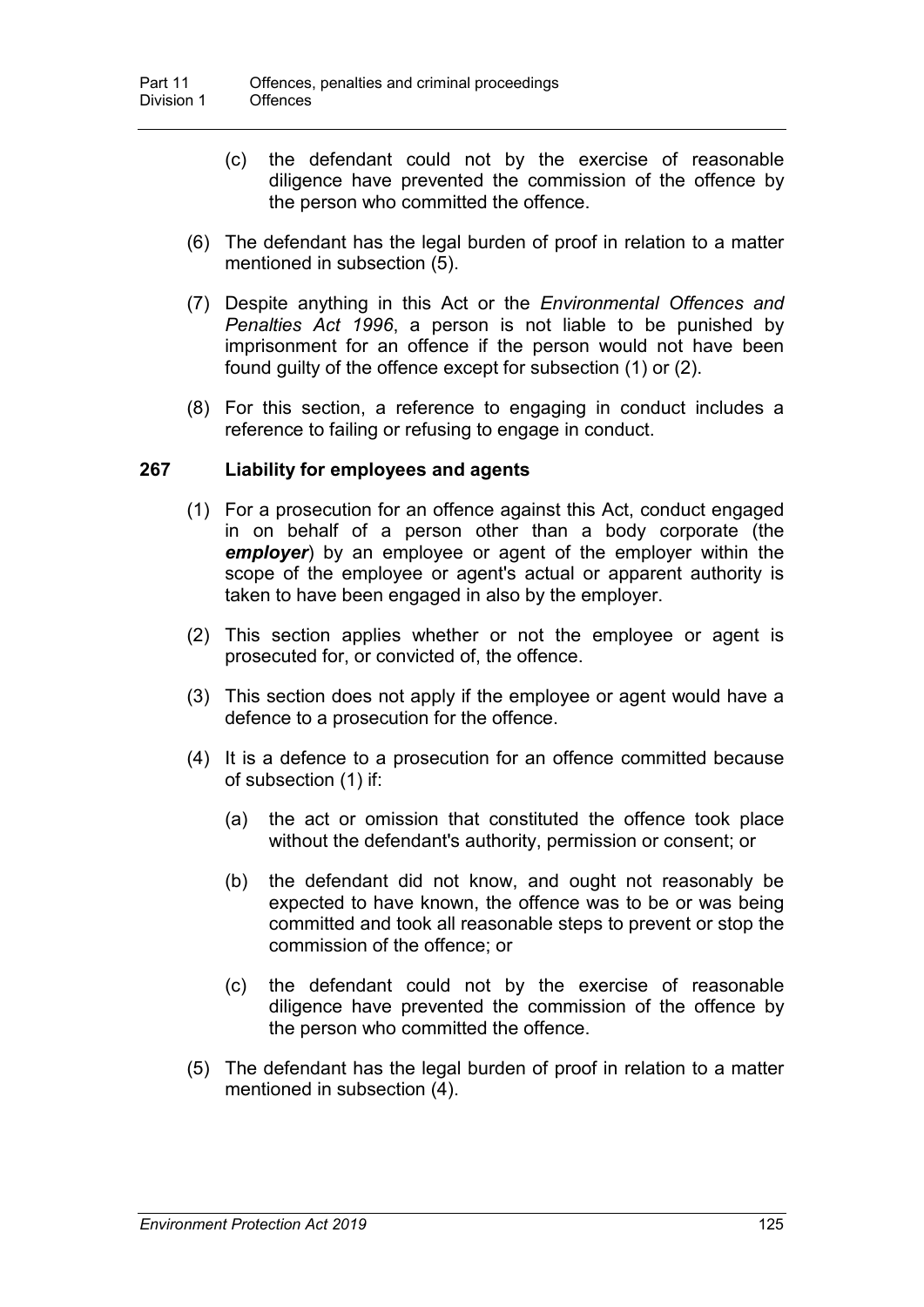(c) the defendant could not by the exercise of reasonable diligence have prevented the commission of the offence by the person who committed the offence.

(6) The defendant has the legal burden of proof in relation to a matter mentioned in subsection (5).

(7) Despite anything in this Act or the *Environmental Offences and Penalties Act 1996*, a person is not liable to be punished by imprisonment for an offence if the person would not have been found guilty of the offence except for subsection (1) or (2).

(8) For this section, a reference to engaging in conduct includes a reference to failing or refusing to engage in conduct.

### 267 Liability for employees and agents

(1) For a prosecution for an offence against this Act, conduct engaged in on behalf of a person other than a body corporate (the ***employer***) by an employee or agent of the employer within the scope of the employee or agent's actual or apparent authority is taken to have been engaged in also by the employer.

(2) This section applies whether or not the employee or agent is prosecuted for, or convicted of, the offence.

(3) This section does not apply if the employee or agent would have a defence to a prosecution for the offence.

(4) It is a defence to a prosecution for an offence committed because of subsection (1) if:

(a) the act or omission that constituted the offence took place without the defendant's authority, permission or consent; or

(b) the defendant did not know, and ought not reasonably be expected to have known, the offence was to be or was being committed and took all reasonable steps to prevent or stop the commission of the offence; or

(c) the defendant could not by the exercise of reasonable diligence have prevented the commission of the offence by the person who committed the offence.

(5) The defendant has the legal burden of proof in relation to a matter mentioned in subsection (4).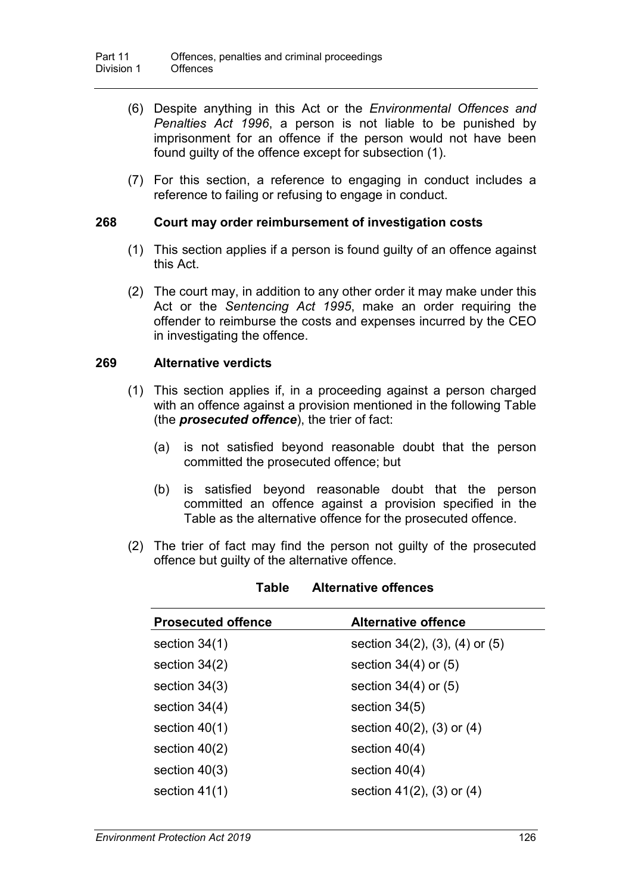(6) Despite anything in this Act or the *Environmental Offences and Penalties Act 1996*, a person is not liable to be punished by imprisonment for an offence if the person would not have been found guilty of the offence except for subsection (1).

(7) For this section, a reference to engaging in conduct includes a reference to failing or refusing to engage in conduct.

### 268 Court may order reimbursement of investigation costs

(1) This section applies if a person is found guilty of an offence against this Act.

(2) The court may, in addition to any other order it may make under this Act or the *Sentencing Act 1995*, make an order requiring the offender to reimburse the costs and expenses incurred by the CEO in investigating the offence.

### 269 Alternative verdicts

(1) This section applies if, in a proceeding against a person charged with an offence against a provision mentioned in the following Table (the ***prosecuted offence***), the trier of fact:

(a) is not satisfied beyond reasonable doubt that the person committed the prosecuted offence; but

(b) is satisfied beyond reasonable doubt that the person committed an offence against a provision specified in the Table as the alternative offence for the prosecuted offence.

(2) The trier of fact may find the person not guilty of the prosecuted offence but guilty of the alternative offence.

**Table Alternative offences**

| Prosecuted offence | Alternative offence |
|---|---|
| section 34(1) | section 34(2), (3), (4) or (5) |
| section 34(2) | section 34(4) or (5) |
| section 34(3) | section 34(4) or (5) |
| section 34(4) | section 34(5) |
| section 40(1) | section 40(2), (3) or (4) |
| section 40(2) | section 40(4) |
| section 40(3) | section 40(4) |
| section 41(1) | section 41(2), (3) or (4) |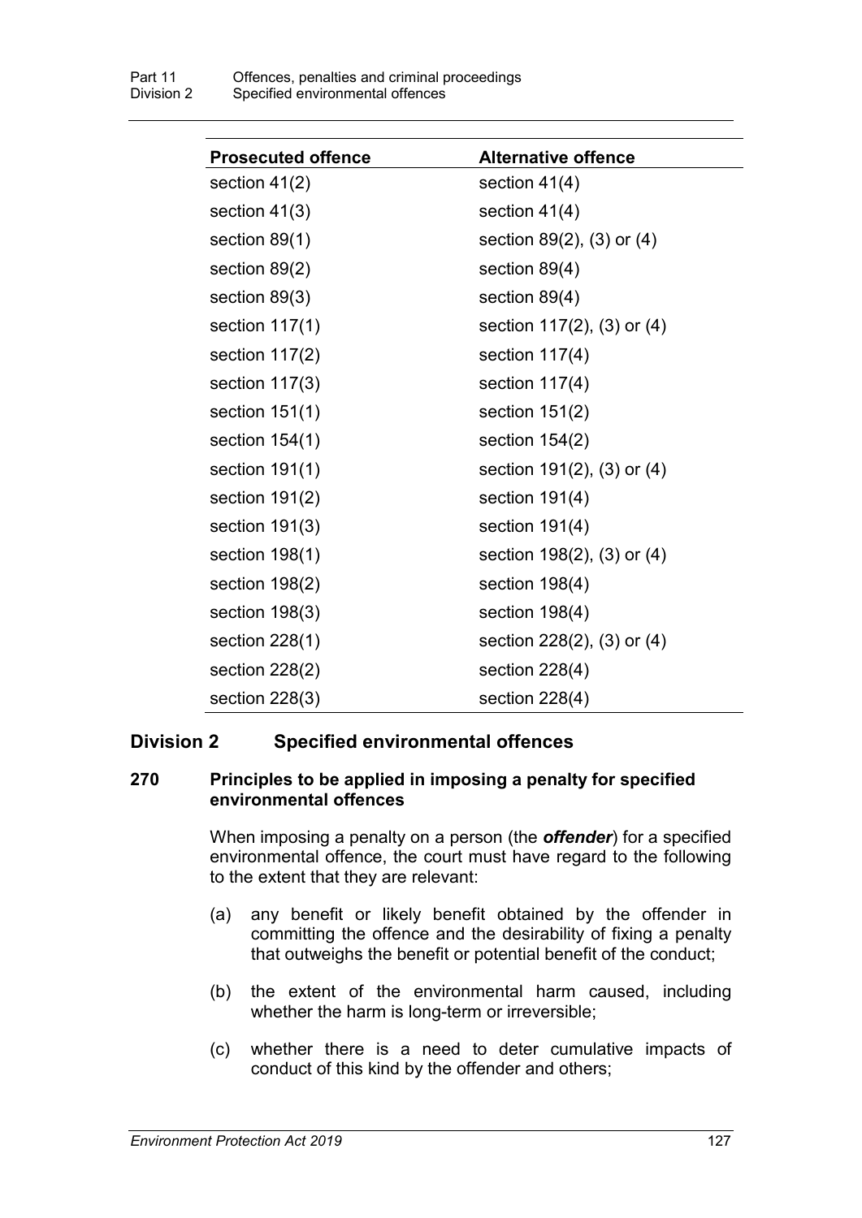| Prosecuted offence | Alternative offence |
| --- | --- |
| section 41(2) | section 41(4) |
| section 41(3) | section 41(4) |
| section 89(1) | section 89(2), (3) or (4) |
| section 89(2) | section 89(4) |
| section 89(3) | section 89(4) |
| section 117(1) | section 117(2), (3) or (4) |
| section 117(2) | section 117(4) |
| section 117(3) | section 117(4) |
| section 151(1) | section 151(2) |
| section 154(1) | section 154(2) |
| section 191(1) | section 191(2), (3) or (4) |
| section 191(2) | section 191(4) |
| section 191(3) | section 191(4) |
| section 198(1) | section 198(2), (3) or (4) |
| section 198(2) | section 198(4) |
| section 198(3) | section 198(4) |
| section 228(1) | section 228(2), (3) or (4) |
| section 228(2) | section 228(4) |
| section 228(3) | section 228(4) |

## Division 2 Specified environmental offences

### 270 Principles to be applied in imposing a penalty for specified environmental offences

When imposing a penalty on a person (the ***offender***) for a specified environmental offence, the court must have regard to the following to the extent that they are relevant:

(a) any benefit or likely benefit obtained by the offender in committing the offence and the desirability of fixing a penalty that outweighs the benefit or potential benefit of the conduct;

(b) the extent of the environmental harm caused, including whether the harm is long-term or irreversible;

(c) whether there is a need to deter cumulative impacts of conduct of this kind by the offender and others;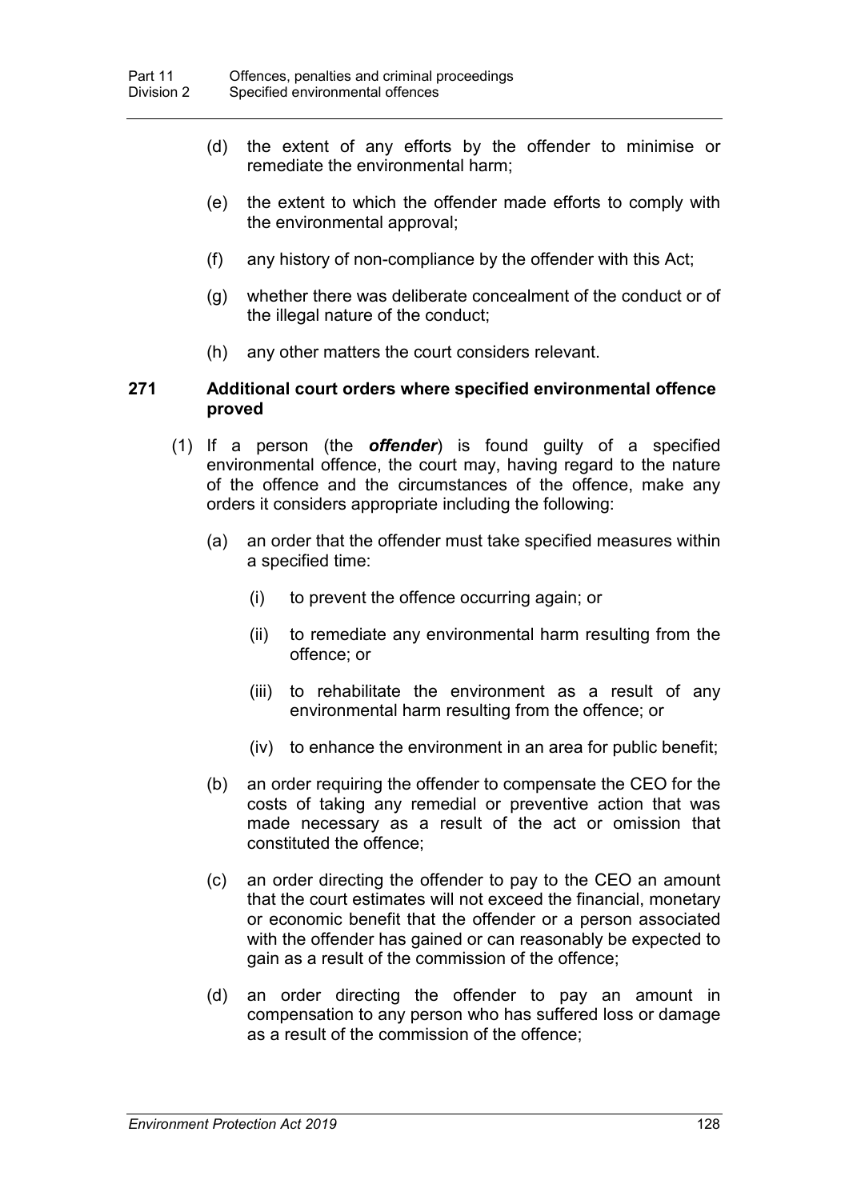(d) the extent of any efforts by the offender to minimise or remediate the environmental harm;

(e) the extent to which the offender made efforts to comply with the environmental approval;

(f) any history of non-compliance by the offender with this Act;

(g) whether there was deliberate concealment of the conduct or of the illegal nature of the conduct;

(h) any other matters the court considers relevant.

### 271 Additional court orders where specified environmental offence proved

(1) If a person (the ***offender***) is found guilty of a specified environmental offence, the court may, having regard to the nature of the offence and the circumstances of the offence, make any orders it considers appropriate including the following:

(a) an order that the offender must take specified measures within a specified time:

(i) to prevent the offence occurring again; or

(ii) to remediate any environmental harm resulting from the offence; or

(iii) to rehabilitate the environment as a result of any environmental harm resulting from the offence; or

(iv) to enhance the environment in an area for public benefit;

(b) an order requiring the offender to compensate the CEO for the costs of taking any remedial or preventive action that was made necessary as a result of the act or omission that constituted the offence;

(c) an order directing the offender to pay to the CEO an amount that the court estimates will not exceed the financial, monetary or economic benefit that the offender or a person associated with the offender has gained or can reasonably be expected to gain as a result of the commission of the offence;

(d) an order directing the offender to pay an amount in compensation to any person who has suffered loss or damage as a result of the commission of the offence;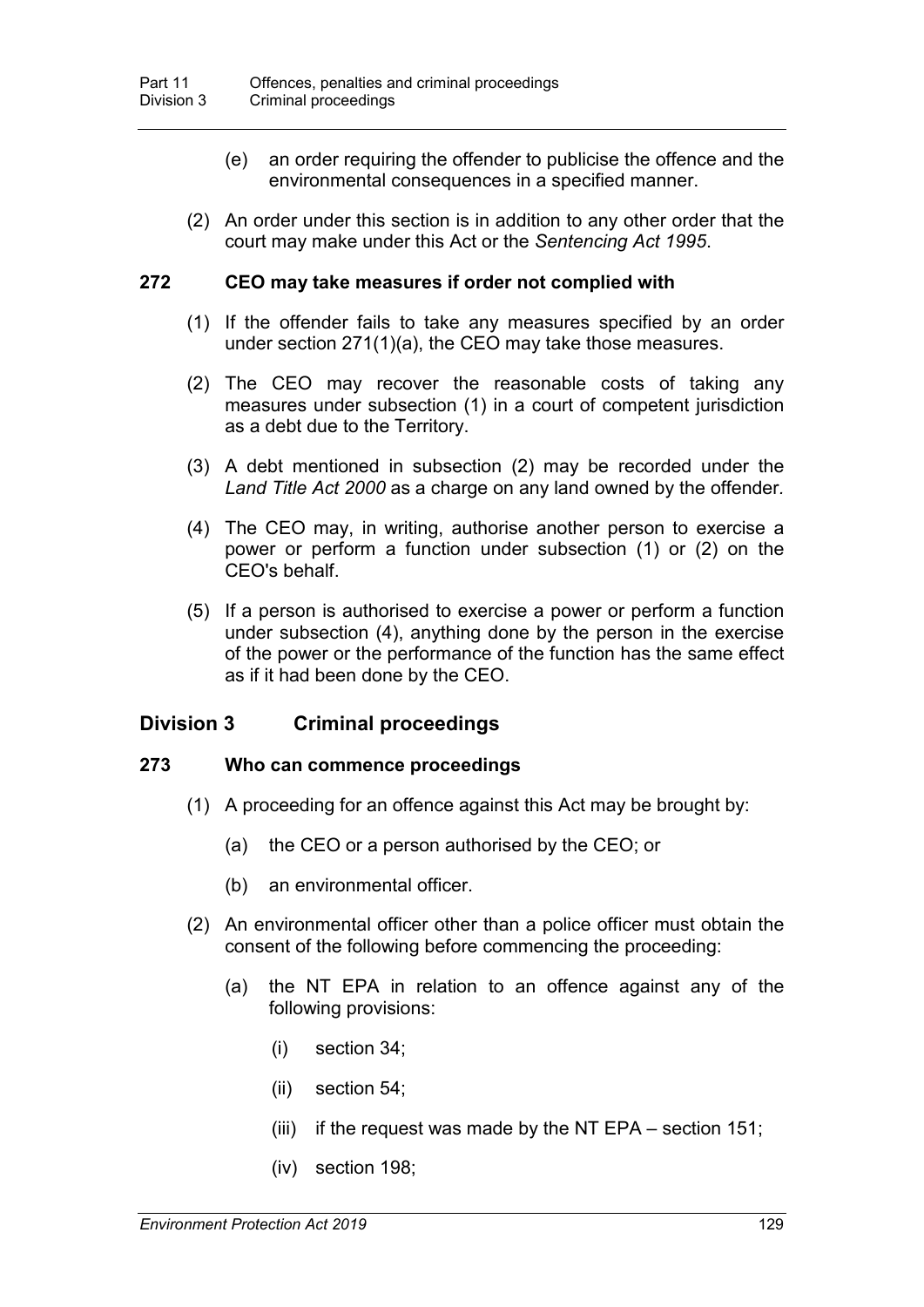(e) an order requiring the offender to publicise the offence and the environmental consequences in a specified manner.

(2) An order under this section is in addition to any other order that the court may make under this Act or the *Sentencing Act 1995*.

### 272 CEO may take measures if order not complied with

(1) If the offender fails to take any measures specified by an order under section 271(1)(a), the CEO may take those measures.

(2) The CEO may recover the reasonable costs of taking any measures under subsection (1) in a court of competent jurisdiction as a debt due to the Territory.

(3) A debt mentioned in subsection (2) may be recorded under the *Land Title Act 2000* as a charge on any land owned by the offender.

(4) The CEO may, in writing, authorise another person to exercise a power or perform a function under subsection (1) or (2) on the CEO's behalf.

(5) If a person is authorised to exercise a power or perform a function under subsection (4), anything done by the person in the exercise of the power or the performance of the function has the same effect as if it had been done by the CEO.

## Division 3 Criminal proceedings

### 273 Who can commence proceedings

(1) A proceeding for an offence against this Act may be brought by:

(a) the CEO or a person authorised by the CEO; or

(b) an environmental officer.

(2) An environmental officer other than a police officer must obtain the consent of the following before commencing the proceeding:

(a) the NT EPA in relation to an offence against any of the following provisions:

(i) section 34;

(ii) section 54;

(iii) if the request was made by the NT EPA – section 151;

(iv) section 198;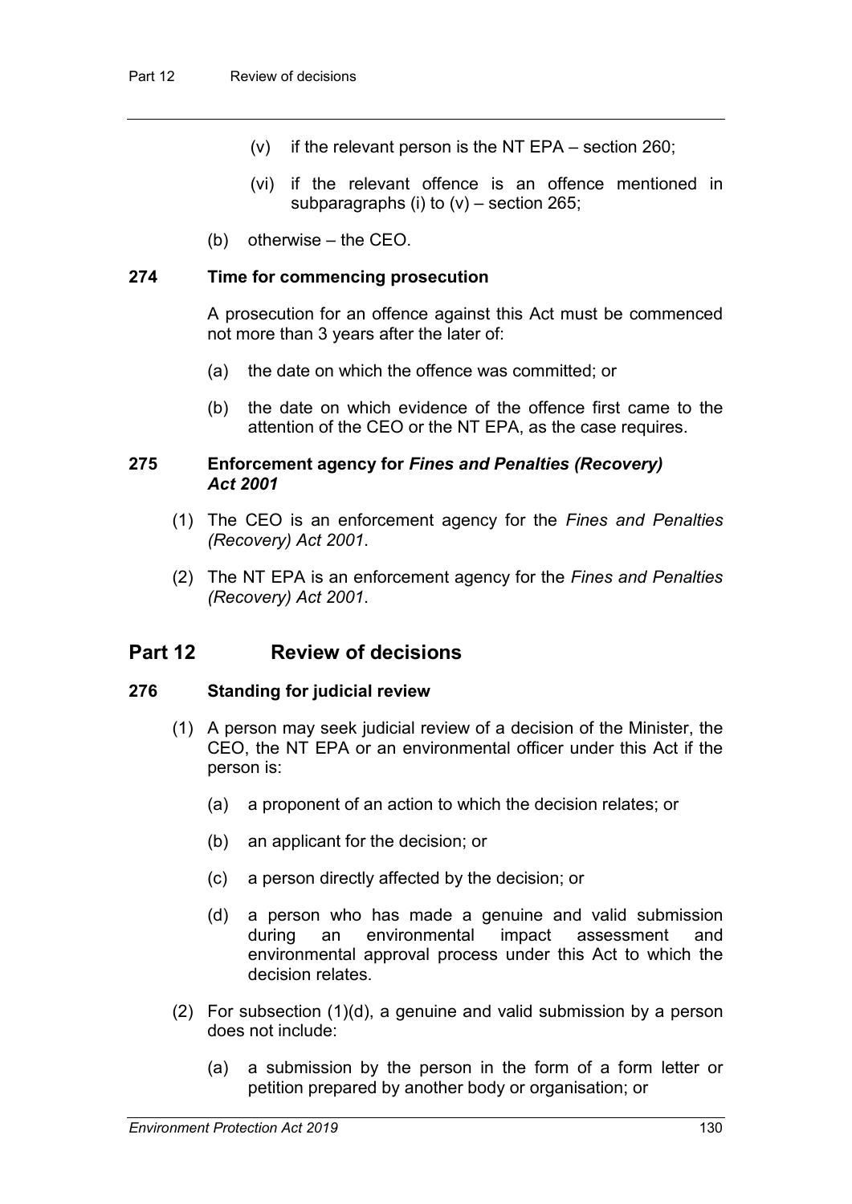(v) if the relevant person is the NT EPA – section 260;

(vi) if the relevant offence is an offence mentioned in subparagraphs (i) to (v) – section 265;

(b) otherwise – the CEO.

### 274 Time for commencing prosecution

A prosecution for an offence against this Act must be commenced not more than 3 years after the later of:

(a) the date on which the offence was committed; or

(b) the date on which evidence of the offence first came to the attention of the CEO or the NT EPA, as the case requires.

### 275 Enforcement agency for *Fines and Penalties (Recovery) Act 2001*

(1) The CEO is an enforcement agency for the *Fines and Penalties (Recovery) Act 2001*.

(2) The NT EPA is an enforcement agency for the *Fines and Penalties (Recovery) Act 2001*.

## Part 12 Review of decisions

### 276 Standing for judicial review

(1) A person may seek judicial review of a decision of the Minister, the CEO, the NT EPA or an environmental officer under this Act if the person is:

(a) a proponent of an action to which the decision relates; or

(b) an applicant for the decision; or

(c) a person directly affected by the decision; or

(d) a person who has made a genuine and valid submission during an environmental impact assessment and environmental approval process under this Act to which the decision relates.

(2) For subsection (1)(d), a genuine and valid submission by a person does not include:

(a) a submission by the person in the form of a form letter or petition prepared by another body or organisation; or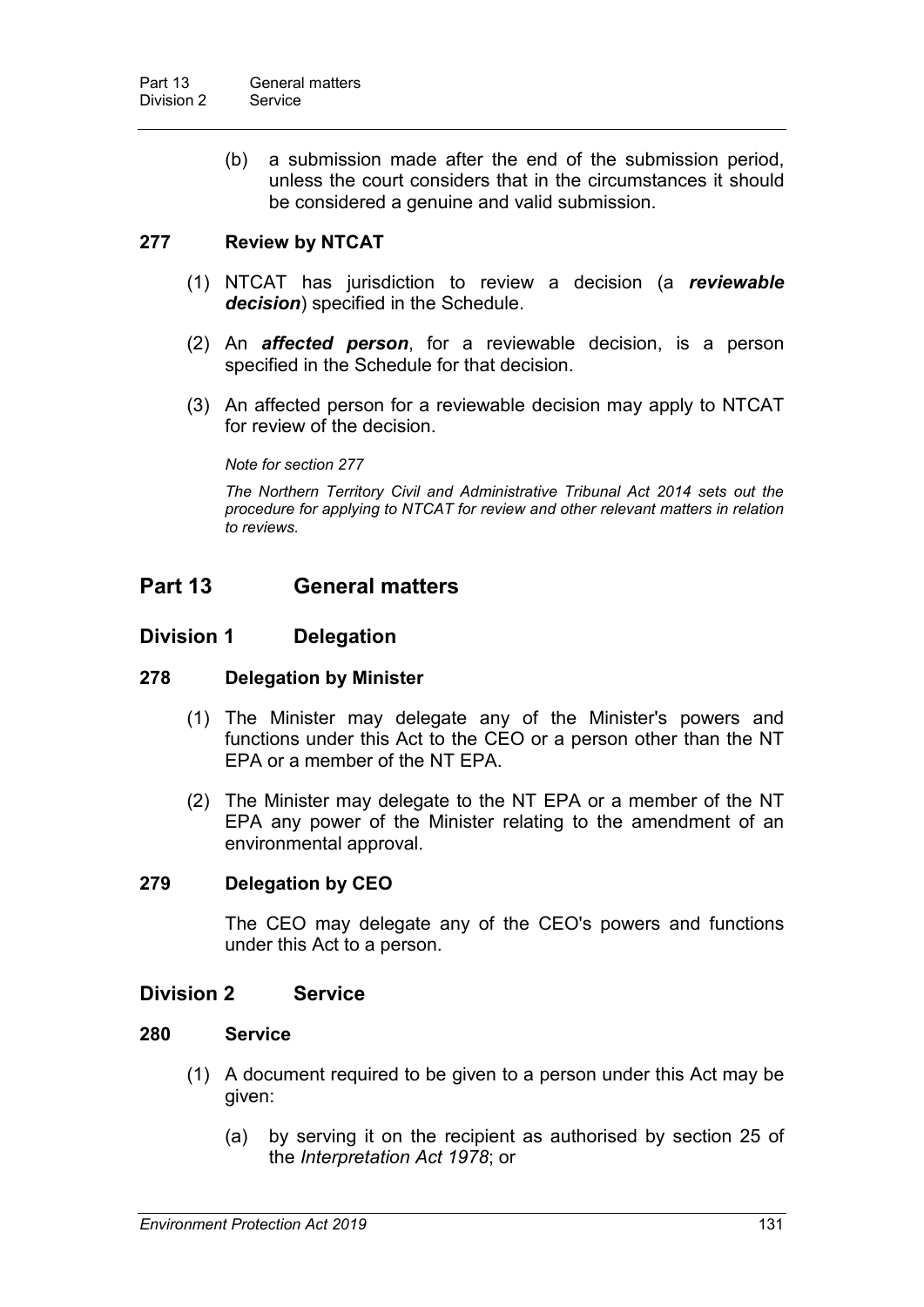(b) a submission made after the end of the submission period, unless the court considers that in the circumstances it should be considered a genuine and valid submission.

### 277 Review by NTCAT

(1) NTCAT has jurisdiction to review a decision (a ***reviewable decision***) specified in the Schedule.

(2) An ***affected person***, for a reviewable decision, is a person specified in the Schedule for that decision.

(3) An affected person for a reviewable decision may apply to NTCAT for review of the decision.

*Note for section 277*

*The Northern Territory Civil and Administrative Tribunal Act 2014 sets out the procedure for applying to NTCAT for review and other relevant matters in relation to reviews.*

# Part 13 General matters

## Division 1 Delegation

### 278 Delegation by Minister

(1) The Minister may delegate any of the Minister's powers and functions under this Act to the CEO or a person other than the NT EPA or a member of the NT EPA.

(2) The Minister may delegate to the NT EPA or a member of the NT EPA any power of the Minister relating to the amendment of an environmental approval.

### 279 Delegation by CEO

The CEO may delegate any of the CEO's powers and functions under this Act to a person.

## Division 2 Service

### 280 Service

(1) A document required to be given to a person under this Act may be given:

(a) by serving it on the recipient as authorised by section 25 of the *Interpretation Act 1978*; or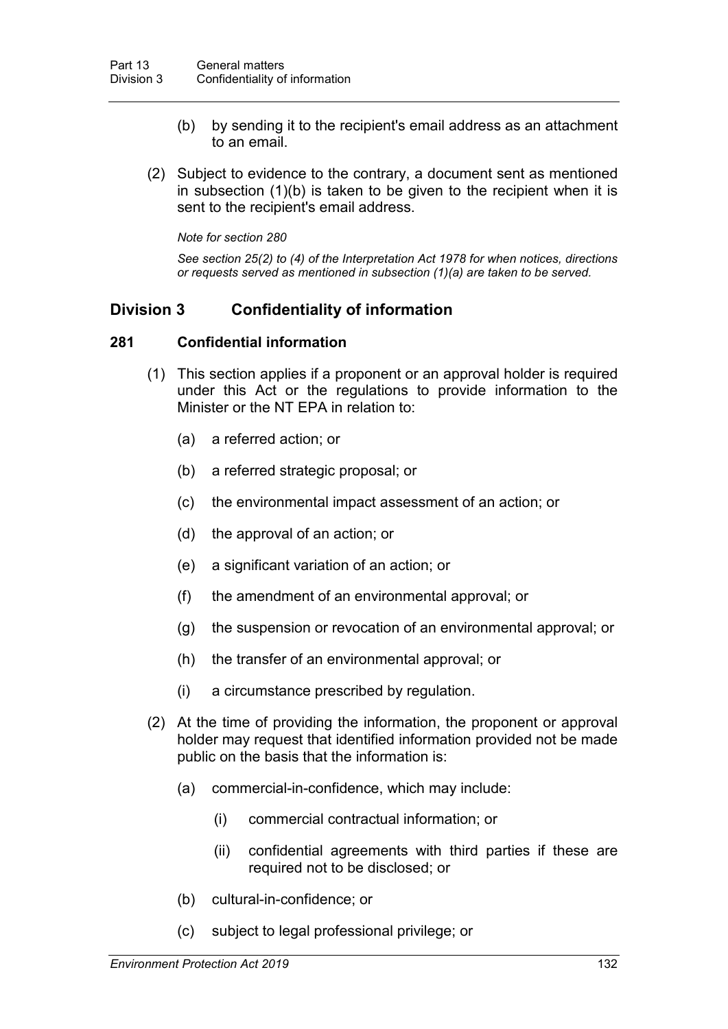(b) by sending it to the recipient's email address as an attachment to an email.

(2) Subject to evidence to the contrary, a document sent as mentioned in subsection (1)(b) is taken to be given to the recipient when it is sent to the recipient's email address.

*Note for section 280*

*See section 25(2) to (4) of the Interpretation Act 1978 for when notices, directions or requests served as mentioned in subsection (1)(a) are taken to be served.*

## Division 3 Confidentiality of information

### 281 Confidential information

(1) This section applies if a proponent or an approval holder is required under this Act or the regulations to provide information to the Minister or the NT EPA in relation to:

(a) a referred action; or

(b) a referred strategic proposal; or

(c) the environmental impact assessment of an action; or

(d) the approval of an action; or

(e) a significant variation of an action; or

(f) the amendment of an environmental approval; or

(g) the suspension or revocation of an environmental approval; or

(h) the transfer of an environmental approval; or

(i) a circumstance prescribed by regulation.

(2) At the time of providing the information, the proponent or approval holder may request that identified information provided not be made public on the basis that the information is:

(a) commercial-in-confidence, which may include:

(i) commercial contractual information; or

(ii) confidential agreements with third parties if these are required not to be disclosed; or

(b) cultural-in-confidence; or

(c) subject to legal professional privilege; or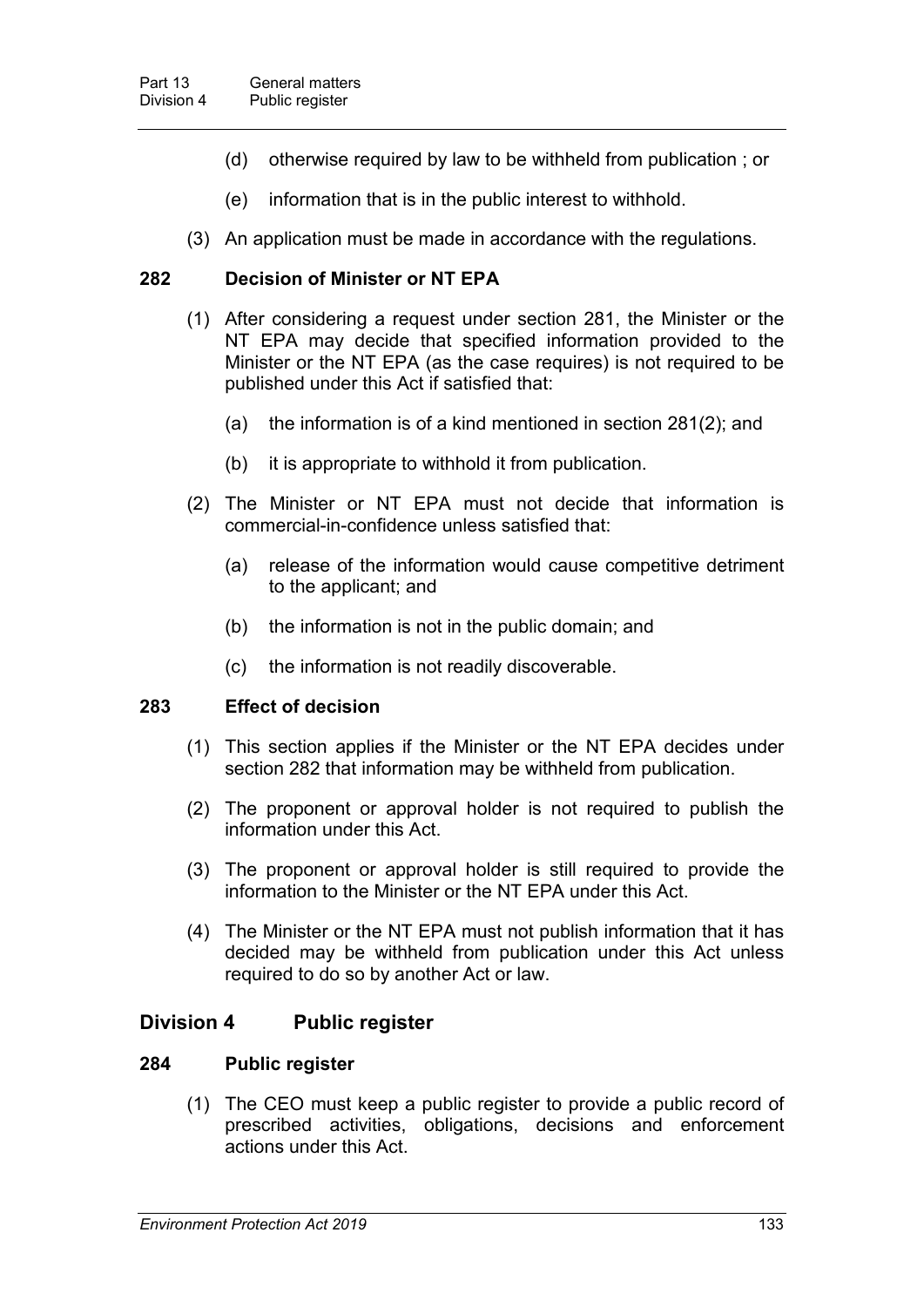(d) otherwise required by law to be withheld from publication ; or

(e) information that is in the public interest to withhold.

(3) An application must be made in accordance with the regulations.

### 282 Decision of Minister or NT EPA

(1) After considering a request under section 281, the Minister or the NT EPA may decide that specified information provided to the Minister or the NT EPA (as the case requires) is not required to be published under this Act if satisfied that:

(a) the information is of a kind mentioned in section 281(2); and

(b) it is appropriate to withhold it from publication.

(2) The Minister or NT EPA must not decide that information is commercial-in-confidence unless satisfied that:

(a) release of the information would cause competitive detriment to the applicant; and

(b) the information is not in the public domain; and

(c) the information is not readily discoverable.

### 283 Effect of decision

(1) This section applies if the Minister or the NT EPA decides under section 282 that information may be withheld from publication.

(2) The proponent or approval holder is not required to publish the information under this Act.

(3) The proponent or approval holder is still required to provide the information to the Minister or the NT EPA under this Act.

(4) The Minister or the NT EPA must not publish information that it has decided may be withheld from publication under this Act unless required to do so by another Act or law.

## Division 4 Public register

### 284 Public register

(1) The CEO must keep a public register to provide a public record of prescribed activities, obligations, decisions and enforcement actions under this Act.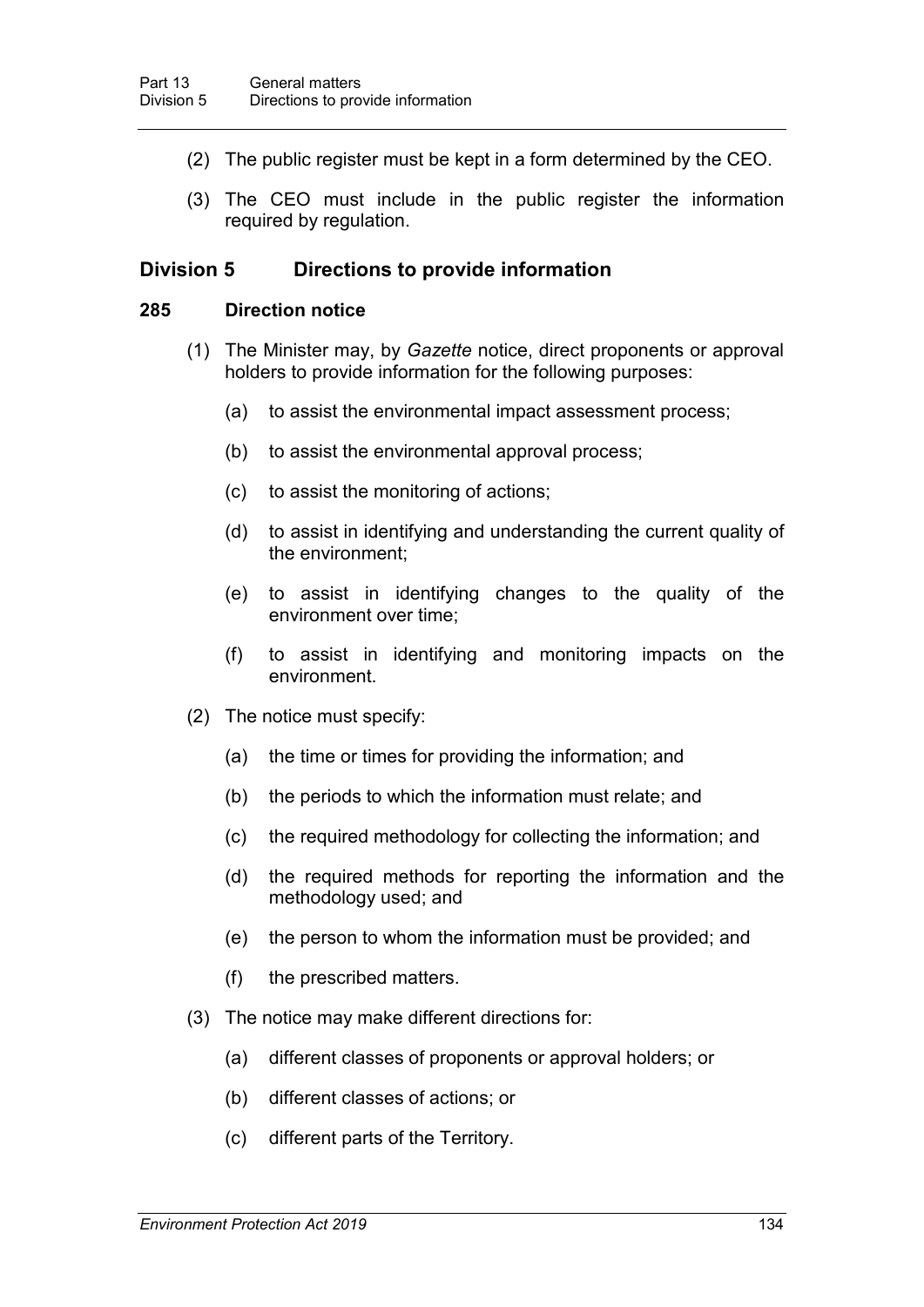(2) The public register must be kept in a form determined by the CEO.

(3) The CEO must include in the public register the information required by regulation.

## Division 5 Directions to provide information

### 285 Direction notice

(1) The Minister may, by *Gazette* notice, direct proponents or approval holders to provide information for the following purposes:

(a) to assist the environmental impact assessment process;

(b) to assist the environmental approval process;

(c) to assist the monitoring of actions;

(d) to assist in identifying and understanding the current quality of the environment;

(e) to assist in identifying changes to the quality of the environment over time;

(f) to assist in identifying and monitoring impacts on the environment.

(2) The notice must specify:

(a) the time or times for providing the information; and

(b) the periods to which the information must relate; and

(c) the required methodology for collecting the information; and

(d) the required methods for reporting the information and the methodology used; and

(e) the person to whom the information must be provided; and

(f) the prescribed matters.

(3) The notice may make different directions for:

(a) different classes of proponents or approval holders; or

(b) different classes of actions; or

(c) different parts of the Territory.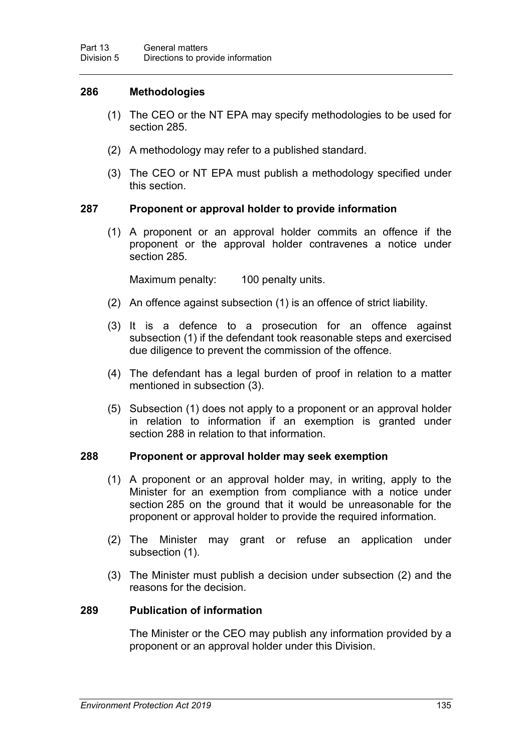### 286 Methodologies

(1) The CEO or the NT EPA may specify methodologies to be used for section 285.

(2) A methodology may refer to a published standard.

(3) The CEO or NT EPA must publish a methodology specified under this section.

### 287 Proponent or approval holder to provide information

(1) A proponent or an approval holder commits an offence if the proponent or the approval holder contravenes a notice under section 285.

Maximum penalty: 100 penalty units.

(2) An offence against subsection (1) is an offence of strict liability.

(3) It is a defence to a prosecution for an offence against subsection (1) if the defendant took reasonable steps and exercised due diligence to prevent the commission of the offence.

(4) The defendant has a legal burden of proof in relation to a matter mentioned in subsection (3).

(5) Subsection (1) does not apply to a proponent or an approval holder in relation to information if an exemption is granted under section 288 in relation to that information.

### 288 Proponent or approval holder may seek exemption

(1) A proponent or an approval holder may, in writing, apply to the Minister for an exemption from compliance with a notice under section 285 on the ground that it would be unreasonable for the proponent or approval holder to provide the required information.

(2) The Minister may grant or refuse an application under subsection (1).

(3) The Minister must publish a decision under subsection (2) and the reasons for the decision.

### 289 Publication of information

The Minister or the CEO may publish any information provided by a proponent or an approval holder under this Division.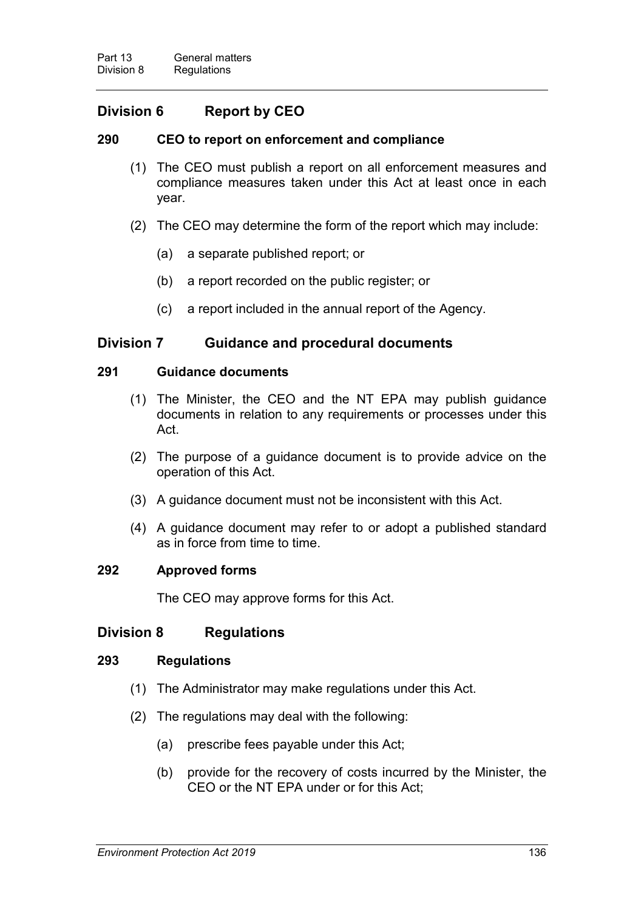## Division 6 Report by CEO

### 290 CEO to report on enforcement and compliance

(1) The CEO must publish a report on all enforcement measures and compliance measures taken under this Act at least once in each year.

(2) The CEO may determine the form of the report which may include:

(a) a separate published report; or

(b) a report recorded on the public register; or

(c) a report included in the annual report of the Agency.

## Division 7 Guidance and procedural documents

### 291 Guidance documents

(1) The Minister, the CEO and the NT EPA may publish guidance documents in relation to any requirements or processes under this Act.

(2) The purpose of a guidance document is to provide advice on the operation of this Act.

(3) A guidance document must not be inconsistent with this Act.

(4) A guidance document may refer to or adopt a published standard as in force from time to time.

### 292 Approved forms

The CEO may approve forms for this Act.

## Division 8 Regulations

### 293 Regulations

(1) The Administrator may make regulations under this Act.

(2) The regulations may deal with the following:

(a) prescribe fees payable under this Act;

(b) provide for the recovery of costs incurred by the Minister, the CEO or the NT EPA under or for this Act;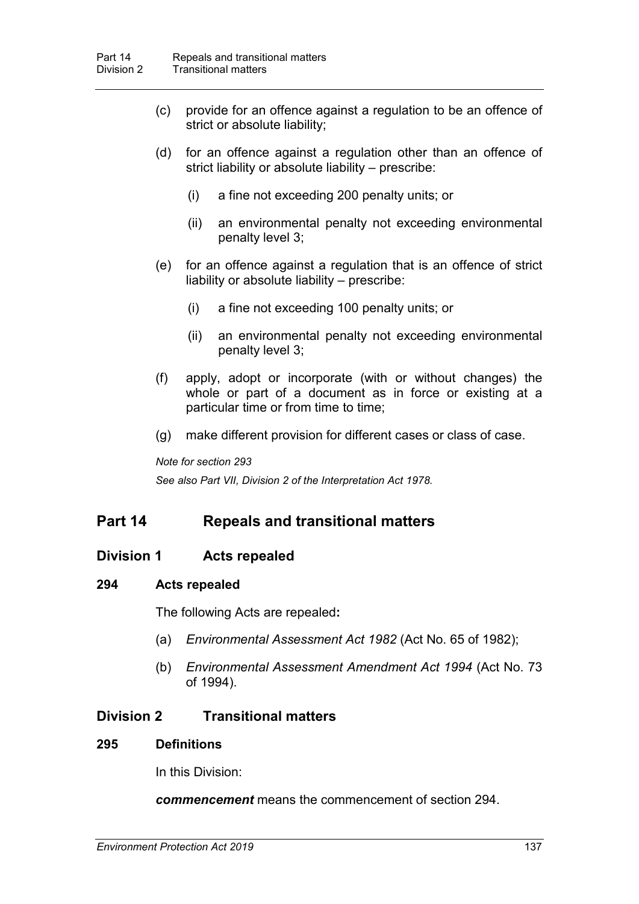(c) provide for an offence against a regulation to be an offence of strict or absolute liability;

(d) for an offence against a regulation other than an offence of strict liability or absolute liability – prescribe:

  (i) a fine not exceeding 200 penalty units; or

  (ii) an environmental penalty not exceeding environmental penalty level 3;

(e) for an offence against a regulation that is an offence of strict liability or absolute liability – prescribe:

  (i) a fine not exceeding 100 penalty units; or

  (ii) an environmental penalty not exceeding environmental penalty level 3;

(f) apply, adopt or incorporate (with or without changes) the whole or part of a document as in force or existing at a particular time or from time to time;

(g) make different provision for different cases or class of case.

*Note for section 293*

*See also Part VII, Division 2 of the Interpretation Act 1978.*

# Part 14 Repeals and transitional matters

## Division 1 Acts repealed

### 294 Acts repealed

The following Acts are repealed**:**

(a) *Environmental Assessment Act 1982* (Act No. 65 of 1982);

(b) *Environmental Assessment Amendment Act 1994* (Act No. 73 of 1994).

## Division 2 Transitional matters

### 295 Definitions

In this Division:

***commencement*** means the commencement of section 294.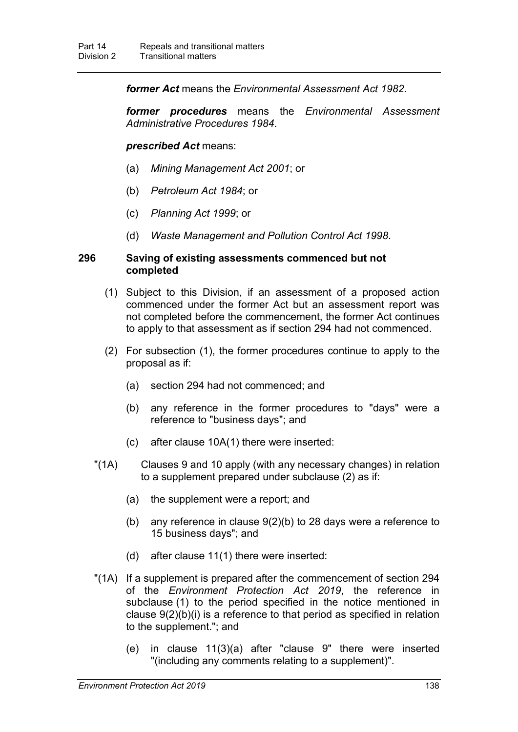***former Act*** means the *Environmental Assessment Act 1982*.

***former procedures*** means the *Environmental Assessment Administrative Procedures 1984*.

***prescribed Act*** means:

(a) *Mining Management Act 2001*; or

(b) *Petroleum Act 1984*; or

(c) *Planning Act 1999*; or

(d) *Waste Management and Pollution Control Act 1998*.

**296 Saving of existing assessments commenced but not completed**

(1) Subject to this Division, if an assessment of a proposed action commenced under the former Act but an assessment report was not completed before the commencement, the former Act continues to apply to that assessment as if section 294 had not commenced.

(2) For subsection (1), the former procedures continue to apply to the proposal as if:

(a) section 294 had not commenced; and

(b) any reference in the former procedures to "days" were a reference to "business days"; and

(c) after clause 10A(1) there were inserted:

"(1A) Clauses 9 and 10 apply (with any necessary changes) in relation to a supplement prepared under subclause (2) as if:

(a) the supplement were a report; and

(b) any reference in clause 9(2)(b) to 28 days were a reference to 15 business days"; and

(d) after clause 11(1) there were inserted:

"(1A) If a supplement is prepared after the commencement of section 294 of the *Environment Protection Act 2019*, the reference in subclause (1) to the period specified in the notice mentioned in clause 9(2)(b)(i) is a reference to that period as specified in relation to the supplement."; and

(e) in clause 11(3)(a) after "clause 9" there were inserted "(including any comments relating to a supplement)".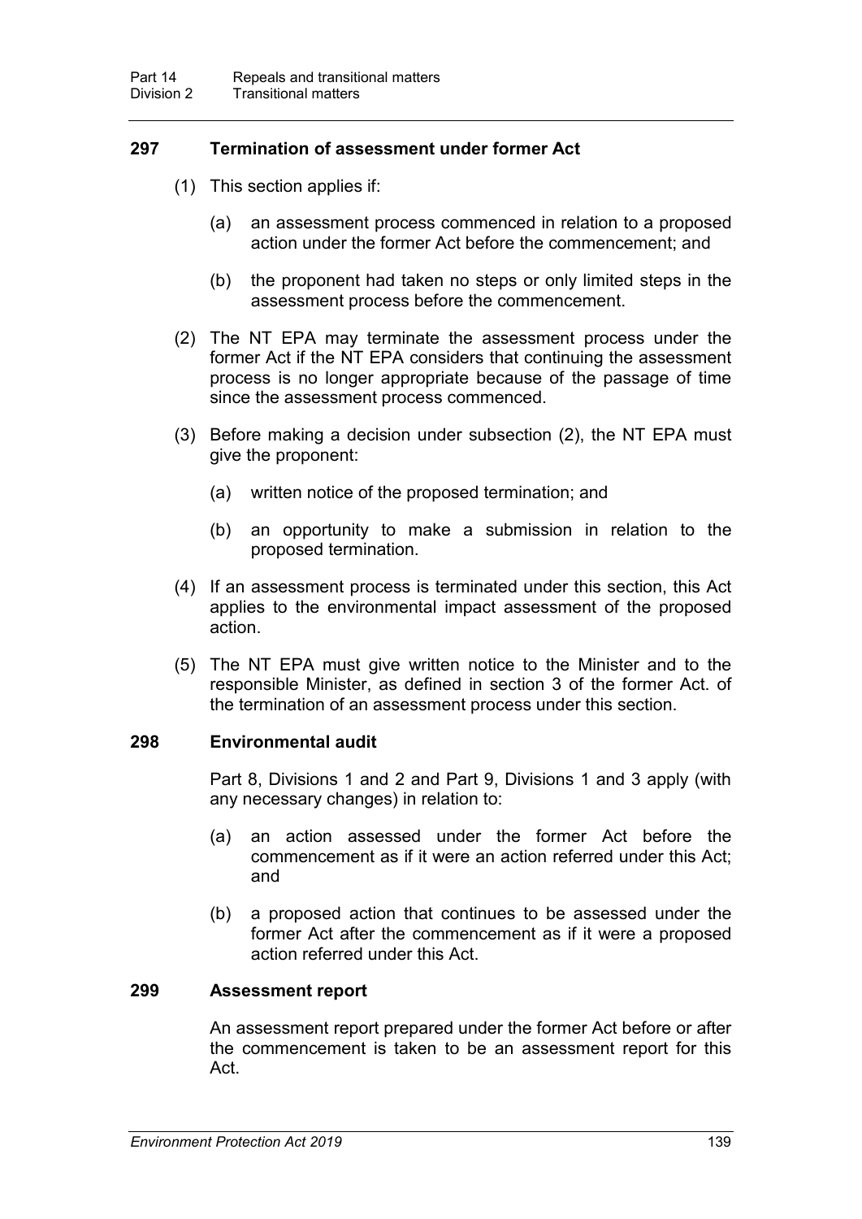### 297 Termination of assessment under former Act

(1) This section applies if:

(a) an assessment process commenced in relation to a proposed action under the former Act before the commencement; and

(b) the proponent had taken no steps or only limited steps in the assessment process before the commencement.

(2) The NT EPA may terminate the assessment process under the former Act if the NT EPA considers that continuing the assessment process is no longer appropriate because of the passage of time since the assessment process commenced.

(3) Before making a decision under subsection (2), the NT EPA must give the proponent:

(a) written notice of the proposed termination; and

(b) an opportunity to make a submission in relation to the proposed termination.

(4) If an assessment process is terminated under this section, this Act applies to the environmental impact assessment of the proposed action.

(5) The NT EPA must give written notice to the Minister and to the responsible Minister, as defined in section 3 of the former Act. of the termination of an assessment process under this section.

### 298 Environmental audit

Part 8, Divisions 1 and 2 and Part 9, Divisions 1 and 3 apply (with any necessary changes) in relation to:

(a) an action assessed under the former Act before the commencement as if it were an action referred under this Act; and

(b) a proposed action that continues to be assessed under the former Act after the commencement as if it were a proposed action referred under this Act.

### 299 Assessment report

An assessment report prepared under the former Act before or after the commencement is taken to be an assessment report for this Act.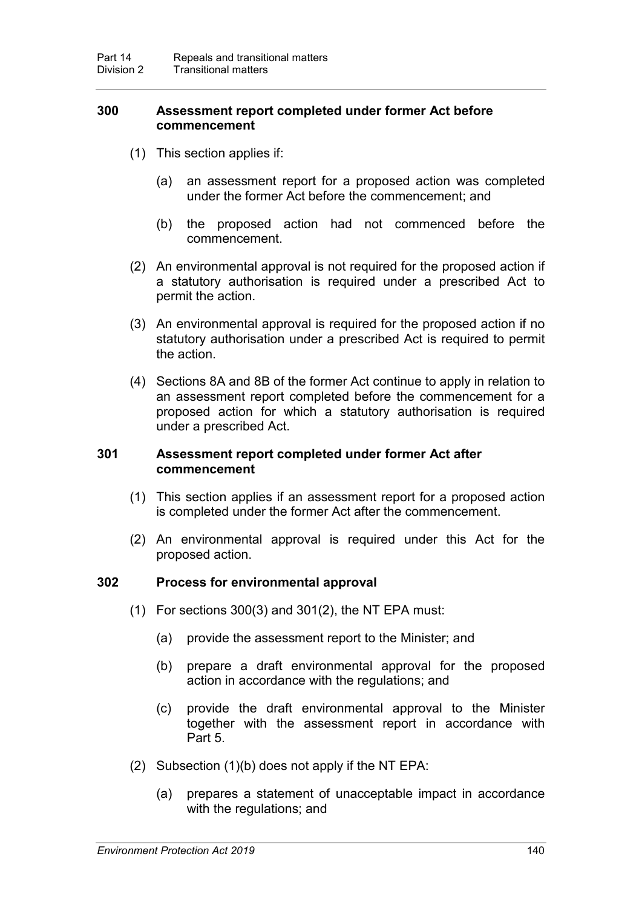### 300 Assessment report completed under former Act before commencement

(1) This section applies if:

(a) an assessment report for a proposed action was completed under the former Act before the commencement; and

(b) the proposed action had not commenced before the commencement.

(2) An environmental approval is not required for the proposed action if a statutory authorisation is required under a prescribed Act to permit the action.

(3) An environmental approval is required for the proposed action if no statutory authorisation under a prescribed Act is required to permit the action.

(4) Sections 8A and 8B of the former Act continue to apply in relation to an assessment report completed before the commencement for a proposed action for which a statutory authorisation is required under a prescribed Act.

### 301 Assessment report completed under former Act after commencement

(1) This section applies if an assessment report for a proposed action is completed under the former Act after the commencement.

(2) An environmental approval is required under this Act for the proposed action.

### 302 Process for environmental approval

(1) For sections 300(3) and 301(2), the NT EPA must:

(a) provide the assessment report to the Minister; and

(b) prepare a draft environmental approval for the proposed action in accordance with the regulations; and

(c) provide the draft environmental approval to the Minister together with the assessment report in accordance with Part 5.

(2) Subsection (1)(b) does not apply if the NT EPA:

(a) prepares a statement of unacceptable impact in accordance with the regulations; and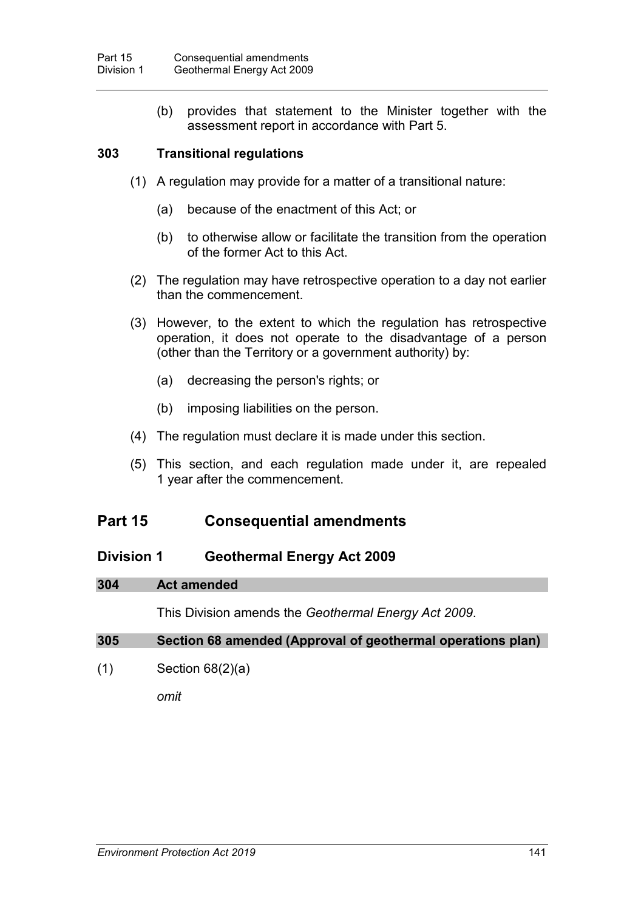(b) provides that statement to the Minister together with the assessment report in accordance with Part 5.

### 303 Transitional regulations

(1) A regulation may provide for a matter of a transitional nature:

(a) because of the enactment of this Act; or

(b) to otherwise allow or facilitate the transition from the operation of the former Act to this Act.

(2) The regulation may have retrospective operation to a day not earlier than the commencement.

(3) However, to the extent to which the regulation has retrospective operation, it does not operate to the disadvantage of a person (other than the Territory or a government authority) by:

(a) decreasing the person's rights; or

(b) imposing liabilities on the person.

(4) The regulation must declare it is made under this section.

(5) This section, and each regulation made under it, are repealed 1 year after the commencement.

# Part 15 Consequential amendments

## Division 1 Geothermal Energy Act 2009

### 304 Act amended

This Division amends the *Geothermal Energy Act 2009*.

### 305 Section 68 amended (Approval of geothermal operations plan)

(1) Section 68(2)(a)

*omit*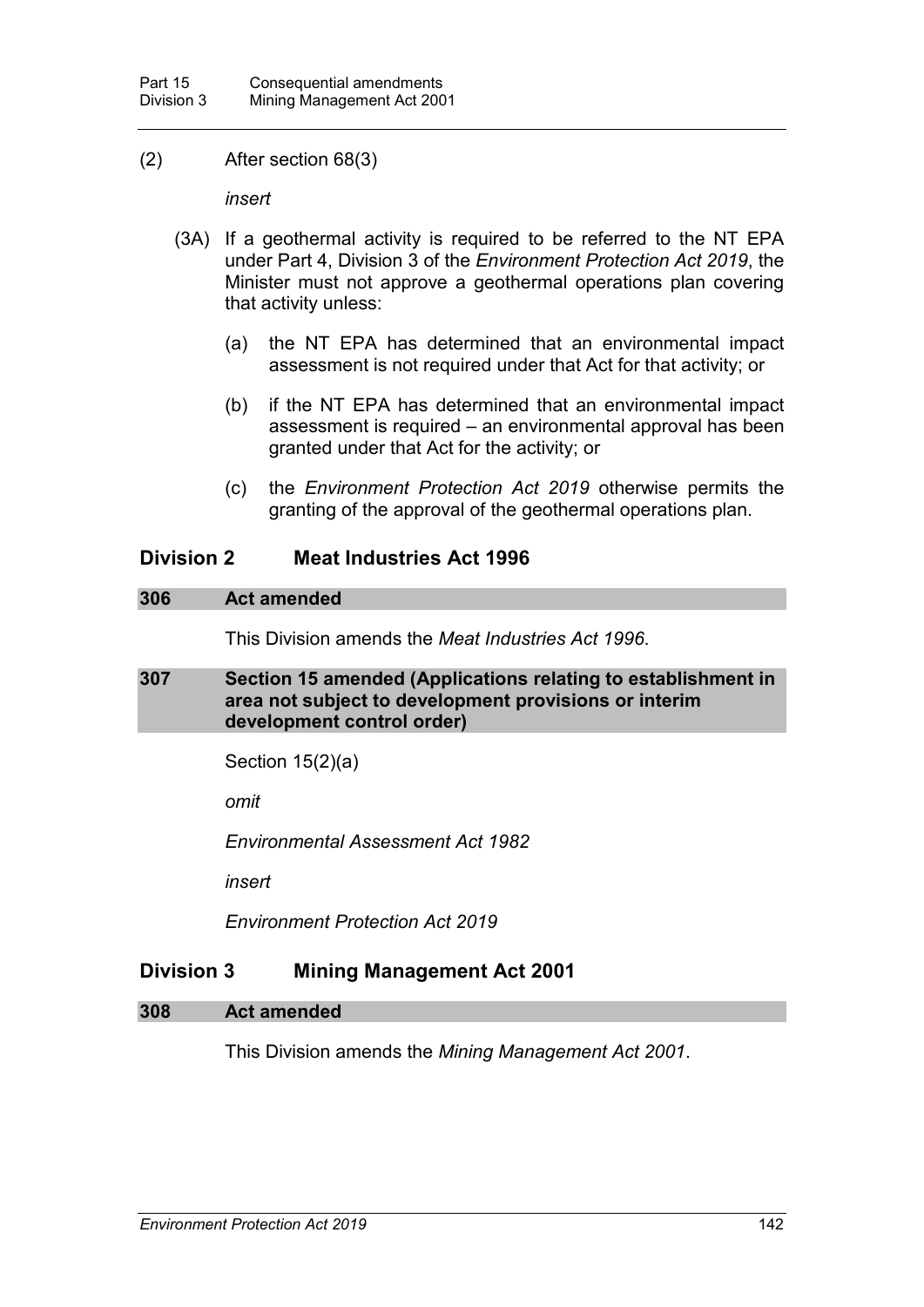(2) After section 68(3)

*insert*

(3A) If a geothermal activity is required to be referred to the NT EPA under Part 4, Division 3 of the *Environment Protection Act 2019*, the Minister must not approve a geothermal operations plan covering that activity unless:

(a) the NT EPA has determined that an environmental impact assessment is not required under that Act for that activity; or

(b) if the NT EPA has determined that an environmental impact assessment is required – an environmental approval has been granted under that Act for the activity; or

(c) the *Environment Protection Act 2019* otherwise permits the granting of the approval of the geothermal operations plan.

## Division 2 Meat Industries Act 1996

### 306 Act amended

This Division amends the *Meat Industries Act 1996*.

### 307 Section 15 amended (Applications relating to establishment in area not subject to development provisions or interim development control order)

Section 15(2)(a)

*omit*

*Environmental Assessment Act 1982*

*insert*

*Environment Protection Act 2019*

## Division 3 Mining Management Act 2001

### 308 Act amended

This Division amends the *Mining Management Act 2001*.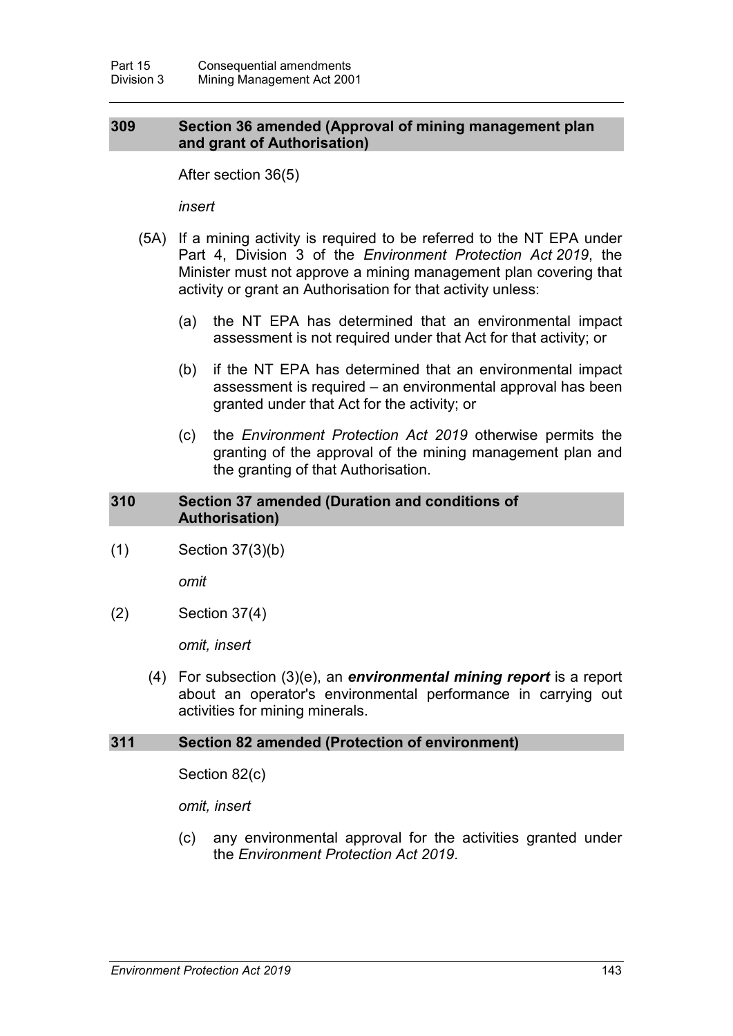### 309 Section 36 amended (Approval of mining management plan and grant of Authorisation)

After section 36(5)

*insert*

(5A) If a mining activity is required to be referred to the NT EPA under Part 4, Division 3 of the *Environment Protection Act 2019*, the Minister must not approve a mining management plan covering that activity or grant an Authorisation for that activity unless:

(a) the NT EPA has determined that an environmental impact assessment is not required under that Act for that activity; or

(b) if the NT EPA has determined that an environmental impact assessment is required – an environmental approval has been granted under that Act for the activity; or

(c) the *Environment Protection Act 2019* otherwise permits the granting of the approval of the mining management plan and the granting of that Authorisation.

### 310 Section 37 amended (Duration and conditions of Authorisation)

(1) Section 37(3)(b)

*omit*

(2) Section 37(4)

*omit, insert*

(4) For subsection (3)(e), an ***environmental mining report*** is a report about an operator's environmental performance in carrying out activities for mining minerals.

### 311 Section 82 amended (Protection of environment)

Section 82(c)

*omit, insert*

(c) any environmental approval for the activities granted under the *Environment Protection Act 2019*.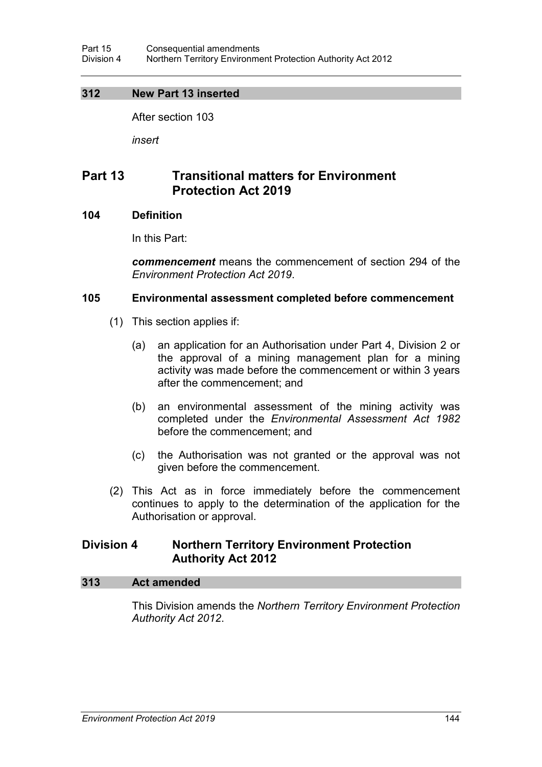### 312 New Part 13 inserted

After section 103

*insert*

## Part 13 Transitional matters for Environment Protection Act 2019

### 104 Definition

In this Part:

***commencement*** means the commencement of section 294 of the *Environment Protection Act 2019*.

### 105 Environmental assessment completed before commencement

(1) This section applies if:

(a) an application for an Authorisation under Part 4, Division 2 or the approval of a mining management plan for a mining activity was made before the commencement or within 3 years after the commencement; and

(b) an environmental assessment of the mining activity was completed under the *Environmental Assessment Act 1982* before the commencement; and

(c) the Authorisation was not granted or the approval was not given before the commencement.

(2) This Act as in force immediately before the commencement continues to apply to the determination of the application for the Authorisation or approval.

## Division 4 Northern Territory Environment Protection Authority Act 2012

### 313 Act amended

This Division amends the *Northern Territory Environment Protection Authority Act 2012*.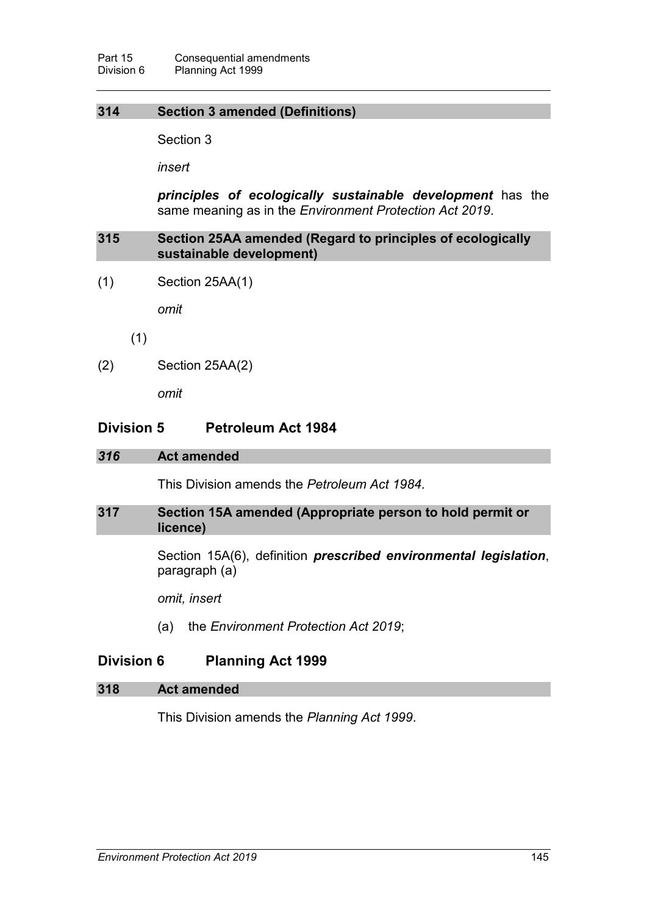### 314 Section 3 amended (Definitions)

Section 3

*insert*

***principles of ecologically sustainable development*** has the same meaning as in the *Environment Protection Act 2019*.

### 315 Section 25AA amended (Regard to principles of ecologically sustainable development)

(1) Section 25AA(1)

*omit*

(1)

(2) Section 25AA(2)

*omit*

## Division 5 Petroleum Act 1984

### *316* Act amended

This Division amends the *Petroleum Act 1984*.

### 317 Section 15A amended (Appropriate person to hold permit or licence)

Section 15A(6), definition ***prescribed environmental legislation***, paragraph (a)

*omit, insert*

(a) the *Environment Protection Act 2019*;

## Division 6 Planning Act 1999

### 318 Act amended

This Division amends the *Planning Act 1999*.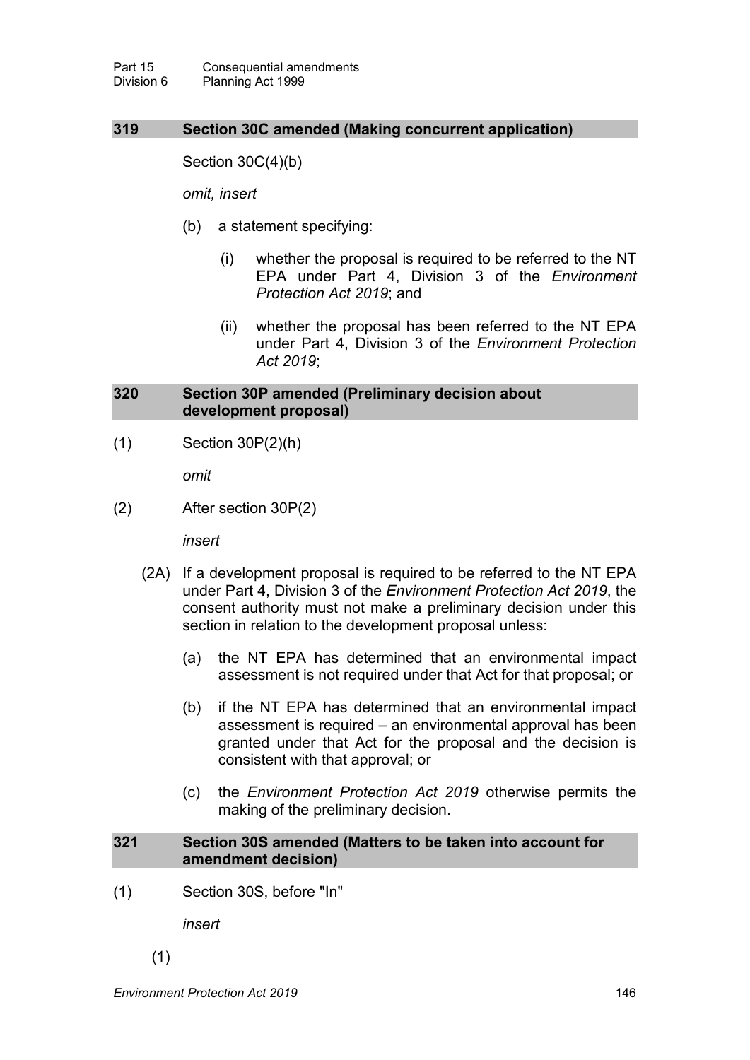### 319 Section 30C amended (Making concurrent application)

Section 30C(4)(b)

*omit, insert*

- (b) a statement specifying:
  - (i) whether the proposal is required to be referred to the NT EPA under Part 4, Division 3 of the *Environment Protection Act 2019*; and
  - (ii) whether the proposal has been referred to the NT EPA under Part 4, Division 3 of the *Environment Protection Act 2019*;

### 320 Section 30P amended (Preliminary decision about development proposal)

(1) Section 30P(2)(h)

*omit*

(2) After section 30P(2)

*insert*

(2A) If a development proposal is required to be referred to the NT EPA under Part 4, Division 3 of the *Environment Protection Act 2019*, the consent authority must not make a preliminary decision under this section in relation to the development proposal unless:

- (a) the NT EPA has determined that an environmental impact assessment is not required under that Act for that proposal; or
- (b) if the NT EPA has determined that an environmental impact assessment is required – an environmental approval has been granted under that Act for the proposal and the decision is consistent with that approval; or
- (c) the *Environment Protection Act 2019* otherwise permits the making of the preliminary decision.

### 321 Section 30S amended (Matters to be taken into account for amendment decision)

(1) Section 30S, before "In"

*insert*

(1)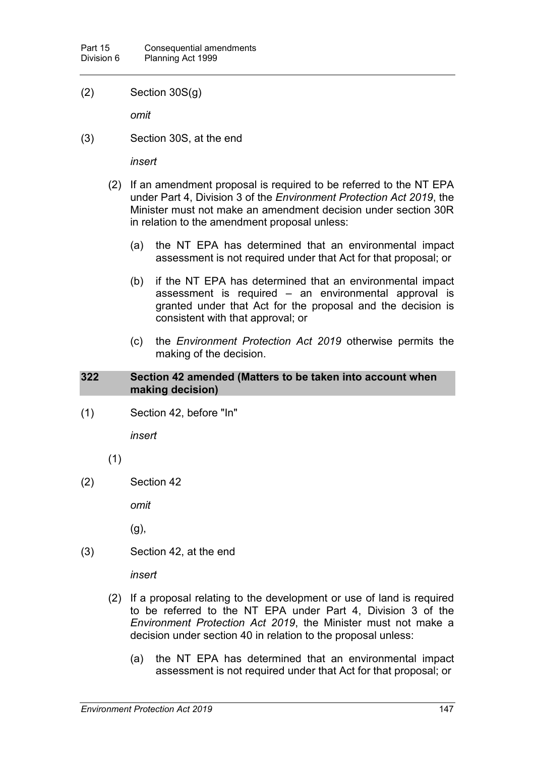(2) Section 30S(g)

*omit*

(3) Section 30S, at the end

*insert*

(2) If an amendment proposal is required to be referred to the NT EPA under Part 4, Division 3 of the *Environment Protection Act 2019*, the Minister must not make an amendment decision under section 30R in relation to the amendment proposal unless:

(a) the NT EPA has determined that an environmental impact assessment is not required under that Act for that proposal; or

(b) if the NT EPA has determined that an environmental impact assessment is required – an environmental approval is granted under that Act for the proposal and the decision is consistent with that approval; or

(c) the *Environment Protection Act 2019* otherwise permits the making of the decision.

## 322 Section 42 amended (Matters to be taken into account when making decision)

(1) Section 42, before "In"

*insert*

(1)

(2) Section 42

*omit*

(g),

(3) Section 42, at the end

*insert*

(2) If a proposal relating to the development or use of land is required to be referred to the NT EPA under Part 4, Division 3 of the *Environment Protection Act 2019*, the Minister must not make a decision under section 40 in relation to the proposal unless:

(a) the NT EPA has determined that an environmental impact assessment is not required under that Act for that proposal; or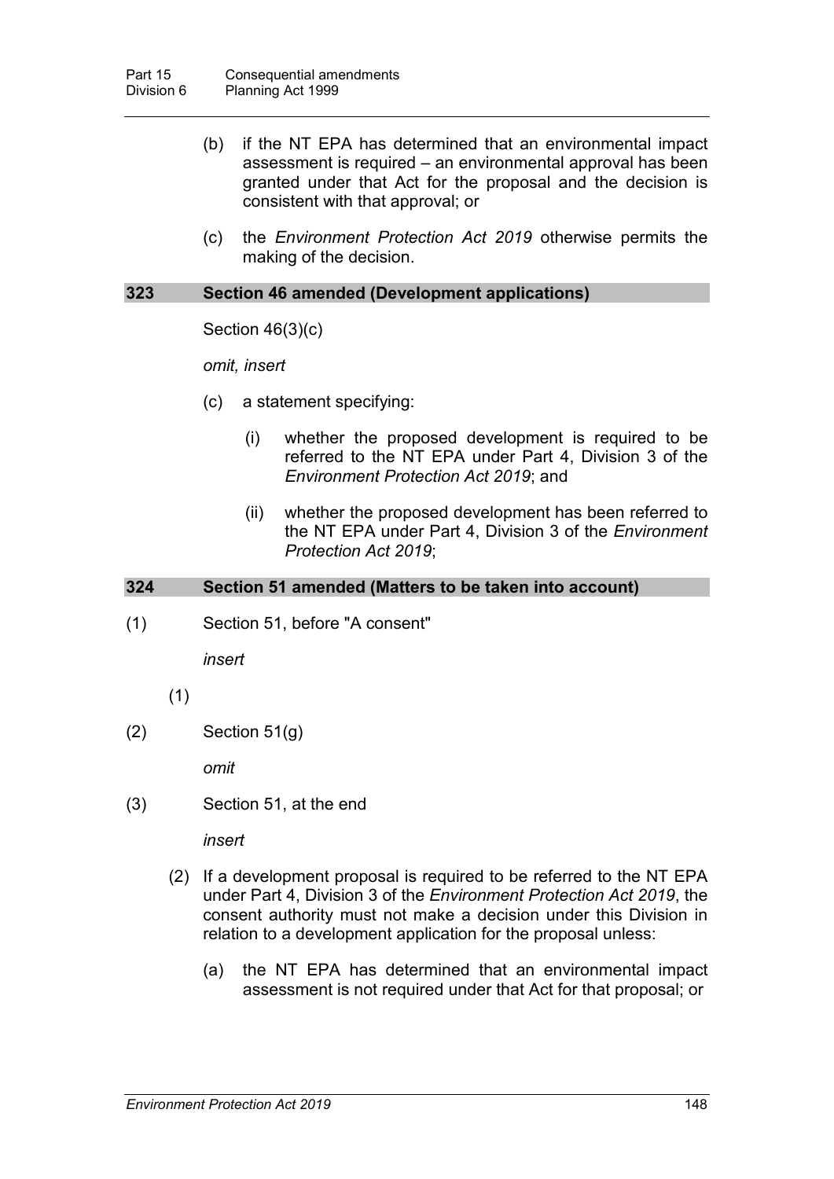(b) if the NT EPA has determined that an environmental impact assessment is required – an environmental approval has been granted under that Act for the proposal and the decision is consistent with that approval; or

(c) the *Environment Protection Act 2019* otherwise permits the making of the decision.

### 323 Section 46 amended (Development applications)

Section 46(3)(c)

*omit, insert*

(c) a statement specifying:

(i) whether the proposed development is required to be referred to the NT EPA under Part 4, Division 3 of the *Environment Protection Act 2019*; and

(ii) whether the proposed development has been referred to the NT EPA under Part 4, Division 3 of the *Environment Protection Act 2019*;

### 324 Section 51 amended (Matters to be taken into account)

(1) Section 51, before "A consent"

*insert*

(1)

(2) Section 51(g)

*omit*

(3) Section 51, at the end

*insert*

(2) If a development proposal is required to be referred to the NT EPA under Part 4, Division 3 of the *Environment Protection Act 2019*, the consent authority must not make a decision under this Division in relation to a development application for the proposal unless:

(a) the NT EPA has determined that an environmental impact assessment is not required under that Act for that proposal; or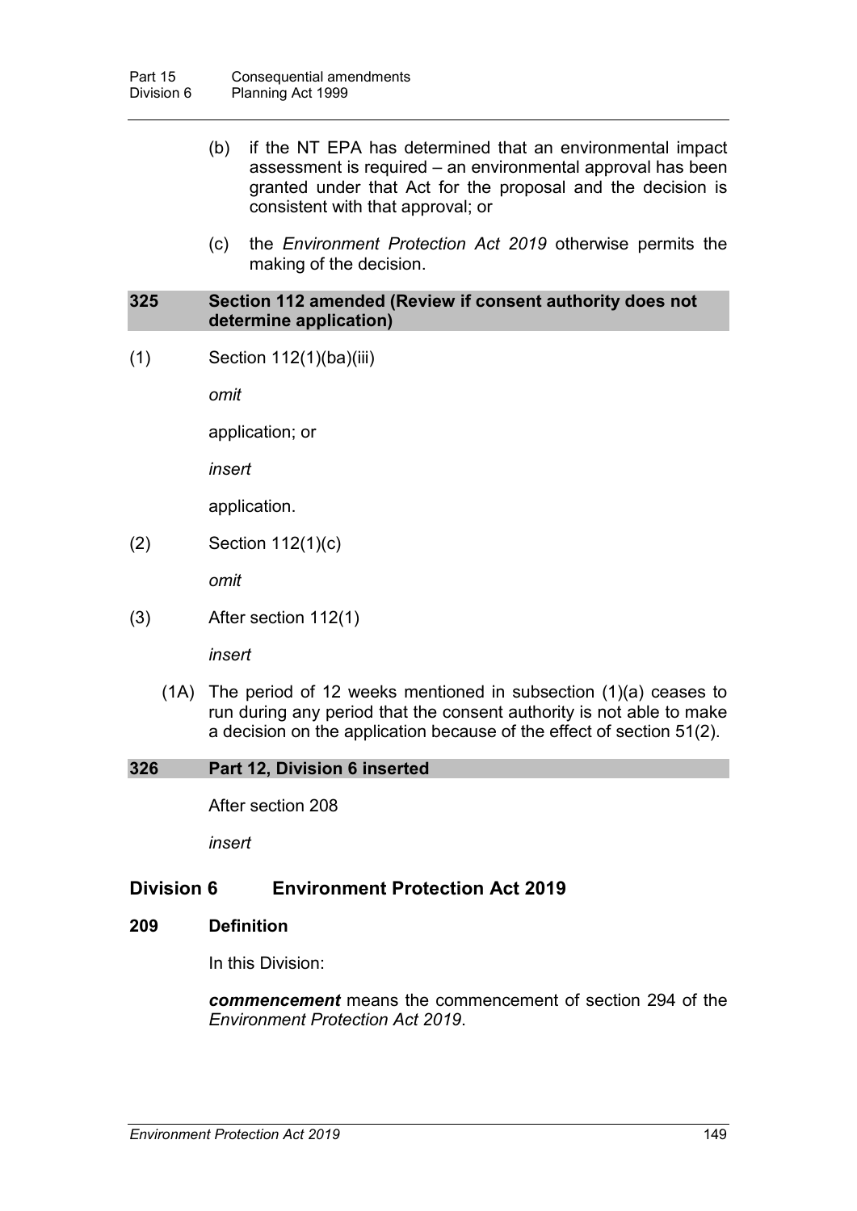(b) if the NT EPA has determined that an environmental impact assessment is required – an environmental approval has been granted under that Act for the proposal and the decision is consistent with that approval; or

(c) the *Environment Protection Act 2019* otherwise permits the making of the decision.

### 325 Section 112 amended (Review if consent authority does not determine application)

(1) Section 112(1)(ba)(iii)

*omit*

application; or

*insert*

application.

(2) Section 112(1)(c)

*omit*

(3) After section 112(1)

*insert*

(1A) The period of 12 weeks mentioned in subsection (1)(a) ceases to run during any period that the consent authority is not able to make a decision on the application because of the effect of section 51(2).

### 326 Part 12, Division 6 inserted

After section 208

*insert*

## Division 6 Environment Protection Act 2019

### 209 Definition

In this Division:

***commencement*** means the commencement of section 294 of the *Environment Protection Act 2019*.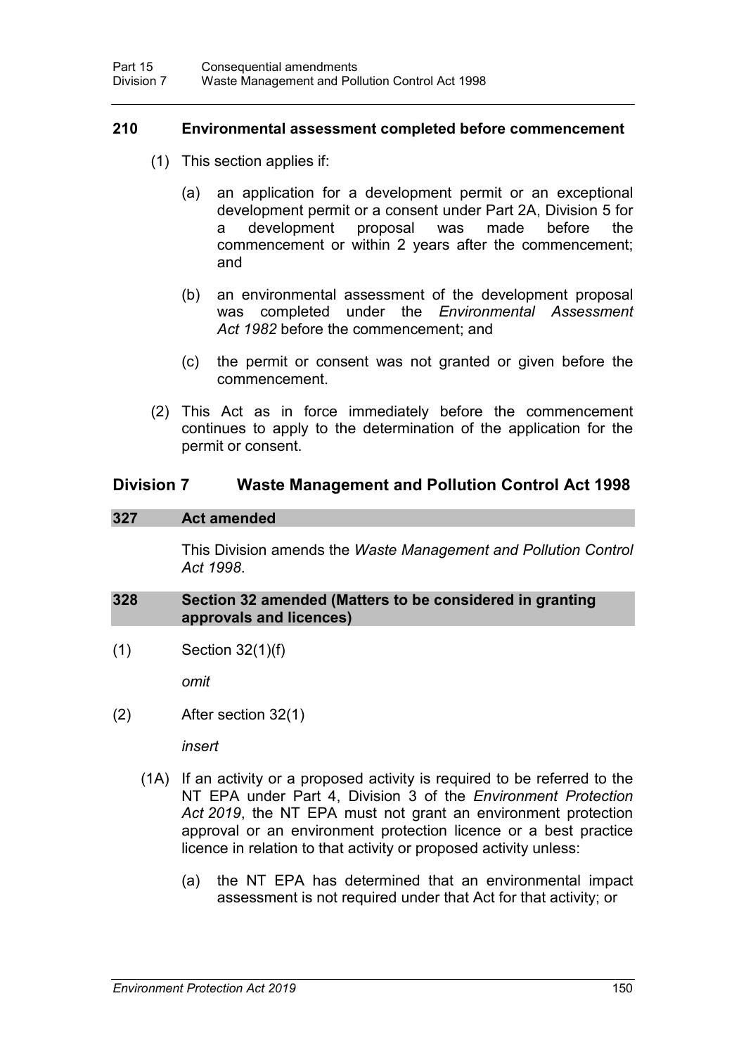### 210 Environmental assessment completed before commencement

(1) This section applies if:

(a) an application for a development permit or an exceptional development permit or a consent under Part 2A, Division 5 for a development proposal was made before the commencement or within 2 years after the commencement; and

(b) an environmental assessment of the development proposal was completed under the *Environmental Assessment Act 1982* before the commencement; and

(c) the permit or consent was not granted or given before the commencement.

(2) This Act as in force immediately before the commencement continues to apply to the determination of the application for the permit or consent.

## Division 7 Waste Management and Pollution Control Act 1998

### 327 Act amended

This Division amends the *Waste Management and Pollution Control Act 1998*.

### 328 Section 32 amended (Matters to be considered in granting approvals and licences)

(1) Section 32(1)(f)

*omit*

(2) After section 32(1)

*insert*

(1A) If an activity or a proposed activity is required to be referred to the NT EPA under Part 4, Division 3 of the *Environment Protection Act 2019*, the NT EPA must not grant an environment protection approval or an environment protection licence or a best practice licence in relation to that activity or proposed activity unless:

(a) the NT EPA has determined that an environmental impact assessment is not required under that Act for that activity; or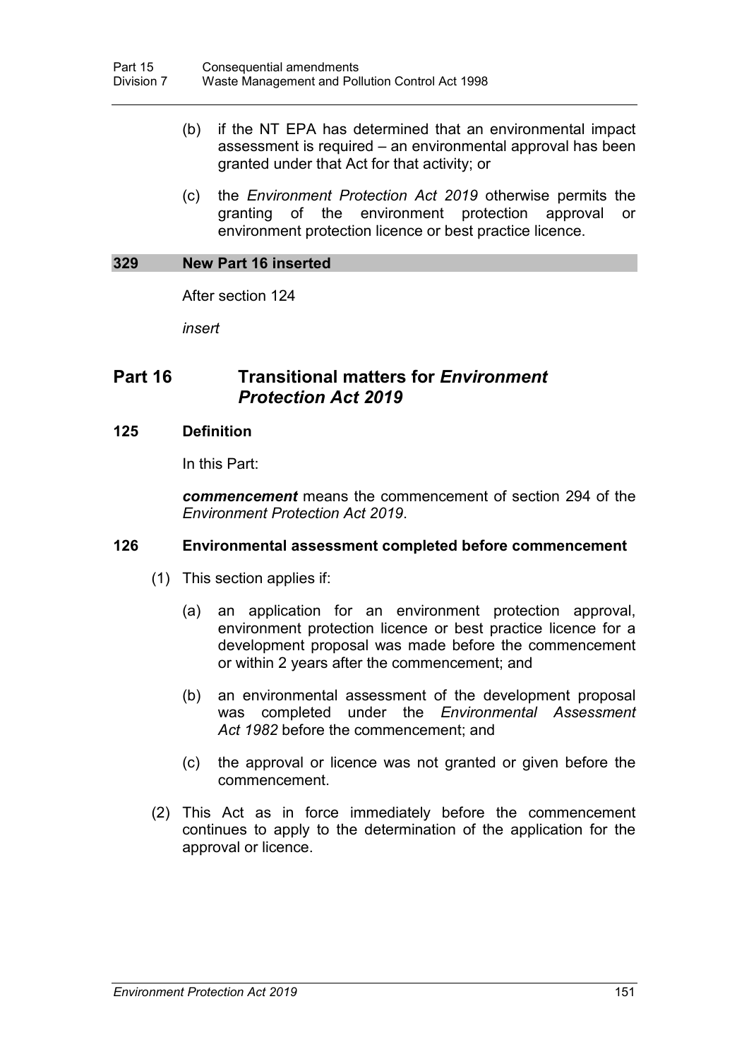(b) if the NT EPA has determined that an environmental impact assessment is required – an environmental approval has been granted under that Act for that activity; or

(c) the *Environment Protection Act 2019* otherwise permits the granting of the environment protection approval or environment protection licence or best practice licence.

**329 New Part 16 inserted**

After section 124

*insert*

## Part 16 Transitional matters for *Environment Protection Act 2019*

### 125 Definition

In this Part:

***commencement*** means the commencement of section 294 of the *Environment Protection Act 2019*.

### 126 Environmental assessment completed before commencement

(1) This section applies if:

(a) an application for an environment protection approval, environment protection licence or best practice licence for a development proposal was made before the commencement or within 2 years after the commencement; and

(b) an environmental assessment of the development proposal was completed under the *Environmental Assessment Act 1982* before the commencement; and

(c) the approval or licence was not granted or given before the commencement.

(2) This Act as in force immediately before the commencement continues to apply to the determination of the application for the approval or licence.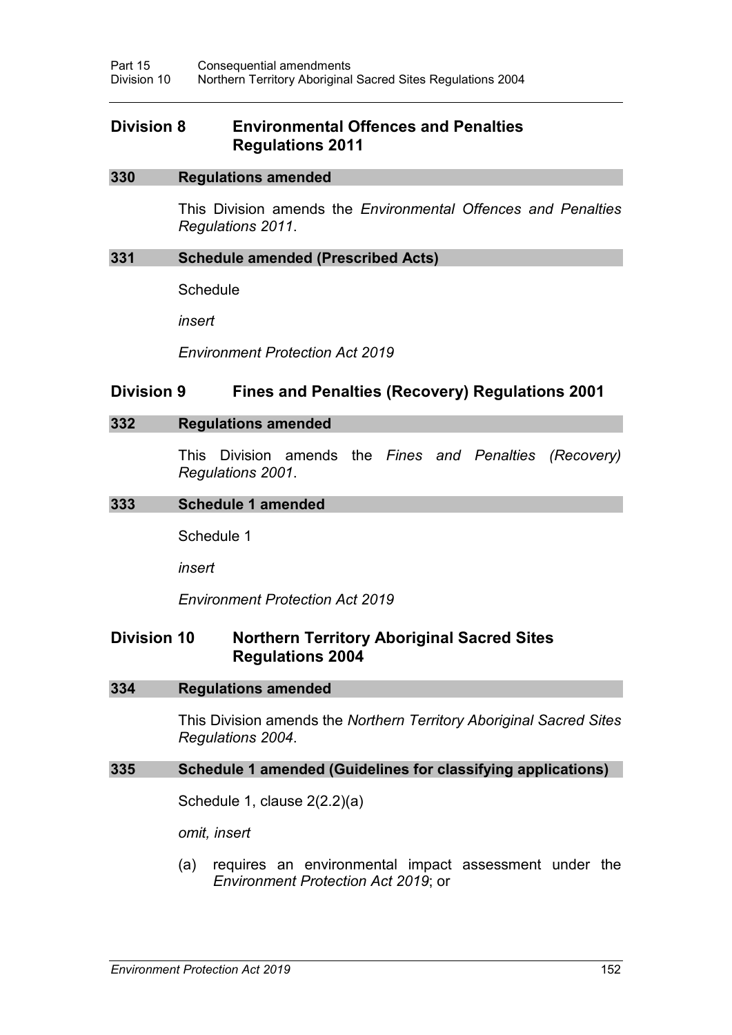## Division 8 Environmental Offences and Penalties Regulations 2011

### 330 Regulations amended

This Division amends the *Environmental Offences and Penalties Regulations 2011*.

### 331 Schedule amended (Prescribed Acts)

Schedule

*insert*

*Environment Protection Act 2019*

## Division 9 Fines and Penalties (Recovery) Regulations 2001

### 332 Regulations amended

This Division amends the *Fines and Penalties (Recovery) Regulations 2001*.

### 333 Schedule 1 amended

Schedule 1

*insert*

*Environment Protection Act 2019*

## Division 10 Northern Territory Aboriginal Sacred Sites Regulations 2004

### 334 Regulations amended

This Division amends the *Northern Territory Aboriginal Sacred Sites Regulations 2004*.

### 335 Schedule 1 amended (Guidelines for classifying applications)

Schedule 1, clause 2(2.2)(a)

*omit, insert*

(a) requires an environmental impact assessment under the *Environment Protection Act 2019*; or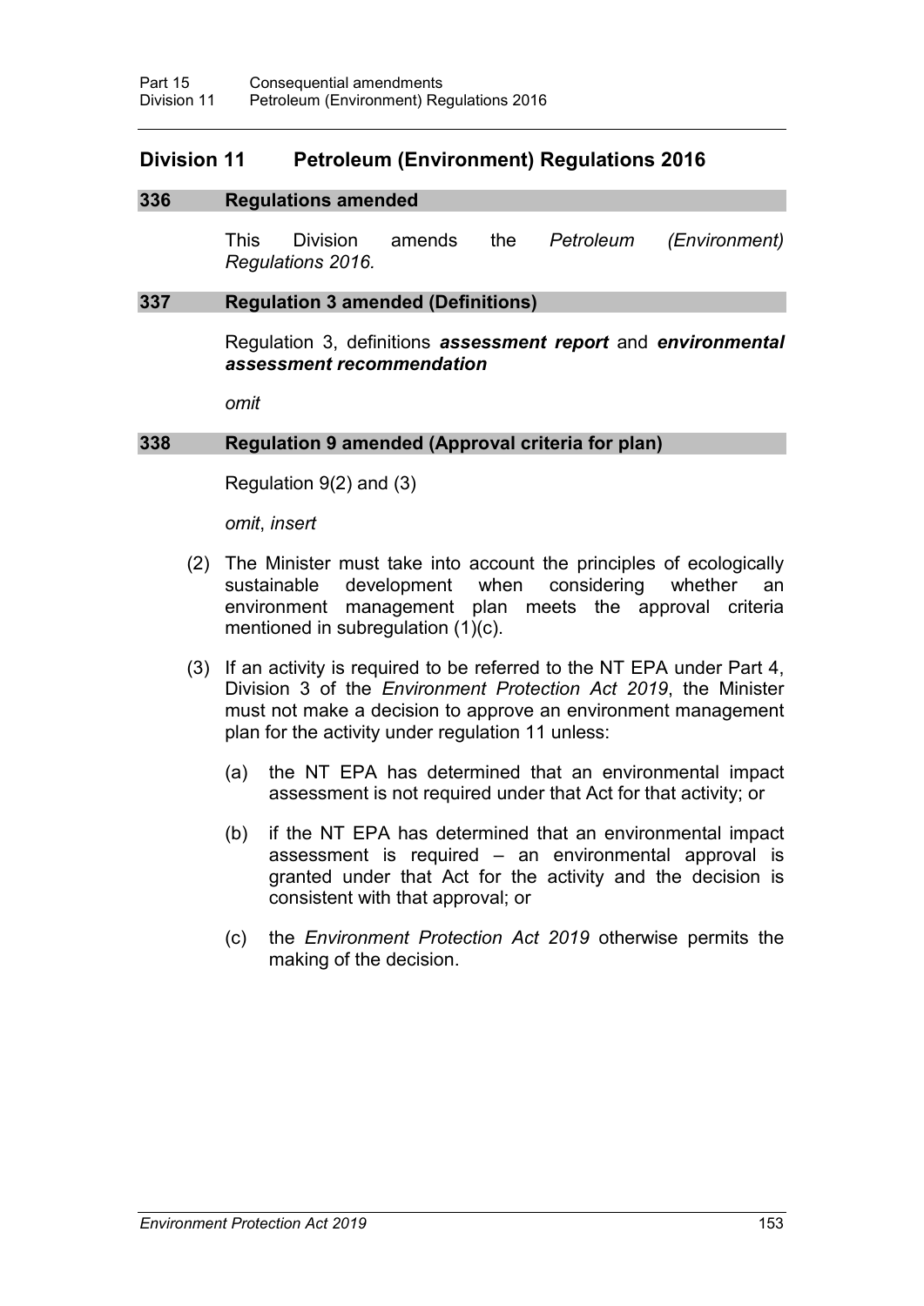## Division 11 Petroleum (Environment) Regulations 2016

### 336 Regulations amended

This Division amends the *Petroleum (Environment) Regulations 2016.*

### 337 Regulation 3 amended (Definitions)

Regulation 3, definitions ***assessment report*** and ***environmental assessment recommendation***

*omit*

### 338 Regulation 9 amended (Approval criteria for plan)

Regulation 9(2) and (3)

*omit*, *insert*

(2) The Minister must take into account the principles of ecologically sustainable development when considering whether an environment management plan meets the approval criteria mentioned in subregulation (1)(c).

(3) If an activity is required to be referred to the NT EPA under Part 4, Division 3 of the *Environment Protection Act 2019*, the Minister must not make a decision to approve an environment management plan for the activity under regulation 11 unless:

(a) the NT EPA has determined that an environmental impact assessment is not required under that Act for that activity; or

(b) if the NT EPA has determined that an environmental impact assessment is required – an environmental approval is granted under that Act for the activity and the decision is consistent with that approval; or

(c) the *Environment Protection Act 2019* otherwise permits the making of the decision.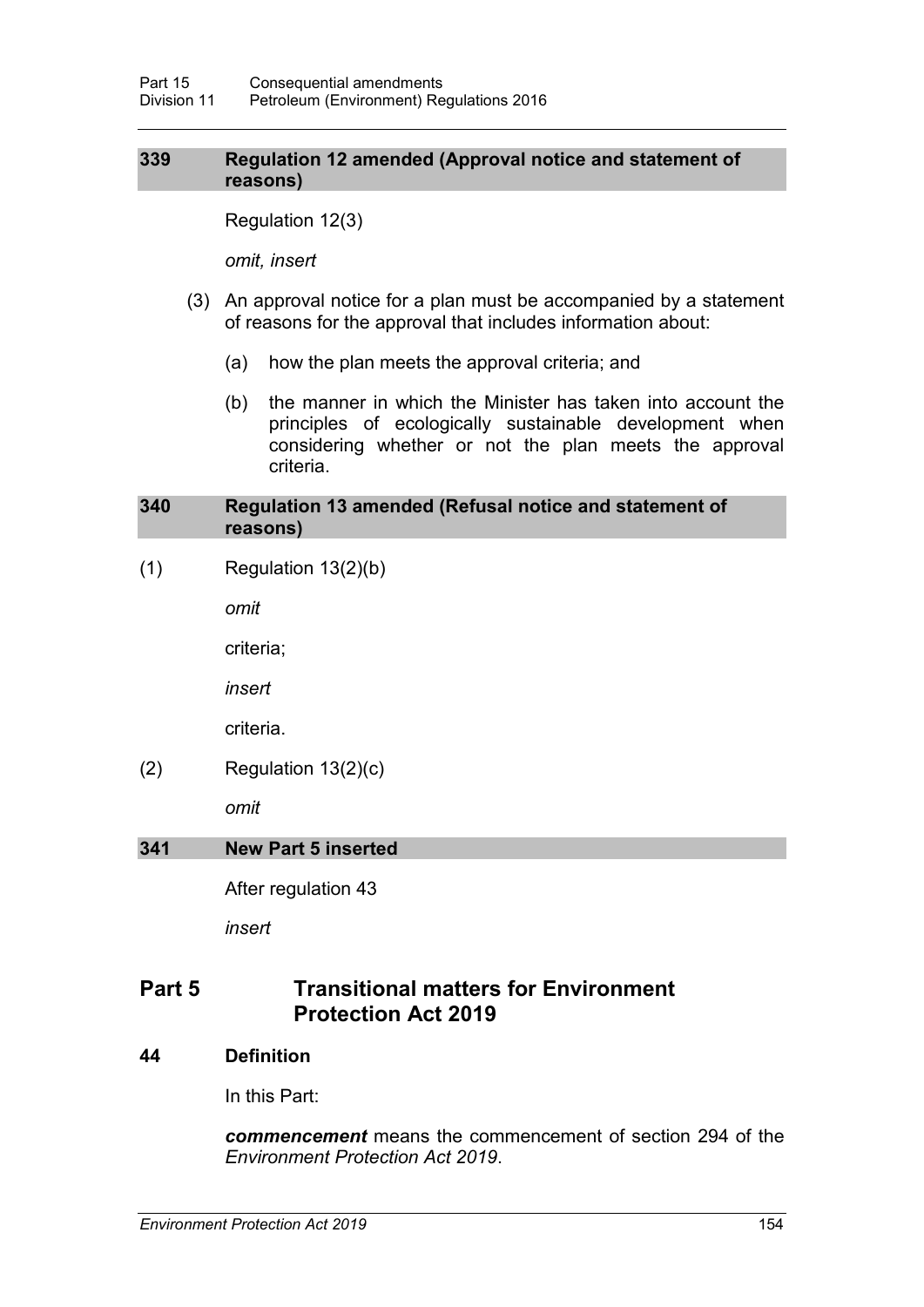### 339 Regulation 12 amended (Approval notice and statement of reasons)

Regulation 12(3)

*omit, insert*

(3) An approval notice for a plan must be accompanied by a statement of reasons for the approval that includes information about:

(a) how the plan meets the approval criteria; and

(b) the manner in which the Minister has taken into account the principles of ecologically sustainable development when considering whether or not the plan meets the approval criteria.

### 340 Regulation 13 amended (Refusal notice and statement of reasons)

(1) Regulation 13(2)(b)

*omit*

criteria;

*insert*

criteria.

(2) Regulation 13(2)(c)

*omit*

### 341 New Part 5 inserted

After regulation 43

*insert*

## Part 5 Transitional matters for Environment Protection Act 2019

### 44 Definition

In this Part:

***commencement*** means the commencement of section 294 of the *Environment Protection Act 2019*.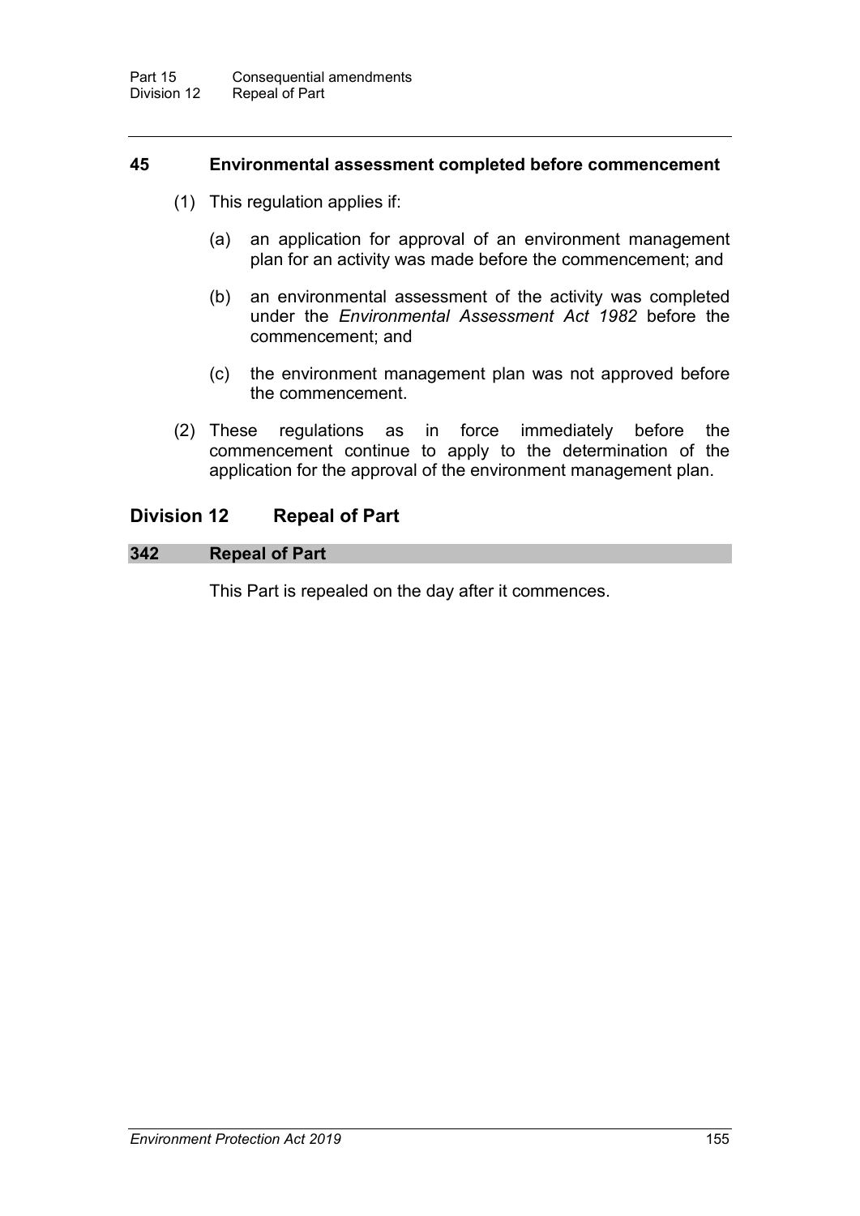### 45 Environmental assessment completed before commencement

(1) This regulation applies if:

(a) an application for approval of an environment management plan for an activity was made before the commencement; and

(b) an environmental assessment of the activity was completed under the *Environmental Assessment Act 1982* before the commencement; and

(c) the environment management plan was not approved before the commencement.

(2) These regulations as in force immediately before the commencement continue to apply to the determination of the application for the approval of the environment management plan.

## Division 12 Repeal of Part

### 342 Repeal of Part

This Part is repealed on the day after it commences.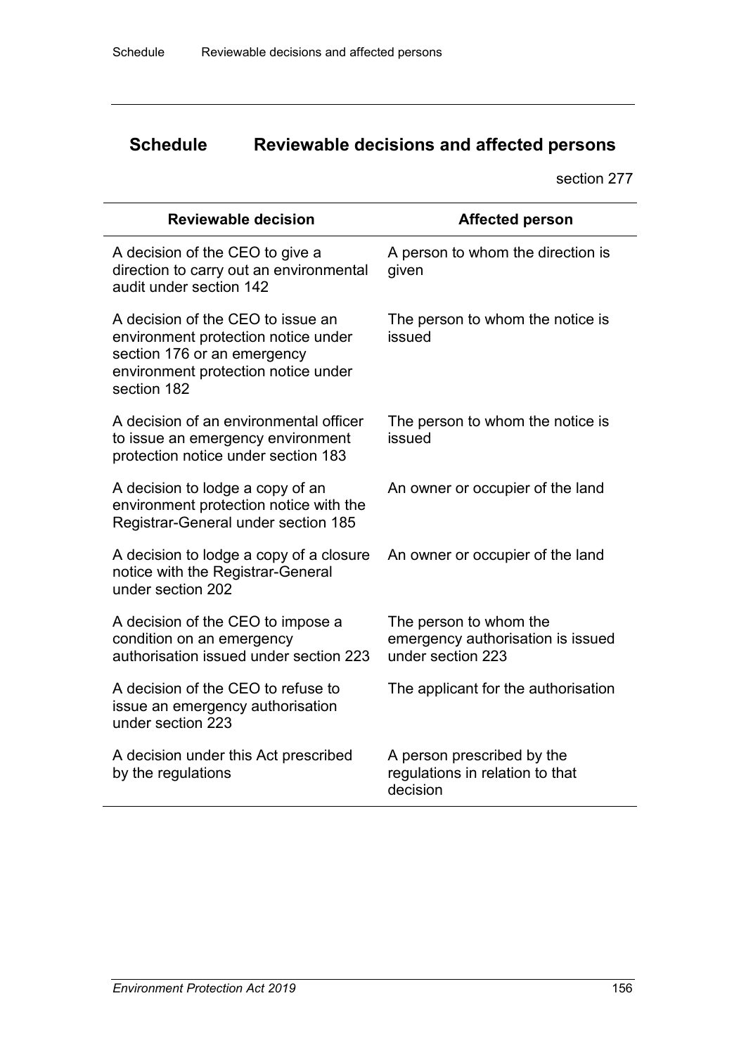# Schedule Reviewable decisions and affected persons

section 277

| Reviewable decision | Affected person |
| --- | --- |
| A decision of the CEO to give a direction to carry out an environmental audit under section 142 | A person to whom the direction is given |
| A decision of the CEO to issue an environment protection notice under section 176 or an emergency environment protection notice under section 182 | The person to whom the notice is issued |
| A decision of an environmental officer to issue an emergency environment protection notice under section 183 | The person to whom the notice is issued |
| A decision to lodge a copy of an environment protection notice with the Registrar-General under section 185 | An owner or occupier of the land |
| A decision to lodge a copy of a closure notice with the Registrar-General under section 202 | An owner or occupier of the land |
| A decision of the CEO to impose a condition on an emergency authorisation issued under section 223 | The person to whom the emergency authorisation is issued under section 223 |
| A decision of the CEO to refuse to issue an emergency authorisation under section 223 | The applicant for the authorisation |
| A decision under this Act prescribed by the regulations | A person prescribed by the regulations in relation to that decision |